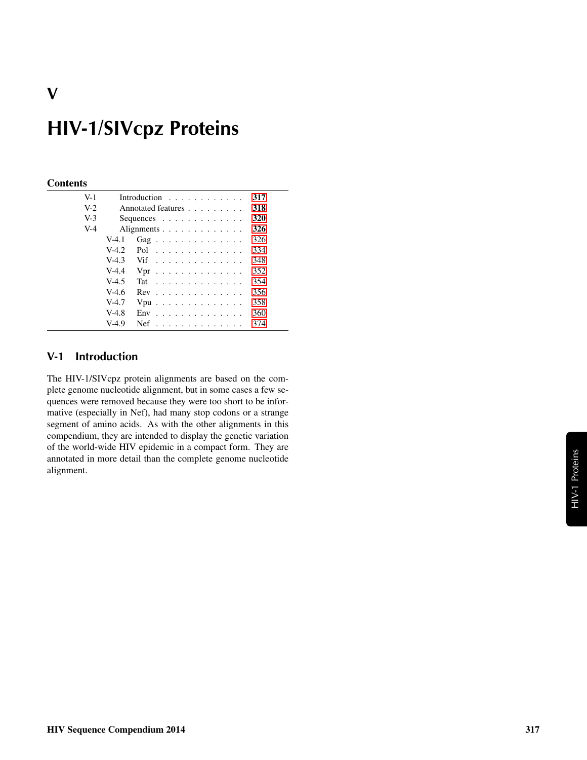# V

# HIV-1/SIVcpz Proteins

**Contents**

| | | | |
|---|---|---|---|
| V-1 | | Introduction | 317 |
| V-2 | | Annotated features | 318 |
| V-3 | | Sequences | 320 |
| V-4 | | Alignments | 326 |
| | V-4.1 | Gag | 326 |
| | V-4.2 | Pol | 334 |
| | V-4.3 | Vif | 348 |
| | V-4.4 | Vpr | 352 |
| | V-4.5 | Tat | 354 |
| | V-4.6 | Rev | 356 |
| | V-4.7 | Vpu | 358 |
| | V-4.8 | Env | 360 |
| | V-4.9 | Nef | 374 |

## V-1 Introduction

The HIV-1/SIVcpz protein alignments are based on the complete genome nucleotide alignment, but in some cases a few sequences were removed because they were too short to be informative (especially in Nef), had many stop codons or a strange segment of amino acids. As with the other alignments in this compendium, they are intended to display the genetic variation of the world-wide HIV epidemic in a compact form. They are annotated in more detail than the complete genome nucleotide alignment.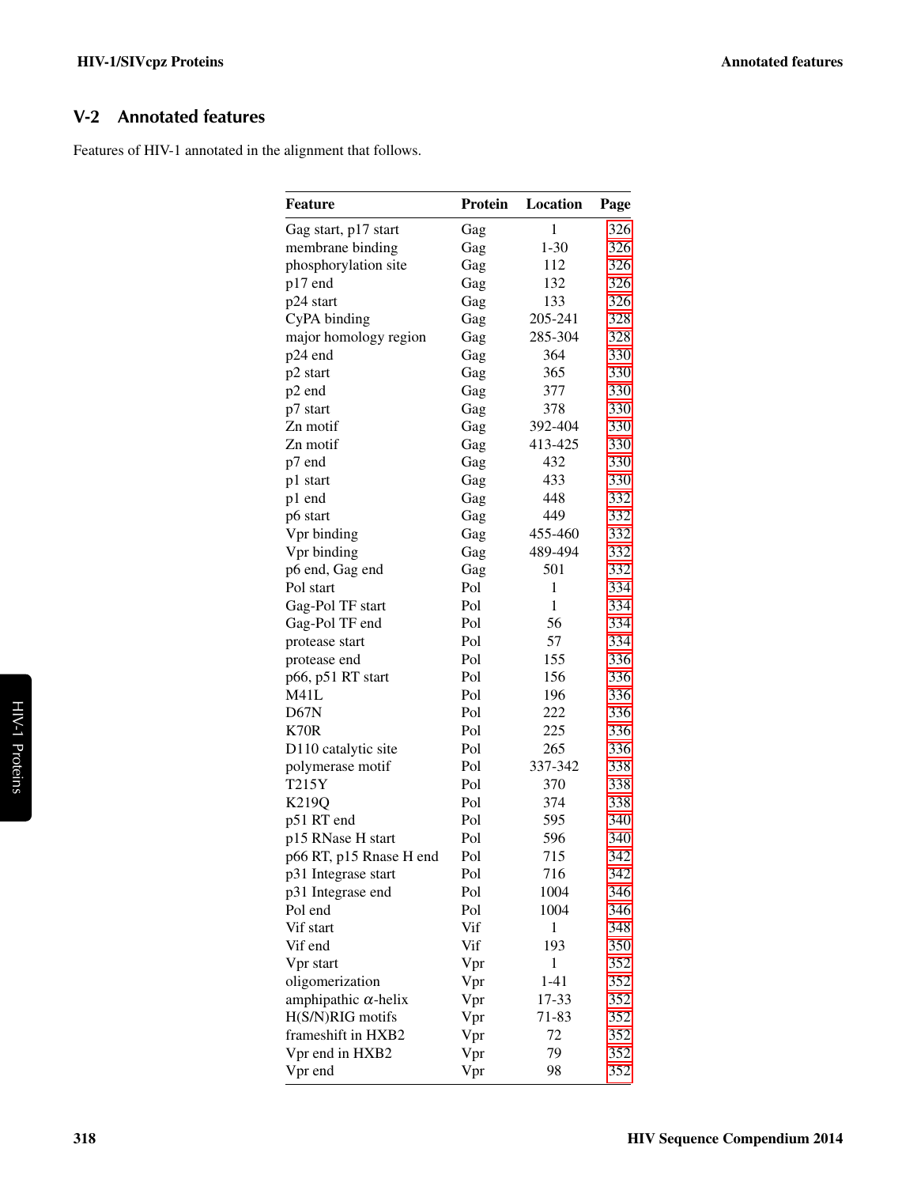## V-2 Annotated features

Features of HIV-1 annotated in the alignment that follows.

| Feature | Protein | Location | Page |
|---|---|---|---|
| Gag start, p17 start | Gag | 1 | 326 |
| membrane binding | Gag | 1-30 | 326 |
| phosphorylation site | Gag | 112 | 326 |
| p17 end | Gag | 132 | 326 |
| p24 start | Gag | 133 | 326 |
| CyPA binding | Gag | 205-241 | 328 |
| major homology region | Gag | 285-304 | 328 |
| p24 end | Gag | 364 | 330 |
| p2 start | Gag | 365 | 330 |
| p2 end | Gag | 377 | 330 |
| p7 start | Gag | 378 | 330 |
| Zn motif | Gag | 392-404 | 330 |
| Zn motif | Gag | 413-425 | 330 |
| p7 end | Gag | 432 | 330 |
| p1 start | Gag | 433 | 330 |
| p1 end | Gag | 448 | 332 |
| p6 start | Gag | 449 | 332 |
| Vpr binding | Gag | 455-460 | 332 |
| Vpr binding | Gag | 489-494 | 332 |
| p6 end, Gag end | Gag | 501 | 332 |
| Pol start | Pol | 1 | 334 |
| Gag-Pol TF start | Pol | 1 | 334 |
| Gag-Pol TF end | Pol | 56 | 334 |
| protease start | Pol | 57 | 334 |
| protease end | Pol | 155 | 336 |
| p66, p51 RT start | Pol | 156 | 336 |
| M41L | Pol | 196 | 336 |
| D67N | Pol | 222 | 336 |
| K70R | Pol | 225 | 336 |
| D110 catalytic site | Pol | 265 | 336 |
| polymerase motif | Pol | 337-342 | 338 |
| T215Y | Pol | 370 | 338 |
| K219Q | Pol | 374 | 338 |
| p51 RT end | Pol | 595 | 340 |
| p15 RNase H start | Pol | 596 | 340 |
| p66 RT, p15 Rnase H end | Pol | 715 | 342 |
| p31 Integrase start | Pol | 716 | 342 |
| p31 Integrase end | Pol | 1004 | 346 |
| Pol end | Pol | 1004 | 346 |
| Vif start | Vif | 1 | 348 |
| Vif end | Vif | 193 | 350 |
| Vpr start | Vpr | 1 | 352 |
| oligomerization | Vpr | 1-41 | 352 |
| amphipathic $\alpha$-helix | Vpr | 17-33 | 352 |
| H(S/N)RIG motifs | Vpr | 71-83 | 352 |
| frameshift in HXB2 | Vpr | 72 | 352 |
| Vpr end in HXB2 | Vpr | 79 | 352 |
| Vpr end | Vpr | 98 | 352 |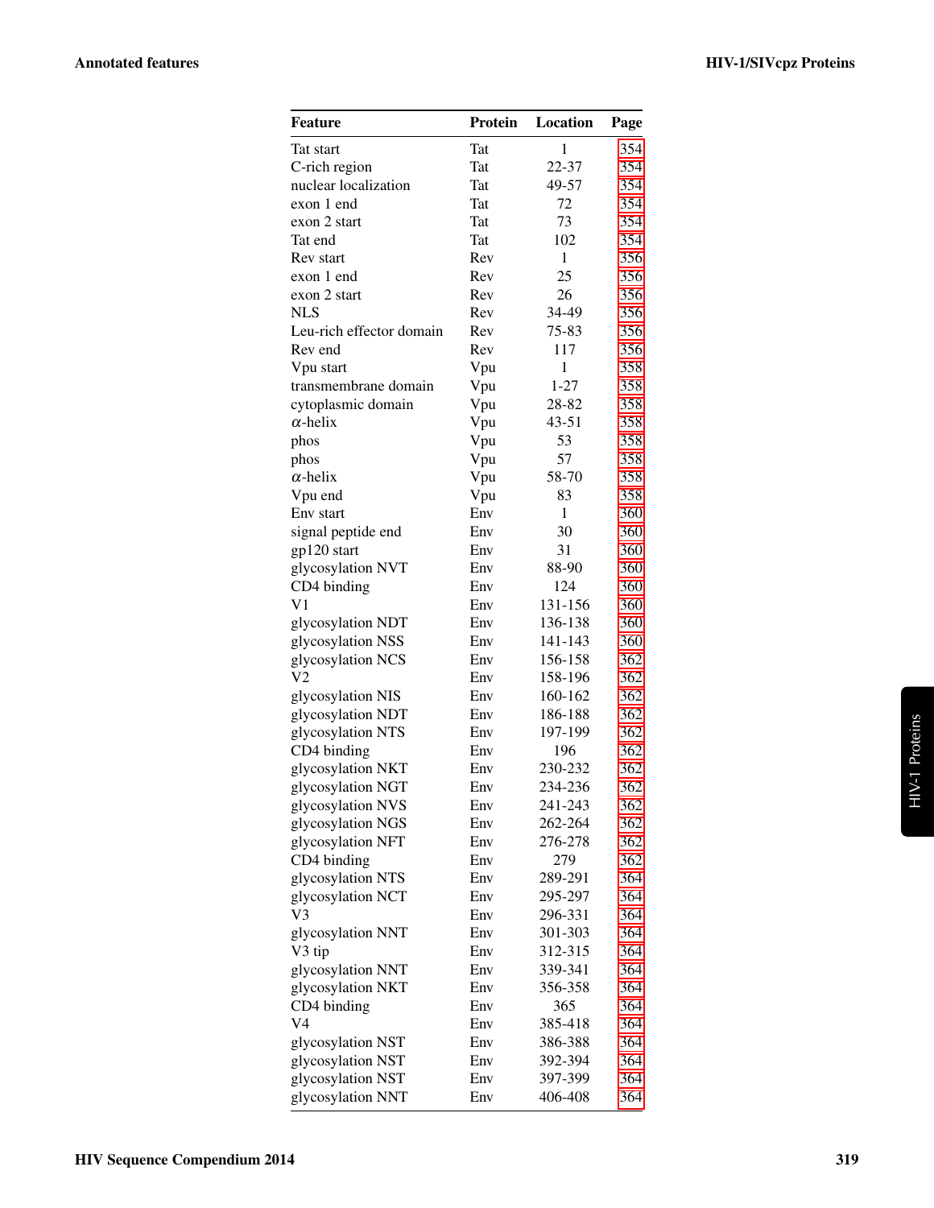| Feature | Protein | Location | Page |
|---|---|---|---|
| Tat start | Tat | 1 | 354 |
| C-rich region | Tat | 22-37 | 354 |
| nuclear localization | Tat | 49-57 | 354 |
| exon 1 end | Tat | 72 | 354 |
| exon 2 start | Tat | 73 | 354 |
| Tat end | Tat | 102 | 354 |
| Rev start | Rev | 1 | 356 |
| exon 1 end | Rev | 25 | 356 |
| exon 2 start | Rev | 26 | 356 |
| NLS | Rev | 34-49 | 356 |
| Leu-rich effector domain | Rev | 75-83 | 356 |
| Rev end | Rev | 117 | 356 |
| Vpu start | Vpu | 1 | 358 |
| transmembrane domain | Vpu | 1-27 | 358 |
| cytoplasmic domain | Vpu | 28-82 | 358 |
| $\alpha$-helix | Vpu | 43-51 | 358 |
| phos | Vpu | 53 | 358 |
| phos | Vpu | 57 | 358 |
| $\alpha$-helix | Vpu | 58-70 | 358 |
| Vpu end | Vpu | 83 | 358 |
| Env start | Env | 1 | 360 |
| signal peptide end | Env | 30 | 360 |
| gp120 start | Env | 31 | 360 |
| glycosylation NVT | Env | 88-90 | 360 |
| CD4 binding | Env | 124 | 360 |
| V1 | Env | 131-156 | 360 |
| glycosylation NDT | Env | 136-138 | 360 |
| glycosylation NSS | Env | 141-143 | 360 |
| glycosylation NCS | Env | 156-158 | 362 |
| V2 | Env | 158-196 | 362 |
| glycosylation NIS | Env | 160-162 | 362 |
| glycosylation NDT | Env | 186-188 | 362 |
| glycosylation NTS | Env | 197-199 | 362 |
| CD4 binding | Env | 196 | 362 |
| glycosylation NKT | Env | 230-232 | 362 |
| glycosylation NGT | Env | 234-236 | 362 |
| glycosylation NVS | Env | 241-243 | 362 |
| glycosylation NGS | Env | 262-264 | 362 |
| glycosylation NFT | Env | 276-278 | 362 |
| CD4 binding | Env | 279 | 362 |
| glycosylation NTS | Env | 289-291 | 364 |
| glycosylation NCT | Env | 295-297 | 364 |
| V3 | Env | 296-331 | 364 |
| glycosylation NNT | Env | 301-303 | 364 |
| V3 tip | Env | 312-315 | 364 |
| glycosylation NNT | Env | 339-341 | 364 |
| glycosylation NKT | Env | 356-358 | 364 |
| CD4 binding | Env | 365 | 364 |
| V4 | Env | 385-418 | 364 |
| glycosylation NST | Env | 386-388 | 364 |
| glycosylation NST | Env | 392-394 | 364 |
| glycosylation NST | Env | 397-399 | 364 |
| glycosylation NNT | Env | 406-408 | 364 |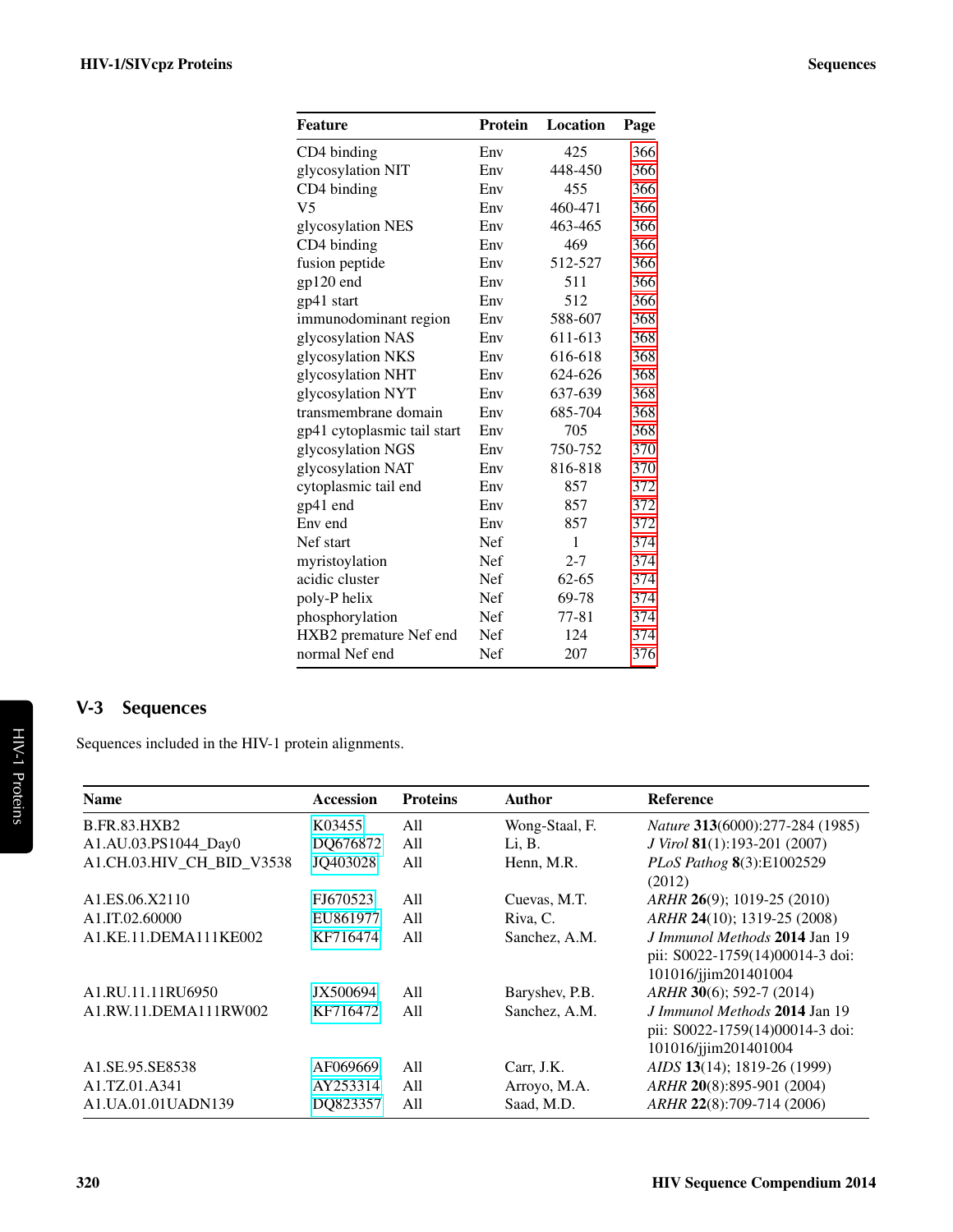| Feature | Protein | Location | Page |
|---|---|---|---|
| CD4 binding | Env | 425 | 366 |
| glycosylation NIT | Env | 448-450 | 366 |
| CD4 binding | Env | 455 | 366 |
| V5 | Env | 460-471 | 366 |
| glycosylation NES | Env | 463-465 | 366 |
| CD4 binding | Env | 469 | 366 |
| fusion peptide | Env | 512-527 | 366 |
| gp120 end | Env | 511 | 366 |
| gp41 start | Env | 512 | 366 |
| immunodominant region | Env | 588-607 | 368 |
| glycosylation NAS | Env | 611-613 | 368 |
| glycosylation NKS | Env | 616-618 | 368 |
| glycosylation NHT | Env | 624-626 | 368 |
| glycosylation NYT | Env | 637-639 | 368 |
| transmembrane domain | Env | 685-704 | 368 |
| gp41 cytoplasmic tail start | Env | 705 | 368 |
| glycosylation NGS | Env | 750-752 | 370 |
| glycosylation NAT | Env | 816-818 | 370 |
| cytoplasmic tail end | Env | 857 | 372 |
| gp41 end | Env | 857 | 372 |
| Env end | Env | 857 | 372 |
| Nef start | Nef | 1 | 374 |
| myristoylation | Nef | 2-7 | 374 |
| acidic cluster | Nef | 62-65 | 374 |
| poly-P helix | Nef | 69-78 | 374 |
| phosphorylation | Nef | 77-81 | 374 |
| HXB2 premature Nef end | Nef | 124 | 374 |
| normal Nef end | Nef | 207 | 376 |

## V-3 Sequences

Sequences included in the HIV-1 protein alignments.

| Name | Accession | Proteins | Author | Reference |
|---|---|---|---|---|
| B.FR.83.HXB2 | K03455 | All | Wong-Staal, F. | *Nature* **313**(6000):277-284 (1985) |
| A1.AU.03.PS1044_Day0 | DQ676872 | All | Li, B. | *J Virol* **81**(1):193-201 (2007) |
| A1.CH.03.HIV_CH_BID_V3538 | JQ403028 | All | Henn, M.R. | *PLoS Pathog* **8**(3):E1002529 (2012) |
| A1.ES.06.X2110 | FJ670523 | All | Cuevas, M.T. | *ARHR* **26**(9); 1019-25 (2010) |
| A1.IT.02.60000 | EU861977 | All | Riva, C. | *ARHR* **24**(10); 1319-25 (2008) |
| A1.KE.11.DEMA111KE002 | KF716474 | All | Sanchez, A.M. | *J Immunol Methods* **2014** Jan 19 pii: S0022-1759(14)00014-3 doi: 101016/jjim201401004 |
| A1.RU.11.11RU6950 | JX500694 | All | Baryshev, P.B. | *ARHR* **30**(6); 592-7 (2014) |
| A1.RW.11.DEMA111RW002 | KF716472 | All | Sanchez, A.M. | *J Immunol Methods* **2014** Jan 19 pii: S0022-1759(14)00014-3 doi: 101016/jjim201401004 |
| A1.SE.95.SE8538 | AF069669 | All | Carr, J.K. | *AIDS* **13**(14); 1819-26 (1999) |
| A1.TZ.01.A341 | AY253314 | All | Arroyo, M.A. | *ARHR* **20**(8):895-901 (2004) |
| A1.UA.01.01UADN139 | DQ823357 | All | Saad, M.D. | *ARHR* **22**(8):709-714 (2006) |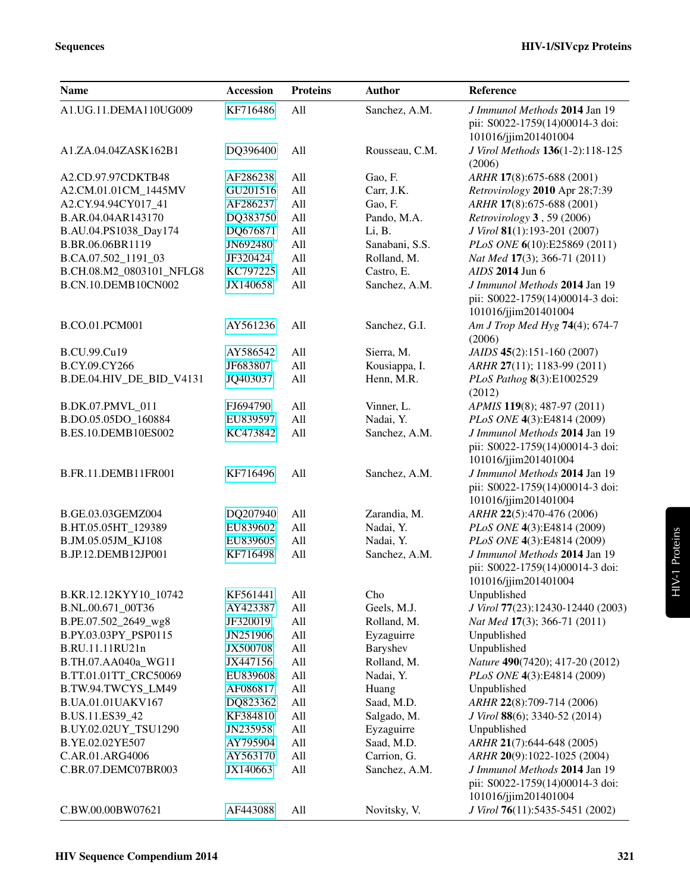| Name | Accession | Proteins | Author | Reference |
|---|---|---|---|---|
| A1.UG.11.DEMA110UG009 | KF716486 | All | Sanchez, A.M. | *J Immunol Methods* **2014** Jan 19 pii: S0022-1759(14)00014-3 doi: 101016/jjim201401004 |
| A1.ZA.04.04ZASK162B1 | DQ396400 | All | Rousseau, C.M. | *J Virol Methods* **136**(1-2):118-125 (2006) |
| A2.CD.97.97CDKTB48 | AF286238 | All | Gao, F. | *ARHR* **17**(8):675-688 (2001) |
| A2.CM.01.01CM_1445MV | GU201516 | All | Carr, J.K. | *Retrovirology* **2010** Apr 28;7:39 |
| A2.CY.94.94CY017_41 | AF286237 | All | Gao, F. | *ARHR* **17**(8):675-688 (2001) |
| B.AR.04.04AR143170 | DQ383750 | All | Pando, M.A. | *Retrovirology* **3** , 59 (2006) |
| B.AU.04.PS1038_Day174 | DQ676871 | All | Li, B. | *J Virol* **81**(1):193-201 (2007) |
| B.BR.06.06BR1119 | JN692480 | All | Sanabani, S.S. | *PLoS ONE* **6**(10):E25869 (2011) |
| B.CA.07.502_1191_03 | JF320424 | All | Rolland, M. | *Nat Med* **17**(3); 366-71 (2011) |
| B.CH.08.M2_0803101_NFLG8 | KC797225 | All | Castro, E. | *AIDS* **2014** Jun 6 |
| B.CN.10.DEMB10CN002 | JX140658 | All | Sanchez, A.M. | *J Immunol Methods* **2014** Jan 19 pii: S0022-1759(14)00014-3 doi: 101016/jjim201401004 |
| B.CO.01.PCM001 | AY561236 | All | Sanchez, G.I. | *Am J Trop Med Hyg* **74**(4); 674-7 (2006) |
| B.CU.99.Cu19 | AY586542 | All | Sierra, M. | *JAIDS* **45**(2):151-160 (2007) |
| B.CY.09.CY266 | JF683807 | All | Kousiappa, I. | *ARHR* **27**(11); 1183-99 (2011) |
| B.DE.04.HIV_DE_BID_V4131 | JQ403037 | All | Henn, M.R. | *PLoS Pathog* **8**(3):E1002529 (2012) |
| B.DK.07.PMVL_011 | FJ694790 | All | Vinner, L. | *APMIS* **119**(8); 487-97 (2011) |
| B.DO.05.05DO_160884 | EU839597 | All | Nadai, Y. | *PLoS ONE* **4**(3):E4814 (2009) |
| B.ES.10.DEMB10ES002 | KC473842 | All | Sanchez, A.M. | *J Immunol Methods* **2014** Jan 19 pii: S0022-1759(14)00014-3 doi: 101016/jjim201401004 |
| B.FR.11.DEMB11FR001 | KF716496 | All | Sanchez, A.M. | *J Immunol Methods* **2014** Jan 19 pii: S0022-1759(14)00014-3 doi: 101016/jjim201401004 |
| B.GE.03.03GEMZ004 | DQ207940 | All | Zarandia, M. | *ARHR* **22**(5):470-476 (2006) |
| B.HT.05.05HT_129389 | EU839602 | All | Nadai, Y. | *PLoS ONE* **4**(3):E4814 (2009) |
| B.JM.05.05JM_KJ108 | EU839605 | All | Nadai, Y. | *PLoS ONE* **4**(3):E4814 (2009) |
| B.JP.12.DEMB12JP001 | KF716498 | All | Sanchez, A.M. | *J Immunol Methods* **2014** Jan 19 pii: S0022-1759(14)00014-3 doi: 101016/jjim201401004 |
| B.KR.12.12KYY10_10742 | KF561441 | All | Cho | Unpublished |
| B.NL.00.671_00T36 | AY423387 | All | Geels, M.J. | *J Virol* **77**(23):12430-12440 (2003) |
| B.PE.07.502_2649_wg8 | JF320019 | All | Rolland, M. | *Nat Med* **17**(3); 366-71 (2011) |
| B.PY.03.03PY_PSP0115 | JN251906 | All | Eyzaguirre | Unpublished |
| B.RU.11.11RU21n | JX500708 | All | Baryshev | Unpublished |
| B.TH.07.AA040a_WG11 | JX447156 | All | Rolland, M. | *Nature* **490**(7420); 417-20 (2012) |
| B.TT.01.01TT_CRC50069 | EU839608 | All | Nadai, Y. | *PLoS ONE* **4**(3):E4814 (2009) |
| B.TW.94.TWCYS_LM49 | AF086817 | All | Huang | Unpublished |
| B.UA.01.01UAKV167 | DQ823362 | All | Saad, M.D. | *ARHR* **22**(8):709-714 (2006) |
| B.US.11.ES39_42 | KF384810 | All | Salgado, M. | *J Virol* **88**(6); 3340-52 (2014) |
| B.UY.02.02UY_TSU1290 | JN235958 | All | Eyzaguirre | Unpublished |
| B.YE.02.02YE507 | AY795904 | All | Saad, M.D. | *ARHR* **21**(7):644-648 (2005) |
| C.AR.01.ARG4006 | AY563170 | All | Carrion, G. | *ARHR* **20**(9):1022-1025 (2004) |
| C.BR.07.DEMC07BR003 | JX140663 | All | Sanchez, A.M. | *J Immunol Methods* **2014** Jan 19 pii: S0022-1759(14)00014-3 doi: 101016/jjim201401004 |
| C.BW.00.00BW07621 | AF443088 | All | Novitsky, V. | *J Virol* **76**(11):5435-5451 (2002) |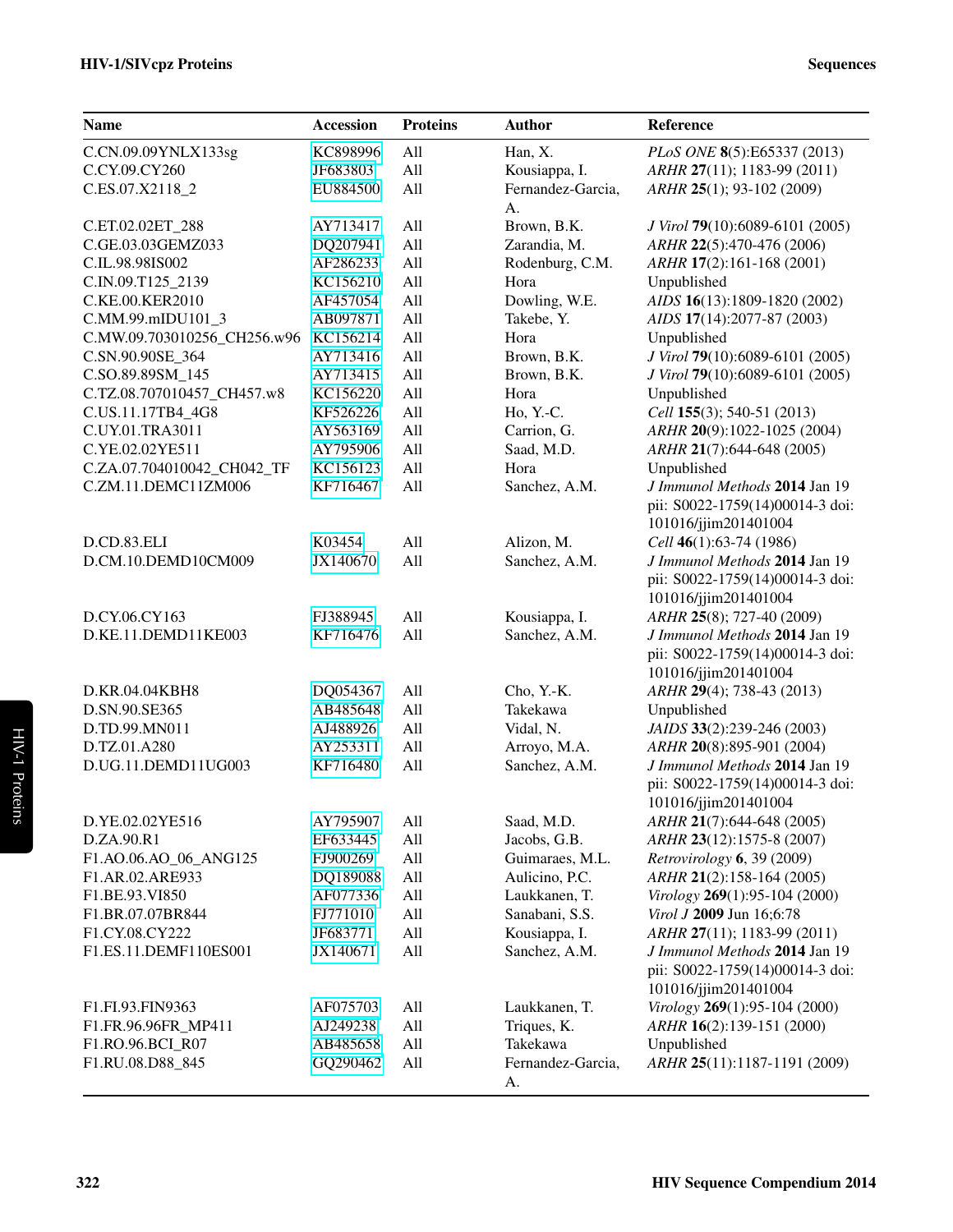| Name | Accession | Proteins | Author | Reference |
|---|---|---|---|---|
| C.CN.09.09YNLX133sg | KC898996 | All | Han, X. | *PLoS ONE* **8**(5):E65337 (2013) |
| C.CY.09.CY260 | JF683803 | All | Kousiappa, I. | *ARHR* **27**(11); 1183-99 (2011) |
| C.ES.07.X2118_2 | EU884500 | All | Fernandez-Garcia, A. | *ARHR* **25**(1); 93-102 (2009) |
| C.ET.02.02ET_288 | AY713417 | All | Brown, B.K. | *J Virol* **79**(10):6089-6101 (2005) |
| C.GE.03.03GEMZ033 | DQ207941 | All | Zarandia, M. | *ARHR* **22**(5):470-476 (2006) |
| C.IL.98.98IS002 | AF286233 | All | Rodenburg, C.M. | *ARHR* **17**(2):161-168 (2001) |
| C.IN.09.T125_2139 | KC156210 | All | Hora | Unpublished |
| C.KE.00.KER2010 | AF457054 | All | Dowling, W.E. | *AIDS* **16**(13):1809-1820 (2002) |
| C.MM.99.mIDU101_3 | AB097871 | All | Takebe, Y. | *AIDS* **17**(14):2077-87 (2003) |
| C.MW.09.703010256_CH256.w96 | KC156214 | All | Hora | Unpublished |
| C.SN.90.90SE_364 | AY713416 | All | Brown, B.K. | *J Virol* **79**(10):6089-6101 (2005) |
| C.SO.89.89SM_145 | AY713415 | All | Brown, B.K. | *J Virol* **79**(10):6089-6101 (2005) |
| C.TZ.08.707010457_CH457.w8 | KC156220 | All | Hora | Unpublished |
| C.US.11.17TB4_4G8 | KF526226 | All | Ho, Y.-C. | *Cell* **155**(3); 540-51 (2013) |
| C.UY.01.TRA3011 | AY563169 | All | Carrion, G. | *ARHR* **20**(9):1022-1025 (2004) |
| C.YE.02.02YE511 | AY795906 | All | Saad, M.D. | *ARHR* **21**(7):644-648 (2005) |
| C.ZA.07.704010042_CH042_TF | KC156123 | All | Hora | Unpublished |
| C.ZM.11.DEMC11ZM006 | KF716467 | All | Sanchez, A.M. | *J Immunol Methods* **2014** Jan 19 pii: S0022-1759(14)00014-3 doi: 101016/jjim201401004 |
| D.CD.83.ELI | K03454 | All | Alizon, M. | *Cell* **46**(1):63-74 (1986) |
| D.CM.10.DEMD10CM009 | JX140670 | All | Sanchez, A.M. | *J Immunol Methods* **2014** Jan 19 pii: S0022-1759(14)00014-3 doi: 101016/jjim201401004 |
| D.CY.06.CY163 | FJ388945 | All | Kousiappa, I. | *ARHR* **25**(8); 727-40 (2009) |
| D.KE.11.DEMD11KE003 | KF716476 | All | Sanchez, A.M. | *J Immunol Methods* **2014** Jan 19 pii: S0022-1759(14)00014-3 doi: 101016/jjim201401004 |
| D.KR.04.04KBH8 | DQ054367 | All | Cho, Y.-K. | *ARHR* **29**(4); 738-43 (2013) |
| D.SN.90.SE365 | AB485648 | All | Takekawa | Unpublished |
| D.TD.99.MN011 | AJ488926 | All | Vidal, N. | *JAIDS* **33**(2):239-246 (2003) |
| D.TZ.01.A280 | AY253311 | All | Arroyo, M.A. | *ARHR* **20**(8):895-901 (2004) |
| D.UG.11.DEMD11UG003 | KF716480 | All | Sanchez, A.M. | *J Immunol Methods* **2014** Jan 19 pii: S0022-1759(14)00014-3 doi: 101016/jjim201401004 |
| D.YE.02.02YE516 | AY795907 | All | Saad, M.D. | *ARHR* **21**(7):644-648 (2005) |
| D.ZA.90.R1 | EF633445 | All | Jacobs, G.B. | *ARHR* **23**(12):1575-8 (2007) |
| F1.AO.06.AO_06_ANG125 | FJ900269 | All | Guimaraes, M.L. | *Retrovirology* **6**, 39 (2009) |
| F1.AR.02.ARE933 | DQ189088 | All | Aulicino, P.C. | *ARHR* **21**(2):158-164 (2005) |
| F1.BE.93.VI850 | AF077336 | All | Laukkanen, T. | *Virology* **269**(1):95-104 (2000) |
| F1.BR.07.07BR844 | FJ771010 | All | Sanabani, S.S. | *Virol J* **2009** Jun 16;6:78 |
| F1.CY.08.CY222 | JF683771 | All | Kousiappa, I. | *ARHR* **27**(11); 1183-99 (2011) |
| F1.ES.11.DEMF110ES001 | JX140671 | All | Sanchez, A.M. | *J Immunol Methods* **2014** Jan 19 pii: S0022-1759(14)00014-3 doi: 101016/jjim201401004 |
| F1.FI.93.FIN9363 | AF075703 | All | Laukkanen, T. | *Virology* **269**(1):95-104 (2000) |
| F1.FR.96.96FR_MP411 | AJ249238 | All | Triques, K. | *ARHR* **16**(2):139-151 (2000) |
| F1.RO.96.BCI_R07 | AB485658 | All | Takekawa | Unpublished |
| F1.RU.08.D88_845 | GQ290462 | All | Fernandez-Garcia, A. | *ARHR* **25**(11):1187-1191 (2009) |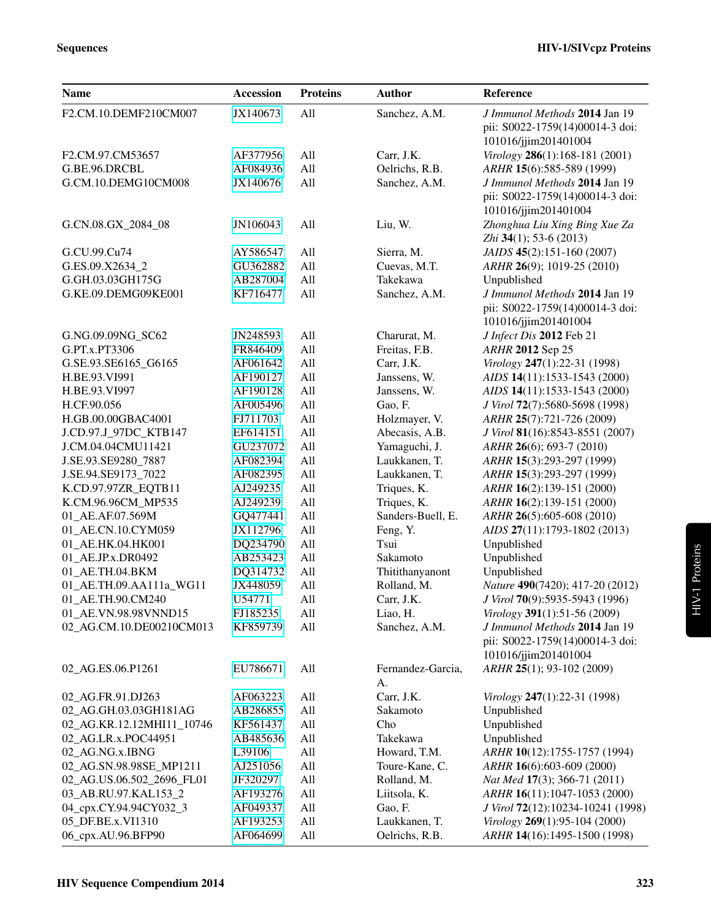| Name | Accession | Proteins | Author | Reference |
|---|---|---|---|---|
| F2.CM.10.DEMF210CM007 | JX140673 | All | Sanchez, A.M. | *J Immunol Methods* **2014** Jan 19 pii: S0022-1759(14)00014-3 doi: 101016/jjim201401004 |
| F2.CM.97.CM53657 | AF377956 | All | Carr, J.K. | *Virology* **286**(1):168-181 (2001) |
| G.BE.96.DRCBL | AF084936 | All | Oelrichs, R.B. | *ARHR* **15**(6):585-589 (1999) |
| G.CM.10.DEMG10CM008 | JX140676 | All | Sanchez, A.M. | *J Immunol Methods* **2014** Jan 19 pii: S0022-1759(14)00014-3 doi: 101016/jjim201401004 |
| G.CN.08.GX_2084_08 | JN106043 | All | Liu, W. | *Zhonghua Liu Xing Bing Xue Za Zhi* **34**(1); 53-6 (2013) |
| G.CU.99.Cu74 | AY586547 | All | Sierra, M. | *JAIDS* **45**(2):151-160 (2007) |
| G.ES.09.X2634_2 | GU362882 | All | Cuevas, M.T. | *ARHR* **26**(9); 1019-25 (2010) |
| G.GH.03.03GH175G | AB287004 | All | Takekawa | Unpublished |
| G.KE.09.DEMG09KE001 | KF716477 | All | Sanchez, A.M. | *J Immunol Methods* **2014** Jan 19 pii: S0022-1759(14)00014-3 doi: 101016/jjim201401004 |
| G.NG.09.09NG_SC62 | JN248593 | All | Charurat, M. | *J Infect Dis* **2012** Feb 21 |
| G.PT.x.PT3306 | FR846409 | All | Freitas, F.B. | *ARHR* **2012** Sep 25 |
| G.SE.93.SE6165_G6165 | AF061642 | All | Carr, J.K. | *Virology* **247**(1):22-31 (1998) |
| H.BE.93.VI991 | AF190127 | All | Janssens, W. | *AIDS* **14**(11):1533-1543 (2000) |
| H.BE.93.VI997 | AF190128 | All | Janssens, W. | *AIDS* **14**(11):1533-1543 (2000) |
| H.CF.90.056 | AF005496 | All | Gao, F. | *J Virol* **72**(7):5680-5698 (1998) |
| H.GB.00.00GBAC4001 | FJ711703 | All | Holzmayer, V. | *ARHR* **25**(7):721-726 (2009) |
| J.CD.97.J_97DC_KTB147 | EF614151 | All | Abecasis, A.B. | *J Virol* **81**(16):8543-8551 (2007) |
| J.CM.04.04CMU11421 | GU237072 | All | Yamaguchi, J. | *ARHR* **26**(6); 693-7 (2010) |
| J.SE.93.SE9280_7887 | AF082394 | All | Laukkanen, T. | *ARHR* **15**(3):293-297 (1999) |
| J.SE.94.SE9173_7022 | AF082395 | All | Laukkanen, T. | *ARHR* **15**(3):293-297 (1999) |
| K.CD.97.97ZR_EQTB11 | AJ249235 | All | Triques, K. | *ARHR* **16**(2):139-151 (2000) |
| K.CM.96.96CM_MP535 | AJ249239 | All | Triques, K. | *ARHR* **16**(2):139-151 (2000) |
| 01_AE.AF.07.569M | GQ477441 | All | Sanders-Buell, E. | *ARHR* **26**(5):605-608 (2010) |
| 01_AE.CN.10.CYM059 | JX112796 | All | Feng, Y. | *AIDS* **27**(11):1793-1802 (2013) |
| 01_AE.HK.04.HK001 | DQ234790 | All | Tsui | Unpublished |
| 01_AE.JP.x.DR0492 | AB253423 | All | Sakamoto | Unpublished |
| 01_AE.TH.04.BKM | DQ314732 | All | Thitithanyanont | Unpublished |
| 01_AE.TH.09.AA111a_WG11 | JX448059 | All | Rolland, M. | *Nature* **490**(7420); 417-20 (2012) |
| 01_AE.TH.90.CM240 | U54771 | All | Carr, J.K. | *J Virol* **70**(9):5935-5943 (1996) |
| 01_AE.VN.98.98VNND15 | FJ185235 | All | Liao, H. | *Virology* **391**(1):51-56 (2009) |
| 02_AG.CM.10.DE00210CM013 | KF859739 | All | Sanchez, A.M. | *J Immunol Methods* **2014** Jan 19 pii: S0022-1759(14)00014-3 doi: 101016/jjim201401004 |
| 02_AG.ES.06.P1261 | EU786671 | All | Fernandez-Garcia, A. | *ARHR* **25**(1); 93-102 (2009) |
| 02_AG.FR.91.DJ263 | AF063223 | All | Carr, J.K. | *Virology* **247**(1):22-31 (1998) |
| 02_AG.GH.03.03GH181AG | AB286855 | All | Sakamoto | Unpublished |
| 02_AG.KR.12.12MHI11_10746 | KF561437 | All | Cho | Unpublished |
| 02_AG.LR.x.POC44951 | AB485636 | All | Takekawa | Unpublished |
| 02_AG.NG.x.IBNG | L39106 | All | Howard, T.M. | *ARHR* **10**(12):1755-1757 (1994) |
| 02_AG.SN.98.98SE_MP1211 | AJ251056 | All | Toure-Kane, C. | *ARHR* **16**(6):603-609 (2000) |
| 02_AG.US.06.502_2696_FL01 | JF320297 | All | Rolland, M. | *Nat Med* **17**(3); 366-71 (2011) |
| 03_AB.RU.97.KAL153_2 | AF193276 | All | Liitsola, K. | *ARHR* **16**(11):1047-1053 (2000) |
| 04_cpx.CY.94.94CY032_3 | AF049337 | All | Gao, F. | *J Virol* **72**(12):10234-10241 (1998) |
| 05_DF.BE.x.VI1310 | AF193253 | All | Laukkanen, T. | *Virology* **269**(1):95-104 (2000) |
| 06_cpx.AU.96.BFP90 | AF064699 | All | Oelrichs, R.B. | *ARHR* **14**(16):1495-1500 (1998) |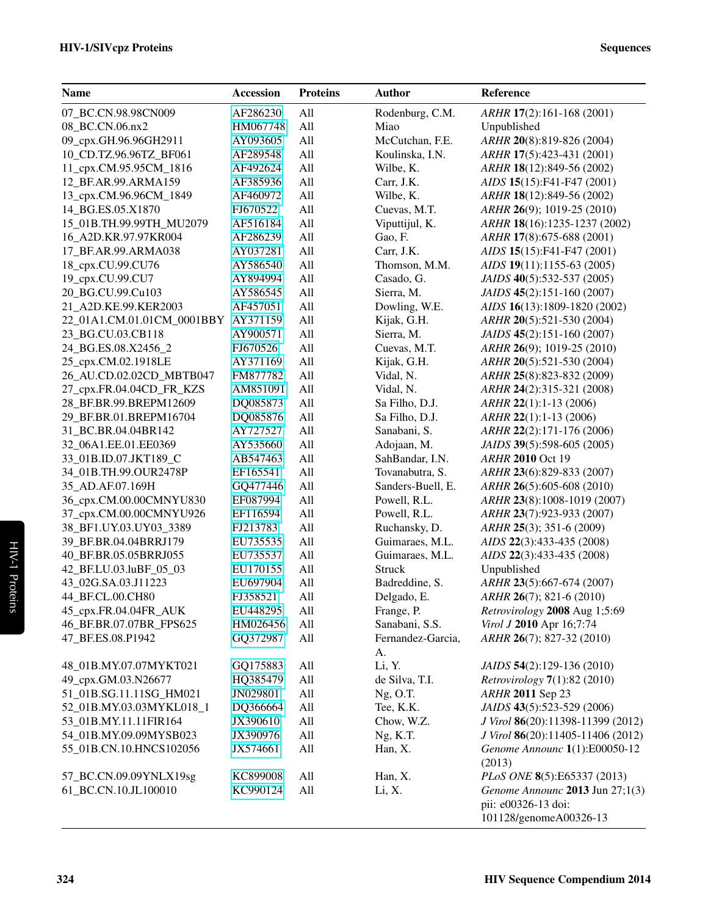| Name | Accession | Proteins | Author | Reference |
|---|---|---|---|---|
| 07_BC.CN.98.98CN009 | AF286230 | All | Rodenburg, C.M. | *ARHR* **17**(2):161-168 (2001) |
| 08_BC.CN.06.nx2 | HM067748 | All | Miao | Unpublished |
| 09_cpx.GH.96.96GH2911 | AY093605 | All | McCutchan, F.E. | *ARHR* **20**(8):819-826 (2004) |
| 10_CD.TZ.96.96TZ_BF061 | AF289548 | All | Koulinska, I.N. | *ARHR* **17**(5):423-431 (2001) |
| 11_cpx.CM.95.95CM_1816 | AF492624 | All | Wilbe, K. | *ARHR* **18**(12):849-56 (2002) |
| 12_BF.AR.99.ARMA159 | AF385936 | All | Carr, J.K. | *AIDS* **15**(15):F41-F47 (2001) |
| 13_cpx.CM.96.96CM_1849 | AF460972 | All | Wilbe, K. | *ARHR* **18**(12):849-56 (2002) |
| 14_BG.ES.05.X1870 | FJ670522 | All | Cuevas, M.T. | *ARHR* **26**(9); 1019-25 (2010) |
| 15_01B.TH.99.99TH_MU2079 | AF516184 | All | Viputtijul, K. | *ARHR* **18**(16):1235-1237 (2002) |
| 16_A2D.KR.97.97KR004 | AF286239 | All | Gao, F. | *ARHR* **17**(8):675-688 (2001) |
| 17_BF.AR.99.ARMA038 | AY037281 | All | Carr, J.K. | *AIDS* **15**(15):F41-F47 (2001) |
| 18_cpx.CU.99.CU76 | AY586540 | All | Thomson, M.M. | *AIDS* **19**(11):1155-63 (2005) |
| 19_cpx.CU.99.CU7 | AY894994 | All | Casado, G. | *JAIDS* **40**(5):532-537 (2005) |
| 20_BG.CU.99.Cu103 | AY586545 | All | Sierra, M. | *JAIDS* **45**(2):151-160 (2007) |
| 21_A2D.KE.99.KER2003 | AF457051 | All | Dowling, W.E. | *AIDS* **16**(13):1809-1820 (2002) |
| 22_01A1.CM.01.01CM_0001BBY | AY371159 | All | Kijak, G.H. | *ARHR* **20**(5):521-530 (2004) |
| 23_BG.CU.03.CB118 | AY900571 | All | Sierra, M. | *JAIDS* **45**(2):151-160 (2007) |
| 24_BG.ES.08.X2456_2 | FJ670526 | All | Cuevas, M.T. | *ARHR* **26**(9); 1019-25 (2010) |
| 25_cpx.CM.02.1918LE | AY371169 | All | Kijak, G.H. | *ARHR* **20**(5):521-530 (2004) |
| 26_AU.CD.02.02CD_MBTB047 | FM877782 | All | Vidal, N. | *ARHR* **25**(8):823-832 (2009) |
| 27_cpx.FR.04.04CD_FR_KZS | AM851091 | All | Vidal, N. | *ARHR* **24**(2):315-321 (2008) |
| 28_BF.BR.99.BREPM12609 | DQ085873 | All | Sa Filho, D.J. | *ARHR* **22**(1):1-13 (2006) |
| 29_BF.BR.01.BREPM16704 | DQ085876 | All | Sa Filho, D.J. | *ARHR* **22**(1):1-13 (2006) |
| 31_BC.BR.04.04BR142 | AY727527 | All | Sanabani, S. | *ARHR* **22**(2):171-176 (2006) |
| 32_06A1.EE.01.EE0369 | AY535660 | All | Adojaan, M. | *JAIDS* **39**(5):598-605 (2005) |
| 33_01B.ID.07.JKT189_C | AB547463 | All | SahBandar, I.N. | *ARHR* **2010** Oct 19 |
| 34_01B.TH.99.OUR2478P | EF165541 | All | Tovanabutra, S. | *ARHR* **23**(6):829-833 (2007) |
| 35_AD.AF.07.169H | GQ477446 | All | Sanders-Buell, E. | *ARHR* **26**(5):605-608 (2010) |
| 36_cpx.CM.00.00CMNYU830 | EF087994 | All | Powell, R.L. | *ARHR* **23**(8):1008-1019 (2007) |
| 37_cpx.CM.00.00CMNYU926 | EF116594 | All | Powell, R.L. | *ARHR* **23**(7):923-933 (2007) |
| 38_BF1.UY.03.UY03_3389 | FJ213783 | All | Ruchansky, D. | *ARHR* **25**(3); 351-6 (2009) |
| 39_BF.BR.04.04BRRJ179 | EU735535 | All | Guimaraes, M.L. | *AIDS* **22**(3):433-435 (2008) |
| 40_BF.BR.05.05BRRJ055 | EU735537 | All | Guimaraes, M.L. | *AIDS* **22**(3):433-435 (2008) |
| 42_BF.LU.03.luBF_05_03 | EU170155 | All | Struck | Unpublished |
| 43_02G.SA.03.J11223 | EU697904 | All | Badreddine, S. | *ARHR* **23**(5):667-674 (2007) |
| 44_BF.CL.00.CH80 | FJ358521 | All | Delgado, E. | *ARHR* **26**(7); 821-6 (2010) |
| 45_cpx.FR.04.04FR_AUK | EU448295 | All | Frange, P. | *Retrovirology* **2008** Aug 1;5:69 |
| 46_BF.BR.07.07BR_FPS625 | HM026456 | All | Sanabani, S.S. | *Virol J* **2010** Apr 16;7:74 |
| 47_BF.ES.08.P1942 | GQ372987 | All | Fernandez-Garcia, A. | *ARHR* **26**(7); 827-32 (2010) |
| 48_01B.MY.07.07MYKT021 | GQ175883 | All | Li, Y. | *JAIDS* **54**(2):129-136 (2010) |
| 49_cpx.GM.03.N26677 | HQ385479 | All | de Silva, T.I. | *Retrovirology* **7**(1):82 (2010) |
| 51_01B.SG.11.11SG_HM021 | JN029801 | All | Ng, O.T. | *ARHR* **2011** Sep 23 |
| 52_01B.MY.03.03MYKL018_1 | DQ366664 | All | Tee, K.K. | *JAIDS* **43**(5):523-529 (2006) |
| 53_01B.MY.11.11FIR164 | JX390610 | All | Chow, W.Z. | *J Virol* **86**(20):11398-11399 (2012) |
| 54_01B.MY.09.09MYSB023 | JX390976 | All | Ng, K.T. | *J Virol* **86**(20):11405-11406 (2012) |
| 55_01B.CN.10.HNCS102056 | JX574661 | All | Han, X. | *Genome Announc* **1**(1):E00050-12 (2013) |
| 57_BC.CN.09.09YNLX19sg | KC899008 | All | Han, X. | *PLoS ONE* **8**(5):E65337 (2013) |
| 61_BC.CN.10.JL100010 | KC990124 | All | Li, X. | *Genome Announc* **2013** Jun 27;1(3) pii: e00326-13 doi: 101128/genomeA00326-13 |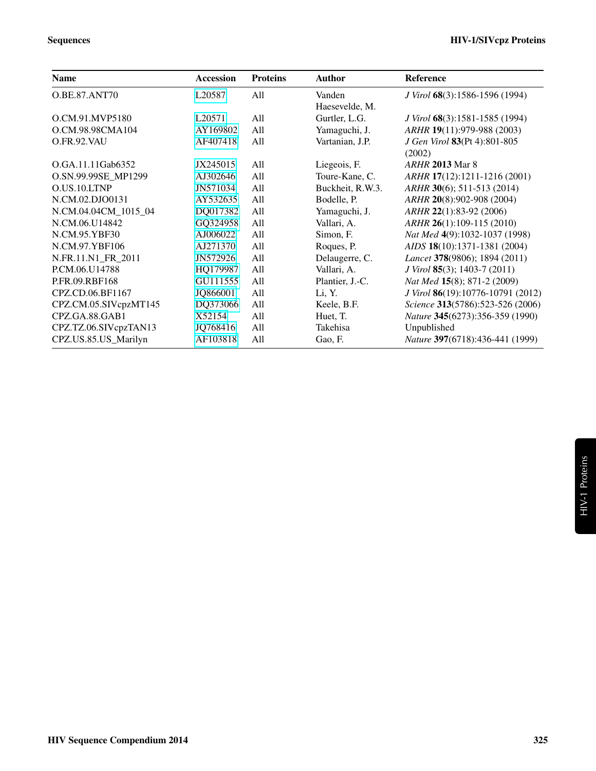| Name | Accession | Proteins | Author | Reference |
|---|---|---|---|---|
| O.BE.87.ANT70 | L20587 | All | Vanden Haesevelde, M. | *J Virol* **68**(3):1586-1596 (1994) |
| O.CM.91.MVP5180 | L20571 | All | Gurtler, L.G. | *J Virol* **68**(3):1581-1585 (1994) |
| O.CM.98.98CMA104 | AY169802 | All | Yamaguchi, J. | *ARHR* **19**(11):979-988 (2003) |
| O.FR.92.VAU | AF407418 | All | Vartanian, J.P. | *J Gen Virol* **83**(Pt 4):801-805 (2002) |
| O.GA.11.11Gab6352 | JX245015 | All | Liegeois, F. | *ARHR* **2013** Mar 8 |
| O.SN.99.99SE_MP1299 | AJ302646 | All | Toure-Kane, C. | *ARHR* **17**(12):1211-1216 (2001) |
| O.US.10.LTNP | JN571034 | All | Buckheit, R.W.3. | *ARHR* **30**(6); 511-513 (2014) |
| N.CM.02.DJO0131 | AY532635 | All | Bodelle, P. | *ARHR* **20**(8):902-908 (2004) |
| N.CM.04.04CM_1015_04 | DQ017382 | All | Yamaguchi, J. | *ARHR* **22**(1):83-92 (2006) |
| N.CM.06.U14842 | GQ324958 | All | Vallari, A. | *ARHR* **26**(1):109-115 (2010) |
| N.CM.95.YBF30 | AJ006022 | All | Simon, F. | *Nat Med* **4**(9):1032-1037 (1998) |
| N.CM.97.YBF106 | AJ271370 | All | Roques, P. | *AIDS* **18**(10):1371-1381 (2004) |
| N.FR.11.N1_FR_2011 | JN572926 | All | Delaugerre, C. | *Lancet* **378**(9806); 1894 (2011) |
| P.CM.06.U14788 | HQ179987 | All | Vallari, A. | *J Virol* **85**(3); 1403-7 (2011) |
| P.FR.09.RBF168 | GU111555 | All | Plantier, J.-C. | *Nat Med* **15**(8); 871-2 (2009) |
| CPZ.CD.06.BF1167 | JQ866001 | All | Li, Y. | *J Virol* **86**(19):10776-10791 (2012) |
| CPZ.CM.05.SIVcpzMT145 | DQ373066 | All | Keele, B.F. | *Science* **313**(5786):523-526 (2006) |
| CPZ.GA.88.GAB1 | X52154 | All | Huet, T. | *Nature* **345**(6273):356-359 (1990) |
| CPZ.TZ.06.SIVcpzTAN13 | JQ768416 | All | Takehisa | Unpublished |
| CPZ.US.85.US_Marilyn | AF103818 | All | Gao, F. | *Nature* **397**(6718):436-441 (1999) |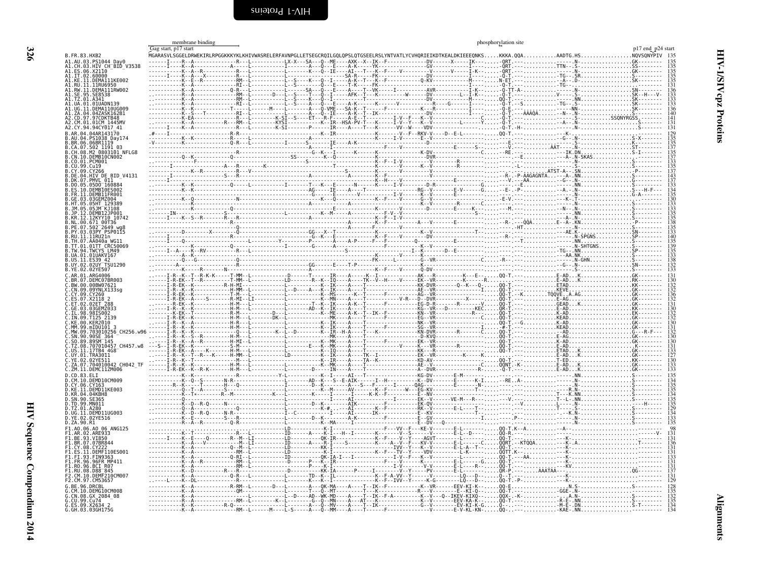membrane binding — phosphorylation site

Gag start, p17 start — p17 end_p24 start

```
B.FR.83.HXB2                 MGARASVLSGGELDRWEKIRLRPGGKKKYKLKHIVWASRELERFAVNPGLLETSEGCRQILGQLQPSLQTGSEELRSLYNTVATLYCVHQRIEIKDTKEALDKIEEEQNKS.....KKKA.QQA...........AADTG.HS.................NQVSQNYPIV  135

A1.AU.03.PS1044_Day0                                                     135
A1.CH.03.HIV_CH_BID_V3538                                                135
A1.ES.06.X2110                                                           135
A1.IT.02.60000                                                           135
A1.KE.11.DEMA111KE002                                                    135
A1.RU.11.11RU6950                                                        131
A1.RW.11.DEMA111RW002                                                    136
A1.SE.95.SE8538                                                          133
A1.TZ.01.A341                                                            133
A1.UA.01.01UADN139                                                       133
A1.UG.11.DEMA110UG009                                                    136
A1.ZA.04.04ZASK162B1                                                     140
A2.CD.97.97CDKTB48                                                       141
A2.CM.01.01CM_1445MV                                                     131
A2.CY.94.94CY017_41                                                      131

B.AR.04.04AR143170                                                       129
B.AU.04.PS1038_Day174                                                    135
B.BR.06.06BR1119                                                         135
B.CA.07.502_1191_03                                                      137
B.CH.08.M2_0803101_NFLG8                                                 135
B.CN.10.DEMB10CN002                                                      137
B.CO.01.PCM001                                                           133
B.CU.99.Cu19                                                             135
B.CY.09.CY266                                                            137
B.DE.04.HIV_DE_BID_V4131                                                 143
B.DK.07.PMVL_011                                                         137
B.DO.05.05DO_160884                                                      133
B.ES.10.DEMB10ES002                                                      134
B.FR.11.DEMB11FR001                                                      135
B.GE.03.03GEMZ004                                                        130
B.HT.05.05HT_129389                                                      133
B.JM.05.05JM_KJ108                                                       133
B.JP.12.DEMB12JP001                                                      135
B.KR.12.12KY10_10742                                                     135
B.NL.00.671_00T36                                                        138
B.PE.07.502_2649_wg8                                                     135
B.PY.03.03PY_PSP0115                                                     133
B.RU.11.11RU21n                                                          140
B.TH.07.AA040a_WG11                                                      135
B.TT.01.01TT_CRC50069                                                    139
B.TW.94.TWCYS_LM49                                                       135
B.UA.01.01UAKV167                                                        133
B.US.11.ES39_42                                                          138
B.UY.02.02UY_TSU1290                                                     132
B.YE.02.02YE507                                                          133

C.AR.01.ARG4006                                                          131
C.BR.07.DEMC07BR003                                                      130
C.BW.00.00BW07621                                                        132
C.CN.09.09YNLX133sg                                                      133
C.CY.09.CY260                                                            136
C.ES.07.X2118_2                                                          132
C.ET.02.02ET_288                                                         133
C.GE.03.03GEMZ033                                                        130
C.IL.98.98IS002                                                          132
C.IN.09.T125_2139                                                        133
C.KE.00.KER2010                                                          130
C.MM.99.mIDU101_3                                                        131
C.MW.09.703010256_CH256.w96                                              132
C.SN.90.90SE_364                                                         130
C.SO.89.89SM_145                                                         130
C.TZ.08.707010457_CH457.w8                                               131
C.US.11.17TB4_4G8                                                        133
C.UY.01.TRA3011                                                          127
C.YE.02.02YE511                                                          130
C.ZA.07.704010042_CH042_TF                                               133
C.ZM.11.DEMC11ZM006                                                      133

D.CD.83.ELI                                                              135
D.CM.10.DEMD10CM009                                                      134
D.CY.06.CY163                                                            135
D.KE.11.DEMD11KE003                                                      135
D.KR.04.04KBH8                                                           134
D.SN.90.SE365                                                            135
D.TD.99.MN011                                                            135
D.TZ.01.A280                                                             129
D.UG.11.DEMD11UG003                                                      134
D.YE.02.02YE516                                                          133
D.ZA.90.R1                                                               135

F1.AO.06.AO_06_ANG125                                                     98
F1.AR.02.ARE933                                                          131
F1.BE.93.VI850                                                           131
F1.BR.07.07BR844                                                         136
F1.CY.08.CY222                                                           131
F1.ES.11.DEMF110ES001                                                    131
F1.FI.93.FIN9363                                                         133
F1.FR.96.96FR_MP411                                                      131
F1.RO.96.BCI_R07                                                         131
F1.RU.08.D88_845                                                         137
F2.CM.10.DEMF210CM007                                                    131
F2.CM.97.CM53657                                                         129

G.BE.96.DRCBL                                                            128
G.CM.10.DEMG10CM008                                                      135
G.CN.08.GX_2084_08                                                       132
G.CU.99.Cu74                                                             135
G.ES.09.X2634_2                                                          134
G.GH.03.03GH175G                                                         134
```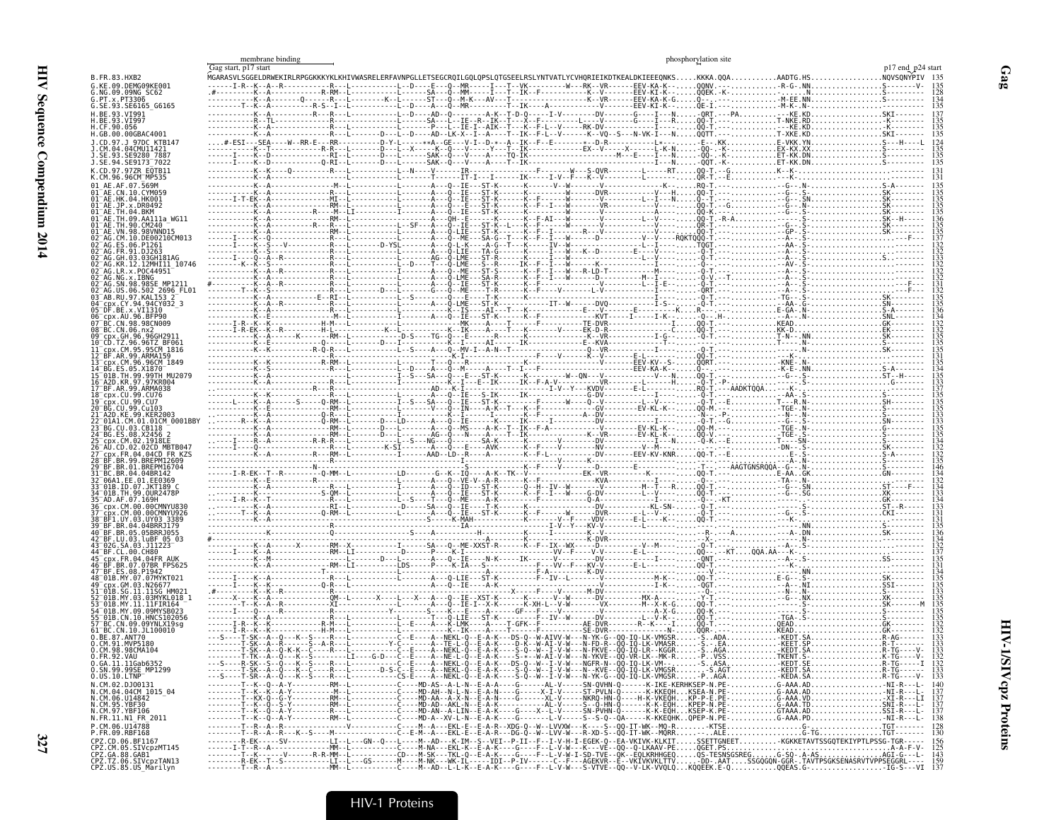**Gag** — HIV-1/SIVcpz Proteins

```
                 membrane binding                                                                                  phosphorylation site
                 Gag start, p17 start                                                                                                                          p17 end_p24 start
B.FR.83.HXB2     MGARASVLSGGELDRWEKIRLRPGGKKKYKLKHIVWASRELERFAVNPGLLETSEGCRQILGQLQPSLQTGSEELRSLYNTVATLYCVHQRIEIKDTKEALDKIEEEQNKS.....KKKA.QQA...........AADTG.HS.................NQVSQNYPIV  135
G.KE.09.DEMG09KE001                 135
G.NG.09.09NG_SC62                   128
G.PT.x.PT3306                       134
G.SE.93.SE6165_G6165                135
H.BE.93.VI991                       137
H.BE.93.VI997                       135
H.CF.90.056                         135
H.GB.00.00GBAC4001                  135
J.CD.97.J_97DC_KTB147               124
J.CM.04.04CMU11421                  135
J.SE.93.SE9280_7887                 135
J.SE.94.SE9173_7022                 135
K.CD.97.97ZR_EQTB11                 131
K.CM.96.96CM_MP535                  131
01_AE.AF.07.569M                    135
01_AE.CN.10.CYM059                  135
01_AE.HK.04.HK001                   135
01_AE.JP.x.DR0492                   135
01_AE.TH.04.BKM                     135
01_AE.TH.09.AA111a_WG11             136
01_AE.TH.90.CM240                   135
01_AE.VN.98.98VNND15                135
02_AG.CM.10.DE00210CM013            137
02_AG.ES.06.P1261                   132
02_AG.FR.91.DJ263                   132
02_AG.GH.03.03GH181AG               133
02_AG.KR.12.12MHI11_10746           132
02_AG.LR.x.POC44951                 132
02_AG.NG.x.IBNG                     132
02_AG.SN.98.98SE_MP1211             131
02_AG.US.06.502_2696_FL01           132
03_AB.RU.97.KAL153_2                135
04_cpx.CY.94.94CY032_3              135
05_DF.BE.x.VI1310                   136
06_cpx.AU.96.BFP90                  134
07_BC.CN.98.98CN009                 133
08_BC.CN.06.nx2                     132
09_cpx.GH.96.96GH2911               135
10_CD.TZ.96.96TZ_BF061              135
11_cpx.CM.95.95CM_1816              135
12_BF.AR.99.ARMA159                 131
13_cpx.CM.96.96CM_1849              135
14_BG.ES.05.X1870                   134
15_01B.TH.99.99TH_MU2079            135
16_A2D.KR.97.97KR004                133
17_BF.AR.99.ARMA038                 137
18_cpx.CU.99.CU76                   133
19_cpx.CU.99.CU7                    135
20_BG.CU.99.Cu103                   135
21_A2D.KE.99.KER2003                133
22_01A1.CM.01.01CM_0001BBY          133
23_BG.CU.03.CB118                   135
24_BG.ES.08.X2456_2                 135
25_cpx.CM.02.1918LE                 134
26_AU.CD.02.02CD_MBTB047            132
27_cpx.FR.04.04CD_FR_KZS            135
28_BF.BR.99.BREPM12609              135
29_BF.BR.01.BREPM16704              146
31_BC.BR.04.04BR142                 134
32_06A1.EE.01.EE0369                132
33_01B.ID.07.JKT189_C               134
34_01B.TH.99.OUR2478P               133
35_AD.AF.07.169H                    134
36_cpx.CM.00.00CMNYU830             133
37_cpx.CM.00.00CMNYU926             131
38_BF1.UY.03.UY03_3389              131
39_BF.BR.04.04BRRJ179               135
40_BF.BR.05.05BRRJ055               136
42_BF.LU.03.luBF_05_03              134
43_02G.SA.03.J11223                 132
44_BF.CL.00.CH80                    137
45_cpx.FR.04.04FR_AUK               135
46_BF.BR.07.07BR_FPS625             131
47_BF.ES.08.P1942                   134
48_01B.MY.07.07MYKT021              133
49_cpx.GM.03.N26677                 135
51_01B.SG.11.11SG_HM021             133
52_01B.MY.03.03MYKL018_1            135
53_01B.MY.11.11FIR164               135
54_01B.MY.09.09MYSB023              135
55_01B.CN.10.HNCS102056             135
57_BC.CN.09.09YNLX19sg              132
61_BC.CN.10.JL100010                132
O.BE.87.ANT70                       133
O.CM.91.MVP5180                     133
O.CM.98.98CMA104                    132
O.FR.92.VAU                         132
O.GA.11.11Gab6352                   132
O.SN.99.99SE_MP1299                 133
O.US.10.LTNP                        133
N.CM.02.DJO0131                     140
N.CM.04.04CM_1015_04                137
N.CM.06.U14842                      137
N.CM.95.YBF30                       137
N.CM.97.YBF106                      137
N.FR.11.N1_FR_2011                  138
P.CM.06.U14788                      128
P.FR.09.RBF168                      130
CPZ.CD.06.BF1167                    156
CPZ.CM.05.SIVcpzMT145               125
CPZ.GA.88.GAB1                      143
CPZ.TZ.06.SIVcpzTAN13               159
CPZ.US.85.US_Marilyn                137
```

HIV-1 Proteins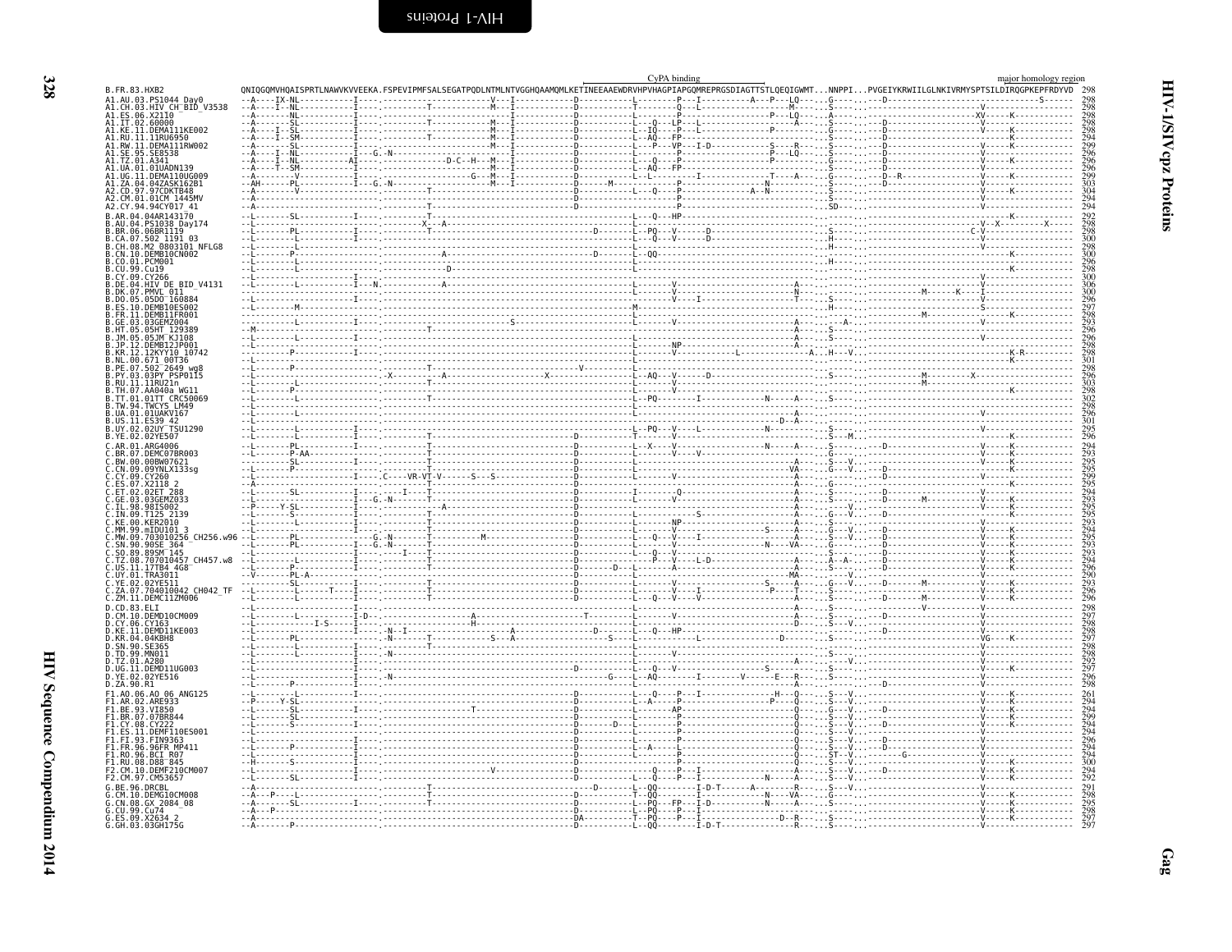```
                                                          CyPA binding                                                         major homology region
B.FR.83.HXB2                  QNIQGQMVHQAISPRTLNAWVKVVEEKA.FSPEVIPMFSALSEGATPQDLNTMLNTVGGHQAAMQMLKETINEEAAEWDRVHPVHAGPIAPGQMREPRGSDIAGTTSTLQEQIGWMT...NNPPI...PVGEIYKRWIILGLNKIVRMYSPTSILDIRQGPKEPFRDYVD  298
A1.AU.03.PS1044_Day0          298
A1.CH.03.HIV_CH_BID_V3538     298
A1.ES.06.X2110                298
A1.IT.02.60000                298
A1.KE.11.DEMA111KE002         298
A1.RU.11.11RU6950             294
A1.RW.11.DEMA111RW002         299
A1.SE.95.SE8538               296
A1.TZ.01.A341                 296
A1.UA.01.01UADN139            296
A1.UG.11.DEMA110UG009         299
A1.ZA.04.04ZASK162B1          303
A2.CD.97.97CDKTB48            304
A2.CM.01.01CM_1445MV          294
A2.CY.94.94CY017_41           294
B.AR.04.04AR143170            292
B.AU.04.PS1038_Day174         298
B.BR.06.06BR1119              298
B.CA.07.502_1191_03           300
B.CH.08.M2_0803101_NFLG8      298
B.CN.10.DEMB10CN002           300
B.CO.01.PCM001                296
B.CU.99.Cu19                  298
B.CY.09.CY266                 300
B.DE.04.HIV_DE_BID_V4131      306
B.DK.07.PMVL_011              300
B.DO.05.05DO_160884           296
B.ES.10.DEMB10ES002           297
B.FR.11.DEMB11FR001           298
B.GE.03.03GEMZ004             293
B.HT.05.05HT_129389           296
B.JM.05.05JM_KJ108            296
B.JP.12.DEMB12JP001           298
B.KR.12.12KY10_10742          298
B.NL.00.671_00T36             301
B.PE.07.502_2649_wg8          298
B.PY.03.03PY_PSP0115          296
B.RU.11.11RU21n               303
B.TH.07.AA040a_WG11           298
B.TT.01.01TT_CRC50069         302
B.TW.94.TWCYS_LM49            298
B.UA.01.01UAKV167             296
B.US.11.ES39_42               301
B.UY.02.02UY_TSU1290          295
B.YE.02.02YE507               296
C.AR.01.ARG4006               294
C.BR.07.DEMC07BR003           293
C.BW.00.00BW07621             295
C.CN.09.09YNLX133sg           295
C.CY.09.CY260                 299
C.ES.07.X2118_2               295
C.ET.02.02ET_288              294
C.GE.03.03GEMZ033             293
C.IL.98.98IS002               295
C.IN.09.T125_2139             295
C.KE.00.KER2010               293
C.MM.99.mIDU101_3             294
C.MW.09.703010256_CH256.w96   295
C.SN.90.90SE_364              293
C.SO.89.89SM_145              293
C.TZ.08.707010457_CH457.w8    294
C.US.11.17TB4_4G8             296
C.UY.01.TRA3011               290
C.YE.02.02YE511               293
C.ZA.07.704010042_CH042_TF    296
C.ZM.11.DEMC11ZM006           296
D.CD.83.ELI                   298
D.CM.10.DEMD10CM009           297
D.CY.06.CY163                 298
D.KE.11.DEMD11KE003           298
D.KR.04.04KBH8                297
D.SN.90.SE365                 298
D.TD.99.MN011                 298
D.TZ.01.A280                  292
D.UG.11.DEMD11UG003           297
D.YE.02.02YE516               296
D.ZA.90.R1                    298
F1.AO.06.AO_06_ANG125         261
F1.AR.02.ARE933               294
F1.BE.93.VI850                294
F1.BR.07.07BR844              299
F1.CY.08.CY222                294
F1.ES.11.DEMF110ES001         294
F1.FI.93.FIN9363              296
F1.FR.96.96FR_MP411           294
F1.RO.96.BCI_R07              294
F1.RU.08.D88_845              300
F2.CM.10.DEMF210CM007         294
F2.CM.97.CM53657              292
G.BE.96.DRCBL                 291
G.CM.10.DEMG10CM008           298
G.CN.08.GX_2084_08            295
G.CU.99.Cu74                  298
G.ES.09.X2634_2               297
G.GH.03.03GH175G              297
```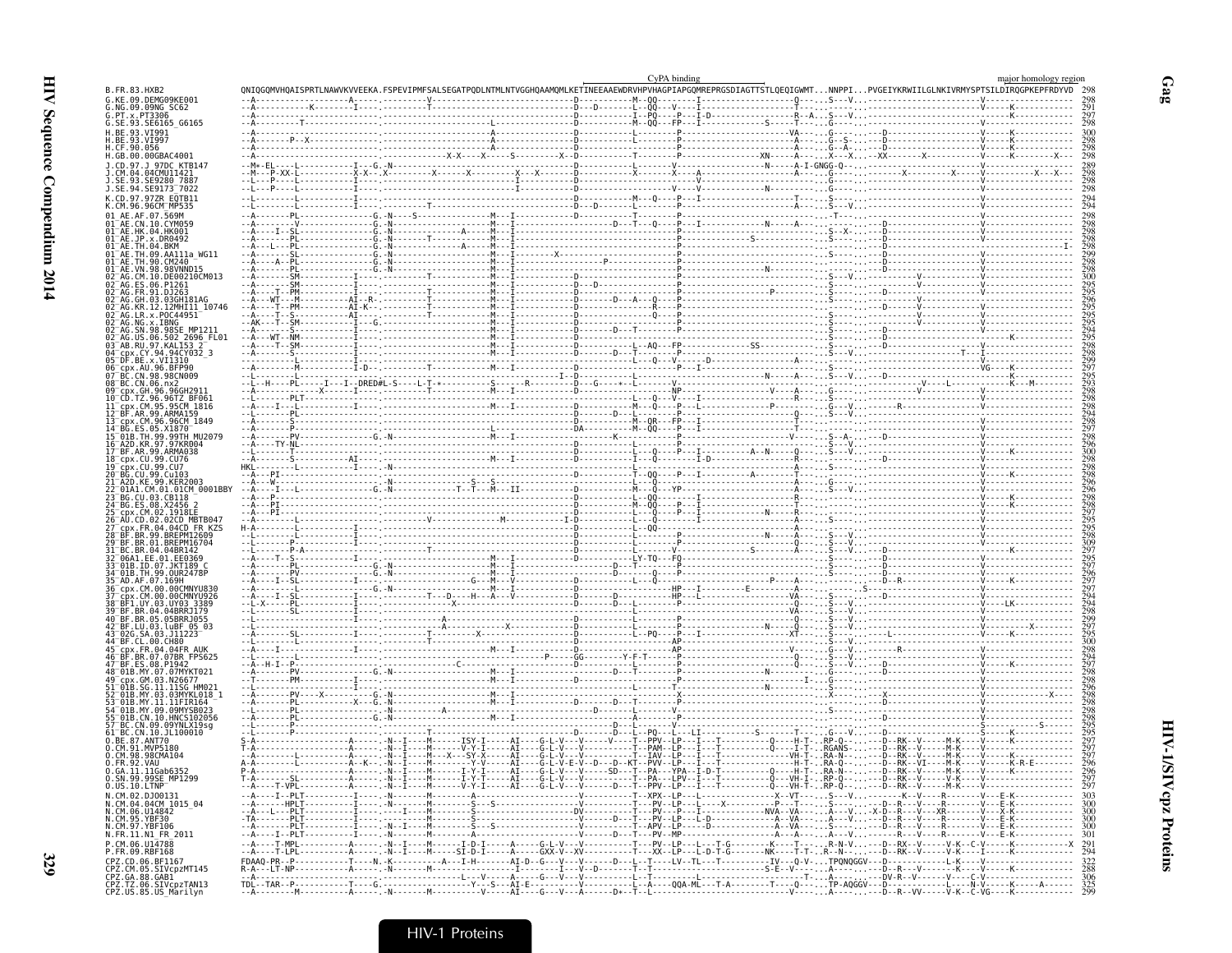```
                                                                                                   CyPA binding                                                        major homology region
B.FR.83.HXB2    QNIQGQMVHQAISPRTLNAWVKVVEEKA.FSPEVIPMFSALSEGATPQDLNTMLNTVGGHQAAMQMLKETINEEAAEWDRVHPVHAGPIAPGQMREPRGSDIAGTTSTLQEQIGWMT...NNPPI...PVGEIYKRWIILGLNKIVRMYSPTSILDIRQGPKEPFRDYVD  298
```

The aligned residues for the sequences below are too small to read reliably. Sequence names and their end positions:

```
G.KE.09.DEMG09KE001              298
G.NG.09.09NG_SC62                291
G.PT.x.PT3306                    297
G.SE.93.SE6165_G6165             298
H.BE.93.VI991                    300
H.BE.93.VI997                    298
H.CF.90.056                      298
H.GB.00.00GBAC4001               298
J.CD.97.J_97DC_KTB147            289
J.CM.04.04CMU11421               298
J.SE.93.SE9280_7887              298
J.SE.94.SE9173_7022              298
K.CD.97.97ZR_EQTB11              294
K.CM.96.96CM_MP535               294
01_AE.AF.07.569M                 298
01_AE.CN.10.CYM059               298
01_AE.HK.04.HK001                298
01_AE.JP.x.DR0492                298
01_AE.TH.04.BKM                  298
01_AE.TH.09.AA111a_WG11          299
01_AE.TH.90.CM240                298
01_AE.VN.98.98VNND15             298
02_AG.CM.10.DE00210CM013         300
02_AG.ES.06.P1261                295
02_AG.FR.91.DJ263                295
02_AG.GH.03.03GH181AG            296
02_AG.KR.12.12MHI11_10746        295
02_AG.LR.x.POC44951              295
02_AG.NG.x.IBNG                  295
02_AG.SN.98.98SE_MP1211          294
02_AG.US.06.502_2696_FL01        295
03_AB.RU.97.KAL153_2             298
04_cpx.CY.94.94CY032_3           298
05_DF.BE.x.VI1310                299
06_cpx.AU.96.BFP90               297
07_BC.CN.98.98CN009              295
08_BC.CN.06.nx2                  293
09_cpx.GH.96.96GH2911            294
10_CD.TZ.96.96TZ_BF061           298
11_cpx.CM.95.95CM_1816           298
12_BF.AR.99.ARMA159              298
13_cpx.CM.96.96CM_1849           294
14_BG.ES.05.X1870                298
15_01B.TH.99.99TH_MU2079         297
16_A2D.KR.97.97KR004             298
17_BF.AR.99.ARMA038              296
18_cpx.CU.99.CU76                300
19_cpx.CU.99.CU7                 298
20_BG.CU.99.Cu103                298
21_A2D.KE.99.KER2003             298
22_01A1.CM.01.01CM_0001BBY       296
23_BG.CU.03.CB118                298
24_BG.ES.08.X2456_2              298
25_cpx.CM.02.1918LE              297
26_AU.CD.02.02CD_MBTB047         295
27_cpx.FR.04.04CD_FR_KZS         295
28_BF.BR.99.BREPM12609           298
29_BF.BR.01.BREPM16704           309
31_BC.BR.04.04BR142              297
32_06A1.EE.01.EE0369             295
33_01B.ID.07.JKT189_C            297
34_01B.TH.99.OUR2478P            296
35_AD.AF.07.169H                 297
36_cpx.CM.00.00CMNYU830          297
37_cpx.CM.00.00CMNYU926          294
38_BF1.UY.03.UY03_3389           294
39_BF.BR.04.04BRRJ179            298
40_BF.BR.05.05BRRJ055            299
42_BF.LU.03.luBF_05_03           297
43_02G.SA.03.J11223              295
44_BF.CL.00.CH80                 300
45_cpx.FR.04.04FR_AUK            298
46_BF.BR.07.07BR_FPS625          294
47_BF.ES.08.P1942                297
48_01B.MY.07.07MYKT021           298
49_cpx.GM.03.N26677              298
51_01B.SG.11.11SG_HM021          296
52_01B.MY.03.03MYKL018_1         298
53_01B.MY.11.11FIR164            298
54_01B.MY.09.09MYSB023           298
55_01B.CN.10.HNCS102056          298
57_BC.CN.09.09YNLX19sg           298
61_BC.CN.10.JL100010             295
O.BE.87.ANT70                    297
O.CM.91.MVP5180                  297
O.CM.98.98CMA104                 297
O.FR.92.VAU                      296
O.GA.11.11Gab6352                296
O.SN.99.99SE_MP1299              297
O.US.10.LTNP                     297
N.CM.02.DJO0131                  303
N.CM.04.04CM_1015_04             300
N.CM.06.U14842                   300
N.CM.95.YBF30                    300
N.CM.97.YBF106                   300
N.FR.11.N1_FR_2011               301
P.CM.06.U14788                   291
P.FR.09.RBF168                   294
CPZ.CD.06.BF1167                 292
CPZ.CM.05.SIVcpzMT145            288
CPZ.GA.88.GAB1                   306
CPZ.TZ.06.SIVcpzTAN13            295
CPZ.US.85.US_Marilyn             299
```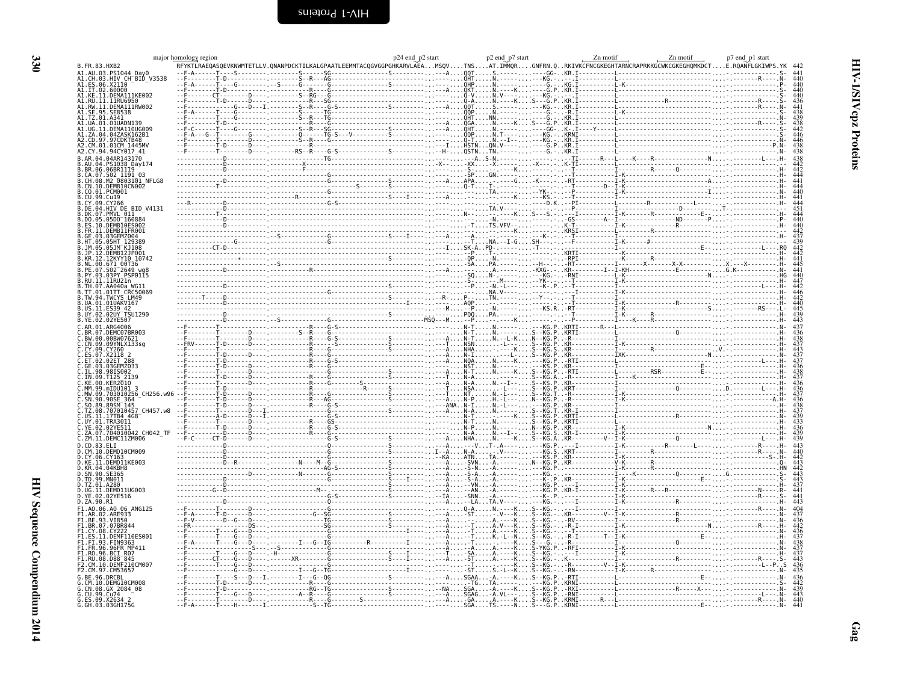# HIV-1/SIVcpz Proteins

## Gag

Alignment landmarks: major homology region; p24 end p2 start; p2 end p7 start; Zn motif; Zn motif; p7 end p1 start

```
B.FR.83.HXB2   RFYKTLRAEQASQEVKNWMTETLLV.QNANPDCKTILKALGPAATLEEMMTACQGVGGPGHKARVLAEA...MSQV....TNS....AT.IMMQR....GNFRN.Q..RKIVKCFNCGKEGHTARNCRAPRKKGCWKCGKEGHQMKDCT....E.RQANFLGKIWPS.YK   442
```

| Sequence | End position |
|---|---|
| B.FR.83.HXB2 | 442 |
| A1.AU.03.PS1044_Day0 | 441 |
| A1.CH.03.HIV_CH_BID_V3538 | 440 |
| A1.ES.06.X2110 | 440 |
| A1.IT.02.60000 | 440 |
| A1.KE.11.DEMA111KE002 | 440 |
| A1.RU.11.11RU6950 | 436 |
| A1.RW.11.DEMA111RW002 | 441 |
| A1.SE.95.SE8538 | 438 |
| A1.TZ.01.A341 | 439 |
| A1.UA.01.01UADN139 | 438 |
| A1.UG.11.DEMA110UG009 | 442 |
| A1.ZA.04.04ZASK162B1 | 446 |
| A2.CD.97.97CDKTB48 | 446 |
| A2.CM.01.01CM_1445MV | 438 |
| A2.CY.94.94CY017_41 | 438 |
| B.AR.04.04AR143170 | 438 |
| B.AU.04.PS1038_Day174 | 442 |
| B.BR.06.06BR1119 | 442 |
| B.CA.07.502_1191_03 | 444 |
| B.CH.08.M2_0803101_NFLG8 | 441 |
| B.CN.10.DEMB10CN002 | 444 |
| B.CO.01.PCM001 | 440 |
| B.CU.99.Cu19 | 441 |
| B.CY.09.CY266 | 444 |
| B.DE.04.HIV_DE_BID_V4131 | 451 |
| B.DK.07.PMVL_011 | 444 |
| B.DO.05.05DO_160884 | 440 |
| B.ES.10.DEMB10ES002 | 440 |
| B.FR.11.DEMB11FR001 | 442 |
| B.GE.03.03GEMZ004 | 437 |
| B.HT.05.05HT_129389 | 439 |
| B.JM.05.05JM_KJ108 | 442 |
| B.JP.12.DEMB12JP001 | 442 |
| B.KR.12.12KYY10_10742 | 441 |
| B.NL.00.671_00T36 | 445 |
| B.PE.07.502_2649_wg8 | 441 |
| B.PY.03.03PY_PSP0115 | 440 |
| B.RU.11.11RU21n | 447 |
| B.TH.07.AA040a_WG11 | 442 |
| B.TT.01.01TT_CRC50069 | 446 |
| B.TW.94.TWCYS_LM49 | 442 |
| B.UA.01.01UAKV167 | 440 |
| B.US.11.ES39_42 | 445 |
| B.UY.02.02UY_TSU1290 | 439 |
| B.YE.02.02YE507 | 443 |
| C.AR.01.ARG4006 | 437 |
| C.BR.07.DEMC07BR003 | 436 |
| C.BW.00.00BW07621 | 438 |
| C.CN.09.09YNLX133sg | 437 |
| C.CY.09.CY260 | 443 |
| C.ES.07.X2118_2 | 437 |
| C.ET.02.02ET_288 | 437 |
| C.GE.03.03GEMZ033 | 436 |
| C.IL.98.98IS002 | 438 |
| C.IN.09.T125_2139 | 437 |
| C.KE.00.KER2010 | 436 |
| C.MM.99.mIDU101_3 | 436 |
| C.MW.09.703010256_CH256.w96 | 437 |
| C.SN.90.90SE_364 | 436 |
| C.SO.89.89SM_145 | 438 |
| C.TZ.08.707010457_CH457.w8 | 437 |
| C.US.11.17TB4_4G8 | 439 |
| C.UY.01.TRA3011 | 433 |
| C.YE.02.02YE511 | 436 |
| C.ZA.07.704010042_CH042_TF | 439 |
| C.ZM.11.DEMC11ZM006 | 439 |
| D.CD.83.ELI | 443 |
| D.CM.10.DEMD10CM009 | 440 |
| D.CY.06.CY163 | 442 |
| D.KE.11.DEMD11KE003 | 443 |
| D.KR.04.04KBH8 | 442 |
| D.SN.90.SE365 | 443 |
| D.TD.99.MN011 | 443 |
| D.TZ.01.A280 | 437 |
| D.UG.11.DEMD11UG003 | 441 |
| D.YE.02.02YE516 | 441 |
| D.ZA.90.R1 | 443 |
| F1.AO.06.AO_06_ANG125 | 404 |
| F1.AR.02.ARE933 | 437 |
| F1.BE.93.VI850 | 436 |
| F1.BR.07.07BR844 | 442 |
| F1.CY.08.CY222 | 436 |
| F1.ES.11.DEMF110ES001 | 437 |
| F1.FI.93.FIN9363 | 438 |
| F1.FR.96.96FR_MP411 | 437 |
| F1.RO.96.BCI_R07 | 437 |
| F1.RU.08.D88_845 | 443 |
| F2.CM.10.DEMF210CM007 | 436 |
| F2.CM.97.CM53657 | 435 |
| G.BE.96.DRCBL | 436 |
| G.CM.10.DEMG10CM008 | 442 |
| G.CN.08.GX_2084_08 | 439 |
| G.CU.99.Cu74 | 443 |
| G.ES.09.X2634_2 | 440 |
| G.GH.03.03GH175G | 441 |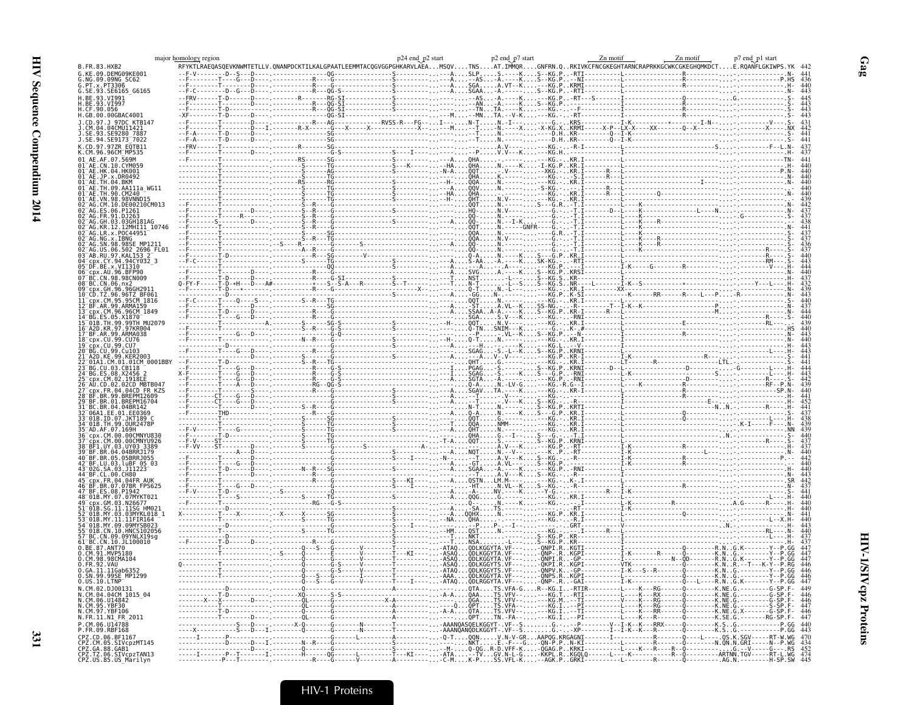major homology region · p24 end_p2 start · p2 end_p7 start · Zn motif · Zn motif · p7 end_p1 start

```
B.FR.83.HXB2   RFYKTLRAEQASQEVKNWMTETLLV.QNANPDCKTILKALGPAATLEEMMTACQGVGGPGHKARVLAEA...MSQV....TNS....AT.IMMQR....GNFRN.Q..RKIVKCFNCGKEGHTARNCRAPRKKGCWKCGKEGHQMKDCT....E.RQANFLGKIWPS.YK 442
```

| Sequence | End position |
|---|---|
| G.KE.09.DEMG09KE001 | 441 |
| G.NG.09.09NG_SC62 | 436 |
| G.PT.x.PT3306 | 440 |
| G.SE.93.SE6165_G6165 | 443 |
| H.BE.93.VI991 | 445 |
| H.BE.93.VI997 | 443 |
| H.CF.90.056 | 443 |
| H.GB.00.00GBAC4001 | 443 |
| J.CD.97.J_97DC_KTB147 | 431 |
| J.CM.04.04CMU11421 | 442 |
| J.SE.93.SE9280_7887 | 441 |
| J.SE.94.SE9173_7022 | 441 |
| K.CD.97.97ZR_EQTB11 | 437 |
| K.CM.96.96CM_MP535 | 437 |
| 01_AE.AF.07.569M | 441 |
| 01_AE.CN.10.CYM059 | 440 |
| 01_AE.HK.04.HK001 | 440 |
| 01_AE.JP.x.DR0492 | 440 |
| 01_AE.TH.04.BKM | 440 |
| 01_AE.TH.09.AA111a_WG11 | 440 |
| 01_AE.TH.90.CM240 | 440 |
| 01_AE.VN.98.98VNND15 | 439 |
| 02_AG.CM.10.DE00210CM013 | 442 |
| 02_AG.ES.06.P1261 | 437 |
| 02_AG.FR.91.DJ263 | 437 |
| 02_AG.GH.03.03GH181AG | 438 |
| 02_AG.KR.12.12MHI11_10746 | 441 |
| 02_AG.LR.x.POC44951 | 437 |
| 02_AG.NG.x.IBNG | 437 |
| 02_AG.SN.98.98SE_MP1211 | 436 |
| 02_AG.US.06.502_2696_FL01 | 437 |
| 03_AB.RU.97.KAL153_2 | 440 |
| 04_cpx.CY.94.94CY032_3 | 443 |
| 05_DF.BE.x.VI1310 | 444 |
| 06_cpx.AU.96.BFP90 | 440 |
| 07_BC.CN.98.98CN009 | 437 |
| 08_BC.CN.06.nx2 | 432 |
| 09_cpx.GH.96.96GH2911 | 439 |
| 10_CD.TZ.96.96TZ_BF061 | 443 |
| 11_cpx.CM.95.95CM_1816 | 440 |
| 12_BF.AR.99.ARMA159 | 437 |
| 13_cpx.CM.96.96CM_1849 | 444 |
| 14_BG.ES.05.X1870 | 440 |
| 15_01B.TH.99.99TH_MU2079 | 439 |
| 16_A2D.KR.97.97KR004 | 440 |
| 17_BF.AR.99.ARMA038 | 443 |
| 18_cpx.CU.99.CU76 | 440 |
| 19_cpx.CU.99.CU7 | 443 |
| 20_BG.CU.99.Cu103 | 443 |
| 21_A2D.KE.99.KER2003 | 443 |
| 22_01A1.CM.01.01CM_0001BBY | 441 |
| 23_BG.CU.03.CB118 | 444 |
| 24_BG.ES.08.X2456_2 | 444 |
| 25_cpx.CM.02.1918LE | 442 |
| 26_AU.CD.02.02CD_MBTB047 | 439 |
| 27_cpx.FR.04.04CD_FR_KZS | 440 |
| 28_BF.BR.99.BREPM12609 | 441 |
| 29_BF.BR.01.BREPM16704 | 452 |
| 31_BC.BR.04.04BR142 | 441 |
| 32_06A1.EE.01.EE0369 | 437 |
| 33_01B.ID.07.JKT189_C | 438 |
| 34_01B.TH.99.OUR2478P | 439 |
| 35_AD.AF.07.169H | 439 |
| 36_cpx.CM.00.00CMNYU830 | 440 |
| 37_cpx.CM.00.00CMNYU926 | 437 |
| 38_BF1.UY.03.UY03_3389 | 437 |
| 39_BF.BR.04.04BRRJ179 | 440 |
| 40_BF.BR.05.05BRRJ055 | 442 |
| 42_BF.LU.03.luBF_05_03 | 440 |
| 43_02G.SA.03.J11223 | 440 |
| 44_BF.CL.00.CH80 | 443 |
| 45_cpx.FR.04.04FR_AUK | 442 |
| 46_BF.BR.07.07BR_FPS625 | 437 |
| 47_BF.ES.08.P1942 | 441 |
| 48_01B.MY.07.07MYKT021 | 440 |
| 49_cpx.GM.03.N26677 | 440 |
| 51_01B.SG.11.11SG_HM021 | 440 |
| 52_01B.MY.03.03MYKL018_1 | 441 |
| 53_01B.MY.11.11FIR164 | 440 |
| 54_01B.MY.09.09MYSB023 | 443 |
| 55_01B.CN.10.HNCS102056 | 440 |
| 57_BC.CN.09.09YNLX19sg | 437 |
| 61_BC.CN.10.JL100010 | 437 |
| O.BE.87.ANT70 | 447 |
| O.CM.91.MVP5180 | 447 |
| O.CM.98.98CMA104 | 447 |
| O.FR.92.VAU | 446 |
| O.GA.11.11Gab6352 | 446 |
| O.SN.99.99SE_MP1299 | 446 |
| O.US.10.LTNP | 446 |
| N.CM.02.DJO0131 | 449 |
| N.CM.04.04CM_1015_04 | 446 |
| N.CM.06.U14842 | 446 |
| N.CM.95.YBF30 | 447 |
| N.CM.97.YBF106 | 446 |
| N.FR.11.N1_FR_2011 | 447 |
| P.CM.06.U14788 | 440 |
| P.FR.09.RBF168 | 443 |
| CPZ.CD.06.BF1167 | 470 |
| CPZ.CM.05.SIVcpzMT145 | 434 |
| CPZ.GA.88.GAB1 | 452 |
| CPZ.TZ.06.SIVcpzTAN13 | 474 |
| CPZ.US.85.US_Marilyn | 445 |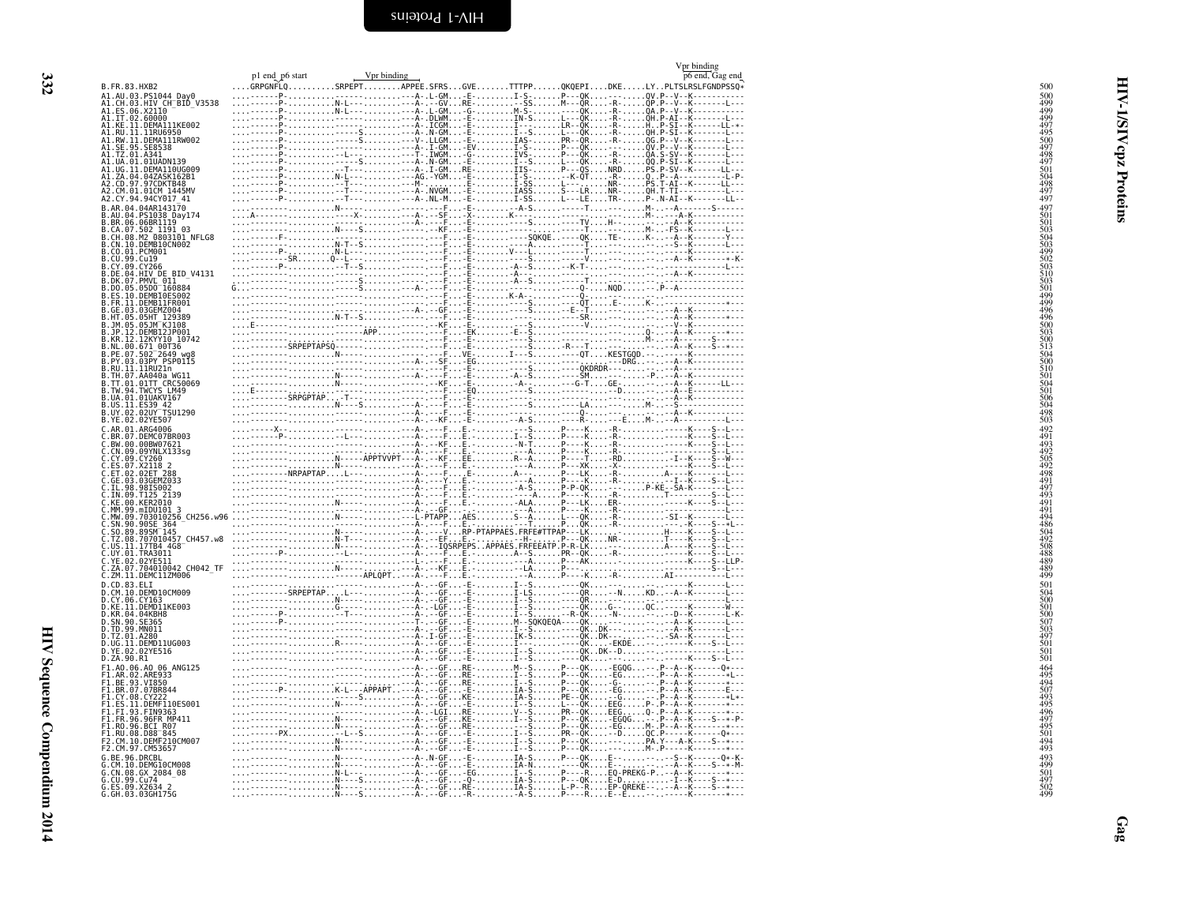# Gag

| | p1 end p6 start / Vpr binding / Vpr binding / p6 end, Gag end | |
|---|---|---|
| B.FR.83.HXB2 | ....GRPGNFLQ..........SRPEPT.........APPEE.SFRS...GVE.......TTTPP......QKQEPI....DKE.....LY..PLTSLRSLFGNDPSSQ* | 500 |
| A1.AU.03.PS1044_Day0 | ....------P..........------..........--A-.L-GM...-E-........I-S-......P---QK.........-.....QV.P--V--K----------- | 500 |
| A1.CH.03.HIV_CH_BID_V3538 | ....------P..........N-L---..........--A-.--GV...RE-........--SS......M---QR....-R-.....QP.P--V--K--------L--- | 499 |
| A1.ES.06.X2110 | ....------P..........N-L---..........--A-.L-GM...-G-........M-S-......------QK....-R-.....QA.P--V--K----------- | 499 |
| A1.IT.02.60000 | ....------P..........------..........--A-.DLWM...-E-........IN-S......L---QK....-R-.....QH.P-AI--K--------L--- | 499 |
| A1.KE.11.DEMA111KE002 | ....------P..........------..........--A-.ICGM...-E-........I-----......LR--QK....-R-.....H..P-SI--K-------LL-*- | 497 |
| A1.RU.11.11RU6950 | ....------P..........-----S..........--A-.N-GM...-E-........I--S......L---QK....-R-.....QH.P-SI--K--------L--- | 495 |
| A1.RW.11.DEMA111RW002 | ....------P..........-----S..........--V-.LLGM...-E-........IAS-......PR--QR....-R-.....QG.P--V--K--------L--- | 500 |
| A1.SE.95.SE8538 | ....------P..........------..........--A-.I-GM...-EV........I-S-......P---QK.........-.....QV.P--V--K--------L--- | 497 |
| A1.TZ.01.A341 | ....------P..........------..........-T-.IWGM...-G-........IVS-......P---QK....-R-.....QA.S-SV--K--------L--- | 498 |
| A1.UA.01.01UADN139 | ....------P..........-----S..........--A-.N-GM...-E-........I--S......L---QK....-R-.....QQ.P-SI--K--------L--- | 497 |
| A1.UG.11.DEMA110UG009 | ....------P...........-T---..........--A-.I-GM...RE-........IIS-......P---QS....NRD.....PS.P-SV--K-------LL--- | 501 |
| A1.ZA.04.04ZASK162B1 | ....------P..........N-L---..........AG.-YGM...-E-........I-S-......-K-QT....-R-.....Q..P--A--K--------L-P- | 504 |
| A2.CD.97.97CDKTB48 | ....------P...........-T---..........--M-.......-E-........I-SS......L-------....NR-.....PS.T-AI--K-------LL--- | 498 |
| A2.CM.01.01CM_1445MV | ....------P...........-T---..........--A-.NVGM...-E-........IASS......S---LR....NR-.....QH.T-TI--------------L--- | 497 |
| A2.CY.94.94CY017_41 | ....------P...........-T---..........--A-.NL-M...-E-........I-SS......L---LE....TR-.....P-.N-AI--K-------LL--- | 497 |
| B.AR.04.04AR143170 | ....---------........N-----..........-----.---F...-E-........-A-S.......------T..........M-.....A-------S------ | 497 |
| B.AU.04.PS1038_Day174 | ....A--------........----X-..........--A-.--SF...-X-........K---.......-------...........M-.....A-K---------- | 501 |
| B.BR.06.06BR1119 | ....---------........------..........--A-.---F...-E-........-----......----TV....H--.......-.....A-K---------- | 501 |
| B.CA.07.502_1191_03 | ....---------........N--S--..........----.--KF...-E-........-----......------T..........M-.--FS--K---------- | 503 |
| B.CH.08.M2_0803101_NFLG8 | ....------F..........------..........-----.---F...-E-........----SQKQE.-----QK....TE-.....K-.....A--K-------Y--- | 504 |
| B.CN.10.DEMB10CN002 | ....---------........N-T--S..........-----.---F...-E-........---A-.......------......-.......-.....S--K---------- | 503 |
| B.CO.01.PCM001 | ....---------........N-L---..........-----.---F...-E-........V----......-----T...........-.....A--K---------- | 499 |
| B.CU.99.Cu19 | ....--------SR.......Q--L--..........-----.---F...-E-........---S.......-----V............-.....A--K-------*-K- | 502 |
| B.CY.09.CY266 | ....------P..........--T--S..........-----.---F...-E-........--A--S....--K-T-...............-..............L--- | 503 |
| B.DE.04.HIV_DE_BID_V4131 | ....---------........------..........-----.---F...-E-........--A--.......------.........-.....A--K---------- | 510 |
| B.DK.07.PMVL_011 | ....---------........----S-..........-----.---F...-E-........--A--S.......------T..........-..................... | 503 |
| B.DO.05.05DO_160884 | G...---------........----S-..........--A-.---F...-E-........-----......----Q-....NQD.....-..P--A----------- | 501 |
| B.ES.10.DEMB10ES002 | ....---------........------..........-----.---F...-E-........K-A-......-----Q-.............-.................... | 499 |
| B.FR.11.DEMB11FR001 | ....---------........------..........-----.---F...-E-........----S......---QT....E-.....K-.....--------------*--- | 499 |
| B.GE.03.03GEMZ004 | ....---------........------..........--A-.--GF...-E-........----S......--E--............-.....A--K---------- | 496 |
| B.HT.05.05HT_129389 | ....---------........N-T--S..........-----.---F...-E-........----S......---SR.............-.....A--K-------*--- | 496 |
| B.JM.05.05JM_KJ108 | ....E--------........------..........-----.--KF...-E-........---S.......-----V..............-.....V--K---------- | 500 |
| B.JP.12.DEMB12JP001 | ....---------........---APP..........-----.---F...-EK........E--S.......---------.........Q-.....A--K-------*--- | 503 |
| B.KR.12.12KY10_10742 | ....---------........------..........-----.---F...-E-........----S......-------..........M-.....A--K----------- | 500 |
| B.NL.00.671_00T36 | ....--------SRPEPTAPSQ-..............-----.---F...-E-........----S......-R---T..........-.....A--K-------S--*--- | 513 |
| B.PE.07.502_2649_wg8 | ....---------........N-----..........-----.---F...VE-........I---S......---QT....KESTGQD.--.....K---------- | 504 |
| B.PY.03.03PY_PSP0115 | ....---------........------..........--A-.--SF...-EG........-----......-----------DRG.--.....A--K---------- | 500 |
| B.RU.11.11RU21n | ....---------........------..........-----.---F...-E-........----S......---QKDRDR--.....-.....A------------ | 510 |
| B.TH.07.AA040a_WG11 | ....---------........------..........--A-.---F...-E-........--A--S......---SM..........-P.....A--K---------- | 501 |
| B.TT.01.01TT_CRC50069 | ....---------........N-----..........-----.--KF...-E-........---A-.......---G-T....GE.-.....A--K-------LL--- | 504 |
| B.TW.94.TWCYS_LM49 | ....E--------........------..........-----.---F...-EQ........-----S......-----........-D.....-.....A--E---------- | 501 |
| B.UA.01.01UAKV167 | ....---------SRPGPTAP..-T--..........-----.---F...-E-........-----S......------..........-.....A--K---------- | 506 |
| B.US.11.ES39_42 | ....---------........N---S-..........--A-.---F...-E-........----S......-----LA..........M-.....S------------ | 504 |
| B.UY.02.02UY_TSU1290 | ....---------........------..........--A-.---F...-E-........-----......----Q-..........-.....A--K---------- | 498 |
| B.YE.02.02YE507 | ....---------........------..........--A-.--KF...-E-........-A-S.......----R-....-E-.....M-.....A----------- | 503 |
| C.AR.01.ARG4006 | ....------X--........------..........--A-.---F...E-.........---S......P---K.....-R-............K----S--L--- | 492 |
| C.BR.07.DEMC07BR003 | ....------P..........-L----..........--A-.---F...E-.........I--S......P---K.....-R-............K----S--L--- | 491 |
| C.BW.00.00BW07621 | ....---------........------..........--A-.--KF...E-.........-N-T......P---K.....-R-............K----S--L--- | 493 |
| C.CN.09.09YNLX133sg | ....---------........------..........--A-.---F...E-.........---A.......P---K.....-R-............K----S--L--- | 492 |
| C.CY.09.CY260 | ....---------........N-----APPTVVPT--A-.--KF...EE-.........R--A......P---T.....-RD...........-I--K----S--W--- | 505 |
| C.ES.07.X2118_2 | ....---------........N-----..........--A-.---F...E-.........---A.......P---XK.....-X-............K----S--L--- | 492 |
| C.ET.02.02ET_288 | ....--------NRPAPTAP..-L---..........--A-.---F...E-.........A-------......P---LK.....-R-............A---K--------L--- | 498 |
| C.GE.03.03GEMZ033 | ....---------........------..........--A-.--Y-...E-.........--A--......P---K.....-R-..........-I--K----S--L--- | 491 |
| C.IL.98.98IS002 | ....---------........------..........--A-.---F...E-.........-A-S.......P-P-QK.........P-KE--SA-K--------L--- | 497 |
| C.IN.09.T125_2139 | ....---------........------..........--A-.---F...E-.........---A.......P---K.....-R-........T-----S--L--- | 493 |
| C.KE.00.KER2010 | ....---------........N-----..........--A-.---F...E-.........-ALA......P---LK.....ER-............K----S--L--- | 491 |
| C.MM.99.mIDU101_3 | ....---------........------..........--A-.--GF...E-.........---A.......P---K.....-R-............K----S--L--- | 491 |
| C.MW.09.703010256_CH256.w96 | ....---------........N-----..........-L-PTAPP...AES........S--A......L---QK.....-R-.........SI--K----L--- | 494 |
| C.SN.90.90SE_364 | ....---------........------..........--A-.---F...E-.........---T......P---QK.....-R-..........-.-K----S--*L-- | 486 |
| C.SO.89.89SM_145 | ....---------........N-----..........--A-.----V...RP-PTAPPAES.FRFE#TTPAP---LK.............H----K----S--L--- | 504 |
| C.TZ.08.707010457_CH457.w8 | ....---------........N-----..........--A-.--EF...E-.........--H-......P---QK....NR-.........T---K----S--L--- | 492 |
| C.US.11.17TB4_4G8 | ....---------........N-----..........--A-.--IQSRPEPS.APPAES.FRFEEATP.P-R-LK...........A---K----S--L--- | 508 |
| C.UY.01.TRA3011 | ....------P..........-L----..........--A-.---F...E-.........A--S......PR--QK.....-R-............K----S--L--- | 488 |
| C.YE.02.02YE511 | ....---------........------..........--L-.---F...E-.........---A.......P---AK..................K-----S--LLP- | 489 |
| C.ZA.07.704010042_CH042_TF | ....---------........N-----..........--A-.--KF...E-.........--LA......P---.....-..................S--L--- | 489 |
| C.ZM.11.DEMC11ZM006 | ....---------........------APLQPT..--A-.---F...E-.........---A.......P---K.....-R-.........AI--------L--- | 499 |
| D.CD.83.ELI | ....---------........------..........--A-.--GF...-E-........I--S......---QK.........-......-.....K--------L--- | 501 |
| D.CM.10.DEMD10CM009 | ....--------SRPEPTAP..L----..........--A-.--GF...-E-........I-LS......---QR.......-N.....KD.---A--K--------L--- | 504 |
| D.CY.06.CY163 | ....---------........N-----..........--A-.--GF...-E-........I--S......---QR..........-............................L--- | 500 |
| D.KE.11.DEMD11KE003 | ....---------........G-----..........--A-.-LGF...-E-........I--S......---QK.....G-.....QC.......K--------W--- | 501 |
| D.KR.04.04KBH8 | ....------P...........-T---..........--A-.--GF...-E-........I--S......-R-QK.....-N-......-.....D--K--------L-K- | 500 |
| D.SN.90.SE365 | ....------P..........------..........--T-.--GF...-E-........M--SQKQEQA----QK.........-.....A--K--------L--- | 507 |
| D.TD.99.MN011 | ....---------........------..........--A-.--GF...-E-........I--S......---QK..DK.......-.....A--K--------L--- | 503 |
| D.TZ.01.A280 | ....---------........------..........--A-.I-GF...-E-........IK-S......---QK..DK.......--SA--K--------L--- | 497 |
| D.UG.11.DEMD11UG003 | ....---------........R-----..........--A-.--GF...-E-........I---.......---QK....-EKDE..-.........K----S--L--- | 501 |
| D.YE.02.02YE516 | ....---------........------..........--A-.--GF...-E-........I--S......---QK..DK--D...-.........K--------L--- | 501 |
| D.ZA.90.R1 | ....---------........------..........--A-.--GF...-E-........I--S......---QK.........-.........K----S--L--- | 501 |
| F1.AO.06.AO_06_ANG125 | ....---------........------..........--A-.--GF...RE-........M--S......P---QK.....-EGQG..--.P--A--K------Q*--- | 464 |
| F1.AR.02.ARE933 | ....---------........------..........--A-.--GF...RE-........I--S......P---QK.....-EG.....--.P--A--K-------*L-- | 495 |
| F1.BE.93.VI850 | ....---------........------..........--A-.--GF...RE-........I--S......P---QK.....-G.......--.P--A--K-------*--- | 494 |
| F1.BR.07.07BR844 | ....------P..........K-L---APPAPT..--A-.--GF...-E-........IA-S......P---QK.....-EG.....--.P--A--K-------E--- | 507 |
| F1.CY.08.CY222 | ....---------........-----S..........--A-.--GF...KE-........IA-S......PE--QK.....-G.......--.P--A--K-------*L*- | 493 |
| F1.ES.11.DEMF110ES001 | ....---------........N-----..........--A-.--GF...-E-........I--S......L---QK.....EEG.....P-.P--A--K-------*--- | 495 |
| F1.FI.93.FIN9363 | ....---------........------..........--A-.-LGI...RE-........V--S......PR--QK.....EEG.....Q-.P--A--K-------*--- | 496 |
| F1.FR.96.96FR_MP411 | ....---------........N-----..........--A-.--GF...KE-........I--S......P---QK.....-EGQG..--.P--A--K----S--*-P- | 497 |
| F1.RO.96.BCI_R07 | ....---------........N-----..........--A-.--GF...RE-........I--S......P---QK.....-EG.....M-.P--A--K-------*--- | 495 |
| F1.RU.08.D88_845 | ....------PX.........--L--S..........--A-.--GF...-E-........I--S......PR--QK.....--D.....QC.P------K-------Q*--- | 501 |
| F2.CM.10.DEMF210CM007 | ....---------........N-----..........--A-.--GF...-E-........I--S......P---QK..........-.....PA.Y---A-K----S--*--- | 494 |
| F2.CM.97.CM53657 | ....---------........N-----..........--A-.--GF...-E-........I--S......P---QK..........-.....M-.P-----K-------*--- | 493 |
| G.BE.96.DRCBL | ....---------........N-----..........--A-.N-GF...-E-........IA-S......P---QK.....E--.......--.-----S--K-----Q*-K- | 493 |
| G.CM.10.DEMG10CM008 | ....---------........N-----..........--A-.--GF...-E-........IA-N......---QK.....E--.......--.---A--K----S--*-M- | 499 |
| G.CN.08.GX_2084_08 | ....---------........N-L---..........--A-.--GF...-EG........I--S......P----R.....EQ-PREKG-P.---A--K-------*--- | 501 |
| G.CU.99.Cu74 | ....---------........N---S-..........--A-.--GF...-Q-........IA-S......P---QK.....E-D.......--.-I--K----S--*--- | 497 |
| G.ES.09.X2634_2 | ....---------........N-----..........--A-.--GF...RE-........IA-S......L-P--R.....EP-QREKE-.-.--A--K----S--*--- | 502 |
| G.GH.03.03GH175G | ....---------........N---S-..........--A-.--GF...-R-........-A-S......P----R.....E--E.......--.----K-------*--- | 499 |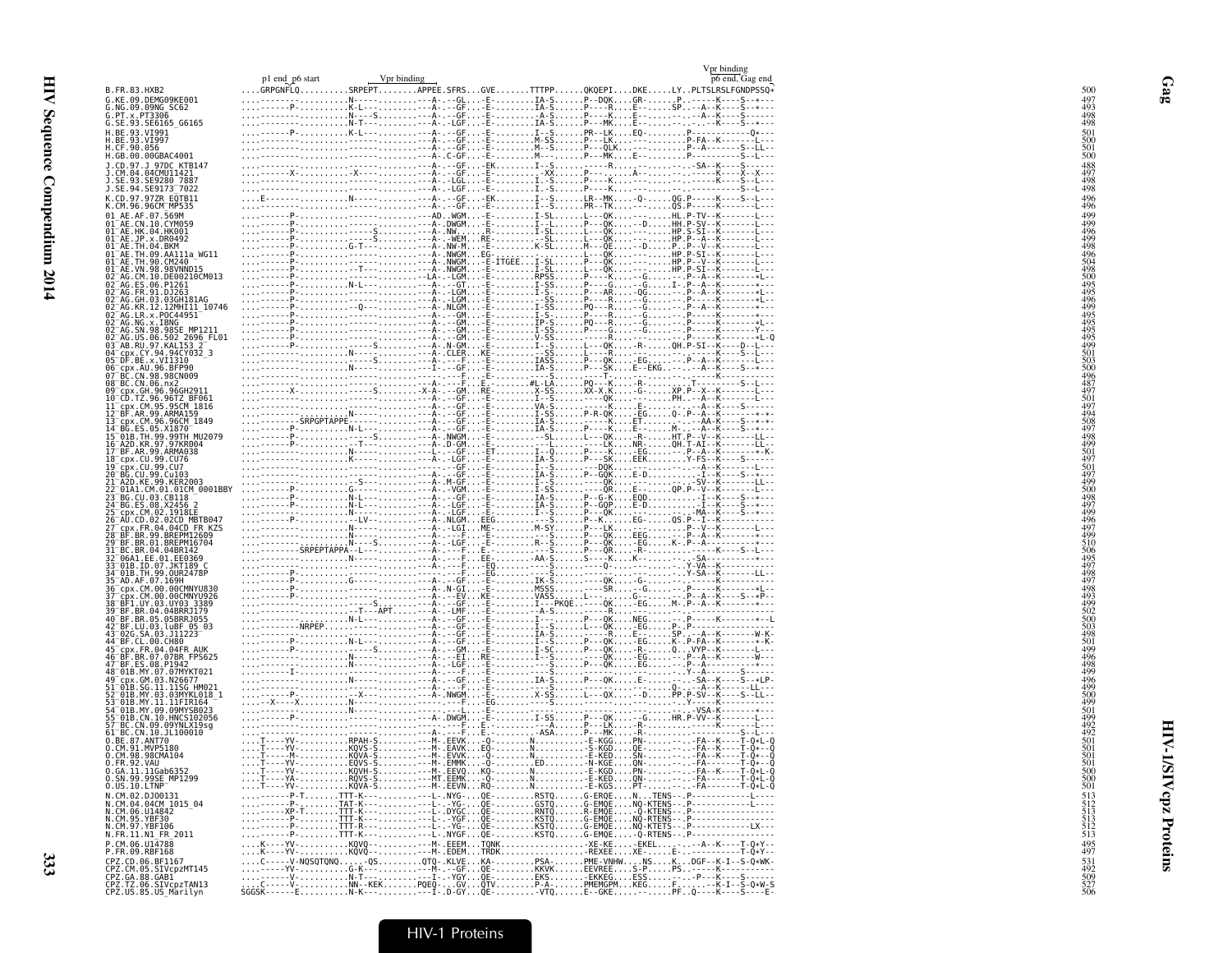```
                    p1 end  p6 start      Vpr binding                                              Vpr binding
                                                                                                   p6 end, Gag end
B.FR.83.HXB2          ...GRPGNFLQ..........SRPEPT.........APPEE.SFRS...GVE.......TTTPP......QKQEPI....DKE......LY..PLTSLRSLFGNDPSSQ*     500
```

HIV-1/SIVcpz Proteins

Gag

HIV Sequence Compendium 2014

HIV-1 Proteins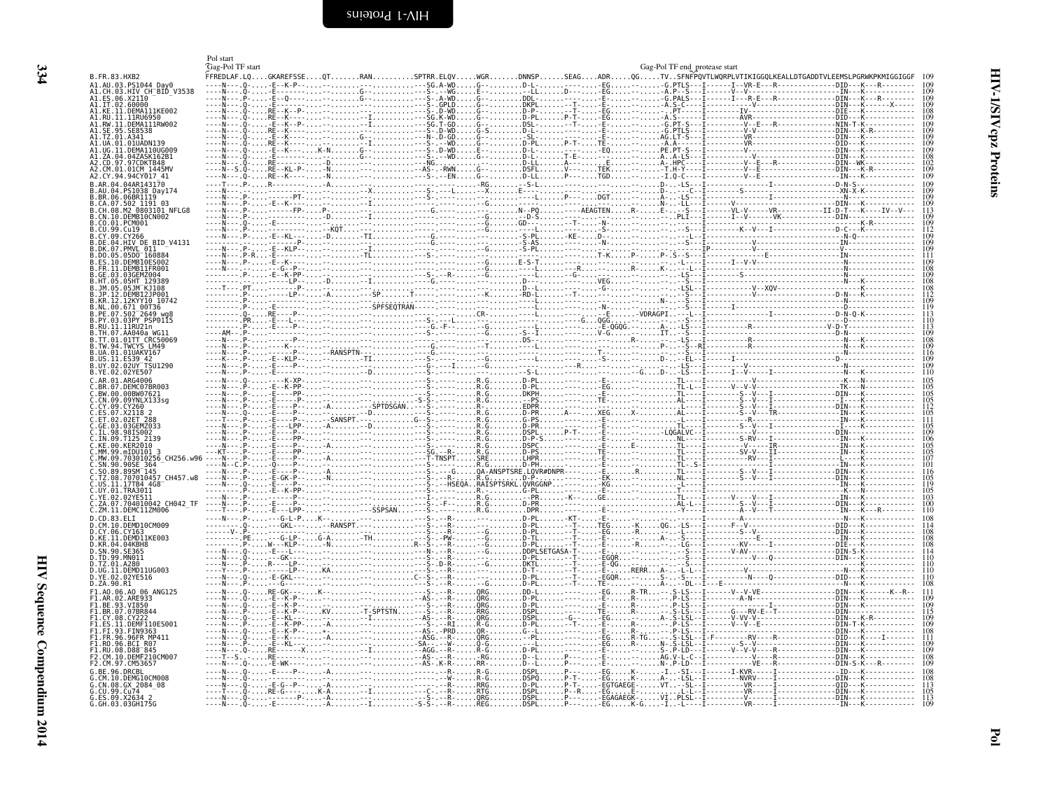```
                       Pol start
                       Gag-Pol TF start                                                                                              Gag-Pol TF end  protease start
B.FR.83.HXB2           FFREDLAF.LQ....GKAREFSSE....QT.......RAN..........SPTRR.ELQV.....WGR.......DNNSP......SEAG....ADR.....QG.....TV..SFNFPQVTLWQRPLVTIKIGGQLKEALLDTGADDTVLEEMSLPGRWKPKMIGGIGGF  109
A1.AU.03.PS1044_Day0   ----N---.Q-....-E--K-P--.........-.............SG.A-WD.....G-........D-L-.......-.......EG.....-......G.PTLS---I------I--VR-E---R------------DID---K----R--------  109
A1.CH.03.HIV_CH_BID_V3538 ----N---.Q-....-E--..........-...G-.........-..S--WG.....E-........-LL.......D---.....EG.....-......A.P--S---I-------V--V--------------------IN---K-------------  109
A1.ES.06.X2110         ----N---.P-....-E--Q-.........-...G-.........-..S--A-WD.....G-........DDL-......-.......E-.....-......G.PALS---I------I---R-E---R------------DIN---K----R--------  109
A1.IT.02.60000         ----N---.Q-....-E--K-...........-.............S--GPLD.....G-........DKPL.......-T-.....E-.....-......A.S-C---I----------V-------------------DIN---K-------X----  109
A1.KE.11.DEMA111KE002  ----N---.Q-....RE--K--P-.........-.............S--D-WD.....G-........D-P-.......-T-.....EG.....-......-.PT----I-------IV-------------------DIE---K-------------  108
A1.RU.11.11RU6950      ----N---.Q-....RE--K-........-...I.............SG.K-WD.....G-........D-PL.......P-T-....EG.....-......A.S-----I-------AVR------------------DID---K-------------  109
A1.RW.11.DEMA111RW002  ----N---.Q-....-E--K--P-.........-I............SG.T-GD.....G-........DSL-.......-T-.....E-.....-......G.PT-S---I---------V--E---R------------NIN-T-K-------------  109
A1.SE.95.SE8538        ----N---.Q-....RE--K-...........-.............S--D-WD.....G-S.......D-L-.......-.......E-.....-......G.PTLS---I---------V-V-----------------DIN---K-R-----------  109
A1.TZ.01.A341          ----N---.Q-....-E--..........-...G-...........N.-D-GD.....G-........-SL-.......-.......E-.....-......AG.LT-S---I-------VR-------------------DIN---K-------------  109
A1.UA.01.01UADN139     ----N---.Q-....RE--K-...........-I.............S---WD.....G-........D-PL.......P-T-....TE-.....-......A.A-----I-------VR-------------------DID---K-------------  109
A1.UG.11.DEMA110UG009  ----N---.Q-....-E--K--...K-N.....G-...........S.-D-WD.....E-........D-L-.......-.......EQ.....-......PE.PT-S---I--------V-------------------DIN---K-------------  109
A1.ZA.04.04ZASK162B1   ----N---.Q-....-E--K-...........G-.............S---WD.....G-........D-L-.......T-E-.....-.....-......A..A-LS---I-------VR-------------------DIN---K-------------  108
A2.CD.97.97CDKTB48     ----N---.Q-....RE--.........-D...............NG..........G-........D-LL.......A-.......E-.....-......A..HPC---I---------V--E---R------------DIN---WK------------  102
A2.CM.01.01CM_1445MV   ----N---S.Q-...RE--KL-P-.....-N.............-AS.-RWN.....G-........DSFL.......V----.....TEK.....-......-T.H-Y---I---------V--E---------------DIN---K-R-----------  109
A2.CY.94.94CY017_41    ----N---.Q-....RE--K--....-N..............-S.--EN.....G-........D-LL.......P---.....TGD.....-......I.Q-C---I---------V--E---------------IN---K-------------  109
B.AR.04.04AR143170     ----T---.P-....R--.........-.......-.............RG.......-S-L.......-.......-.....-......D-----LS--I-----------------I------------D-N-S-------------  109
B.AU.04.PS1038_Day174  ----N---.P-...........-A.......-X.............S---L.......-X........E---.......-.......-.....-......D.----C--I------S----------I-----------XN-X-K-------------  109
B.BR.06.06BR1119       ----N---.P-.........PT-.....-...........-.....S-..................-L.......P----.....DGT.....-......A.--LS--I------------I----------------N---K-------------  109
B.CA.07.502_1191_03    ----N---.P-....-E--K-...........-I..........-......-..........-G.......-.......-.......-.....-......N.--LL--I------V------------------------DIN---K-------------  109
B.CH.08.M2_0803101_NFLG8 ----N---.P-...........FP-...P-.............G..........-......N--PQ.......-----AEAGTEN....R-.....E-...S---I------VL-V-----VR----------II-D-T---K----IV--V---  113
B.CN.10.DEMB10CN002    ----N---.P-.........-......-D.........-.............-G.......-D-S.......-.......-.....-......PLI---I------I--V------VK------------DIN--------------------  109
B.CO.01.PCM001         ----N---.P-....-E--.........-.................-......-G.......GD--.......-T-.....N-.....-......-.----I---------------------------------K-R-----------  109
B.CU.99.Cu19           ----N---.P-.................-KQT...............-......-G.......-L.......-.......-S-.....-......-S---I------K--V----I-------------D-C---K-------------  112
B.CY.09.CY266          ----N---.P-....-E--KL----...-D......-TI........G..........-.......-S-PL.......-KE-.....D-.....-......-L-I------------------------------N-Q-------------  109
B.DE.04.HIV_DE_BID_V4131 ----N---.P-..........-......-P.................G..........-.......-S-AS.......-.......-N-.....-......-S---I----------------------------IN---K-------------  109
B.DK.07.PMVL_011       ----N---.P-....-E--KLP-.........-I..............-......-G.......-S-PL.......-.......-.....-......-.----IP------------V------------------V---K-------------  109
B.DO.05.05DO_160884    ----N---.P-R....E--......-....-TL........S-..........-.......-.......-.......T-K.....P-.....P..S--S---I-------------------E----------IN--------------------  111
B.ES.10.DEMB10ES002    ----N---.P-....-E--K-.........-.................-......-G.......E-S-T.......-.......-.....-......-...----I------I--V-V------------------N---K-------------  109
B.FR.11.DEMB11FR001    ----N---.-.....--G--P-........-.................-......-G.......-L.......--R.......R-.....K-.....-L-I-----------------------------------K-------------  108
B.GE.03.03GEMZ004      ---------.P-....-E--K-PP-.......-...........S..-R-......-G.......-L.......-G-.....-.....-......LS---I------S---------------------------N---K-------------  109
B.HT.05.05HT_129389    ---------.P-............LP-....-D.......-I.........G-..........-.......D-.......-.......VEG.....-......-.LS---I--------------------------------N---K-------------  108
B.JM.05.05JM_KJ108     ----T---.PT-...........P-.........................-.......D--L.......-.......-G-.....-......-.LSL--I---------V--XQV------------------K-------------  108
B.JP.12.DEMB12JP001    ---------.P-.........LP-.....-A.........SP........T-.........-K.......RD-L.......-T-.....-.....-......-S---I--------------V-----------D-N---K-------------  112
B.KR.12.12KY10_10742   ---------.P-.................-...........-..............-.......-.......-.......-.....N-.....-......-S---I----------------------------N---K-------------  109
B.NL.00.671_00T36      ---------.P-....-E--.............-SPFSEQTRAN-.....-..........-L.......-.......N-.....-......S---I----I----------------------------D---------------------  119
B.PE.07.502_2649_wg8   ---------.Q-....RE--P-.........-..........-..............CR-.......-L.......-.....-E.......VDRAGPI....L-I-----------------I-------------D-N-Q-K-------------  113
B.PY.03.03PY_PSP0115   ---------.PR....-E--L-........-.............-S....L......-G.......-L.......-G..QGG.....-N-.....-......-S---I----------------------------D---------------------  110
B.RU.11.11RU21n        ---------.P-....-E--P-.........-..........-G.-F-.........-G.......-L.......-.......-E-QGQG.....A.--LS--I------------R-------------V-D-Y-------------------  113
B.TH.07.AA040a_WG11    ----AM--.P-........................-..........-S-.......-.......-S--I.......-.......V-G.....IT.....-S---I------------------------------D-N-------------------  109
B.TT.01.01TT_CRC50069  ----N---.P-..........-........-..........-..............-DS.......-.......-.......-R.....-.......P---S--I------------R--------------------N---K-------------  108
B.TW.94.TWCYS_LM49     ----N---.P-..........K-......-.........-..............G.......-T.......-L.......-.......-.....-......P----S-RI------------R--------------------N---K-------------  109
B.UA.01.01UAKV167      ----N---.P-..........P-......-RANSPTN-...........G.......-.......-.......-.......T-.....-.....-......S---I--------------------------------------------------  116
B.US.11.ES39_42        ----K---.P-....-E--KLP-........-TI.........-S.......-G.......-L.......-.......-.....-......D.----EL-I-------I-------------------------D---------------------  109
B.UY.02.02UY_TSU1290   ----N---.P-....-E--P-............-..........-G.......I......-G.......-.......-R.....-.....-......-LS--I-----------V--------------------N---K-------------  109
B.YE.02.02YE507        ----N---.P-....-E--P-.........-D..........-.............-S-L.......-.......-.....-G.....D.--LS--I------I--V--I-------------------N---K-------------  110
C.AR.01.ARG4006        ----N---.Q-....-K-XP-.........-.............S-..........R.G.......D-PL.......-.......E-.....-......TL---I-----------V-----------------K---N-------------  105
C.BR.07.DEMC07BR003    ----N---.P-....-K-PP-.........-.............S-..........R.G.......D-PL.......-.......EG.....-......TL-L-I-------V--V-V-----------------TK---N-------------  105
C.BW.00.00BW07621      ----N---.P-....-E---PP-.......-.............S-..........R.G.......DKPH.......-.......E-.....-......TL---I-------S--V--I--------------DIN---K-------------  105
C.CN.09.09YNLX133sg    ----N---.P-....-E---P-........-..............S-S--......R.G.......-PS.......-.......E-.....-......AS---I-------S--V--I-----------------I---K-------------  105
C.CY.09.CY260          ----N---.P-....-E---P-.....-A.........-SPTDSGAN....S-.........R-........EDPR.......-.......-.....-......L---I-------S--V--I--------------DIN---K-------------  112
C.ES.07.X2118_2        ----N---.Q-....-E---P-.............D..........-S-.........R.G.......D-PR.......A-.......XEG.....X-......AL---I-------S--V--TR-------------IN---K-------------  105
C.ET.02.02ET_288       ----N---.P-....-E---P-.......-SANSPT..........G-S-.........R.G.......D-PS.......-.......E-.....-......TL---I-------R--V--I-----------------IN---K-------------  111
C.GE.03.03GEMZ033      ----N---.P-....-E---LPP-.....-A.........-D..........S-.........R.G.......D-PR.......-.......E-.....-......TL---I-------S--V--I-----------------I---K-------------  105
C.IL.98.98IS002        ----N---.P-....-E---P-.......-.............S-..........R.G.......DSPL.......P-T-.....E-.....-......LQGALVC-I-----------V--------------DIN--------------------  109
C.IN.09.T125_2139      ----N---.P-....-E---PP-.......-.............S-..........R.G.......D-P-S.......-.......E-.....-......NL---I-------S-RV--I-----------------IN---K-------------  106
C.KE.00.KER2010        ----N---.P-....-E---P-......-A.............S-..........R.G.......DSPC.......-.......E-.....E-......TL---I--------V----IR--------------IN---K-------------  105
C.MM.99.mIDU101_3      ---KT---.P-....-E---PP-.......-A.............SG.--R........R.G.......D-PS.......-.......TE-.....-......TL---I--------SV-V--II-------------IN---K-------------  105
C.MW.09.703010256_CH256.w96 ----N---.P-....-E---P-.......-A.............T-TNSPT.........SRE.......LHPR.......-.......E-.....-......TL---I-----------RV--I-------------L---K-------------  107
C.SN.90.90SE_364       ----N--C.P-....-Q---P-.......-.............S-..........R.G.......D-PH.......-.......E-.....-......TL-.S-I-----------------I--------------IN---K-------------  101
C.SO.89.89SM_145       ----N---.P-....-E---P-.......-A..................S-.....G.......QA-ANSPTSRE.LQVR#DNPR......E-.....R-.....TL-----I-------S--V--I--------------DIN---K-------------  116
C.TZ.08.707010457_CH457.w8 ----N---.P-....-E--GK-P-......-N.............-S-......R.G-......D-P-.......-.......EK.....-......NL---I-------S--V--I--------------DIN---K-------------  105
C.US.11.17TB4_4G8      ----N---.Q-....-E---P-.......-.............S-.-HSEQA.RAISPTSRKL.QVRGGNP.......-.......KG.....-......L---I-----------------I--------------IN---K-------------  119
C.UY.01.TRA3011        ---------.P-....-E--K-PP-.......-.............-S-.........R.-.........G-PL.......-.......E-.....-......T---I-----------------I-----------------K---N-------------  105
C.YE.02.02YE511        ---------.P-..........P-.........-.............I-..........R.G.......-PR.......-K-.....GE.....-......TL---I------V---V--I--------------IN---K-------------  103
C.ZA.07.704010042_CH042_TF ----N---.P-....-E---P-.......-.............S-.-F-.........R.G.......D-PR.......-.......E-.....-......AL-L-I-------S--V--I--------------DIN---K-------------  100
C.ZM.11.DEMC11ZM006    ----T---.P-....-E--LPP-.......-.........SSPSAN.......S-..........R.G.......DPR.......-.......E-.....-......Y---I-----------A--V--T---------------IN---K---R-------  110
D.CD.83.ELI            ----N---.P-....-G-L-P.....K-................-S-.-R........-.......D-PL.......-KT-.....E-.....-......-......A----------------------------N---K-------------  108
D.CM.10.DEMD10CM009    ---------.Q-.....-GKL-.........-RANSPT..........-S-.-R........-.......D-PL.......-T-.....TEG.....-K.....QG..-LS---I-------F--V-------------------DID---K-------------  114
D.CY.06.CY163          -------V-.P-.....-.........-................-S-.-R........-G.......D-PL.......-T-.....EG.....-R.....-......L---I-------S--V-----------------DIN---K-------------  108
D.KE.11.DEMD11KE003    ---------.PE.....-G-LP-.....G-A.........-TH...........-S-.-PW.......-G.......D-TL.......-T-.....E-.....-......A-.-S---I------------------------IN---K-------------  110
D.KR.04.04KBH8         ---------.P-....W---KLP-......-N.........-........R--S-.-R........-G.......D-PL.......-T-.....E-.....-R.....-.......LG---I----------KV-----I-----------DIE---K-------------  108
D.SN.90.SE365          ----N---.Q-....-E---P-.........-...............-N-.-R........-G.......DDPLSETGASA-T-.....E-.....-......-.....S---I-------V-AV-----------------DIN-S-K-------------  114
D.TD.99.MN011          ----N---.Q-....-E--GK-.........-.................-S-.-R........-.......D-PL.......-T-.....EGQR...-......S--.S---I-----------------V----Q-----------DIN---K-------------  110
D.TZ.01.A280           ----N---.P-....R---LP-.........-..........-S-.-D-R........-G.......DKTL.......-T-.....E-QG.....-......-.S---I--------------------------------------------------  110
D.UG.11.DEMD11UG003    ----Y---.P-........-LP-.....KA................-S-.-R........-.......D-T-.......-T-.....E-.....RERR...A-..L-L-I------------V---------------------N---K-------------  110
D.YE.02.02YE516        ----N---.P-....-E-GKL-.........-................C-S-.-R........-.......D-PL.......-T-.....EGQR...-......S--.S---I------------N----Q-----------DID---K-------------  110
D.ZA.90.R1             ----N---.P-............-......-..............-S-.-R........-G.......D-PL.......-T-.....TE-.....-......A-..DL--I---E-----------------------------N---K-------------  108
F1.AO.06.AO_06_ANG125  ----N---.Q-....RE-GK-......K-..................-S-.-R........QRG.......DD-L.......-.......EG.....R-TR...-.S-LS---I------V--V-VE--------------DIN---K-------K--R--  111
F1.AR.02.ARE933        ----N---.Q-....-E--K-P-.......-................AS-.-R........QRG.......D-PL.......-.......E-.....R-.....-.P-LS---I-------A-N--------------------IN---K-------------  109
F1.BE.93.VI850         ----N---.Q-....-E--K-P-.......-................S-.-R........QRG.......D-PL.......-.......E-.....R-.....-.P-LS---I-------------I--------------DIN---K-------------  109
F1.BR.07.07BR844       ----N---.P-....-E--K-P-.......KV.........-T-SPTSTN.....S-.-R........RRG.......DSPL.......-.......TE-.....R-.....-.S-LS---I-------G---RV-E--T--------------DIN--------------------  115
F1.CY.08.CY222         ----N---.Q-....-E--KL-.........-........-I...........AS-.-R........QRG.......DSPL.......-G-.....EG.....-......A-.S-LSL---I-------V-VV-V---------------DIN---K-R-----------  109
F1.ES.11.DEMF110ES001  ----N---.P-....-E--K-PP-......-A................-S-.-RI........R-G.......D-PL.......-T-.....E-.....R-.....-.P-LS---I-------V--V--E--------------DIN-T-K-------------  109
F1.FI.93.FIN9363       ----N---.Q-....-E--K-P-....+........-..........AS-.-PRD.......QR-.......G--L.......-.......E-.....R-.....-.P-LS---I--------------------------------DIN---K-------------  108
F1.FR.96.96FR_MP411    ----N---.Q-....-E--K-.......-A.................ASG.-R........QRG.......-PL.......-.......EG.....R-TG.....-.S-LSL---I-F----------RV----R--------------DID---K-----I--------  111
F1.RO.96.BCI_R07       ----N---.P-....-E--KL-.........-..............-SA-.-W........Q-G.......-.......-.......EG.....R-.....N-.S-LSL---I--------S--V------------------DIN---K-------------  109
F1.RU.08.D88_845       ----N---.Q-....RE---.......X..........-I..........AGG.-R........R-G.......D-PL.......-.......E-.....-......S-.P-LD---I--------V--V--V--R-------------DIN---K-------------  109
F2.CM.10.DEMF210CM007  ----T--S.........-.........-..................-AS-.-R........-RG.......D--L.......P---.....E-.....-......AG.V-L-C---I----------V-----R---------------DIN---K-------------  108
F2.CM.97.CM53657       ----N---.Q-....-E-WK-.........-.................AS-.K-R.......RR-.......D--L.......P---.....E-.....-......N-.P-LD---I----------VE----R---------------DIN-S-K---R---------  109
G.BE.96.DRCBL          ----N---.Q-.....-E---P-.....-A..........-..........-S-.-R........R-G.......DSPL.......P---.....EG.....K-.....-I..-SI---I------I-KVR-----I-----------ID---K-------------  108
G.CM.10.DEMG10CM008    ----N---.Q-.........-...............-...........-W-........R-G.......DSPQ.......P-T-.....EG.....K-.....A-..-LSL---I-------NVRV----I-----------DIN---K-------------  108
G.CN.08.GX_2084_08     ----N---.Q-.....-E-G--P-.....-A..........-..........-S-.-R........RRG.......D-PL.......P-T-.....EGTGAEGE....VT...SL---I--------VR-----I-----------QID---K-------------  113
G.CU.99.Cu74           ----T---.Q-....RE-G----.....K-A.........-I..........-C-.-R........RTG.......DSPL.......P--R.....EG.....E-.....-......L-L---I--------VR-----I-----------DIN---K-------------  105
G.ES.09.X2634_2        ----N---.Q-...........P-.......-A..........-..........-S-.-R........QRG.......DSPL.......P---.....EGAGAEGK.....VI..PLSL---I--------V------I-----------DIN---K-------------  113
G.GH.03.03GH175G       ----N---.Q-.....-E---------.....-A........-I..........S-S-.-R........REG.......DSPL.......P---.....EG.....K-G.....-I...L---I--------VR-----I-----------IN---K-------------  109
```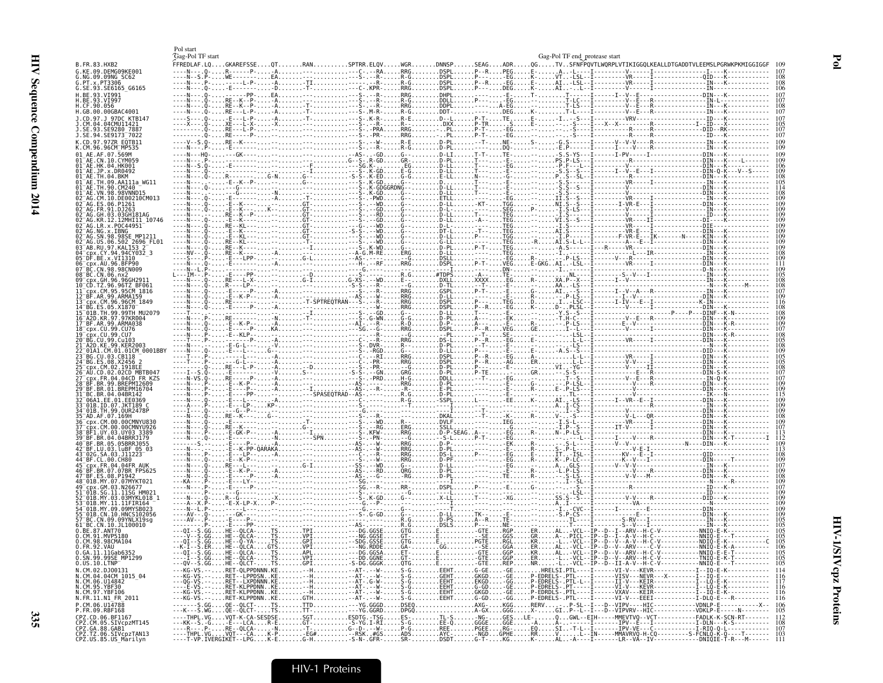Pol start

Gag-Pol TF start

Gag-Pol TF end_protease start

```
B.FR.83.HXB2                FFREDLAF.LQ....GKAREFSSE....QT.......RAN..........SPTRR.ELQV.....WGR.......DNNSP......SEAG....ADR.....QG......TV..SFNFPQVTLWQRPLVTIKIGGQLKEALLDTGADDTVLEEMSLPGRWKPKMIGGIGGF  109
```

HIV-1 Proteins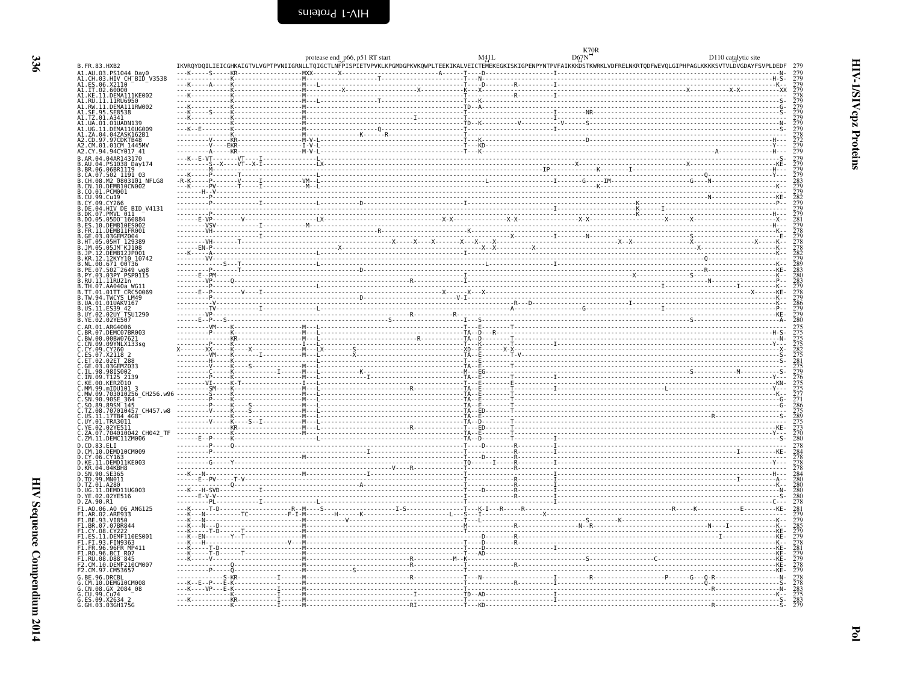```
                                   protease end  p66, p51 RT start                  M41L           K70R
                                                                                                   D67N                               D110 catalytic site
B.FR.83.HXB2                       IKVRQYDQILIEICGHKAIGTVLVGPTPVNIIGRNLLTQIGCTLNFPISPIETVPVKLKPGMDGPKVKQWPLTEEKIKALVEICTEMEKEGKISKIGPENPYNTPVFAIKKKDSTKWRKLVDFRELNKRTQDFWEVQLGIPHPAGLKKKKSVTVLDVGDAYFSVPLDEDF 279

A1.AU.03.PS1044_Day0                 279
A1.CH.03.HIV_CH_BID_V3538            279
A1.ES.06.X2110                       279
A1.IT.02.60000                       279
A1.KE.11.DEMA111KE002                278
A1.RU.11.11RU6950                    279
A1.RW.11.DEMA111RW002                279
A1.SE.95.SE8538                      279
A1.TZ.01.A341                        279
A1.UA.01.01UADN139                   279
A1.UG.11.DEMA110UG009                279
A1.ZA.04.04ZASK162B1                 278
A2.CD.97.97CDKTB48                   272
A2.CM.01.01CM_1445MV                 279
A2.CY.94.94CY017_41                  279

B.AR.04.04AR143170                   279
B.AU.04.PS1038_Day174                279
B.BR.06.06BR1119                     279
B.CA.07.502_1191_03                  279
B.CH.08.M2_0803101_NFLG8             283
B.CN.10.DEMB10CN002                  279
B.CO.01.PCM001                       279
B.CU.99.Cu19                         282
B.CY.09.CY266                        279
B.DE.04.HIV_DE_BID_V4131             279
B.DK.07.PMVL_011                     279
B.DO.05.05DO_160884                  281
B.ES.10.DEMB10ES002                  279
B.FR.11.DEMB11FR001                  278
B.GE.03.03GEMZ004                    279
B.HT.05.05HT_129389                  278
B.JM.05.05JM_KJ108                   278
B.JP.12.DEMB12JP001                  282
B.KR.12.12KYY10_10742                279
B.NL.00.671_00T36                    289
B.PE.07.502_2649_wg8                 283
B.PY.03.03PY_PSP0115                 280
B.RU.11.11RU21n                      283
B.TH.07.AA040a_WG11                  279
B.TT.01.01TT_CRC50069                278
B.TW.94.TWCYS_LM49                   279
B.UA.01.01UAKV167                    286
B.US.11.ES39_42                      279
B.UY.02.02UY_TSU1290                 279
B.YE.02.02YE507                      280

C.AR.01.ARG4006                      275
C.BR.07.DEMC07BR003                  275
C.BW.00.00BW07621                    275
C.CN.09.09YNLX133sg                  275
C.CY.09.CY260                        282
C.ES.07.X2118_2                      275
C.ET.02.02ET_288                     281
C.GE.03.03GEMZ033                    275
C.IL.98.98IS002                      279
C.IN.09.T125_2139                    276
C.KE.00.KER2010                      275
C.MM.99.mIDU101_3                    275
C.MW.09.703010256_CH256.w96          277
C.SN.90.90SE_364                     271
C.SO.89.89SM_145                     286
C.TZ.08.707010457_CH457.w8           275
C.US.11.17TB4_4G8                    289
C.UY.01.TRA3011                      275
C.YE.02.02YE511                      273
C.ZA.07.704010042_CH042_TF           270
C.ZM.11.DEMC11ZM006                  280

D.CD.83.ELI                          278
D.CM.10.DEMD10CM009                  284
D.CY.06.CY163                        278
D.KE.11.DEMD11KE003                  278
D.KR.04.04KBH8                       278
D.SN.90.SE365                        284
D.TD.99.MN011                        280
D.TZ.01.A280                         280
D.UG.11.DEMD11UG003                  280
D.YE.02.02YE516                      280
D.ZA.90.R1                           278

F1.AO.06.AO_06_ANG125                281
F1.AR.02.ARE933                      279
F1.BE.93.VI850                       279
F1.BR.07.07BR844                     285
F1.CY.08.CY222                       279
F1.ES.11.DEMF110ES001                279
F1.FI.93.FIN9363                     278
F1.FR.96.96FR_MP411                  281
F1.RO.96.BCI_R07                     279
F1.RU.08.D88_845                     279
F2.CM.10.DEMF210CM007                278
F2.CM.97.CM53657                     279

G.BE.96.DRCBL                        278
G.CM.10.DEMG10CM008                  278
G.CN.08.GX_2084_08                   283
G.CU.99.Cu74                         275
G.ES.09.X2634_2                      283
G.GH.03.03GH175G                     279
```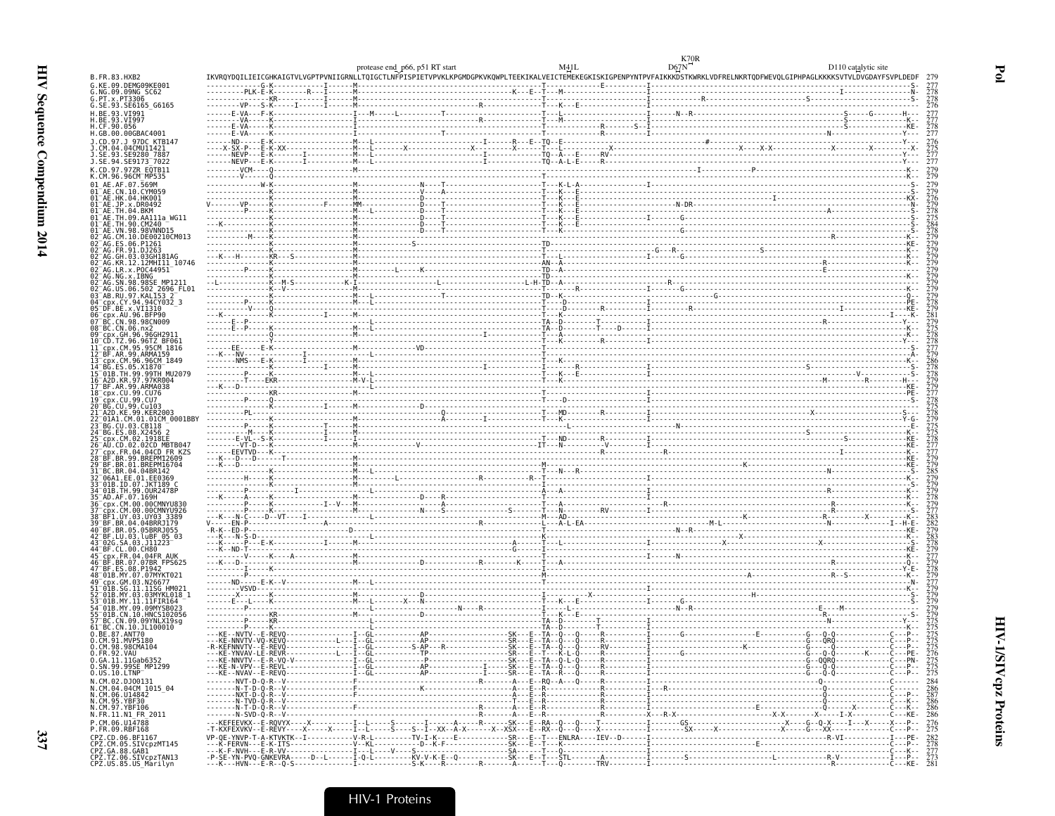```
                                                protease end_p66, p51 RT start              M41L          K70R
                                                                                                        D67N                                D110 catalytic site
B.FR.83.HXB2              IKVRQYDQILIEICGHKAIGTVLVGPTPVNIIGRNLLTQIGCTLNFPISPIETVPVKLKPGMDGPKVKQWPLTEEKIKALVEICTEMEKEGKISKIGPENPYNTPVFAIKKKDSTKWRKLVDFRELNKRTQDFWEVQLGIPHPAGLKKKKSVTVLDVGDAYFSVPLDEDF  279
G.KE.09.DEMG09KE001                                                                                                                                                                     277
G.NG.09.09NG_SC62                                                                                                                                                                       278
G.PT.x.PT3306                                                                                                                                                                           278
G.SE.93.SE6165_G6165                                                                                                                                                                    276
H.BE.93.VI991                                                                                                                                                                           277
H.BE.93.VI997                                                                                                                                                                           277
H.CF.90.056                                                                                                                                                                             278
H.GB.00.00GBAC4001                                                                                                                                                                      277
J.CD.97.J_97DC_KTB147                                                                                                                                                                   276
J.CM.04.04CMU11421                                                                                                                                                                      275
J.SE.93.SE9280_7887                                                                                                                                                                     277
J.SE.94.SE9173_7022                                                                                                                                                                     277
K.CD.97.97ZR_EQTB11                                                                                                                                                                     279
K.CM.96.96CM_MP535                                                                                                                                                                      279
01_AE.AF.07.569M                                                                                                                                                                        279
01_AE.CN.10.CYM059                                                                                                                                                                      279
01_AE.HK.04.HK001                                                                                                                                                                       276
01_AE.JP.x.DR0492                                                                                                                                                                       279
01_AE.TH.04.BKM                                                                                                                                                                         278
01_AE.TH.09.AA111a_WG11                                                                                                                                                                 275
01_AE.TH.90.CM240                                                                                                                                                                       264
01_AE.VN.98.98VNND15                                                                                                                                                                    278
02_AG.CM.10.DE00210CM013                                                                                                                                                                279
02_AG.ES.06.P1261                                                                                                                                                                       279
02_AG.FR.91.DJ263                                                                                                                                                                       279
02_AG.GH.03.03GH181AG                                                                                                                                                                   279
02_AG.KR.12.12MHI11_10746                                                                                                                                                               279
02_AG.LR.x.POC44951                                                                                                                                                                     279
02_AG.NG.x.IBNG                                                                                                                                                                         279
02_AG.SN.98.98SE_MP1211                                                                                                                                                                 279
02_AG.US.06.502_2696_FL01                                                                                                                                                               279
03_AB.RU.97.KAL153_2                                                                                                                                                                    279
04_cpx.CY.94.94CY032_3                                                                                                                                                                  278
05_DF.BE.x.VI1310                                                                                                                                                                       279
06_cpx.AU.96.BFP90                                                                                                                                                                      281
07_BC.CN.98.98CN009                                                                                                                                                                     279
08_BC.CN.06.nx2                                                                                                                                                                         275
09_cpx.GH.96.96GH2911                                                                                                                                                                   279
10_CD.TZ.96.96TZ_BF061                                                                                                                                                                  278
11_cpx.CM.95.95CM_1816                                                                                                                                                                  277
12_BF.AR.99.ARMA159                                                                                                                                                                     279
13_cpx.CM.96.96CM_1849                                                                                                                                                                  286
14_BG.ES.05.X1870                                                                                                                                                                       278
15_01B.TH.99.99TH_MU2079                                                                                                                                                                278
16_A2D.KR.97.97KR004                                                                                                                                                                    279
17_BF.AR.99.ARMA038                                                                                                                                                                     279
18_cpx.CU.99.CU76                                                                                                                                                                       279
19_cpx.CU.99.CU7                                                                                                                                                                        278
20_BG.CU.99.Cu103                                                                                                                                                                       275
21_A2D.KE.99.KER2003                                                                                                                                                                    278
22_01A1.CM.01.01CM_0001BBY                                                                                                                                                              279
23_BG.CU.03.CB118                                                                                                                                                                       275
24_BG.ES.08.X2456_2                                                                                                                                                                     275
25_cpx.CM.02.1918LE                                                                                                                                                                     278
26_AU.CD.02.02CD_MBTB047                                                                                                                                                                277
27_cpx.FR.04.04CD_FR_KZS                                                                                                                                                                277
28_BF.BR.99.BREPM12609                                                                                                                                                                  279
29_BF.BR.01.BREPM16704                                                                                                                                                                  279
31_BC.BR.04.04BR142                                                                                                                                                                     285
32_06A1.EE.01.EE0369                                                                                                                                                                    277
33_01B.ID.07.JKT189_C                                                                                                                                                                   279
34_01B.TH.99.OUR2478P                                                                                                                                                                   279
35_AD.AF.07.169H                                                                                                                                                                        278
36_cpx.CM.00.00CMNYU830                                                                                                                                                                 279
37_cpx.CM.00.00CMNYU926                                                                                                                                                                 277
38_BF1.UY.03.UY03_3389                                                                                                                                                                  283
39_BF.BR.04.04BRRJ179                                                                                                                                                                   282
40_BF.BR.05.05BRRJ055                                                                                                                                                                   279
42_BF.LU.03.luBF_05_03                                                                                                                                                                  283
43_02G.SA.03.J11223                                                                                                                                                                     278
44_BF.CL.00.CH80                                                                                                                                                                        279
45_cpx.FR.04.04FR_AUK                                                                                                                                                                   277
46_BF.BR.07.07BR_FPS625                                                                                                                                                                 279
47_BF.ES.08.P1942                                                                                                                                                                       278
48_01B.MY.07.07MYKT021                                                                                                                                                                  279
49_cpx.GM.03.N26677                                                                                                                                                                     277
51_01B.SG.11.11SG_HM021                                                                                                                                                                 279
52_01B.MY.03.03MYKL018_1                                                                                                                                                                279
53_01B.MY.11.11FIR164                                                                                                                                                                   279
54_01B.MY.09.09MYSB023                                                                                                                                                                  279
55_01B.CN.10.HNCS102056                                                                                                                                                                 279
57_BC.CN.09.09YNLX19sg                                                                                                                                                                  275
61_BC.CN.10.JL100010                                                                                                                                                                    275
O.BE.87.ANT70                                                                                                                                                                           275
O.CM.91.MVP5180                                                                                                                                                                         275
O.CM.98.98CMA104                                                                                                                                                                        275
O.FR.92.VAU                                                                                                                                                                             276
O.GA.11.11Gab6352                                                                                                                                                                       275
O.SN.99.99SE_MP1299                                                                                                                                                                     275
O.US.10.LTNP                                                                                                                                                                            275
N.CM.02.DJO0131                                                                                                                                                                         284
N.CM.04.04CM_1015_04                                                                                                                                                                    286
N.CM.06.U14842                                                                                                                                                                          287
N.CM.95.YBF30                                                                                                                                                                           286
N.CM.97.YBF106                                                                                                                                                                          286
N.FR.11.N1_FR_2011                                                                                                                                                                      286
P.CM.06.U14788                                                                                                                                                                          276
P.FR.09.RBF168                                                                                                                                                                          275
CPZ.CD.06.BF1167                                                                                                                                                                        282
CPZ.CM.05.SIVcpzMT145                                                                                                                                                                   278
CPZ.GA.88.GAB1                                                                                                                                                                          277
CPZ.TZ.06.SIVcpzTAN13                                                                                                                                                                   273
CPZ.US.85.US_Marilyn                                                                                                                                                                    281
```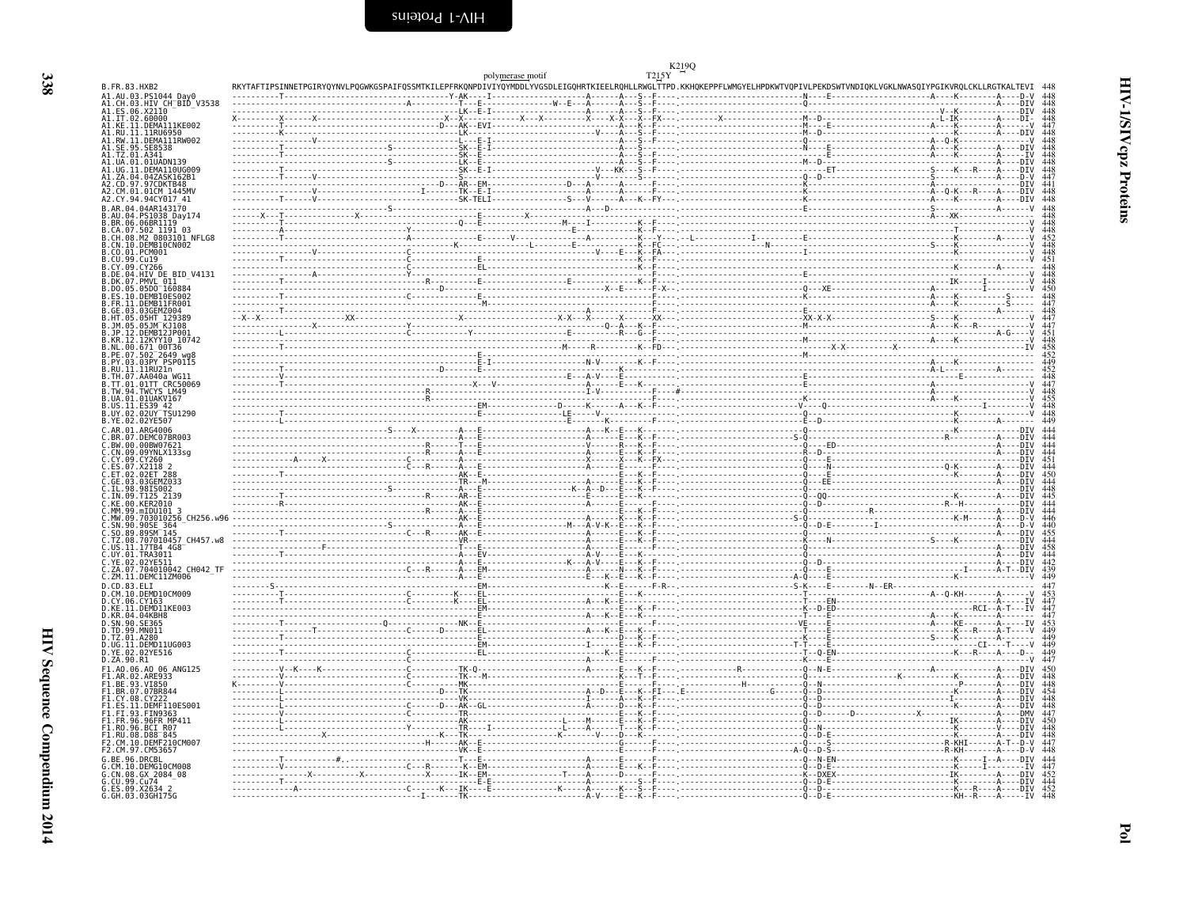```
                                                                polymerase motif          K219Q
                                                                                          T215Y
B.FR.83.HXB2                  RKYTAFTIPSINNETPGIRYQYNVLPQGWKGSPAIFQSSMTKILEPFRKQNPDIVIYQYMDDLYVGSDLEIGQHRTKIEELRQHLLRWGLTTPD.KKHQKEPPFLWMGYELHPDKWTVQPIVLPEKDSWTVNDIQKLVGKLNWASQIYPGIKVRQLCKLLRGTKALTEVI 448
A1.AU.03.PS1044_Day0          448
A1.CH.03.HIV_CH_BID_V3538     448
A1.ES.06.X2110                448
A1.IT.02.60000                448
A1.KE.11.DEMA111KE002         447
A1.RU.11.11RU6950             448
A1.RW.11.DEMA111RW002         448
A1.SE.95.SE8538               448
A1.TZ.01.A341                 448
A1.UA.01.01UADN139            448
A1.UG.11.DEMA110UG009         448
A1.ZA.04.04ZASK162B1          447
A2.CD.97.97CDKTB48            441
A2.CM.01.01CM_1445MV          448
A2.CY.94.94CY017_41           448
B.AR.04.04AR143170            448
B.AU.04.PS1038_Day174         448
B.BR.06.06BR1119              448
B.CA.07.502_1191_03           448
B.CH.08.M2_0803101_NFLG8      452
B.CN.10.DEMB10CN002           448
B.CO.01.PCM001                448
B.CU.99.Cu19                  451
B.CY.09.CY266                 448
B.DE.04.HIV_DE_BID_V4131      448
B.DK.07.PMVL_011              448
B.DO.05.05DO_160884           450
B.ES.10.DEMB10ES002           448
B.FR.11.DEMB11FR001           447
B.GE.03.03GEMZ004             448
B.HT.05.05HT_129389           447
B.JM.05.05JM_KJ108            447
B.JP.12.DEMB12JP001           451
B.KR.12.12KYY10_10742         448
B.NL.00.671_00T36             458
B.PE.07.502_2649_wg8          452
B.PY.03.03PY_PSP0115          449
B.RU.11.11RU21n               452
B.TH.07.AA040a_WG11           448
B.TT.01.01TT_CRC50069         447
B.TW.94.TWCYS_LM49            448
B.UA.01.01UAKV167             455
B.US.11.ES39_42               448
B.UY.02.02UY_TSU1290          448
B.YE.02.02YE507               449
C.AR.01.ARG4006               444
C.BR.07.DEMC07BR003           444
C.BW.00.00BW07621             444
C.CN.09.09YNLX133sg           444
C.CY.09.CY260                 451
C.ES.07.X2118_2               444
C.ET.02.02ET_288              450
C.GE.03.03GEMZ033             444
C.IL.98.98IS002               448
C.IN.09.T125_2139             445
C.KE.00.KER2010               444
C.MM.99.mIDU101_3             444
C.MW.09.703010256_CH256.w96   446
C.SN.90.90SE_364              440
C.SO.89.89SM_145              455
C.TZ.08.707010457_CH457.w8    444
C.US.11.17TB4_4G8             458
C.UY.01.TRA3011               444
C.YE.02.02YE511               442
C.ZA.07.704010042_CH042_TF    439
C.ZM.11.DEMC11ZM006           449
D.CD.83.ELI                   447
D.CM.10.DEMD10CM009           453
D.CY.06.CY163                 447
D.KE.11.DEMD11KE003           447
D.KR.04.04KBH8                447
D.SN.90.SE365                 453
D.TD.99.MN011                 449
D.TZ.01.A280                  449
D.UG.11.DEMD11UG003           449
D.YE.02.02YE516               449
D.ZA.90.R1                    447
F1.AO.06.AO_06_ANG125         450
F1.AR.02.ARE933               448
F1.BE.93.VI850                448
F1.BR.07.07BR844              454
F1.CY.08.CY222                448
F1.ES.11.DEMF110ES001         448
F1.FI.93.FIN9363              447
F1.FR.96.96FR_MP411           450
F1.RO.96.BCI_R07              448
F1.RU.08.D88_845              448
F2.CM.10.DEMF210CM007         447
F2.CM.97.CM53657              448
G.BE.96.DRCBL                 444
G.CM.10.DEMG10CM008           447
G.CN.08.GX_2084_08            452
G.CU.99.Cu74                  444
G.ES.09.X2634_2               452
G.GH.03.03GH175G              448
```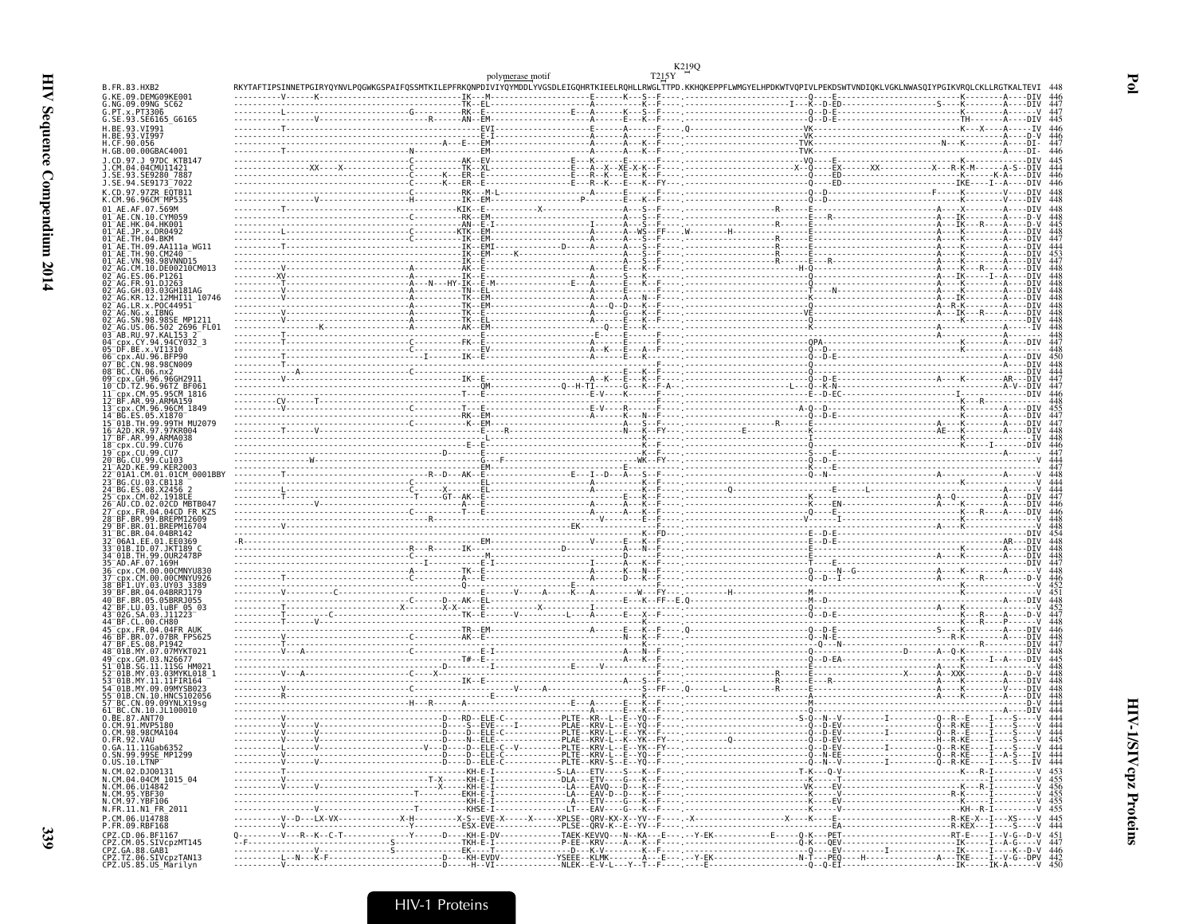HIV Sequence Compendium 2014

Pol

HIV-1/SIVcpz Proteins

```
                                                                                                   K219Q
                                                                polymerase motif              T215Y
B.FR.83.HXB2                 RKYTAFTIPSINNETPGIRYQYNVLPQGWKGSPAIFQSSMTKILEPFRKQNPDIVIYQYMDDLYVGSDLEIGQHRTKIEELRQHLLRWGLTTPD.KKHQKEPPFLWMGYELHPDKWTVQPIVLPEKDSWTVNDIQKLVGKLNWASQIYPGIKVRQLCKLLRGTKALTEVI 448
G.KE.09.DEMG09KE001          ----------V------K---------------------------IK---M-----------------------E-------K---S--F-----.---------------------------Q----E-------------------------------K---------A----DIV 446
G.NG.09.09NG_SC62            -----------------------------------------------TK--EL-----------------------A-------K---K--F-----.------------------------I----K--D-ED---------------------S-----K---------A----DIV 447
G.PT.x.PT3306                ----------L-------------------------G-----------RK--E----------------E---A-------K---S--F-----.---------------------------Q--D-E----------------------------K---------A-------V 447
G.SE.93.SE6165_G6165         ----------------V-----------------------R---------AN--EM-----------------------E-------K---K--F-----.---------------------------Q--D-E-------------------------------TH---------A----DIV 445
H.BE.93.VI991                ----------T-----------------------------------EVI-------------------------E-------A-----K--F-----Q---------------------VK---------------------------------K---X----A-----IV 446
H.BE.93.VI997                ---------------------------------------------E-I-----------------------A-------A-----K--F-----.----------------------VK-------------------------------------------A----D-V 446
H.CF.90.056                  ----------------------------------------A---E--EM----------------------A-------A---K--F-----.---------------------TVK---------------------------N---K---------A----DI- 447
H.GB.00.00GBAC4001           ----------T---------------------N----------------------------------------A-------A---K--F-----.---------------------TVK-----------------------------------K---------A----DI- 446
J.CD.97.J_97DC_KTB147        -----------------------------------C-----------AK--EV-----------------E----K-------E-------F-----.--------------------VQ----E-----------------------------K---------A----DIV 445
J.CM.04.04CMU11421           ----------------XX----X------------C-----------TK--XL-----------------E---A--X--XE-X-K--F-----.-------------------X--Q---EX------XX----------X---R-K--M------A-S--DIV 444
J.SE.93.SE9280_7887          -----------------------------------C-------K---ER--E------------------E---R--K---E---K--F-----.---------------------Q---ED------------------------------------K-A----DIV 446
J.SE.94.SE9173_7022          -----------------------------------C-------K---ER--E------------------E---R--K---E---K--FY----.---------------------Q---ED--------------------------IKE----I--A----DIV 446
K.CD.97.97ZR_EQTB11          -----------------------------------C-----------RK---M-L-----------------A-------E-------F-----.---------------------Q--D-------------------F-----K---------V----DIV 448
K.CM.96.96CM_MP535           -----------------------------------H-----------IK--EM------------------P-------E---K--F-----.---------------------Q--D-------------------------K---------A----DIV 448
01_AE.AF.07.569M             ----------T-----------------------------------KIK--E---------X-------------A---S--F-----.--------------R-------E-----------------------------A---X---------A----DIV 448
01_AE.CN.10.CYM059           -----------------------------------C-----------RK--EM.-----------------------A---S--F-----.-----------------------E----R----------------------A---IK--------A----D-V 448
01_AE.HK.04.HK001            --------------------------------------------AN--E-I---------------I-------A---S--F-----.-------------R----------E---------------------------A---IK---R------A----D-V 445
01_AE.JP.x.DR0492            ----------L-----------------------C-----------KTK--EM----------------------A--WS--FF----W--------H---------------E---------------------------A---K---------A----DIV 448
01_AE.TH.04.BKM              -----------------------------------C-----------IK--EM----------------------A---S--F-----.--------------R-------E-----------------------------A---K---------A----DIV 447
01_AE.TH.09.AA111a_WG11      ----------T----------------------------------IK--EMI-----------D-------A-------A---S--F-----.--------------R-------E-----------------------------A---K---------A----DIV 444
01_AE.TH.90.CM240            -------------------------------------------IK--EM------K------------------A---S--F-----.--------------R-------E-----------------------------A---K---------A----DIV 453
01_AE.VN.98.98VNND15         -------------------------------------------IK--E-------------------------A---S--F-----.--------------R-------E----R------------------------A---K---------A----DIV 448
02_AG.CM.10.DE00210CM013     ----------V-----------------------A-----------AK--E------------------------A-------E---K--F-----.--------------------H-Q--------------------------A---K----R---A----DIV 448
02_AG.ES.06.P1261            ---------XV-----------------------A-----------IK--E-----------------------A-------S---K--F-----.-----------------------Q-------------------------A---IK-----I--A----DIV 448
02_AG.FR.91.DJ263            ----------T-----------------------A---N---HY-IK--E-M-------------E---A-------E---K--F-----.-----------------------Q-------------------------A---K---------A----DIV 448
02_AG.GH.03.03GH181AG        ----------V-----------------------A-----------TN--EL----------------------A-------E---K--F-----.------------------F---N---------------------------A---K---------A----DIV 448
02_AG.KR.12.12MHI11_10746    ----------T-----------------------A-----------TK--EM----------------------A-------N---K--F-----.-----------------------K-------------------------A---IK--------A----DIV 448
02_AG.LR.x.POC44951          -----------------------------------A-----------TK--EM----------------------A---Q--D---K--F-----.-----------------------Q-------------------------A-R-K--------A----DIV 448
02_AG.NG.x.IBNG              ----------V-----------------------A-----------TK--E-----------------------A-------G---K--F-----.-----------------------VE------------------------A---IK---R----A----DIV 448
02_AG.SN.98.98SE_MP1211      ----------V-----------------------A-----------TK--EL----------------------A-------E---K--F-----.-----------------------E-------------------------A---K---------A----DIV 448
02_AG.US.06.502_2696_FL01    ---------------K------------------A-----------AK--EM--------------------Q---E---K--F-----.-----------------------K-------------------------A---K---------A-----IV 448
03_AB.RU.97.KAL153_2         ----------T-----------------------------------E-----------------------E-------E---K--F-----.---------------------------------------------------A---------------------- 448
04_cpx.CY.94.94CY032_3       ----------T-----------------------C-----------FK--E-----------------------A-------E---K--F-----.---------------------QPA-------------------------------K---------A----DIV 447
05_DF.BE.x.VI1310            ----------T-----------------------C-----------EV-------------------------A---K---E---A--F-----.-----------------------Q--D------------------------------------------------ 448
06_cpx.AU.96.BFP90           ----------T------------------------I----------IK--E------------------------A-------E---K--F-----.-----------------------Q--D-E-----------------------------------------A----DIV 450
07_BC.CN.98.98CN009          ----------T-----------------------------------------------------------------------------------F-----.-------------------------------------------------------------------------DIV 448
08_BC.CN.06.nx2              -------------A--------------------C-----------------------------------------------------------F-----.-------------------------------------------------------------------------DIV 444
09_cpx.GH.96.96GH2911        ----------V-----------------------------------IK--E------------------------A---K---E---K--F-----.-----------------------Q--D-E----------------------A---K---------AR---DIV 447
10_CD.TZ.96.96TZ_BF061       ------------------------------------------------QM--------------Q--H-TI-------G---K--F-A---.----------------------L---Q--K-N--------------------------------------A-V--DIV 447
11_cpx.CM.95.95CM_1816       ---------------------------------------------T---E-----------------------E-V----K-------F-----.----------------------E--D-EC---------------I-------------------------DIV 446
12_BF.AR.99.ARMA159          ------CV-----T-------------------------------------------------------------------------F-----.-------------------------------------------------K---R------------------- 448
13_cpx.CM.96.96CM_1849       ----------V-----------------------C-----------T---E-----------------------E-V-----R------F-----.-----------------------A-Q--D---------------------------K---------A----DIV 455
14_BG.ES.05.X1870            -----------------------------------------------RK--EM----------------------A-------N---K--F-----.-----------------------Q--D-E-----------------------------K---------A----DIV 447
15_01B.TH.99.99TH_MU2079     -----------------------------------C-----------K--EM----------------------A---S--F-----.--------------R-------E-----------------------------A---K---------A----DIV 447
16_A2D.KR.97.97KR004         ----------T-------V---------------------------E-------R-------------------N---K--FY----.----------E-------------K---------------------AE---K---------A----DIV 448
17_BF.AR.99.ARMA038          -----------------------------------------------L-----------------------------K---------F-----.-----------------------I-------------------------K------------------IV 448
18_cpx.CU.99.CU76            ------------------------------------------E-E---------------------------------K---------F-----.-----------------------K------------------------------------K-----I----DIV 446
19_cpx.CU.99.CU7             --------------------------------D--------E--------------------------------K---------F-----.-----------------------S----E-----------------------------A---------- 447
20_BG.CU.99.Cu103            ----------------W--------------------------G---F-------------------------WK--FY----.---------------------Q--D----------------------------------------------------V 444
21_A2D.KE.99.KER2003         ------------------------------------------EM-------------------------------K---------F-----.-----------------------Q-----------------------------------------------------V 447
22_01A1.CM.01.01CM_0001BBY   ----------T-------------------------R--D---AK--E-----------------E---I--D---A--S--F-----.-----------------------Q--N----------------------A---------------------------V 448
23_BG.CU.03.CB118            -----------------------------------C-----------EL-------------------------A-------K--F-----.-----------------------------------------------------K----------------------V 444
24_BG.ES.08.X2456_2          ----------L-----------------------C-------X-------EL-------------------------A-------K--F-----.----Q-------------------------E-------L------------K------------------------V 444
25_cpx.CM.02.1918LE          ----------T-----------------------T----GT--AK--E-----------------------E---K--F-----.-----------------------K-------------------------A--Q---------A----DIV 447
26_AU.CD.02.02CD_MBTB047     ----------------V-----------------------------A---E-----------------------A-------K--F-----.-----------------------K-----EN------------------A---K---------A----DIV 446
27_cpx.FR.04.04CD_FR_KZS     -----------------------------------C-----------T---E-----------------------A---A---K--F-----.-----------------------Q--E-----------------------A---K---R---A----DIV 446
28_BF.BR.99.BREPM12609       ------------------------------------R----------------------------------V----------E--F-----.-----------------------V------I-----------------------K------------------------V 448
29_BF.BR.01.BREPM16704       ----------V-----------------------------------------------------------EK------------------F-----.-----------------------------------------------------------------------------V 448
31_BC.BR.04.04BR142          ------------------------------------------------------------------------------K--FD-----.-----------------------E--D-E----------------------------------------------------DIV 454
32_06A1.EE.01.EE0369         -R--------------------------------------------EM--------------------------V-------E---K--F-----.-----------------------E--D-E----------------------------------AR---DIV 448
33_01B.ID.07.JKT189_C        ----------T---------------------R---R------IK----------------------D-------A---N---F-----.-----------------------E-----------------------------------K---------A----DIV 448
34_01B.TH.99.OUR2478P        -----------------------------------------------M--------------------------D---K--F-----.-----------------------E-----------------------------------K---------A----DIV 448
35_AD.AF.07.169H             ------------------------------I-----------E-I-----------------------I-------A---K--F-----.-----------------------T-----E-----------------------------K---------A----DIV 447
36_cpx.CM.00.00CMNYU830      -----------------------------------A-----------TK--E------------------------A-------K---N--F-----.-----------------------Q--------N--G-----------------A---K---------A-------V 448
37_cpx.CM.00.00CMNYU926      ----------T-----------------------A-----------IK--E------------------------A-------D---K--F-----.-----------------------Q--D---I----------------------A---K-------R-------D-V 446
38_BF1.UY.03.UY03_3389       -----------------------------------Q-----------------------E-------------------------------F-----.-----------------------------------------------------K----------------------V 452
39_BF.BR.04.04BRRJ179        ----------V-----------C-----------------------E-------V-----A----K---A-------W---FY----.---------H--------------M-----------------------------------K----------------------V 451
40_BF.BR.05.05BRRJ055        ------------------------------C-------D----AK--EL--------------------E---K--FF--E.Q-------------------------M--D--------------------------------K---------A----DIV 448
42_BF.LU.03.luBF_05_03       ----------T--------------------X-------X-X----E----------X---------I----------K--F-----.-----------------------------------------------------A---K----------------------V 452
43_02G.SA.03.J11223          ----------T-------C---------------------------TK--E---------V---------L-----A---E---X--F-----.-----------------------Q--D-E---------------------K---R-----A----D-V 447
44_BF.CL.00.CH80             ----------T------------------------------------------------------------------------------F-----.-----------------------------------------------------K---R-----P---------V 448
45_cpx.FR.04.04FR_AUK        ---------------------------------------------TR--EM------------------A-------E---K--F-----Q-----------------------Q--D-E-------------------S----K---------A----DIV 446
46_BF.BR.07.07BR_FPS625      ----------V-----------------------C-----------AK--E------------------------N---K---K--F-----.-----------------------Q--N-E---------------------R-K---------A----DIV 446
47_BF.ES.08.P1942            ----------V-----------------------------------------------------------------------------F-----.---------------------Q--N--------------------------R-----------------DIV 446
48_01B.MY.07.07MYKT021       ----------V---A-------------------C-----------E-I-----------------------A---N---F-----.-----------------------K---------------D------A--Q-K-----------------DIV 448
49_cpx.GM.03.N26677          -------------------------------------------T#--E---------------------A-------A---K--F-----.-----------------------Q--D-EA----------------------K-----I--A----DIV 445
51_01B.SG.11.11SG_HM021      ----------V-----------------------C-------------E-----------E-------V-----------------F-----.----------------------------------------------------K------------------------V 448
52_01B.MY.03.03MYKL018_1     ----------V---A-------------------C---X-------------------------------------------------F-----.------------R-------E-------------X----A--XXK------------A----D-V 448
53_01B.MY.11.11FIR164        ----------------------------------------------IK--E-----------------------A---S--F-----.------------R-------E----R-------------------------A---K---------A----DIV 448
54_01B.MY.09.09MYSB023       ----------V------------------------------C------V----A--------------------S--FF----Q--------L-----------R-------E-----------------------------A---K---------A----DIV 448
55_01B.CN.10.HNCS102056      ----------R------------------------------------------------------------------K---------F-----.---------------------E----------------------------A---K---------A----DIV 448
57_BC.CN.09.09YNLX19sg       --------------------------------H---R-------A--------------------------E---A-------K--F-----.-----------------------M-----------------------------------------------D-V 444
61_BC.CN.10.JL100010         ----------------------------------------------------------------------------------------F-----.-----------------------Q-----------------------------------------------DIV 444
O.BE.87.ANT70                ----------V------------------------------D---RD--ELE-C------------PLTE---KR--L---E--YQ--F-----.--------------------S-Q---N--V---------I---------Q---R--E----I----S----V 444
O.CM.91.MVP5180              ----------V------------------------------D----S--EVE--I-----------PLAE---KRV-L---K--YK--F-----.-------------------Q--D-EV---------I----------Q---R-KE----I----S----V 444
O.CM.98.98CMA104             ----------V------------------------------D----D--ELE-C------------PLTE---KRV-L---E--YK--F-----.-------------------Q--D-EV---------I----------Q---R-KE----I----S----V 444
O.FR.92.VAU                  ----------V------------------------------D----N--ELE--------------PLTE---KRV-L---K--YK--FY----.-------Q-----------Q--D-EV---------------------H--R-KE----I----S----V 445
O.GA.11.11Gab6352            ----------L-----V------------------------V---D----D--ELE-C--V----------PLTE---KRV-L---E--YK--FY----.-------------------Q--D-EV---------I----------Q---R-KE----I----S----V 444
O.SN.99.99SE_MP1299          ----------V------------------------------D----D--ELE-C------------PLTE---KRV-L---E--YQ--F-----.-------------------Q--N-EE------------------Q---R-KE----I--A-S---IV 444
O.US.10.LTNP                 ----------V------------------------------D----D--ELE-C------------PLTE---KRV-S---E--YQ--F-----.-------------------Q---N--V---------I---------Q---R-KE----I----S---IV 444
N.CM.02.DJ00131              ----------T--------------------------------------KH-E-I----------S-LA---ETV----S---K--F-----.-----------------T-K---Q-V----------------------K---R-I---------V 453
N.CM.04.04CM_1015_04         ----------V------------------------------T-X------KH-E-I-----------DLA---ETV----G---K--F-----.-------------------K----T--------------------------------I---------V 455
N.CM.06.U14842               ----------V------V----------------------X-------KH-E-I-------------LA---EAVQ---D---K--F-----.-------------------VK----EV------------------K----R-I---------V 456
N.CM.95.YBF30                -----------------------------------T--------------EKH-E-I-------------LA---EAV-D---D---K--F-----.-------------------K----V---------------------R-K------I---------V 455
N.CM.97.YBF106               ----------------------------------------------------KH-E-I-------------A---ETV----G---K--F-----.-------------------K----V-------------------------K------I---------V 455
N.FR.11.N1_FR_2011           ----------------V-------------------T------------KHSE-I-----------LT---EAV----G---K--F-----.-------------------K----V-------------------------KH--R-I---------V 455
P.CM.06.U14788               ----------V--D---LX-VX-----------X-H-----------X-S--EVE-X------X------XPLSE--QRV-KX-X--YV--F-----.-X--------------------------X-----K----E-------------R-KE-X--I----XS----V 445
P.FR.09.RBF168               ----------V------------------------------------ESX-EVE-------------PLSE--QRV-K--E--YV--F-----.-------------------------------EA------------------R-KEX---I----S----V 444
CPZ.CD.06.BF1167             Q---------V----R--K--C-T--------------Y-----D----KH-E-DV----------TAEK-KEVVQ----KA----E----Y-EK----------E-----Q-K---PET-------------------RT-E----I--V-G--D-V 451
CPZ.CM.05.SIVcpzMT145        --F-----------------------------------S------------TKH-E-I-----------P-EE--KRV----A---K--F-----.-------------------Q-K---QEV--------------------IK-----I---A-G----V 447
CPZ.GA.88.GAB1               ----------V-------------------------S-----------EK----T------------D----K-V--------K--F-----.-------------------Q------EV---------I----------IK-----I----K--D-V 446
CPZ.TZ.06.SIVcpzTAN13        ----------L--N---K-F------------------------D------KH-EVD---------YSEEE--KLMK-----E------Y-EK-------------------N-T---PEQ------H---------------A---TKE-----V-G--DPV 452
CPZ.US.85.US_Marilyn         ----------V-----------------------------------D----H--VI------------NLEK--E-V-L---Y--T--F-----.--E-------------------Q--Q-EI-------------------------IK-----IK-A------V 450
```

HIV-1 Proteins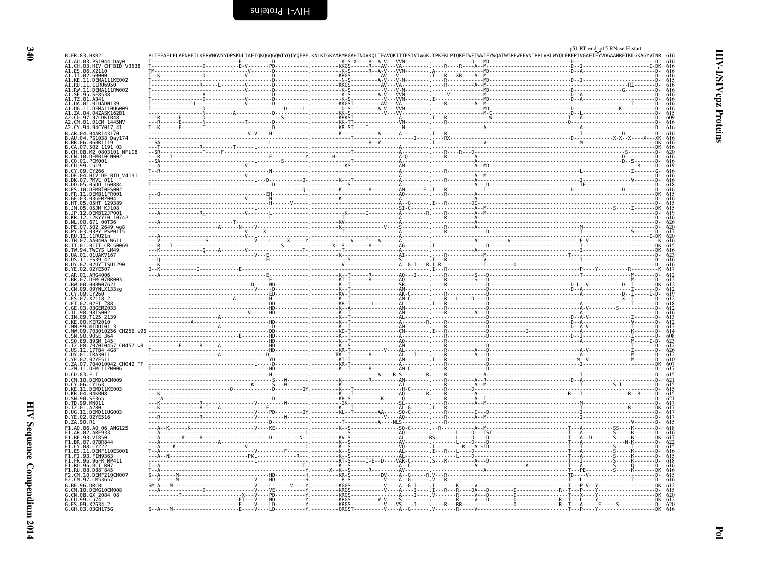p51 RT end_p15 RNase H start

```
B.FR.83.HXB2            PLTEEAELELAENREILKEPVHGVYYDPSKDLIAEIQKQGQGQWTYQIYQEPF.KNLKTGKYARMRGAHTNDVKQLTEAVQKITTESIVIWGK.TPKFKLPIQKETWETWWTEYWQATWIPEWEFVNTPPLVKLWYQLEKEPIVGAETFYVDGAANRETKLGKAGYVTNR 616
```

Sequence names listed in the alignment:

A1.AU.03.PS1044_Day0, A1.CH.03.HIV_CH_BID_V3538, A1.ES.06.X2110, A1.IT.02.60000, A1.KE.11.DEMA111KE002, A1.RU.11.11RU6950, A1.RW.11.DEMA111RW002, A1.SE.95.SE8538, A1.TZ.01.A341, A1.UA.01.01UADN139, A1.UG.11.DEMA110UG009, A1.ZA.04.04ZASK162B1, A2.CD.97.97CDKTB48, A2.CM.01.01CM_1445MV, A2.CY.94.94CY017_41

B.AR.04.04AR143170, B.AU.04.PS1038_Day174, B.BR.06.06BR1119, B.CA.07.502_1191_03, B.CH.08.M2_0803101_NFLG8, B.CN.10.DEMB10CN002, B.CO.01.PCM001, B.CU.99.Cu19, B.CY.09.CY266, B.DE.04.HIV_DE_BID_V4131, B.DK.07.PMVL_011, B.DO.05.05DO_160884, B.ES.10.DEMB10ES002, B.FR.11.DEMB11FR001, B.GE.03.03GEMZ004, B.HT.05.05HT_129389, B.JM.05.05JM_KJ108, B.JP.12.DEMB12JP001, B.KR.12.12KYY10_10742, B.NL.00.671_00T36, B.PE.07.502_2649_wg8, B.PY.03.03PY_PSP0115, B.RU.11.11RU21n, B.TH.07.AA040a_WG11, B.TT.01.01TT_CRC50069, B.TW.94.TWCYS_LM49, B.UA.01.01UAKV167, B.US.11.ES39_42, B.UY.02.02UY_TSU1290, B.YE.02.02YE507

C.AR.01.ARG4006, C.BR.07.DEMC07BR003, C.BW.00.00BW07621, C.CN.09.09YNLX133sg, C.CY.09.CY260, C.ES.07.X2118_2, C.ET.02.02ET_288, C.GE.03.03GEMZ033, C.IL.98.98IS002, C.IN.09.T125_2139, C.KE.00.KER2010, C.MM.99.mIDU101_3, C.MW.09.703010256_CH256.w96, C.SN.90.90SE_364, C.SO.89.89SM_145, C.TZ.08.707010457_CH457.w8, C.US.11.17TB4_4G8, C.UY.01.TRA3011, C.YE.02.02YE511, C.ZA.07.704010042_CH042_TF, C.ZM.11.DEMC11ZM006

D.CD.83.ELI, D.CM.10.DEMD10CM009, D.CY.06.CY163, D.KE.11.DEMD11KE003, D.KR.04.04KBH8, D.SN.90.SE365, D.TD.99.MN011, D.TZ.01.A280, D.UG.11.DEMD11UG003, D.YE.02.02YE516, D.ZA.90.R1

F1.AO.06.AO_06_ANG125, F1.AR.02.ARE933, F1.BE.93.VI850, F1.BR.07.07BR844, F1.CY.08.CY222, F1.ES.11.DEMF110ES001, F1.FI.93.FIN9363, F1.FR.96.96FR_MP411, F1.RO.96.BCI_R07, F1.RU.08.D88_845, F2.CM.10.DEMF210CM007, F2.CM.97.CM53657

G.BE.96.DRCBL, G.CM.10.DEMG10CM008, G.CN.08.GX_2084_08, G.CU.99.Cu74, G.ES.09.X2634_2, G.GH.03.03GH175G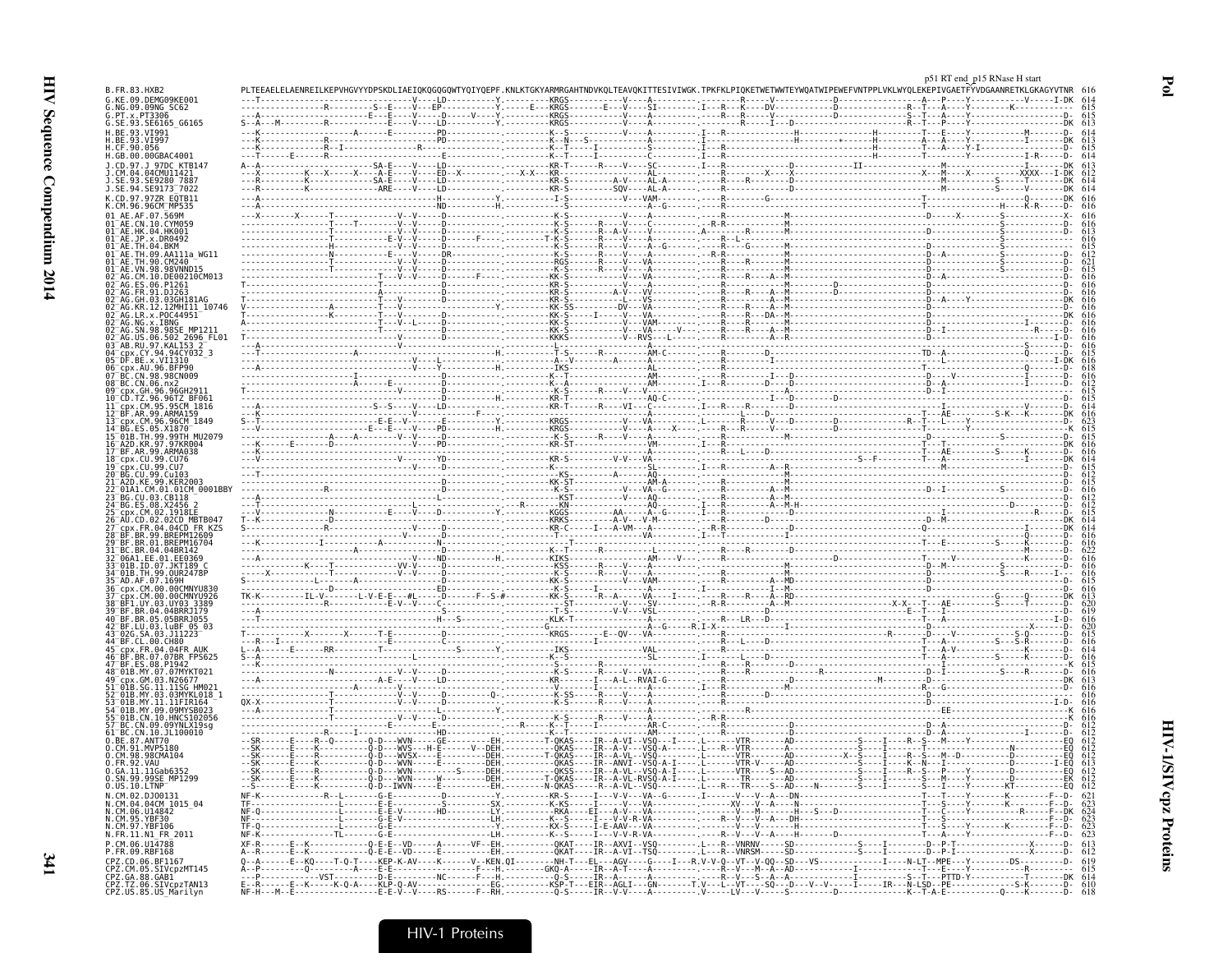p51 RT end p15 RNase H start

```
B.FR.83.HXB2                 PLTEEAELELAENREILKEPVHGVYYDPSKDLIAEIQKQGQGQWTYQIYQEPF.KNLKTGKYARMRGAHTNDVKQLTEAVQKITTESIVIWGK.TPKFKLPIQKETWETWWTEYWQATWIPEWEFVNTPPLVKLWYQLEKEPIVGAETFYVDGAANRETKLGKAGYVTNR  616
```

HIV-1 Proteins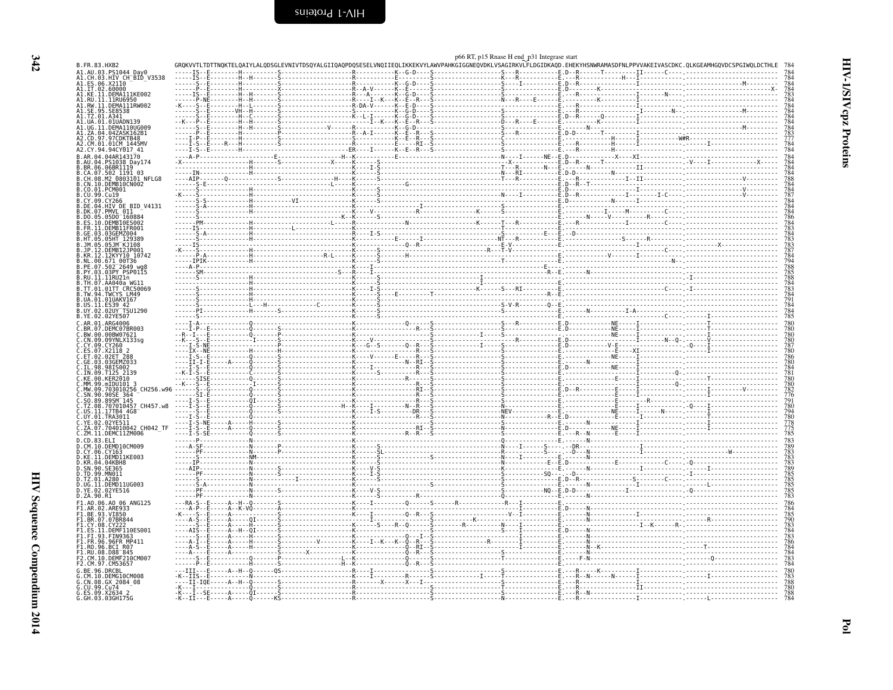p66 RT, p15 Rnase H end_p31 Integrase start

```
B.FR.83.HXB2                GRQKVVTLTDTTNQKTELQAIYLALQDSGLEVNIVTDSQYALGIIQAQPDQSESELVNQIIEQLIKKEKVYLAWVPAHKGIGGNEQVDKLVSAGIRKVLFLDGIDKAQD.EHEKYHSNWRAMASDFNLPPVVAKEIVASCDKC.QLKGEAMHGQVDCSPGIWQLDCTHLE  784
```

| Sequence | Length |
|---|---|
| A1.AU.03.PS1044_Day0 | 784 |
| A1.CH.03.HIV_CH_BID_V3538 | 784 |
| A1.ES.06.X2110 | 784 |
| A1.IT.02.60000 | 784 |
| A1.KE.11.DEMA111KE002 | 783 |
| A1.RU.11.11RU6950 | 784 |
| A1.RW.11.DEMA111RW002 | 784 |
| A1.SE.95.SE8538 | 784 |
| A1.TZ.01.A341 | 784 |
| A1.UA.01.01UADN139 | 784 |
| A1.UG.11.DEMA110UG009 | 784 |
| A1.ZA.04.04ZASK162B1 | 783 |
| A2.CD.97.97CDKTB48 | 777 |
| A2.CM.01.01CM_1445MV | 784 |
| A2.CY.94.94CY017_41 | 784 |
| B.AR.04.04AR143170 | 784 |
| B.AU.04.PS1038_Day174 | 784 |
| B.BR.06.06BR1119 | 784 |
| B.CA.07.502_1191_03 | 784 |
| B.CH.08.M2_0803101_NFLG8 | 788 |
| B.CN.10.DEMB10CN002 | 784 |
| B.CO.01.PCM001 | 784 |
| B.CU.99.Cu19 | 787 |
| B.CY.09.CY266 | 784 |
| B.DE.04.HIV_DE_BID_V4131 | 784 |
| B.DK.07.PMVL_011 | 784 |
| B.DO.05.05DO_160884 | 786 |
| B.ES.10.DEMB10ES002 | 784 |
| B.FR.11.DEMB11FR001 | 783 |
| B.GE.03.03GEMZ004 | 784 |
| B.HT.05.05HT_129389 | 783 |
| B.JM.05.05JM_KJ108 | 783 |
| B.JP.12.DEMB12JP001 | 787 |
| B.KR.12.12KYY10_10742 | 784 |
| B.NL.00.671_00T36 | 794 |
| B.PE.07.502_2649_wg8 | 788 |
| B.PY.03.03PY_PSP0115 | 785 |
| B.RU.11.11RU21n | 788 |
| B.TH.07.AA040a_WG11 | 784 |
| B.TT.01.01TT_CRC50069 | 783 |
| B.TW.94.TWCYS_LM49 | 784 |
| B.UA.01.01UAKV167 | 791 |
| B.US.11.ES39_42 | 784 |
| B.UY.02.02UY_TSU1290 | 784 |
| B.YE.02.02YE507 | 785 |
| C.AR.01.ARG4006 | 780 |
| C.BR.07.DEMC07BR003 | 780 |
| C.BW.00.00BW07621 | 780 |
| C.CN.09.09YNLX133sg | 780 |
| C.CY.09.CY260 | 787 |
| C.ES.07.X2118_2 | 780 |
| C.ET.02.02ET_288 | 786 |
| C.GE.03.03GEMZ033 | 780 |
| C.IL.98.98IS002 | 784 |
| C.IN.09.T125_2139 | 781 |
| C.KE.00.KER2010 | 780 |
| C.MM.99.mIDU101_3 | 780 |
| C.MW.09.703010256_CH256.w96 | 782 |
| C.SN.90.90SE_364 | 776 |
| C.SO.89.89SM_145 | 791 |
| C.TZ.08.707010457_CH457.w8 | 780 |
| C.US.11.17TB4_4G8 | 794 |
| C.UY.01.TRA3011 | 780 |
| C.YE.02.02YE511 | 778 |
| C.ZA.07.704010042_CH042_TF | 775 |
| C.ZM.11.DEMC11ZM006 | 785 |
| D.CD.83.ELI | 783 |
| D.CM.10.DEMD10CM009 | 789 |
| D.CY.06.CY163 | 783 |
| D.KE.11.DEMD11KE003 | 783 |
| D.KR.04.04KBH8 | 783 |
| D.SN.90.SE365 | 789 |
| D.TD.99.MN011 | 785 |
| D.TZ.01.A280 | 785 |
| D.UG.11.DEMD11UG003 | 785 |
| D.YE.02.02YE516 | 785 |
| D.ZA.90.R1 | 783 |
| F1.AO.06.AO_06_ANG125 | 786 |
| F1.AR.02.ARE933 | 784 |
| F1.BE.93.VI850 | 785 |
| F1.BR.07.07BR844 | 790 |
| F1.CY.08.CY222 | 783 |
| F1.ES.11.DEMF110ES001 | 784 |
| F1.FI.93.FIN9363 | 783 |
| F1.FR.96.96FR_MP411 | 786 |
| F1.RO.96.BCI_R07 | 784 |
| F1.RU.08.D88_845 | 784 |
| F2.CM.10.DEMF210CM007 | 783 |
| F2.CM.97.CM53657 | 784 |
| G.BE.96.DRCBL | 780 |
| G.CM.10.DEMG10CM008 | 783 |
| G.CN.08.GX_2084_08 | 788 |
| G.CU.99.Cu74 | 780 |
| G.ES.09.X2634_2 | 788 |
| G.GH.03.03GH175G | 784 |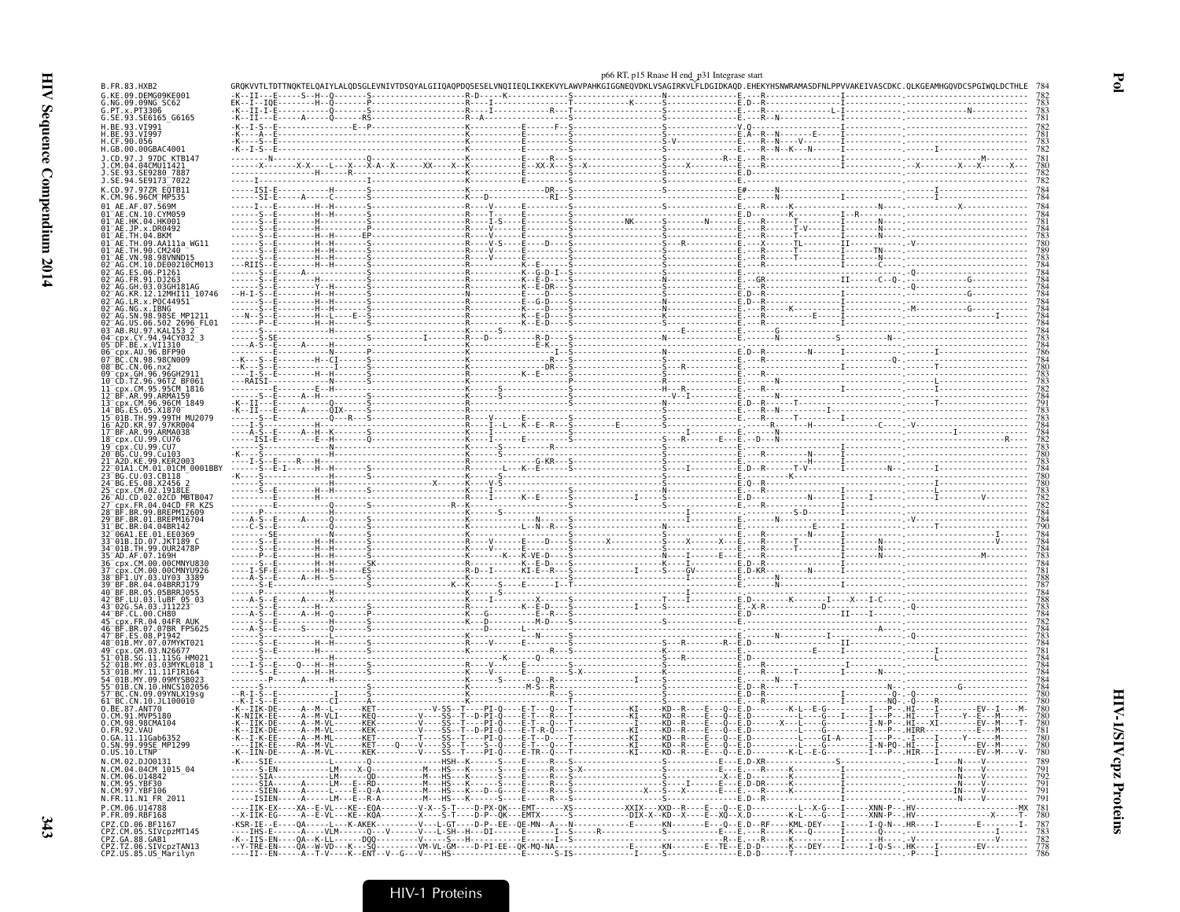p66 RT, p15 Rnase H end_p31 Integrase start

```
B.FR.83.HXB2                 GRQKVVTLTDTTNQKTELQAIYLALQDSGLEVNIVTDSQYALGIIQAQPDQSESELVNQIIEQLIKKEKVYLAWVPAHKGIGGNEQVDKLVSAGIRKVLFLDGIDKAQD.EHEKYHSNWRAMASDFNLPPVVAKEIVASCDKC.QLKGEAMHGQVDCSPGIWQLDCTHLE 784
G.KE.09.DEMG09KE001          782
G.NG.09.09NG_SC62            783
G.PT.x.PT3306                783
G.SE.93.SE6165_G6165         781
H.BE.93.VI991                782
H.BE.93.VI997                781
H.CF.90.056                  783
H.GB.00.00GBAC4001           782
J.CD.97.J_97DC_KTB147        781
J.CM.04.04CMU11421           780
J.SE.93.SE9280_7887          782
J.SE.94.SE9173_7022          782
K.CD.97.97ZR_EQTB11          784
K.CM.96.96CM_MP535           784
01_AE.AF.07.569M             784
01_AE.CN.10.CYM059           784
01_AE.HK.04.HK001            781
01_AE.JP.x.DR0492            784
01_AE.TH.04.BKM              783
01_AE.TH.09.AA111a_WG11      780
01_AE.TH.90.CM240            789
01_AE.VN.98.98VNND15         783
02_AG.CM.10.DE00210CM013     784
02_AG.ES.06.P1261            784
02_AG.FR.91.DJ263            784
02_AG.GH.03.03GH181AG        784
02_AG.KR.12.12MHI11_10746    784
02_AG.LR.x.POC44951          784
02_AG.NG.x.IBNG              784
02_AG.SN.98.98SE_MP1211      784
02_AG.US.06.502_2696_FL01    784
03_AB.RU.97.KAL153_2         784
04_cpx.CY.94.94CY032_3       783
05_DF.BE.x.VI1310            784
06_cpx.AU.96.BFP90           786
07_BC.CN.98.98CN009          784
08_BC.CN.06.nx2              780
09_cpx.GH.96.96GH2911        783
10_CD.TZ.96.96TZ_BF061       783
11_cpx.CM.95.95CM_1816       782
12_BF.AR.99.ARMA159          784
13_cpx.CM.96.96CM_1849       791
14_BG.ES.05.X1870            783
15_01B.TH.99.99TH_MU2079     783
16_A2D.KR.97.97KR004         784
17_BF.AR.99.ARMA038          784
18_cpx.CU.99.CU76            782
19_cpx.CU.99.CU7             783
20_BG.CU.99.Cu103            780
21_A2D.KE.99.KER2003         784
22_01A1.CM.01.01CM_0001BBY   784
23_BG.CU.03.CB118            780
24_BG.ES.08.X2456_2          780
25_cpx.CM.02.1918LE          783
26_AU.CD.02.02CD_MBTB047     782
27_cpx.FR.04.04CD_FR_KZS     784
28_BF.BR.99.BREPM12609       784
29_BF.BR.01.BREPM16704       784
31_BC.BR.04.04BR142          790
32_06A1.EE.01.EE0369         784
33_01B.ID.07.JKT189_C        784
34_01B.TH.99.OUR2478P        784
35_AD.AF.07.169H             783
36_cpx.CM.00.00CMNYU830      784
37_cpx.CM.00.00CMNYU926      781
38_BF1.UY.03.UY03_3389       788
39_BF.BR.04.04BRRJ179        787
40_BF.BR.05.05BRRJ055        784
42_BF.LU.03.luBF_05_03       788
43_02G.SA.03.J11223          783
44_BF.CL.00.CH80             784
45_cpx.FR.04.04FR_AUK        782
46_BF.BR.07.07BR_FPS625      784
47_BF.ES.08.P1942            784
48_01B.MY.07.07MYKT021       783
49_cpx.GM.03.N26677          784
51_01B.SG.11.11SG_HM021      781
52_01B.MY.03.03MYKL018_1     784
53_01B.MY.11.11FIR164        784
54_01B.MY.09.09MYSB023       784
55_01B.CN.10.HNCS102056      784
57_BC.CN.09.09YNLX19sg       780
61_BC.CN.10.JL100010         780
O.BE.87.ANT70                780
O.CM.91.MVP5180              780
O.CM.98.98CMA104             780
O.FR.92.VAU                  781
O.GA.11.11Gab6352            780
O.SN.99.99SE_MP1299          780
O.US.10.LTNP                 780
N.CM.02.DJO0131              789
N.CM.04.04CM_1015_04         791
N.CM.06.U14842               792
N.CM.95.YBF30                791
N.CM.97.YBF106               791
N.FR.11.N1_FR_2011           791
P.CM.06.U14788               781
P.FR.09.RBF168               780
CPZ.CD.06.BF1167             787
CPZ.CM.05.SIVcpzMT145        783
CPZ.GA.88.GAB1               782
CPZ.TZ.06.SIVcpzTAN13        778
CPZ.US.85.US_Marilyn         786
```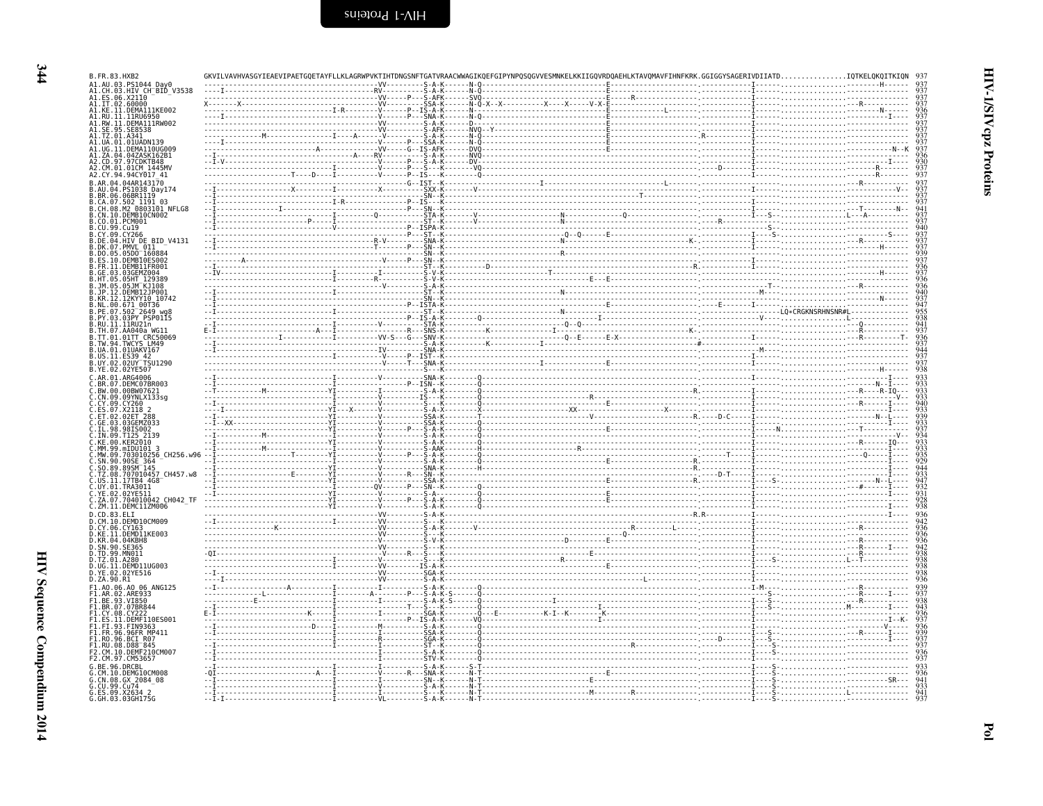```
B.FR.83.HXB2                GKVILVAVHVASGYIEAEVIPAETGQETAYFLLKLAGRWPVKTIHTDNGSNFTGATVRAACWWAGIKQEFGIPYNPQSQGVVESMNKELKKIIGQVRDQAEHLKTAVQMAVFIHNFKRK.GGIGGYSAGERIVDIIATD...............IQTKELQKQITKIQN  937
A1.AU.03.PS1044_Day0                                 937
A1.CH.03.HIV_CH_BID_V3538                            937
A1.ES.06.X2110                                       937
A1.IT.02.60000                                       937
A1.KE.11.DEMA111KE002                                936
A1.RU.11.11RU6950                                    937
A1.RW.11.DEMA111RW002                                937
A1.SE.95.SE8538                                      937
A1.TZ.01.A341                                        937
A1.UA.01.01UADN139                                   937
A1.UG.11.DEMA110UG009                                937
A1.ZA.04.04ZASK162B1                                 936
A2.CD.97.97CDKTB48                                   930
A2.CM.01.01CM_1445MV                                 937
A2.CY.94.94CY017_41                                  937
B.AR.04.04AR143170                                   937
B.AU.04.PS1038_Day174                                937
B.BR.06.06BR1119                                     937
B.CA.07.502_1191_03                                  937
B.CH.08.M2_0803101_NFLG8                             941
B.CN.10.DEMB10CN002                                  937
B.CO.01.PCM001                                       937
B.CU.99.Cu19                                         940
B.CY.09.CY266                                        937
B.DE.04.HIV_DE_BID_V4131                             937
B.DK.07.PMVL_011                                     937
B.DO.05.05DO_160884                                  939
B.ES.10.DEMB10ES002                                  937
B.FR.11.DEMB11FR001                                  936
B.GE.03.03GEMZ004                                    937
B.HT.05.05HT_129389                                  936
B.JM.05.05JM_KJ108                                   936
B.JP.12.DEMB12JP001                                  940
B.KR.12.12KY10_10742                                 937
B.NL.00.671_00T36                                    947
B.PE.07.502_2649_wg8                                 955
B.PY.03.03PY_PSP0115                                 938
B.RU.11.11RU21n                                      941
B.TH.07.AA040a_WG11                                  937
B.TT.01.01TT_CRC50069                                936
B.TW.94.TWCYS_LM49                                   937
B.UA.01.01UAKV167                                    944
B.US.11.ES39_42                                      937
B.UY.02.02UY_TSU1290                                 937
B.YE.02.02YE507                                      938
C.AR.01.ARG4006                                      933
C.BR.07.DEMC07BR003                                  933
C.BW.00.00BW07621                                    933
C.CN.09.09YNLX133sg                                  933
C.CY.09.CY260                                        940
C.ES.07.X2118_2                                      933
C.ET.02.02ET_288                                     939
C.GE.03.03GEMZ033                                    933
C.IL.98.98IS002                                      937
C.IN.09.T125_2139                                    934
C.KE.00.KER2010                                      933
C.MM.99.mIDU101_3                                    933
C.MW.09.703010256_CH256.w96                          935
C.SN.90.90SE_364                                     929
C.SO.89.89SM_145                                     944
C.TZ.08.707010457_CH457.w8                           933
C.US.11.17TB4_4G8                                    947
C.UY.01.TRA3011                                      932
C.YE.02.02YE511                                      931
C.ZA.07.704010042_CH042_TF                           928
C.ZM.11.DEMC11ZM006                                  938
D.CD.83.ELI                                          936
D.CM.10.DEMD10CM009                                  942
D.CY.06.CY163                                        936
D.KE.11.DEMD11KE003                                  936
D.KR.04.04KBH8                                       936
D.SN.90.SE365                                        942
D.TD.99.MN011                                        938
D.TZ.01.A280                                         938
D.UG.11.DEMD11UG003                                  938
D.YE.02.02YE516                                      938
D.ZA.90.R1                                           936
F1.AO.06.AO_06_ANG125                                939
F1.AR.02.ARE933                                      937
F1.BE.93.VI850                                       938
F1.BR.07.07BR844                                     943
F1.CY.08.CY222                                       936
F1.ES.11.DEMF110ES001                                937
F1.FI.93.FIN9363                                     936
F1.FR.96.96FR_MP411                                  939
F1.RO.96.BCI_R07                                     937
F1.RU.08.D88_845                                     937
F2.CM.10.DEMF210CM007                                936
F2.CM.97.CM53657                                     937
G.BE.96.DRCBL                                        933
G.CM.10.DEMG10CM008                                  936
G.CN.08.GX_2084_08                                   941
G.CU.99.Cu74                                         933
G.ES.09.X2634_2                                      941
G.GH.03.03GH175G                                     937
```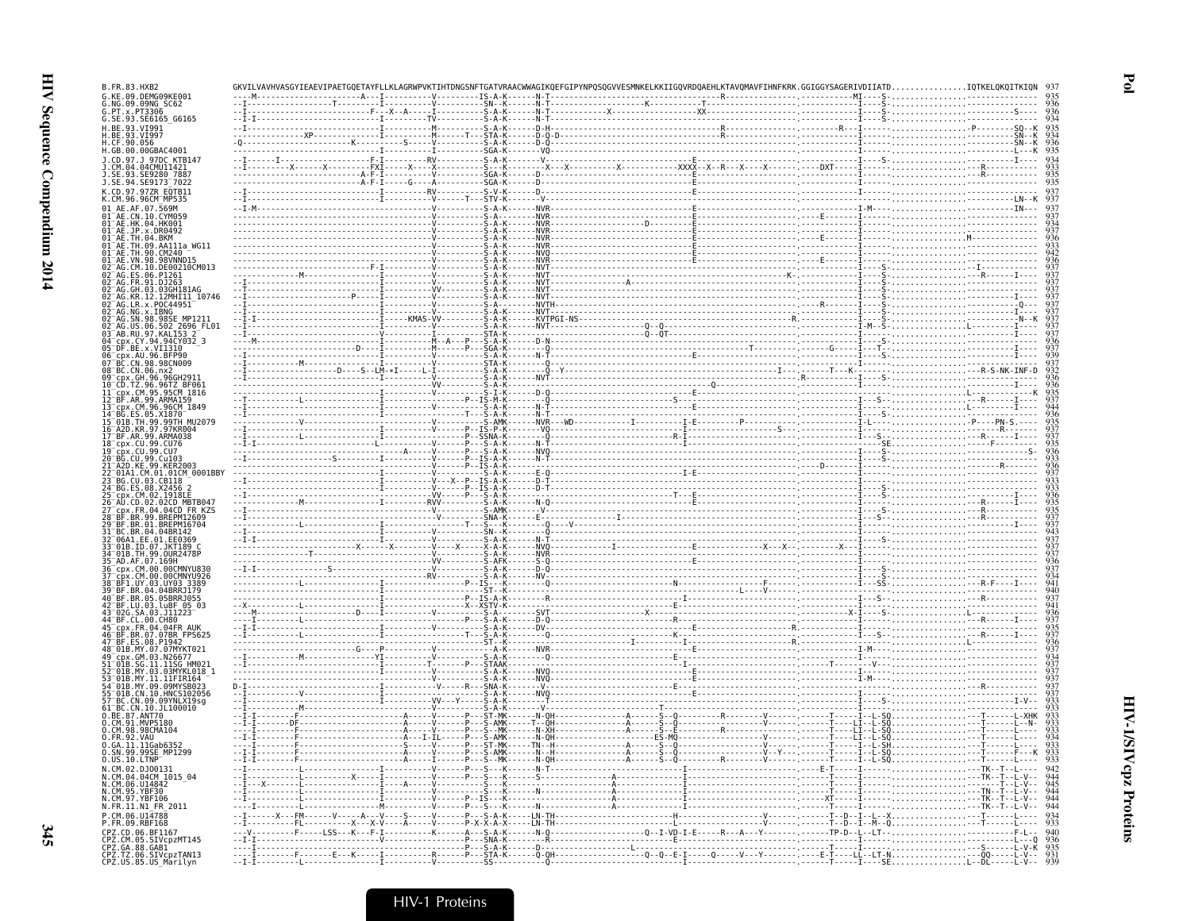```
B.FR.83.HXB2                 GKVILVAVHVASGYIEAEVIPAETGQETAYFLLKLAGRWPVKTIHTDNGSNFTGATVRAACWWAGIKQEFGIPYNPQSQGVVESMNKELKKIIGQVRDQAEHLKTAVQMAVFIHNFKRK.GGIGGYSAGERIVDIIATD...............IQTKELQKQITKIQN 937
G.KE.09.DEMG09KE001          935
G.NG.09.09NG_SC62            936
G.PT.x.PT3306                936
G.SE.93.SE6165_G6165         934
H.BE.93.VI991                935
H.BE.93.VI997                934
H.CF.90.056                  936
H.GB.00.00GBAC4001           935
J.CD.97.J_97DC_KTB147        934
J.CM.04.04CMU11421           933
J.SE.93.SE9280_7887          935
J.SE.94.SE9173_7022          935
K.CD.97.97ZR_EQTB11          937
K.CM.96.96CM_MP535           937
01_AE.AF.07.569M             937
01_AE.CN.10.CYM059           937
01_AE.HK.04.HK001            934
01_AE.JP.x.DR0492            937
01_AE.TH.04.BKM              936
01_AE.TH.09.AA111a_WG11      933
01_AE.TH.90.CM240            942
01_AE.VN.98.98VNND15         936
02_AG.CM.10.DE00210CM013     937
02_AG.ES.06.P1261            937
02_AG.FR.91.DJ263            937
02_AG.GH.03.03GH181AG        937
02_AG.KR.12.12MHI11_10746    937
02_AG.LR.x.POC44951          937
02_AG.NG.x.IBNG              937
02_AG.SN.98.98SE_MP1211      937
02_AG.US.06.502_2696_FL01    937
03_AB.RU.97.KAL153_2         937
04_cpx.CY.94.94CY032_3       936
05_DF.BE.x.VI1310            937
06_cpx.AU.96.BFP90           939
07_BC.CN.98.98CN009          937
08_BC.CN.06.nx2              932
09_cpx.GH.96.96GH2911        936
10_CD.TZ.96.96TZ_BF061       936
11_cpx.CM.95.95CM_1816       935
12_BF.AR.99.ARMA159          937
13_cpx.CM.96.96CM_1849       944
14_BG.ES.05.X1870            936
15_01B.TH.99.99TH_MU2079     935
16_A2D.KR.97.97KR004         937
17_BF.AR.99.ARMA038          937
18_cpx.CU.99.CU76            935
19_cpx.CU.99.CU7             936
20_BG.CU.99.Cu103            933
21_A2D.KE.99.KER2003         936
22_01A1.CM.01.01CM_0001BBY   937
23_BG.CU.03.CB118            933
24_BG.ES.08.X2456_2          933
25_cpx.CM.02.1918LE          936
26_AU.CD.02.02CD_MBTB047     935
27_cpx.FR.04.04CD_FR_KZS     935
28_BF.BR.99.BREPM12609       937
29_BF.BR.01.BREPM16704       937
31_BC.BR.04.04BR142          943
32_06A1.EE.01.EE0369         937
33_01B.ID.07.JKT189_C        937
34_01B.TH.99.OUR2478P        937
35_AD.AF.07.169H             936
36_cpx.CM.00.00CMNYU830      937
37_cpx.CM.00.00CMNYU926      934
38_BF1.UY.03.UY03_3389       941
39_BF.BR.04.04BRRJ179        940
40_BF.BR.05.05BRRJ055        937
42_BF.LU.03.luBF_05_03       941
43_02G.SA.03.J11223          936
44_BF.CL.00.CH80             937
45_cpx.FR.04.04FR_AUK        935
46_BF.BR.07.07BR_FPS625      937
47_BF.ES.08.P1942            936
48_01B.MY.07.07MYKT021       937
49_cpx.GM.03.N26677          934
51_01B.SG.11.11SG_HM021      937
52_01B.MY.03.03MYKL018_1     937
53_01B.MY.11.11FIR164        937
54_01B.MY.09.09MYSB023       937
55_01B.CN.10.HNCS102056      937
57_BC.CN.09.09YNLX19sg       933
61_BC.CN.10.JL100010         933
O.BE.87.ANT70                933
O.CM.91.MVP5180              933
O.CM.98.98CMA104             933
O.FR.92.VAU                  933
O.GA.11.11Gab6352            933
O.SN.99.99SE_MP1299          933
O.US.10.LTNP                 933
N.CM.02.DJO0131              942
N.CM.04.04CM_1015_04         944
N.CM.06.U14842               945
N.CM.95.YBF30                944
N.CM.97.YBF106               944
N.FR.11.N1_FR_2011           944
P.CM.06.U14788               934
P.FR.09.RBF168               933
CPZ.CD.06.BF1167             940
CPZ.CM.05.SIVcpzMT145        936
CPZ.GA.88.GAB1               935
CPZ.TZ.06.SIVcpzTAN13        931
CPZ.US.85.US_Marilyn         939
```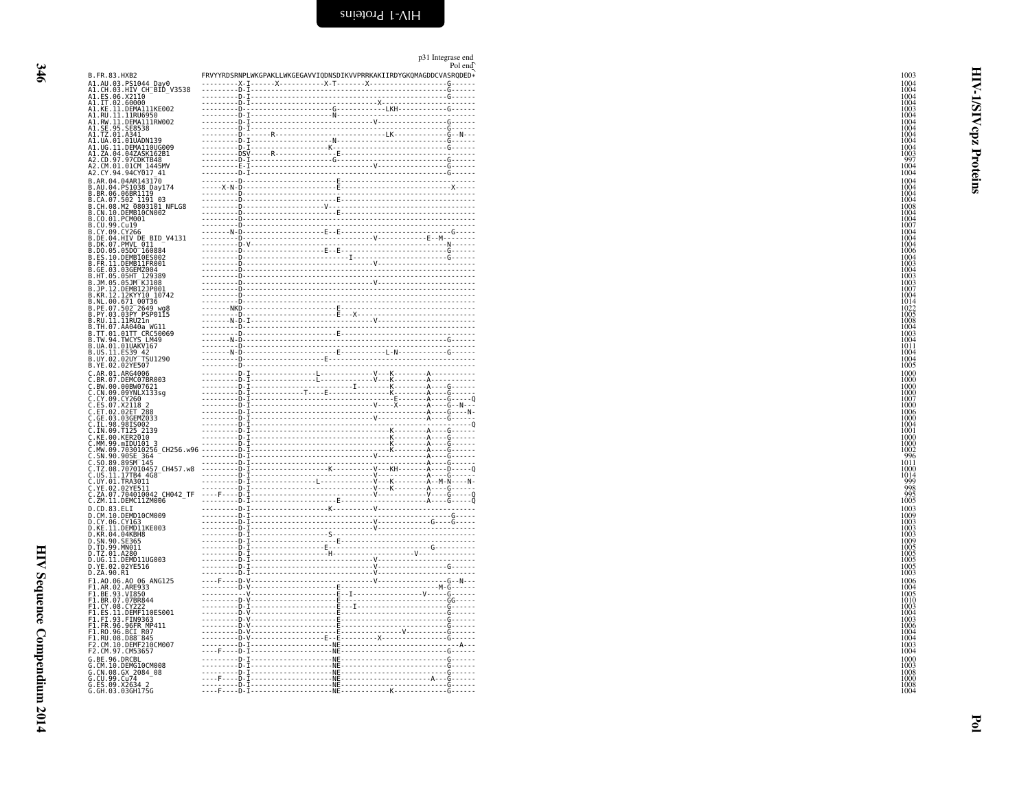p31 Integrase end
Pol end

```
B.FR.83.HXB2                    FRVYYRDSRNPLWKGPAKLLWKGEGAVVIQDNSDIKVVPRRKAKIIRDYGKQMAGDDCVASRQDED*   1003
A1.AU.03.PS1044_Day0            ---------X-I------X-----------X-T-------X-------------------G------   1004
A1.CH.03.HIV_CH_BID_V3538       ---------D-I------------------------------------------------G------   1004
A1.ES.06.X2110                  ---------D-I------------------------------------------------G------   1004
A1.IT.02.60000                  ---------D-I----------------------------X-------------------G------   1004
A1.KE.11.DEMA111KE002           ---------D--------------------G------------LKH--------------G------   1003
A1.RU.11.11RU6950               ---------D-I------------------N-------------------------------------   1004
A1.RW.11.DEMA111RW002           ---------D-I------------------------------V-----------------G------   1004
A1.SE.95.SE8538                 ---------D-I------------------------------------------------G------   1004
A1.TZ.01.A341                   ---------D------R---------------------------LK--------------G--N---   1004
A1.UA.01.01UADN139              ---------D-I------------------N-----------------------------G------   1004
A1.UG.11.DEMA110UG009           ---------D-I-----------------K------------------------------G------   1004
A1.ZA.04.04ZASK162B1            ---------DSV----R---------------E---------------------------G------   1003
A2.CD.97.97CDKTB48              ---------D-I------------------G-----------------------------G------    997
A2.CM.01.01CM_1445MV            ---------E-I------------------------------V-----------------G------   1004
A2.CY.94.94CY017_41             ---------D-I------------------------------------------------G------   1004
B.AR.04.04AR143170              ---------D--------------------E--------------------------------------  1004
B.AU.04.PS1038_Day174           -----X-N-D--------------------E-----------------------------X-----   1004
B.BR.06.06BR1119                ---------D-----------------------------------------------------------  1004
B.CA.07.502_1191_03             ---------D--------------------E--------------------------------------  1004
B.CH.08.M2_0803101_NFLG8        ---------D------------------V----------------------------------------  1008
B.CN.10.DEMB10CN002             ---------D--------------------E--------------------------------------  1004
B.CO.01.PCM001                  ---------D-----------------------------------------------------------  1004
B.CU.99.Cu19                    ---------D-----------------------------------------------------------  1007
B.CY.09.CY266                   -------N-D------------------E--E----------------------------G-----   1004
B.DE.04.HIV_DE_BID_V4131        ---------D--------------------------------V------------E--M--------  1004
B.DK.07.PMVL_011                ---------D-V------------------------------------------------N------  1004
B.DO.05.05DO_160884             ---------D------------------E--E----------------------------G------  1006
B.ES.10.DEMB10ES002             ---------D-------------------------I------------------------G------  1004
B.FR.11.DEMB11FR001             ---------D--------------------------------V--------------------------  1003
B.GE.03.03GEMZ004               ---------D-----------------------------------------------------------  1004
B.HT.05.05HT_129389             ---------D-----------------------------------------------------------  1003
B.JM.05.05JM_KJ108              ---------D--------------------------------V--------------------------  1003
B.JP.12.DEMB12JP001             ---------D-----------------------------------------------------------  1007
B.KR.12.12KYY10_10742           ---------D-----------------------------------------------------------  1004
B.NL.00.671_00T36               ---------D-----------------------------------------------------------  1014
B.PE.07.502_2649_wg8            -------NKD--------------------E--------------------------------------  1022
B.PY.03.03PY_PSP0115            ---------D--------------------E---X----------------------------------  1005
B.RU.11.11RU21n                 -------N-D-I------------------------------V--------------------------  1008
B.TH.07.AA040a_WG11             ---------D-----------------------------------------------------------  1004
B.TT.01.01TT_CRC50069           ---------D--------------------E--------------------------------------  1003
B.TW.94.TWCYS_LM49              -------N-D--------------------------------------------------G------  1004
B.UA.01.01UAKV167               ---------D-----------------------------------------------------------  1011
B.US.11.ES39_42                 -------N-D--------------------E-----------L-N---------------G------  1004
B.UY.02.02UY_TSU1290            ---------D------------------E----------------------------------------  1004
B.YE.02.02YE507                 ---------D-----------------------------------------------------------  1005
C.AR.01.ARG4006                 ---------D-I---------------L-------------V---K---------A-----------   1000
C.BR.07.DEMC07BR003             ---------D-I---------------L-------------V---K---------A-----------   1000
C.BW.00.00BW07621               ---------D-I-----------------------I---------K---------A----G------   1000
C.CN.09.09YNLX133sg             ---------D-I--------T-----E------------------K---------A----G------   1000
C.CY.09.CY260                   ---------D-I---------------------------------E---------A----G-----Q   1007
C.ES.07.X2118_2                 ---------D-I-----------------------------V----X--------A----G--N---   1000
C.ET.02.02ET_288                ---------D-I-------------------------------------------A----G----N-   1006
C.GE.03.03GEMZ033               ---------D-I------------------------------V------------A----G------   1000
C.IL.98.98IS002                 ---------D-I------------------------------------------------------Q   1004
C.IN.09.T125_2139               ---------D-I---------------------------------K---------A----G------   1001
C.KE.00.KER2010                 ---------D-I---------------------------------K---------A----G------   1000
C.MM.99.mIDU101_3               ---------D-I---------------------------------K---------A----G------   1000
C.MW.09.703010256_CH256.w96     ---------D-I---------------------------------K---------A----G------   1002
C.SN.90.90SE_364                ---------D-I------------------------------V------------A----G------    996
C.SO.89.89SM_145                ---------D-I-------------------------------------------A----G------   1011
C.TZ.08.707010457_CH457.w8      ---------D-I-----------------K-----------V---KH--------A----D-----Q   1000
C.US.11.17TB4_4G8               ---------D-I-----------------------------V-------------A----G------   1014
C.UY.01.TRA3011                 ---------D-I---------------L-------------V---K---------A--M-N----N-    999
C.YE.02.02YE511                 ---------D-I-----------------------------V---K---------A----G------    998
C.ZA.07.704010042_CH042_TF      ----F----D-I-----------------------------V-------------V----G-----Q    995
C.ZM.11.DEMC11ZM006             ---------D-I------------------E----------------------------A---G-----Q   1005
D.CD.83.ELI                     ---------D-I-----------------K-----------V---------------------------  1003
D.CM.10.DEMD10CM009             ---------D-I------------------------------------------------G------   1009
D.CY.06.CY163                   ---------D-I------------------------------V---------------G----G------  1003
D.KE.11.DEMD11KE003             ---------D-I------------------------------V--------------------------  1003
D.KR.04.04KBH8                  ---------D-I-----------------S---------------------------------------  1003
D.SN.90.SE365                   ---------D-I-------------------E-------------------------------------  1009
D.TD.99.MN011                   ---------D-I------------------E------------------------G-------------  1005
D.TZ.01.A280                    ---------D-I-----------------H-------------------V-------------------  1005
D.UG.11.DEMD11UG003             ---------D-I------------------------------V--------------------------  1005
D.YE.02.02YE516                 ---------D-I------------------------------V-----------------G------   1005
D.ZA.90.R1                      ---------D-I------------------------------V--------------------------  1003
F1.AO.06.AO_06_ANG125           ----F----D-V------------------------------V-----------------G--N---   1006
F1.AR.02.ARE933                 ---------D-V------------------E-------------------------M-G--------   1004
F1.BE.93.VI850                  ----------V-------------------E--I-----------------V-----G------      1005
F1.BR.07.07BR844                ---------D-V------------------E-----------------------------GG-----   1010
F1.CY.08.CY222                  ---------D-I------------------E---I-------------------------G------   1003
F1.ES.11.DEMF110ES001           ---------D-V------------------E-----------------------------G------   1004
F1.FI.93.FIN9363                ---------D-V------------------E-----------------------------G------   1003
F1.FR.96.96FR_MP411             ---------D-V------------------E-----------------------------G------   1006
F1.RO.96.BCI_R07                ---------D-V------------------E-----------------V-----------G------   1004
F1.RU.08.D88_845                ---------D-V-----------------E--E---------X-----------------G------   1004
F2.CM.10.DEMF210CM007           ---------D-I------------------NE------------------------------A---   1003
F2.CM.97.CM53657                ----F----D-I------------------NE----------------------------G------   1004
G.BE.96.DRCBL                   ---------D-I------------------NE----------------------------G------   1000
G.CM.10.DEMG10CM008             ---------D-I------------------NE----------------------------G------   1003
G.CN.08.GX_2084_08              ---------D-I------------------NE----------------------------G------   1008
G.CU.99.Cu74                    ----F----D-I------------------NE-----------------------A---G------   1000
G.ES.09.X2634_2                 ---------D-I------------------NE----------------------------G------   1008
G.GH.03.03GH175G                ----F----D-I------------------NE------------K---------------G------   1004
```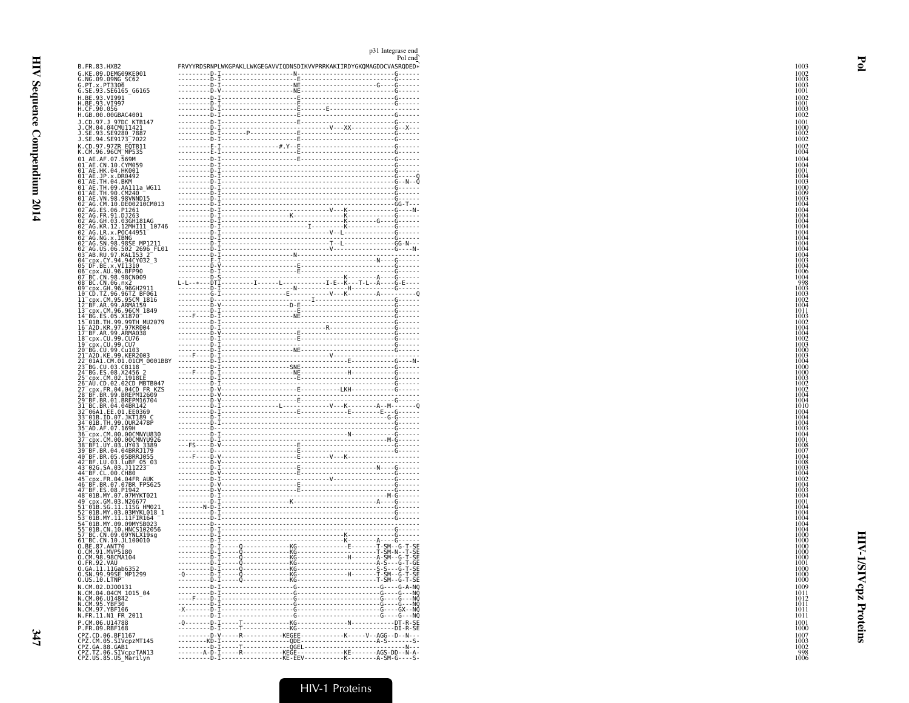p31 Integrase end
Pol end

```
B.FR.83.HXB2                  FRVYYRDSRNPLWKGPAKLLWKGEGAVVIQDNSDIKVVPRRKAKIIRDYGKQMAGDDCVASRQDED*   1003
G.KE.09.DEMG09KE001           ---------D-I-------------------N----------------------------G------   1002
G.NG.09.09NG_SC62             ---------D-I--------------------E---------------------------G------   1003
G.PT.x.PT3306                 ---------D-I-------------------NE--------------------G------G------   1003
G.SE.93.SE6165_G6165          ---------D-V-------------------NE---------------------------G------   1001
H.BE.93.VI991                 ---------D-I--------------------E---------------------------G------   1002
H.BE.93.VI997                 ---------D-I--------------------E---------------------------G------   1001
H.CF.90.056                   ---------D-I--------------------E--------E-------------------------   1003
H.GB.00.00GBAC4001            ---------D-I--------------------E---------------------------G------   1002
J.CD.97.J_97DC_KTB147         ---------D-I--------------------E---------------------------G------   1001
J.CM.04.04CMU11421            ---------D-I-----------------------------V---XX-------------G--X---   1000
J.SE.93.SE9280_7887           ---------D-I-------P------------E---------------------------G------   1002
J.SE.94.SE9173_7022           ---------D-I--------------------E---------------------------G------   1002
K.CD.97.97ZR_EQTB11           ---------E-I----------------#.Y--E--------------------------G------   1002
K.CM.96.96CM_MP535            ---------E-I--------------------E---------------------------G------   1004
01_AE.AF.07.569M              ---------D-I--------------------E---------------------------G------   1004
01_AE.CN.10.CYM059            ---------D-I------------------------------------------------G------   1004
01_AE.HK.04.HK001             ---------D-I------------------------------------------------G------   1001
01_AE.JP.x.DR0492             ---------D-I------------------------------------------------G-----Q   1004
01_AE.TH.04.BKM               ---------D-I------------------------------------------------G--N--Q   1003
01_AE.TH.09.AA111a_WG11       ---------D-I------------------------------------------------G------   1000
01_AE.TH.90.CM240             ---------D-I------------------------------------------------G------   1009
01_AE.VN.98.98VNND15          ---------D-I------------------------------------------------G------   1003
02_AG.CM.10.DE00210CM013      ---------D-I------------------------------------------------GG-T---   1004
02_AG.ES.06.P1261             ---------D-I-----------------------------V---K--------------G----N-   1004
02_AG.FR.91.DJ263             ---------D-I-----------------K---------------K--------------G------   1004
02_AG.GH.03.03GH181AG         ---------D-I---------------------------------K-------G------G------   1004
02_AG.KR.12.12MHI11_10746     ---------D-I-----------------------I---------K--------------G------   1004
02_AG.LR.x.POC44951           ---------D-I-----------------------------V--L---------------G------   1004
02_AG.NG.x.IBNG               ---------D-I------------------------------------------------G------   1004
02_AG.SN.98.98SE_MP1211       ---------D-I-----------------------------T--L---------------GG-N---   1004
02_AG.US.06.502_2696_FL01     ---------D-I-----------------------------V------------------G----N-   1004
03_AB.RU.97.KAL153_2          ---------D-I-------------------N-----------------------------------   1004
04_cpx.CY.94.94CY032_3        ---------E-I-------------------------------------------N----G------   1003
05_DF.BE.x.VI1310             ---------D-V--------------------E---------------------------G------   1004
06_cpx.AU.96.BFP90            ---------D-I--------------------E---------------------------G------   1006
07_BC.CN.98.98CN009           ---------D-S---------------------------------K--------A-----G------   1004
08_BC.CN.06.nx2               L-L--*---DTI---------I-------L------------I-E---K---T-L--A----G-E----   998
09_cpx.GH.96.96GH2911         ---------D-I-------------------N---------------H------------G------   1003
10_CD.TZ.96.96TZ_BF061        ---------G-I-----------------E-----------V---K----------A---------Q   1003
11_cpx.CM.95.95CM_1816        ---------D--------------------------I-----------------------G------   1002
12_BF.AR.99.ARMA159           ---------D-V-------------------D-E--------------------------G------   1004
13_cpx.CM.96.96CM_1849        ---------D-I--------------------E---------------------------G------   1011
14_BG.ES.05.X1870             ----F----D-I-------------------NE---------------------------G------   1003
15_01B.TH.99.99TH_MU2079      ---------D-I------------------------------------------------G------   1002
16_A2D.KR.97.97KR004          ---------D-I-----------------------------R------------------G------   1004
17_BF.AR.99.ARMA038           ---------D-V--------------------E---------------------------G------   1004
18_cpx.CU.99.CU76             ---------D-I--------------------E---------------------------G------   1002
19_cpx.CU.99.CU7              ---------D-I------------------------------------------------G------   1003
20_BG.CU.99.Cu103             ---------D-I-------------------NE---------------------------G------   1000
21_A2D.KE.99.KER2003          ----F----D-I-----------------------------V------------------G------   1003
22_01A1.CM.01.01CM_0001BBY    ---------D-I-----------------------------------E------------G----N-   1004
23_BG.CU.03.CB118             ---------D-I------------------SNE---------------------------G------   1000
24_BG.ES.08.X2456_2           ----F----D-I-------------------NE---------------H-----------G------   1000
25_cpx.CM.02.1918LE           ---------D-I--------------------E---------------------------G------   1003
26_AU.CD.02.02CD_MBTB047      ---------D-I------------------------------------------------G------   1002
27_cpx.FR.04.04CD_FR_KZS      ---------D-V--------------------E----------LKH--------------G------   1002
28_BF.BR.99.BREPM12609        ---------D-V------------------------------------------------G------   1004
29_BF.BR.01.BREPM16704        ---------D-V--------------------E---------------------------G------   1004
31_BC.BR.04.04BR142           ---------D-I-------------------L---------V---K--------A--M--------Q   1010
32_06A1.EE.01.EE0369          ---------D-I--------------------E-----------E--------E---G------   1004
33_01B.ID.07.JKT189_C         ---------D-I------------------------------------------------G-G----   1004
34_01B.TH.99.OUR2478P         ---------D-I------------------------------------------------G------   1004
35_AD.AF.07.169H              ---------D--------------------------------------------------G------   1003
36_cpx.CM.00.00CMNYU830       ---------D-I-------------------------------N----------------G------   1004
37_cpx.CM.00.00CMNYU926       ---------D-I-----------------------------------------------M-G------   1001
38_BF1.UY.03.UY03_3389        ---FS----D-V--------------------E---------------------------G------   1008
39_BF.BR.04.04BRRJ179         ---------D----------------------E---------------------------G------   1007
40_BF.BR.05.05BRRJ055         ----F----D-V--------------------E--------V---K--------------G------   1004
42_BF.LU.03.luBF_05_03        ---------D-V------------------------------------------------G------   1008
43_02G.SA.03.J11223           ---------D-I--------------------E------------------N--------G------   1003
44_BF.CL.00.CH80              ---------D-V--------------------E---------------------------G------   1004
45_cpx.FR.04.04FR_AUK         ---------D-I-----------------------------V------------------G------   1002
46_BF.BR.07.07BR_FPS625       ---------D-V--------------------E---------------------------G------   1004
47_BF.ES.08.P1942             ---------D-V--------------------E---------------------------G------   1003
48_01B.MY.07.07MYKT021        ---------D-I-----------------------------------------------M-G------   1004
49_cpx.GM.03.N26677           ---------D-I-----------------K-----------------------A------G------   1001
51_01B.SG.11.11SG_HM021       ---------N-D-I----------------------------------------------G------   1004
52_01B.MY.03.03MYKL018_1      ---------D-I------------------------------------------------G------   1004
53_01B.MY.11.11FIR164         ---------D-I------------------------------------------------G------   1004
54_01B.MY.09.09MYSB023        ---------D--------------------------------------------------G------   1004
55_01B.CN.10.HNCS102056       ---------D-I------------------------------------------------G------   1004
57_BC.CN.09.09YNLX19sg        ---------D-I---------------------------------K--------------G------   1000
61_BC.CN.10.JL100010          ---------D-I---------------------------------K--------A-----G------   1000
O.BE.87.ANT70                 ---------D-I-----Q-------------KG--------------E--------T-SM--G-T-SE   1000
O.CM.91.MVP5180               ---------D-I-----Q-------------KG-----------------------T-SM-N--T-SE   1000
O.CM.98.98CMA104              ---------D-I-----Q-------------KG---------------H-------A-SM--G-T-SE   1000
O.FR.92.VAU                   ---------D-I-----Q-------------KG-----------------------A-S---G-T-GE   1001
O.GA.11.11Gab6352             ---------D-I-----Q-------------KG-----------------------S-S---G-T-SE   1000
O.SN.99.99SE_MP1299           -Q-------D-I-----Q-------------KG---------------H-------T-SM--G-T-SE   1000
O.US.10.LTNP                  ---------D-I-----Q-------------KG-----------------------T-SM--G-T-SE   1000
N.CM.02.DJO0131               ---------D-I-------------------G------------------------G----G-A-NQ   1009
N.CM.04.04CM_1015_04          ---------D-I-------------------G------------------------G----G---NQ   1011
N.CM.06.U14842                ----F----D-I-------------------G------------------------G----G---NQ   1012
N.CM.95.YBF30                 -X-------D-I-------------------G------------------------G----G---NQ   1011
N.CM.97.YBF106                -X-------D-I-------------------G------------------------G----GX--NQ   1011
N.FR.11.N1_FR_2011            ---------D-I-------------------G------------------------G----G---NQ   1011
P.CM.06.U14788                -Q-------D-I-----T-------------KG--------------N---------------DT-R-SE   1001
P.FR.09.RBF168                ---------D-I-----T-------------KG------------------------------DI-R-SE   1000
CPZ.CD.06.BF1167              ---------D-V-----R-------------KEGEE-----------K-----V--AGG--D--N---   1007
CPZ.CM.05.SIVcpzMT145         --------KD-I-------------------QDE----------------------A-S--------S-   1003
CPZ.GA.88.GAB1                ---------D-I-----T-------------QGEL--------------------------------N--   1002
CPZ.TZ.06.SIVcpzTAN13         ---------A-D-I-----R-----------KEGE-----------KE-----------AGS-DD--N-A-   998
CPZ.US.85.US_Marilyn          ---------D-I-------------------KE-EEV-----------K-----------A-SM-G----S-   1006
```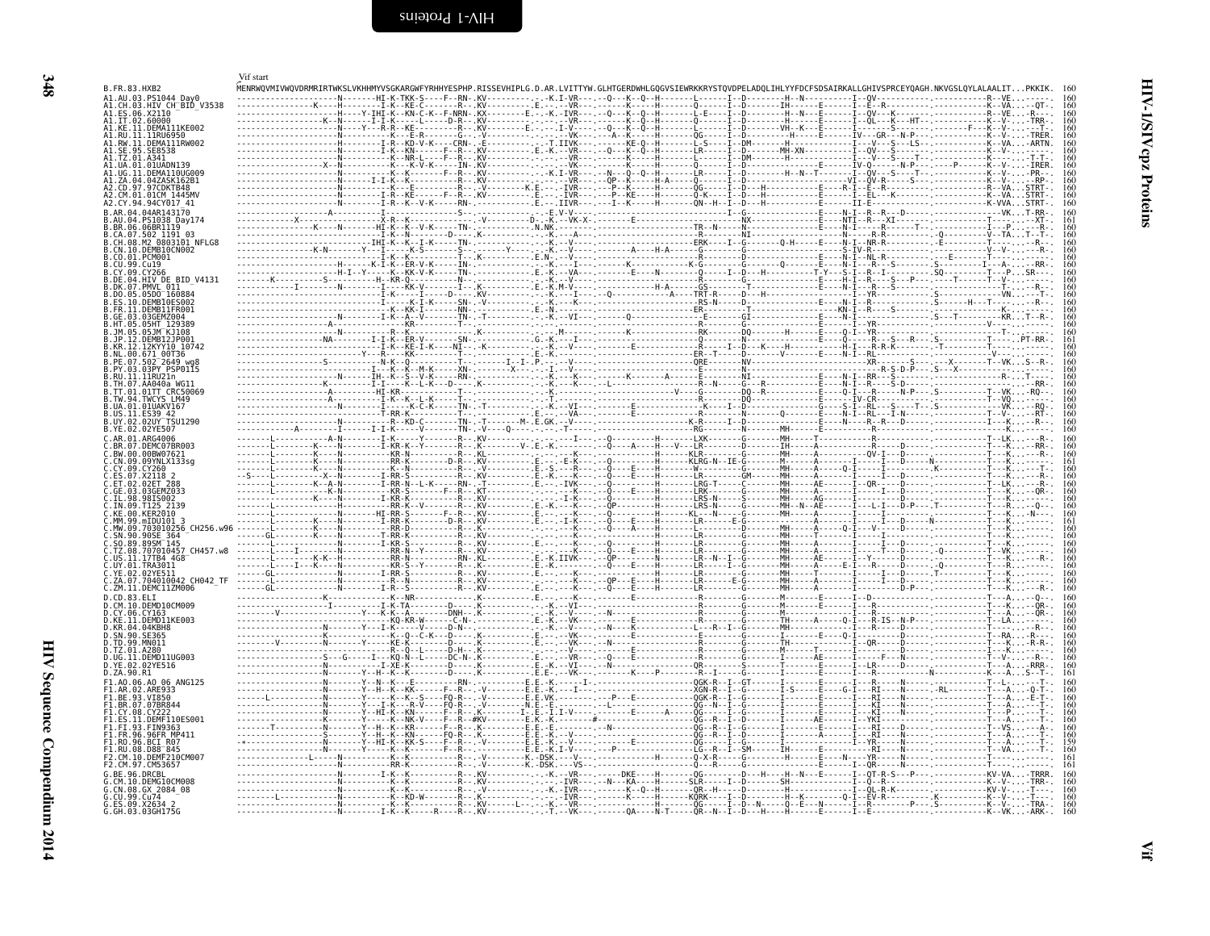Vif start

```
B.FR.83.HXB2                 MENRWQVMIVWQVDRMRIRTWKSLVKHHMYVSGKARGWFYRHHYESPHP.RISSEVHIPLG.D.AR.LVITTYW.GLHTGERDWHLGQGVSIEWRKKRYSTQVDPELADQLIHLYYFDCFSDSAIRKALLGHIVSPRCEYQAGH.NKVGSLQYLALAALIT...PKKIK.  160
A1.AU.03.PS1044_Day0         160
A1.CH.03.HIV_CH_BID_V3538    160
A1.ES.06.X2110               160
A1.IT.02.60000               160
A1.KE.11.DEMA111KE002        160
A1.RU.11.11RU6950            160
A1.RW.11.DEMA111RW002        160
A1.SE.95.SE8538              160
A1.TZ.01.A341                160
A1.UA.01.01UADN139           160
A1.UG.11.DEMA110UG009        160
A1.ZA.04.04ZASK162B1         160
A2.CD.97.97CDKTB48           160
A2.CM.01.01CM_1445MV         160
A2.CY.94.94CY017_41          160
B.AR.04.04AR143170           160
B.AU.04.PS1038_Day174        161
B.BR.06.06BR1119             160
B.CA.07.502_1191_03          160
B.CH.08.M2_0803101_NFLG8     160
B.CN.10.DEMB10CN002          160
B.CO.01.PCM001               160
B.CU.99.Cu19                 160
B.CY.09.CY266                160
B.DE.04.HIV_DE_BID_V4131     160
B.DK.07.PMVL_011             160
B.DO.05.05DO_160884          160
B.ES.10.DEMB10ES002          160
B.FR.11.DEMB11FR001          160
B.GE.03.03GEMZ004            160
B.HT.05.05HT_129389          160
B.JM.05.05JM_KJ108           160
B.JP.12.DEMB12JP001          161
B.KR.12.12KYY10_10742        160
B.NL.00.671_00T36            160
B.PE.07.502_2649_wg8         160
B.PY.03.03PY_PSP0115         160
B.RU.11.11RU21n              160
B.TH.07.AA040a_WG11          160
B.TT.01.01TT_CRC50069        160
B.TW.94.TWCYS_LM49           160
B.UA.01.01UAKV167            160
B.US.11.ES39_42              160
B.UY.02.02UY_TSU1290         160
B.YE.02.02YE507              160
C.AR.01.ARG4006              160
C.BR.07.DEMC07BR003          160
C.BW.00.00BW07621            160
C.CN.09.09YNLX133sg          161
C.CY.09.CY260                160
C.ES.07.X2118_2              160
C.ET.02.02ET_288             160
C.GE.03.03GEMZ033            160
C.IL.98.98IS002              160
C.IN.09.T125_2139            160
C.KE.00.KER2010              160
C.MM.99.mIDU101_3            161
C.MW.09.703010256_CH256.w96  160
C.SN.90.90SE_364             160
C.SO.89.89SM_145             160
C.TZ.08.707010457_CH457.w8   160
C.US.11.17TB4_4G8            160
C.UY.01.TRA3011              160
C.YE.02.02YE511              160
C.ZA.07.704010042_CH042_TF   160
C.ZM.11.DEMC11ZM006          160
D.CD.83.ELI                  160
D.CM.10.DEMD10CM009          160
D.CY.06.CY163                160
D.KE.11.DEMD11KE003          160
D.KR.04.04KBH8               160
D.SN.90.SE365                160
D.TD.99.MN011                160
D.TZ.01.A280                 160
D.UG.11.DEMD11UG003          160
D.YE.02.02YE516              160
D.ZA.90.R1                   161
F1.AO.06.AO_06_ANG125        160
F1.AR.02.ARE933              160
F1.BE.93.VI850               160
F1.BR.07.07BR844             160
F1.CY.08.CY222               160
F1.ES.11.DEMF110ES001        160
F1.FI.93.FIN9363             160
F1.FR.96.96FR_MP411          160
F1.RO.96.BCI_R07             159
F1.RU.08.D88_845             160
F2.CM.10.DEMF210CM007        161
F2.CM.97.CM53657             161
G.BE.96.DRCBL                160
G.CM.10.DEMG10CM008          160
G.CN.08.GX_2084_08           160
G.CU.99.Cu74                 160
G.ES.09.X2634_2              160
G.GH.03.03GH175G             160
```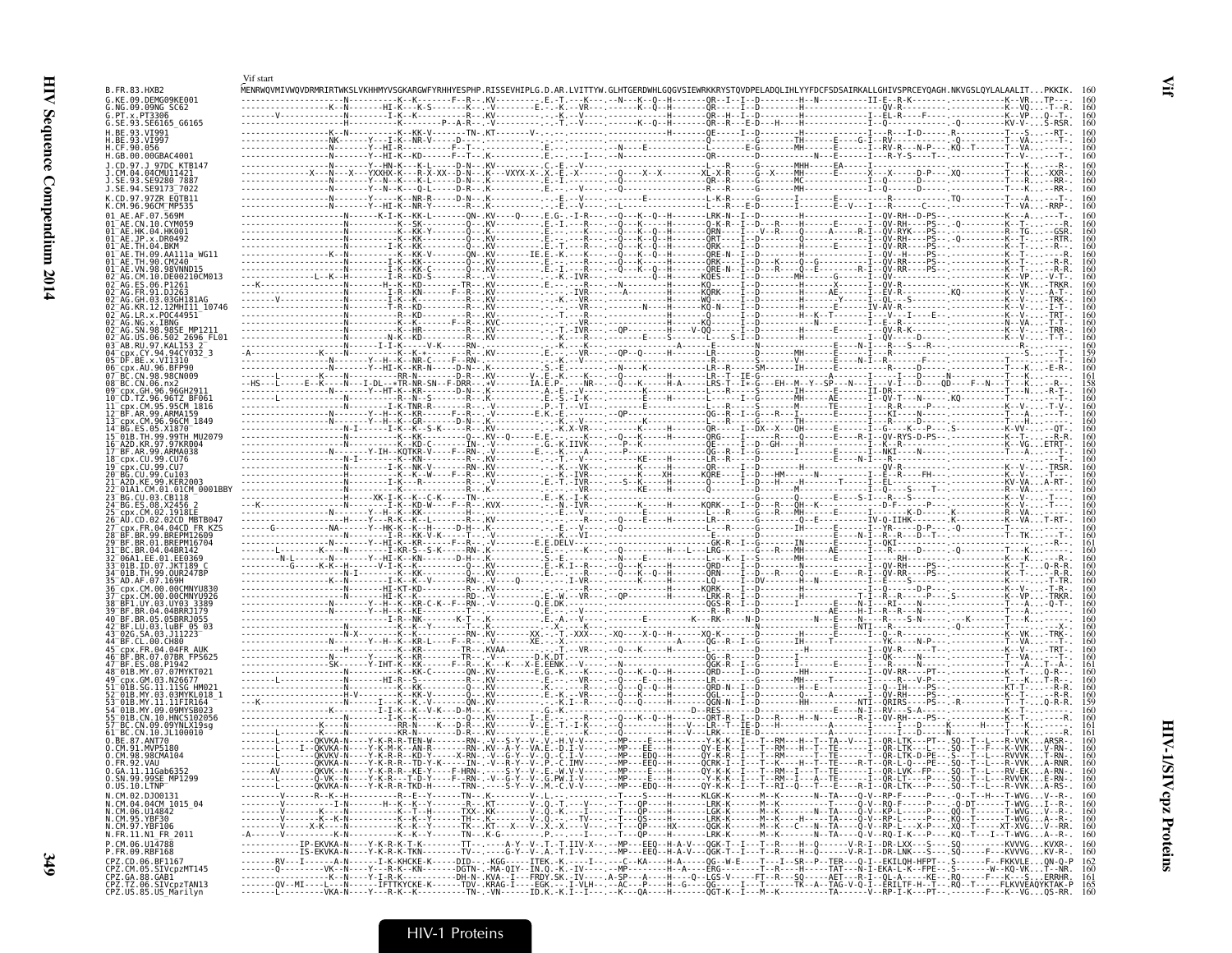Vif start

```
B.FR.83.HXB2           MENRWQVMIVWQVDRMRIRTWKSLVKHHMYVSGKKARGWFYRHHYESPHP.RISSEVHIPLG.D.AR.LVITTYW.GLHTGERDWHLGQGVSIEWRKKRYSTQVDPELADQLIHLYYFDCFSDSAIRKALLGHIVSPRCEYQAGH.NKVGSLQYLALAALIT...PKKIK.  160
G.KE.09.DEMG09KE001
G.NG.09.09NG_SC62
G.PT.x.PT3306
G.SE.93.SE6165_G6165
H.BE.93.VI991
H.BE.93.VI997
H.CF.90.056
H.GB.00.00GBAC4001
J.CD.97.J_97DC_KTB147
J.CM.04.04CMU11421
J.SE.93.SE9280_7887
J.SE.94.SE9173_7022
K.CD.97.97ZR_EQTB11
K.CM.96.96CM_MP535
01_AE.AF.07.569M
01_AE.CN.10.CYM059
01_AE.HK.04.HK001
01_AE.JP.x.DR0492
01_AE.TH.04.BKM
01_AE.TH.09.AA111a_WG11
01_AE.TH.90.CM240
01_AE.VN.98.98VNND15
02_AG.CM.10.DE00210CM013
02_AG.ES.06.P1261
02_AG.FR.91.DJ263
02_AG.GH.03.03GH181AG
02_AG.KR.12.12MHI11_10746
02_AG.LR.x.POC44951
02_AG.NG.x.IBNG
02_AG.SN.98.98SE_MP1211
02_AG.US.06.502_2696_FL01
03_AB.RU.97.KAL153_2
04_cpx.CY.94.94CY032_3
05_DF.BE.x.VI1310
06_cpx.AU.96.BFP90
07_BC.CN.98.98CN009
08_BC.CN.06.nx2
09_cpx.GH.96.96GH2911
10_CD.TZ.96.96TZ_BF061
11_cpx.CM.95.95CM_1816
12_BF.AR.99.ARMA159
13_cpx.CM.96.96CM_1849
14_BG.ES.05.X1870
15_01B.TH.99.99TH_MU2079
16_A2D.KR.97.97KR004
17_BF.AR.99.ARMA038
18_cpx.CU.99.CU76
19_cpx.CU.99.CU7
20_BG.CU.99.Cu103
21_A2D.KE.99.KER2003
22_01A1.CM.01.01CM_0001BBY
23_BG.CU.03.CB118
24_BG.ES.08.X2456_2
25_cpx.CM.02.1918LE
26_AU.CD.02.02CD_MBTB047
27_cpx.FR.04.04CD_FR_KZS
28_BF.BR.99.BREPM12609
29_BF.BR.01.BREPM16704
31_BC.BR.04.04BR142
32_06A1.EE.01.EE0369
33_01B.ID.07.JKT189_C
34_01B.TH.99.OUR2478P
35_AD.AF.07.169H
36_cpx.CM.00.00CMNYU830
37_cpx.CM.00.00CMNYU926
38_BF1.UY.03.UY03_3389
39_BF.BR.04.04BRRJ179
40_BF.BR.05.05BRRJ055
42_BF.LU.03.luBF_05_03
43_02G.SA.03.J11223
44_BF.CL.00.CH80
45_cpx.FR.04.04FR_AUK
46_BF.BR.07.07BR_FPS625
47_BF.ES.08.P1942
48_01B.MY.07.07MYKT021
49_cpx.GM.03.N26677
51_01B.SG.11.11SG_HM021
52_01B.MY.03.03MYKL018_1
53_01B.MY.11.11FIR164
54_01B.MY.09.09MYSB023
55_01B.CN.10.HNCS102056
57_BC.CN.09.09YNLX19sg
61_BC.CN.10.JL100010
O.BE.87.ANT70
O.CM.91.MVP5180
O.CM.98.98CMA104
O.FR.92.VAU
O.GA.11.11Gab6352
O.SN.99.99SE_MP1299
O.US.10.LTNP
N.CM.02.DJO0131
N.CM.04.04CM_1015_04
N.CM.06.U14842
N.CM.95.YBF30
N.CM.97.YBF106
N.FR.11.N1_FR_2011
P.CM.06.U14788
P.FR.09.RBF168
CPZ.CD.06.BF1167
CPZ.CM.05.SIVcpzMT145
CPZ.GA.88.GAB1
CPZ.TZ.06.SIVcpzTAN13
CPZ.US.85.US_Marilyn
```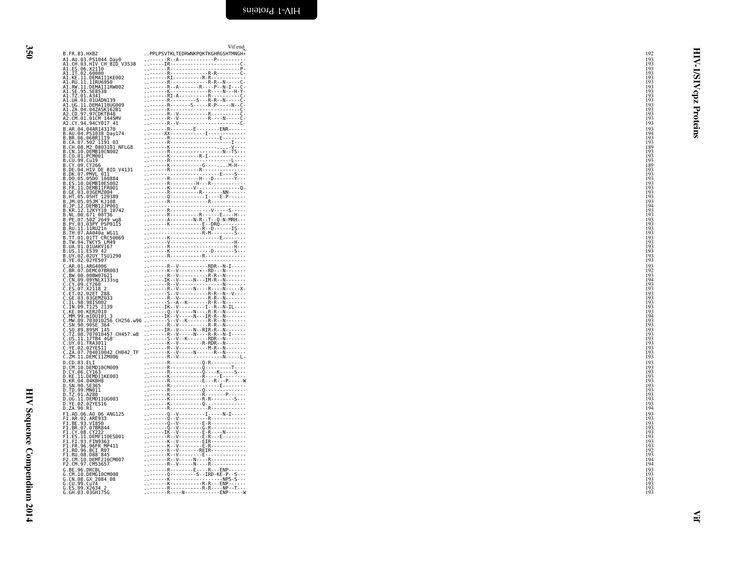Vif end

```
B.FR.83.HXB2                ..PPLPSVTKLTEDRWNKPQKTKGHRGSHTMNGH*   192
A1.AU.03.PS1044_Day0        ..-------R--A------------P----------  193
A1.CH.03.HIV_CH_BID_V3538   ..-----IR--------------------------C- 193
A1.ES.06.X2110              ..-------R-------------------------P- 193
A1.IT.02.60000              ..-------R---------------R-R-------C- 193
A1.KE.11.DEMA111KE002       ..-------RI------------R-R----------- 193
A1.RU.11.11RU6950           ..-------R-------------R-R--N-----C-  193
A1.RW.11.DEMA111RW002       ..-------R--A--------R-----P--N-I---C- 193
A1.SE.95.SE8538             ..-------K----------------R-----N---H-Y- 193
A1.TZ.01.A341               ..-------RI-A------------R----------C- 193
A1.UA.01.01UADN139          ..-------R----------S----R-R--N-----C- 193
A1.UG.11.DEMA110UG009       ..-------R--------S------R-P------N--C- 193
A1.ZA.04.04ZASK162B1        ..-------K-------------------------C- 193
A2.CD.97.97CDKTB48          ..-------R--V------------R---------C- 193
A2.CM.01.01CM_1445MV        ..-------R--V------------R-----N-----C- 193
A2.CY.94.94CY017_41         ..-------R--V----------------------C- 193
B.AR.04.04AR143170          ..-------R---------E---------ENR------ 193
B.AU.04.PS1038_Day174       ..------XX-------------I-------------- 194
B.BR.06.06BR1119            ..-------R------------------E---------- 193
B.CA.07.502_1191_03         ..-------R-------------------------I---- 193
B.CH.08.M2_0803101_NFLG8    ..-------K-----------------......-V---- 189
B.CN.10.DEMB10CN002         ..-------R-----------------------N--TS--- 193
B.CO.01.PCM001              ..-------K---------------R-I------------- 193
B.CU.99.Cu19                ..-------R-------------------------L---- 193
B.CY.09.CY266               ..-------K-------------G-----....M-H--- 189
B.DE.04.HIV_DE_BID_V4131    ..-------R--------------R--------------- 193
B.DK.07.PMVL_011            ..-----------------------------E-----S--- 193
B.DO.05.05DO_160884         ..-------R-----------H---D--------Y--- 193
B.ES.10.DEMB10ES002         ..-------R-----------H---R------------- 193
B.FR.11.DEMB11FR001         ..-------K----------V-----------------Q- 193
B.GE.03.03GEMZ004           ..-------R-------------R-------NN------ 193
B.HT.05.05HT_129389         ..-------Q---------------I-----E-P------ 193
B.JM.05.05JM_KJ108          ..-------R----------------R------------- 193
B.JP.12.DEMB12JP001         ..------------------------------------- 194
B.KR.12.12KYY10_10742       ..-------R------------------V-----S----- 193
B.NL.00.671_00T36           ..-------R------------R-------E-----H--- 193
B.PE.07.502_2649_wg8        ..-------A---------N-R--T--Q-N-MRH--- 193
B.PY.03.03PY_PSP0115        ..-------K--------------E--DRQ--------- 193
B.RU.11.11RU21n             ..----------------------R--D-------IS--- 193
B.TH.07.AA040a_WG11         ..----------------------R-M---------S--- 193
B.TT.01.01TT_CRC50069       ..-------K------------------E----------- 193
B.TW.94.TWCYS_LM49          ..-------V---------------------------H--- 193
B.UA.01.01UAKV167           ..-------R---------------------------H--- 193
B.US.11.ES39_42             ..-------K---------------D----------S--- 193
B.UY.02.02UY_TSU1290        ..-------R---------------R-------------- 193
B.YE.02.02YE507             ..------------------------------------- 193
C.AR.01.ARG4006             ..-------R--V----------RDR--N-I------ 193
C.BR.07.DEMC07BR003         ..-------K--V--------+--RD---N------- 192
C.BW.00.00BW07621           ..-------R--V----------R-R--N------- 193
C.CN.09.09YNLX133sg         ..------IK--V------N---IM-R--N------- 194
C.CY.09.CY260               ..-------R--V-------------------N------- 193
C.ES.07.X2118_2             ..-------R--V------N-----R-----N-------X- 193
C.ET.02.02ET_288            ..-------S--V------------R-R--N--V---- 193
C.GE.03.03GEMZ033           ..-------R--V------------R-R--N------- 193
C.IL.98.98IS002             ..-------S--A--K--------R-R--N------- 193
C.IN.09.T125_2139           ..------IK--V----------I--R--N-IL---- 193
C.KE.00.KER2010             ..-------Q--V------N-----R-R--N------- 193
C.MM.99.mIDU101_3           ..------IK--V------N---IR-R--N------- 194
C.MW.09.703010256_CH256.w96 ..-------S--V--K---------R-R--N------- 193
C.SN.90.90SE_364            ..-------R--V------------R-R--N------- 193
C.SO.89.89SM_145            ..------IR--V------N--RIR-R--N------- 193
C.TZ.08.707010457_CH457.w8  ..-------R--V------N-----R-R--N-I----- 193
C.US.11.17TB4_4G8           ..-------S--V--K--------RDR--N------- 193
C.UY.01.TRA3011             ..-------K--V----------R-RDR--N------- 193
C.YE.02.02YE511             ..-------R--V------------M-R--N------- 193
C.ZA.07.704010042_CH042_TF  ..-------K--V------N-------R-R--N------- 193
C.ZM.11.DEMC11ZM006         ..-------R--V-------------------N------L- 193
D.CD.83.ELI                 ..-------R---------------Q-R------------- 193
D.CM.10.DEMD10CM009         ..-------R---------------Q-----------T---- 193
D.CY.06.CY163               ..-------R---------------Q-----K------S--- 193
D.KE.11.DEMD11KE003         ..-------K---------------R------E-------- 193
D.KR.04.04KBH8              ..-------R---------------E---R----P------W 193
D.SN.90.SE365               ..-------R---------------------E--------- 193
D.TD.99.MN011               ..-------R---------------Q--------------- 193
D.TZ.01.A280                ..-------K---------------R--------P------ 193
D.UG.11.DEMD11UG003         ..-------K---------------R-R----------S--- 193
D.YE.02.02YE516             ..-------K---------------Q--------------- 193
D.ZA.90.R1                  ..-------R---------------R--------------- 194
F1.AO.06.AO_06_ANG125       ..-------Q--V----------I-------N-I------ 193
F1.AR.02.ARE933             ..-------Q--V------------R-------------- 193
F1.BE.93.VI850              ..-------Q--V----------E-R-------------- 193
F1.BR.07.07BR844            ..-------Q--V----------G-R-------------- 193
F1.CY.08.CY222              ..------IK--V----------E-R-----N-------- 193
F1.ES.11.DEMF110ES001       ..-------R--V----------E-R-----E-------- 193
F1.FI.93.FIN9363            ..-------K--V----------EIR-------------- 193
F1.FR.96.96FR_MP411         ..-------K--V----------E-R-------------- 193
F1.RO.96.BCI_R07            ..-------K--V---------REIR-------------- 192
F1.RU.08.D88_845            ..-------K--V----------E---------------- 193
F2.CM.10.DEMF210CM007       ..-------R--V------N-----R-------------- 194
F2.CM.97.CM53657            ..-------R--V------N-----R-------------- 194
G.BE.96.DRCBL               ..-------R---------E-----R---ENP------ 193
G.CM.10.DEMG10CM008         ..-------Q----------S--IRD-KE-P--S--- 193
G.CN.08.GX_2084_08          ..-------K-------------------NPS-S--- 193
G.CU.99.Cu74                ..-------K---------------R-R---ENP------ 193
G.ES.09.X2634_2             ..-------R---------------R-R----NP--T--- 193
G.GH.03.03GH175G            ..-------R-----N-------------ENP------W 193
```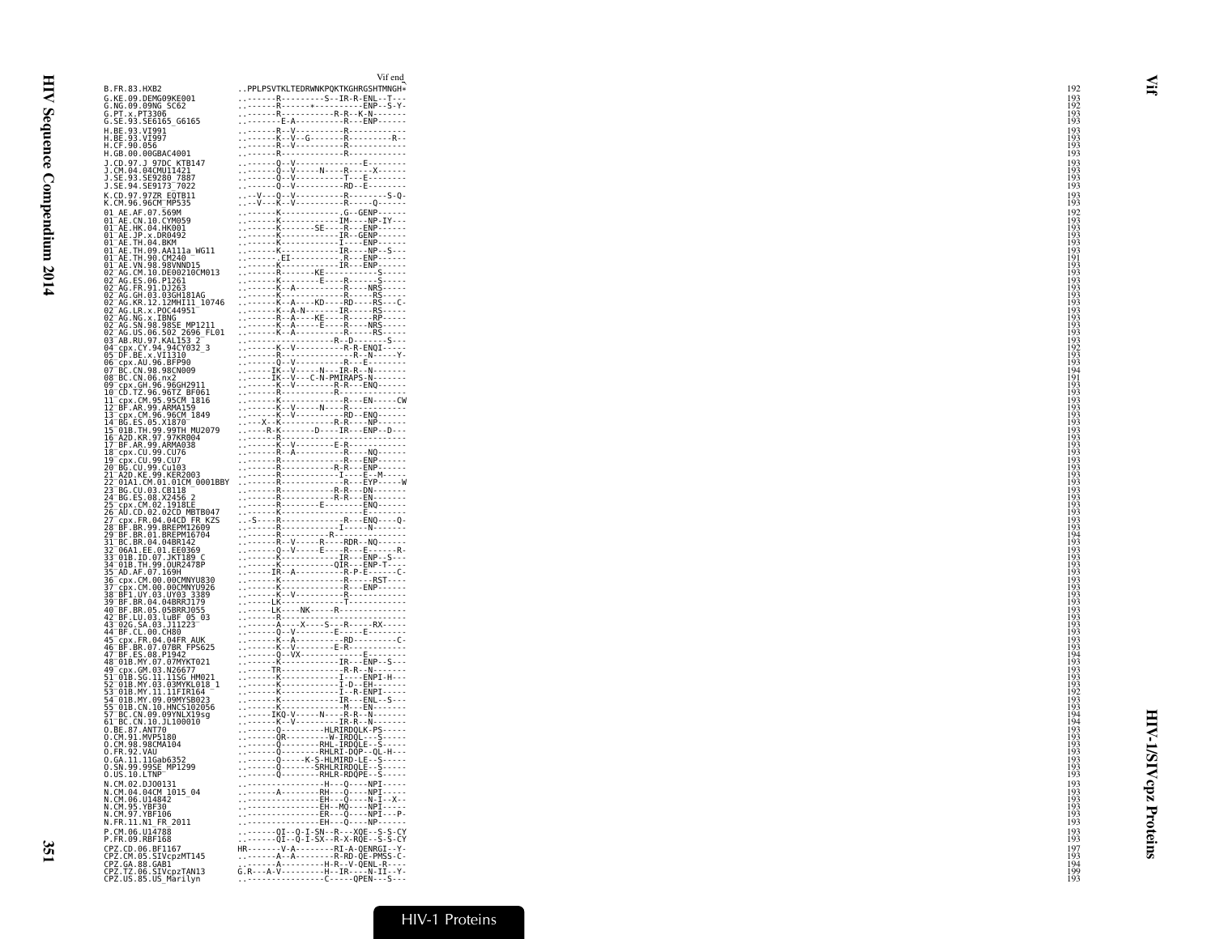```
                                          Vif end
B.FR.83.HXB2                ..PPLPSVTKLTEDRWNKPQKTKGHRGSHTMNGH*     192
G.KE.09.DEMG09KE001         ..-------R---------S--IR-R-ENL--T---    193
G.NG.09.09NG_SC62           ..-------R-------*----------ENP--S-Y-   192
G.PT.x.PT3306               ..-------R-----------R-R--K-N-------    193
G.SE.93.SE6165_G6165        ..--------E-A---------R---ENP------     193
H.BE.93.VI991               ..-------R--V----------R-----------     193
H.BE.93.VI997               ..-------K--V--G-------R---------R--    193
H.CF.90.056                 ..-------R--V----------R-----------     193
H.GB.00.00GBAC4001          ..-------R-------------R-----------     193
J.CD.97.J_97DC_KTB147       ..-------Q--V--------------E-------     193
J.CM.04.04CMU11421          ..-------Q--V-----N----R-----X-----     193
J.SE.93.SE9280_7887         ..-------Q--V----------T---E-------     193
J.SE.94.SE9173_7022         ..-------Q--V----------RD--E-------     193
K.CD.97.97ZR_EQTB11         ..--V----Q--V----------R--------S-Q-    193
K.CM.96.96CM_MP535          ..--V----K--V----------R-----Q-----     193
01_AE.AF.07.569M            ..-------K-------------.G--GENP-----    192
01_AE.CN.10.CYM059          ..-------K-------------IM----NP-IY---   193
01_AE.HK.04.HK001           ..-------K-------SE----R---ENP------    193
01_AE.JP.x.DR0492           ..-------K-------------IR--GENP-----    193
01_AE.TH.04.BKM             ..-------K-------------I----ENP-----    193
01_AE.TH.09.AA111a_WG11     ..-------K-------------IR----NP--S---   193
01_AE.TH.90.CM240           ..-------.EI-----------R----ENP-----    191
01_AE.VN.98.98VNND15        ..-------K-------------IR---ENP-----    193
02_AG.CM.10.DE00210CM013    ..-------R--------KE------------S---    193
02_AG.ES.06.P1261           ..-------K---------E-----R------S---    193
02_AG.FR.91.DJ263           ..-------K--A----------R----NRS-----    193
02_AG.GH.03.03GH181AG       ..-------K-------------R------RS----    193
02_AG.KR.12.12MHI11_10746   ..-------K--A----KD----RD----RS---C-    193
02_AG.LR.x.POC44951         ..-------K--A-N--------IR-----RS----    193
02_AG.NG.x.IBNG             ..-------R--A----KE----R------RP----    193
02_AG.SN.98.98SE_MP1211     ..-------K--A-----E----R----NRS-----    193
02_AG.US.06.502_2696_FL01   ..-------K--A----------R------RS----    193
03_AB.RU.97.KAL153_2        ..--------------------R--D-------S---   193
04_cpx.CY.94.94CY032_3      ..-------K--V----------R-R-ENQI-----    192
05_DF.BE.x.VI1310           ..-------R--------------------R--N-----Y-  193
06_cpx.AU.96.BFP90          ..-------Q--V----------R----E-------    193
07_BC.CN.98.98CN009         ..------IK--V-----N---IR-R--N-------    194
08_BC.CN.06.nx2             ..------IK--V---C-N-PMIRAPS-N-------    191
09_cpx.GH.96.96GH2911       ..-------K--V----------R-R---ENQ----    193
10_CD.TZ.96.96TZ_BF061      ..-------R-------------R-------------   193
11_cpx.CM.95.95CM_1816      ..-------K-------------R----EN-----CW   193
12_BF.AR.99.ARMA159         ..-------K--V-----N----R------------    193
13_cpx.CM.96.96CM_1849      ..-------K--V----------RD--ENQ------    193
14_BG.ES.05.X1870           ..----X--K-------------R-R----NP-----   193
15_01B.TH.99.99TH_MU2079    ..-----R-K---------D----IR---ENP--D--   193
16_A2D.KR.97.97KR004        ..-------R---------------------------   193
17_BF.AR.99.ARMA038         ..-------K--V--------E-R------------    193
18_cpx.CU.99.CU76           ..-------R--A----------R----NQ------    193
19_cpx.CU.99.CU7            ..-------R-------------R---ENP------    193
20_BG.CU.99.Cu103           ..-------R-------------R-R---ENP----    193
21_A2D.KE.99.KER2003        ..-------R-------------I----E--M-----   193
22_01A1.CM.01.01CM_0001BBY  ..-------R-------------R---EYP-----W    193
23_BG.CU.03.CB118           ..-------R-------------R-R---DN------   193
24_BG.ES.08.X2456_2         ..-------R-------------R-R---EN------   193
25_cpx.CM.02.1918LE         ..-------R---------E---------ENQ-----   193
26_AU.CD.02.02CD_MBTB047    ..-------K-------------------E-------   193
27_cpx.FR.04.04CD_FR_KZS    ..-S-----R-------------R----ENQ----Q-   193
28_BF.BR.99.BREPM12609      ..-------R-------------I------N------   193
29_BF.BR.01.BREPM16704      ..-------R-------------R--------------  194
31_BC.BR.04.04BR142         ..-------R--V------R---RDR--NQ------    193
32_06A1.EE.01.EE0369        ..-------Q--V------E---R---E------R-    193
33_01B.ID.07.JKT189_C       ..-------K-------------IR---ENP--S---   193
34_01B.TH.99.OUR2478P       ..-------K-------------QIR---ENP-T---   193
35_AD.AF.07.169H            ..------IR--A----------R-P-E-------C-   193
36_cpx.CM.00.00CMNYU830     ..-------K-------------R-----RST----    193
37_cpx.CM.00.00CMNYU926     ..-------K-------------R---ENP------    193
38_BF1.UY.03.UY03_3389      ..-------K--V----------R------------    193
39_BF.BR.04.04BRRJ179       ..------LK-------------T------------    193
40_BF.BR.05.05BRRJ055       ..------LK-----NK------R------------    193
42_BF.LU.03.luBF_05_03      ..-------R---------------------------   193
43_02G.SA.03.J11223         ..-------A-----X-----S---R----RX-----   193
44_BF.CL.00.CH80            ..-------Q--V----------E-----E------    193
45_cpx.FR.04.04FR_AUK       ..-------K--A----------RD----------C-   193
46_BF.BR.07.07BR_FPS625     ..-------K--V---------E-R-----------    193
47_BF.ES.08.P1942           ..-------Q--VX---------------E------    194
48_01B.MY.07.07MYKT021      ..-------K-------------IR---ENP--S---   193
49_cpx.GM.03.N26677         ..------TR-------------R-R--N-------    193
51_01B.SG.11.11SG_HM021     ..-------K-------------I----ENPI-H---   193
52_01B.MY.03.03MYKL018_1    ..-------K-------------I-D--EH------    193
53_01B.MY.11.11FIR164       ..-------K-------------I--R-ENPI-----   192
54_01B.MY.09.09MYSB023      ..-------K-------------IR---ENL--S---   193
55_01B.CN.10.HNCS102056     ..-------K-------------M----EN------    193
57_BC.CN.09.09YNLX19sg      ..------IKQ-V-----N---R-R--N-------    194
61_BC.CN.10.JL100010        ..-------K--V----------IR-R--N------    194
O.BE.87.ANT70               ..-------Q---------HLRIRDQLK-PS-----    193
O.CM.91.MVP5180             ..-------QR---------W-IRDQL---S-----    193
O.CM.98.98CMA104            ..-------Q--------RHL-IRDQLE--S-----    193
O.FR.92.VAU                 ..-------Q--------RHLRI-DQP--QL-H---    193
O.GA.11.11Gab6352           ..-------Q-----K-S-HLMIRD-LE--S-----    193
O.SN.99.99SE_MP1299         ..-------Q--------SRHLRIRDQLE--S-----   193
O.US.10.LTNP                ..-------Q--------RHLR-RDQPE--S-----    193
N.CM.02.DJO0131             ..----------------H---Q----NPI-----     193
N.CM.04.04CM_1015_04        ..------A---------RH--Q----NPI-----     193
N.CM.06.U14842              ..----------------EH---Q----N-I--X--    193
N.CM.95.YBF30               ..----------------EH--MQ----NPI-----    193
N.CM.97.YBF106              ..----------------ER---Q----NPI---P-    193
N.FR.11.N1_FR_2011          ..----------------EH---Q----NP------    193
P.CM.06.U14788              ..------QI--Q-I-SN--R---XQE--S-S-CY     193
P.FR.09.RBF168              ..------QI--Q-I-SX--R-X-RQE--S-S-CY     193
CPZ.CD.06.BF1167            HR-------V-A---------RI-A-QENRGI--Y-    197
CPZ.CM.05.SIVcpzMT145       ..-------A--A--------R-RD-QE-PMSS-C-    193
CPZ.GA.88.GAB1              ..--------A----------H-R--V-QENL-R---   194
CPZ.TZ.06.SIVcpzTAN13       G.R---A-V------------H--IR----N-II--Y-  199
CPZ.US.85.US_Marilyn        ..----------------C-----QPEN---S---     193
```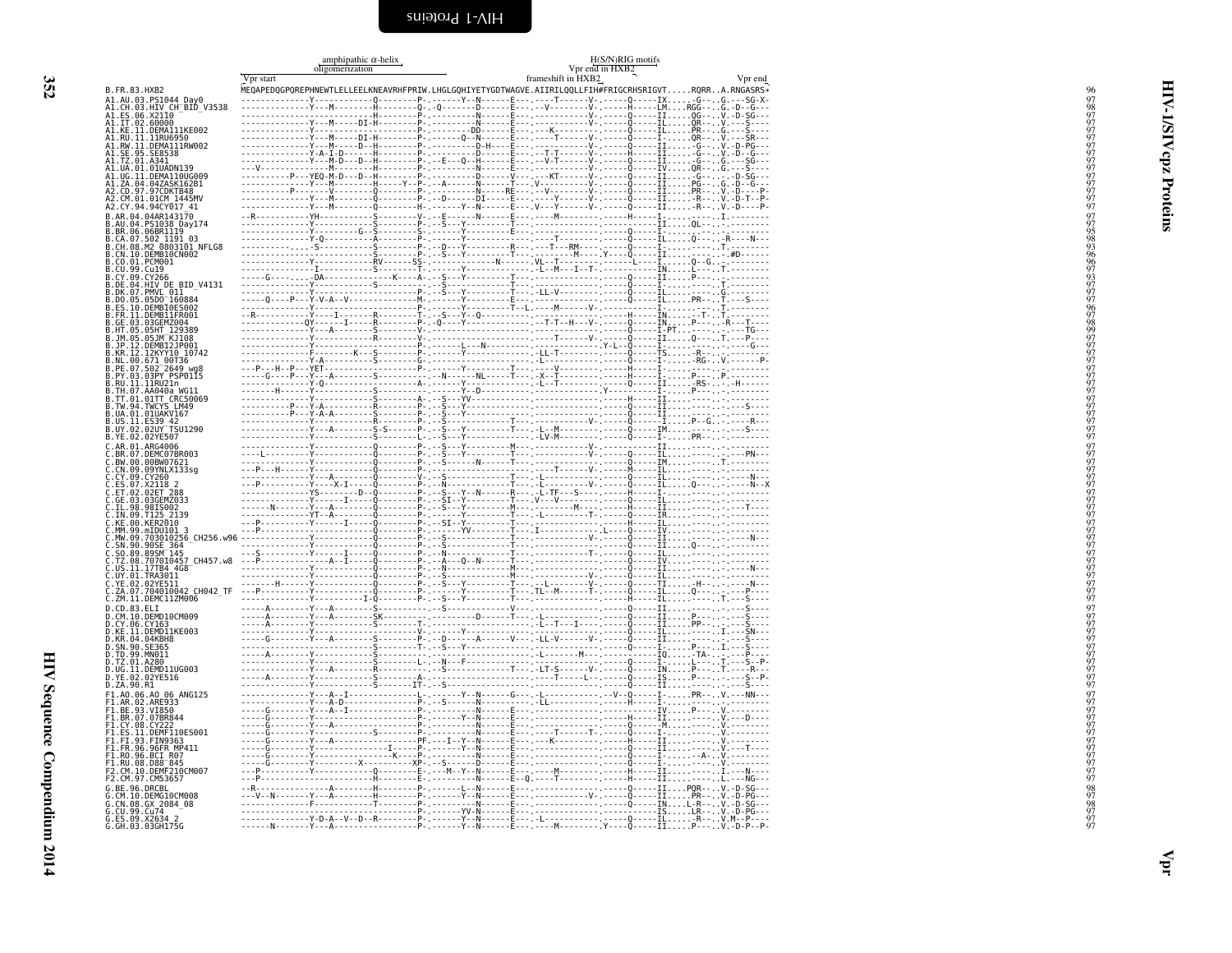## Vpr

| | amphipathic α-helix / oligomerization / Vpr start | H(S/N)RIG motifs / Vpr end in HXB2 / frameshift in HXB2 / Vpr end | |
|---|---|---|---|
| B.FR.83.HXB2 | MEQAPEDQGPQREPHNEWTLELLEELKNEAVRHFPRIW.LHGLGQHIYETYGDTWAGVE.AIIRILQQLLFIH#FRIGCRHSRIGVT.....RQRR..A.RNGASRS* | | 96 |
| A1.AU.03.PS1044_Day0 | --------------Y-------------Q--------P-.-------Y--N------E---.----T------V-.-----Q-----IX.....-G--..G.---SG-X- | | 97 |
| A1.CH.03.HIV_CH_BID_V3538 | --------------Y---M---------H--------Q-.-Q--------D------E---.--V--------V-.-----H-----LM....RGG---.G.-D--G--- | | 98 |
| A1.ES.06.X2110 | --------------Y-------------H--------P-.---------N------E---.------------V-.-----Q-----II.....QG---.V.-D-SG--- | | 97 |
| A1.IT.02.60000 | --------------Y---M-----DI-H--------P-.---------N------E---.------------V-.-----Q-----II.....QR---.V.---S---- | | 97 |
| A1.KE.11.DEMA111KE002 | --------------Y-------------H--------P-.--------DD------E---.---K--------V-.-----Q-----II.....PR---.G.---S---- | | 97 |
| A1.RU.11.11RU6950 | --------------Y---M-----DI-H--------P-.-------Q--N------E---.-----T------V-.-----Q-----I-.....QR---.V.---SR--- | | 97 |
| A1.RW.11.DEMA111RW002 | --------------Y---M-----D--H--------P-.--------D-H------E---.------------V-.-----Q-----II.....-G---.V.-D-PG--- | | 97 |
| A1.SE.95.SE8538 | --------------Y-A-I-D-------H--------P-.--------D------E---.--T-T--------V-.-----H-----II.....-G---.V.-D--G--- | | 97 |
| A1.TZ.01.A341 | --------------Y---M-D----D--H--------P-.-E--Q--H------E---.--V-T--------V-.-----Q-----II.....-G---.G.---SG--- | | 97 |
| A1.UA.01.01UADN139 | ---V----------Y-------------H--------P-.---------N------E---.------------V-.-----Q-----IV.....QR---.G.---S---- | | 97 |
| A1.UG.11.DEMA110UG009 | ---------P----YEQ-M-D---D--H--------P-.---------D------V---.---KT--------V-.-----Q-----II.....-G---.-.-D-SG--- | | 97 |
| A1.ZA.04.04ZASK162B1 | --------------Y---M--------H------Y--P-.-A------N------T---.-V-----------V-.-----Q-----II.....PG---.G.-D--G--- | | 97 |
| A2.CD.97.97CDKTB48 | ---------P----V-------------Q--------P-.---------N------RE---.--V--------V-.-----Q-----II.....PR---.V.-D----P- | | 97 |
| A2.CM.01.01CM_1445MV | --------------Y---M---------Q--------P-.-D------DI------E---.-----Y------V-.-----Q-----II.....-R---.V.-D-T--P- | | 97 |
| A2.CY.94.94CY017_41 | --------------Y---M---------Q--------H-.--------Y--N------E---.-V---Y------V-.-----Q-----II.....-R---.V.-D----P- | | 97 |
| B.AR.04.04AR143170 | --R-----------YH------------S--------V-.-E------N------E---.-----M---------.-----H-----I-.........I.-------- | | 97 |
| B.AU.04.PS1038_Day174 | --------------Y-------------S--------P-.-S---Y---------T---.----------------.-----Q-----II.....QL---.-.-------- | | 97 |
| B.BR.06.06BR1119 | --------------Y-------G-S--------S-.------Y---------E---.----------------.-----------I-..........-.-------- | | 95 |
| B.CA.07.502_1191_03 | --------------Y-Q-----------A--------P-.---------Y---------E---.----T--------------.-----Q-----IL.....Q----.-R---N-- | | 98 |
| B.CH.08.M2_0803101_NFLG8 | ----------.....-S-----------S--------P-.-D---Y---------R---.---T---RM------.-----Q-----I-..........T.-------- | | 93 |
| B.CN.10.DEMB10CN002 | --------------Y-------------S--------P-.-S---Y---------T---.-----------M-----Y----Q-----II..........#D------ | | 96 |
| B.CO.01.PCM001 | --------------Y-------------RV-------SS-.---------N------VL--T------------.-----L-----I-.....Q--G..-------- | | 96 |
| B.CU.99.Cu19 | --------------I-------------S--------T-.---------Y-------------.L--M---I--T-.-------------IN.....L---.T.-------- | | 97 |
| B.CY.09.CY266 | ------G------.....-DA-------------K---A-.--S---Y---------T---.----------------.-----Q-----II.....P---.-.-------- | | 93 |
| B.DE.04.HIV_DE_BID_V4131 | --------------Y-------------S-----------.--S---Y---------T---.----------------.-----Q-----II.........I.-------- | | 97 |
| B.DK.07.PMVL_011 | --------------Y-------------------------P-.-S---Y---------T---.LL-V----------.-----Q-----IL.........G.-------- | | 97 |
| B.DO.05.05DO_160884 | -------Q----P---Y-V-A--V-------------M-.---------Y---------E---.----------------.-----Q-----IL.....PR---.T.---S---- | | 97 |
| B.ES.10.DEMB10ES002 | --------------Y-------------------------P-.---------Y---------T--L.-----M-----V-.-----Q-----I-..........T.-------- | | 96 |
| B.FR.11.DEMB11FR001 | --R-----------Y----I--------R--------T-.-S---Y--Q--------------.----------------.-----H-----IN.....-T-.T.-------- | | 97 |
| B.GE.03.03GEMZ004 | ------------QY------I-------R--------P-.-Q---Y---------------.--T-T--H---V-.-----Q-----IN.....P----.-R---T---- | | 98 |
| B.HT.05.05HT_129389 | --------------Y---A---------S--------V-.---------Y---------T---.----------------.-----Q-----I-PT.......-.---TG-- | | 99 |
| B.JM.05.05JM_KJ108 | --------------Y-------------R--------V-.---------------------.-----T------V-.-----Q-----II.....Q----.T.---P---- | | 97 |
| B.JP.12.DEMB12JP001 | --------------Y-------------S--------P-.-----L---N---------T---.-----------Y-L-----Q-----I-..........-.----G--- | | 97 |
| B.KR.12.12KYY10_10742 | --------------F-----------K---S--------P-.---------Y---------T---.LL-T----------.-----Q-----TS.....-R---.-.-------- | | 97 |
| B.NL.00.671_00T36 | --------------Y-A-----------S--------G-.---------------------.-L--------------.-----Q-----I-.....-RG---.V.------P- | | 97 |
| B.PE.07.502_2649_wg8 | ---P---H--P---YET-------------------P-.----------Y---------T---.---V----------.-----H-----I-..........-.-------- | | 97 |
| B.PY.03.03PY_PSP0115 | -----G-----P---Y---A--------S--------P-.--N------NL------T---.-X-T-----------.-----H-----I-.....P----.P.-------- | | 97 |
| B.RU.11.11RU21n | --------------Y-Q-----------------------A-.---------Y---------T---.L--T----------.-----Q-----II.....-RS---.-H------ | | 97 |
| B.TH.07.AA040a_WG11 | -------H------Y-------------S--------P-.---------Y--D--------------.-----------Y-----------I-.....P----.-.-------- | | 97 |
| B.TT.01.01TT_CRC50069 | --------------Y-------------S--------A-.-S---YV-------------------.----------------.-----H-----II..........-.-------- | | 97 |
| B.TW.94.TWCYS_LM49 | ----------P---Y-A-----------R--------P-.-S---Y---------------------.----------------.-----Q-----II..........-.---S---- | | 97 |
| B.UA.01.01UAKV167 | ----------P---Y-A-A---------S--------P-.-S---Y---------------------.----------------.-----Q-----II..........-.-------- | | 97 |
| B.US.11.ES39_42 | --------------Y-------------R--------P-.-S---Y---------T---.------------V-.-----Q-----I-.....P--G..-.----R--- | | 97 |
| B.UY.02.02UY_TSU1290 | --------------Y---A---------S-S------P-.-S---Y---------T---.-L--M----------.-----Q-----IM..........-.---S---- | | 97 |
| B.YE.02.02YE507 | --------------Y-------------S--------L-.-S---Y---------T---.-LV-M----------.-----Q-----I-.....PR---.-.-------- | | 97 |
| C.AR.01.ARG4006 | --------------Y-------------Q--------P-.-S---Y---------M---.------------V-.-------------II..........-.-------- | | 97 |
| C.BR.07.DEMC07BR003 | ----L---------Y-------------Q--------P-.-S---Y---------T---.------------V-.-----Q-----IL..........-.---PN--- | | 97 |
| C.BW.00.00BW07621 | --------------Y-------------Q--------P-.-S-----N------T---.----------------.-----Q-----IM..........T.-------- | | 97 |
| C.CN.09.09YNLX133sg | ---P--H-------Y-------------Q--------P-.---------Y---------T---.-----T------V-.-----M-----IL..........-.-------- | | 97 |
| C.CY.09.CY260 | --------------Y---A---------Q--------V-.-S---Y---------T---.-L--------------.-----Q-----IL..........-.----N--- | | 97 |
| C.ES.07.X2118_2 | ---P----------Y----X-I------Q--------P-.-N-------------T---.-L----------V-.-----Q-----IL.....Q----.-.----N--X | | 97 |
| C.ET.02.02ET_288 | --------------YS------D-----Q--------P-.-S---Y--N------R---.-L-TF---S------.-----H-----I-..........-.-------- | | 97 |
| C.GE.03.03GEMZ033 | --------------Y----I--------Q--------P-.-SI--Y---------T---.V---V----------.-----Q-----IL..........-.-------- | | 97 |
| C.IL.98.98IS002 | ------N-------Y---A---------Q--------P-.-S---Y---------M---.--------M------.-----H-----II..........-.---T---- | | 97 |
| C.IN.09.T125_2139 | --------------YT--A---------Q--------P-.---------Y---------T---.-L--------T-.-----Q-----IR..........-.-------- | | 97 |
| C.KE.00.KER2010 | ---P----------Y----I--------Q--------P-.-SI--Y---------T---.----------------.-----H-----IL..........-.-------- | | 97 |
| C.MM.99.mIDU101_3 | ---P----------Y-------------Q--------P-.------YV---------T---.I-----------L-----Q-----IV..........-.-------- | | 97 |
| C.MW.09.703010256_CH256.w96 | --------------Y-------------Q--------P-.-S---Y---------T---.------------V-.-----Q-----II..........-.----N--- | | 97 |
| C.SN.90.90SE_364 | --------------Y-------------Q--------P-.-S-------------T---.----------------.-----Q-----II.....Q----.-.-------- | | 97 |
| C.SO.89.89SM_145 | ---S----------Y----I--------Q--------P-.-N-------------T---.---------T------.-----Q-----IL..........-.-------- | | 97 |
| C.TZ.08.707010457_CH457.w8 | ---P----------Y---A--I------Q--------P-.-A--Q--N------T---.----------------.-----Q-----IV..........-.-------- | | 97 |
| C.US.11.17TB4_4G8 | --------------Y-------------Q--------P-.-N-------------M---.----------------.-----Q-----II..........-.----N--- | | 97 |
| C.UY.01.TRA3011 | --------------Y-------------Q--------P-.-S-------------M---.----------------.-----Q-----IL..........-.-------- | | 97 |
| C.YE.02.02YE511 | -------H------Y-------------Q--------P-.-S---Y---------T---.----L------V-.-----Q-----TI.....-H---.-.----N--- | | 97 |
| C.ZA.07.704010042_CH042_TF | ---P----------Y-------------Q--------P-.---------Y---------T---.TL--M------T-.-----Q-----IL.....Q----.-.---P---- | | 97 |
| C.ZM.11.DEMC11ZM006 | --------------Y-----------I-Q--------P-.-S---Y---------T---.----------------.-----H-----IL..........T.---S---- | | 97 |
| D.CD.83.ELI | -----A--------Y---A---------S----------------------------V---.----------------.-----Q-----II..........-.---S---- | | 97 |
| D.CM.10.DEMD10CM009 | -----A--------Y---A---------SK-----------------D------T---.-L--------------.-----Q-----II.....P----.-.---S---- | | 97 |
| D.CY.06.CY163 | -----A--------Y-------------S--------T-.----------------------.-L--T---I------.-----Q-----II.....PP---.-.---S---- | | 97 |
| D.KE.11.DEMD11KE003 | --------------Y-------------------------V-.-----Y-----------T---.----------------.-----Q-----IL..........I.---SN--- | | 97 |
| D.KR.04.04KBH8 | -----G--------Y---A---------S--------P-.-D------A------V---.-LL-V------V-.-----Q-----II..........-.---S---- | | 97 |
| D.SN.90.SE365 | --------------Y-------------S--------T-.-S---Y---------T---.----------------.-----Q-----I-.....P----.I.---S---- | | 97 |
| D.TD.99.MN011 | -----A--------Y-------------S----------------------------T---.-L--------M------.-----Q-----IQ.....-TA-..---P---- | | 97 |
| D.TZ.01.A280 | --------------Y-------------S--------L-.--N---F---------------.----------------.-----Q-----I-.....L---.T.---S--P- | | 97 |
| D.UG.11.DEMD11UG003 | --------------Y---A---------R---------.-S-------------T---.-LT-S------V-.-----Q-----IN.....P----.T.---R---- | | 97 |
| D.YE.02.02YE516 | -----A--------Y-------------S--------A-.----------------------.-----T---L-----.-----Q-----IS.....P----.-.---S--P- | | 97 |
| D.ZA.90.R1 | --------------Y-------------S-------IT-.-S---Y---------T---.----------------.-----Q-----II..........-.---S---- | | 97 |
| F1.AO.06.AO_06_ANG125 | --------------Y---A--I-----------------L-.-------Y--N------G---.-L------------.--V--Q-----I-.....PR---.V.---NN--- | | 97 |
| F1.AR.02.ARE933 | --------------Y---A-D-------------------P-.-S------N------E---.-LL------------.-----H-----I-..........-.-------- | | 97 |
| F1.BE.93.VI850 | -----G--------Y---A--I-----------------P-.---------N------E---.----------------.-------------IV.....P----.V.-------- | | 97 |
| F1.BR.07.07BR844 | -----G--------Y-------------------------P-.-------Y--N------E---.----------------.-----H-----II..........V.---D---- | | 97 |
| F1.CY.08.CY222 | -----G--------Y---A---------------------P-.---------N------E---.----------------.-----Q-----M-..........V.-------- | | 97 |
| F1.ES.11.DEMF110ES001 | -----G--------Y-------------S-----------P-.---------N------E---.-----T------T-.-----Q-----I-..........V.-------- | | 97 |
| F1.FI.93.FIN9363 | -----G--------Y---A----------------------PF.---I--Y--N------E---.---K-----------.-----H-----II..........V.-------- | | 97 |
| F1.FR.96.96FR_MP411 | -----G--------Y----------------I--------P-.-------Y--N------E---.----------------.-----Q-----II..........V.---T---- | | 97 |
| F1.RO.96.BCI_R07 | -----G--------Y--------------------K----P-.---------N------E---.----------------.-----Q-----I-.........A-.V.-------- | | 97 |
| F1.RU.08.D88_845 | -----G--------Y--------------X----------XP-.-S------D------E---.----------------.-----Q-----I-..........V.-------- | | 97 |
| F2.CM.10.DEMF210CM007 | ---P----------Y-------------Q--------E-.---M--Y--N------E---.-----M-----------.-----H-----II.........I.---N---- | | 97 |
| F2.CM.97.CM53657 | ---P----------Y-------------H--------E-.---------N------E--Q.----T-----------.-----H-----II.........L.---NG--- | | 97 |
| G.BE.96.DRCBL | --R-----------------A-------H--------P-.------L--N------E---.----------------.-----Q-----II....PQR---.V.-D-SG--- | | 98 |
| G.CM.10.DEMG10CM008 | ---V--N-------Y---A---------H--------P-.-------Y--N------E---.------------V-.-----Q-----II.....PR---.V.-D-PG--- | | 97 |
| G.CN.08.GX_2084_08 | --------------F-------------T--------P-.---------N------E---.----------------.-----Q-----IN.....L-R---.V.-D-SG--- | | 98 |
| G.CU.99.Cu74 | --------------------------------------P-.------YV--N------E---.----------------.-------------IS.....LR---.V.-D-PG--- | | 98 |
| G.ES.09.X2634_2 | --------------Y-D-A--V--D--R--------P-.-------Y--N------E---.-L--------------.-----Q-----IL.....-R---.V.M--P---- | | 97 |
| G.GH.03.03GH175G | ------N-------Y---A---------------------P-.-------Y--N------E---.----M---------.Y----Q-----II.....P----.V.-D-P--P- | | 97 |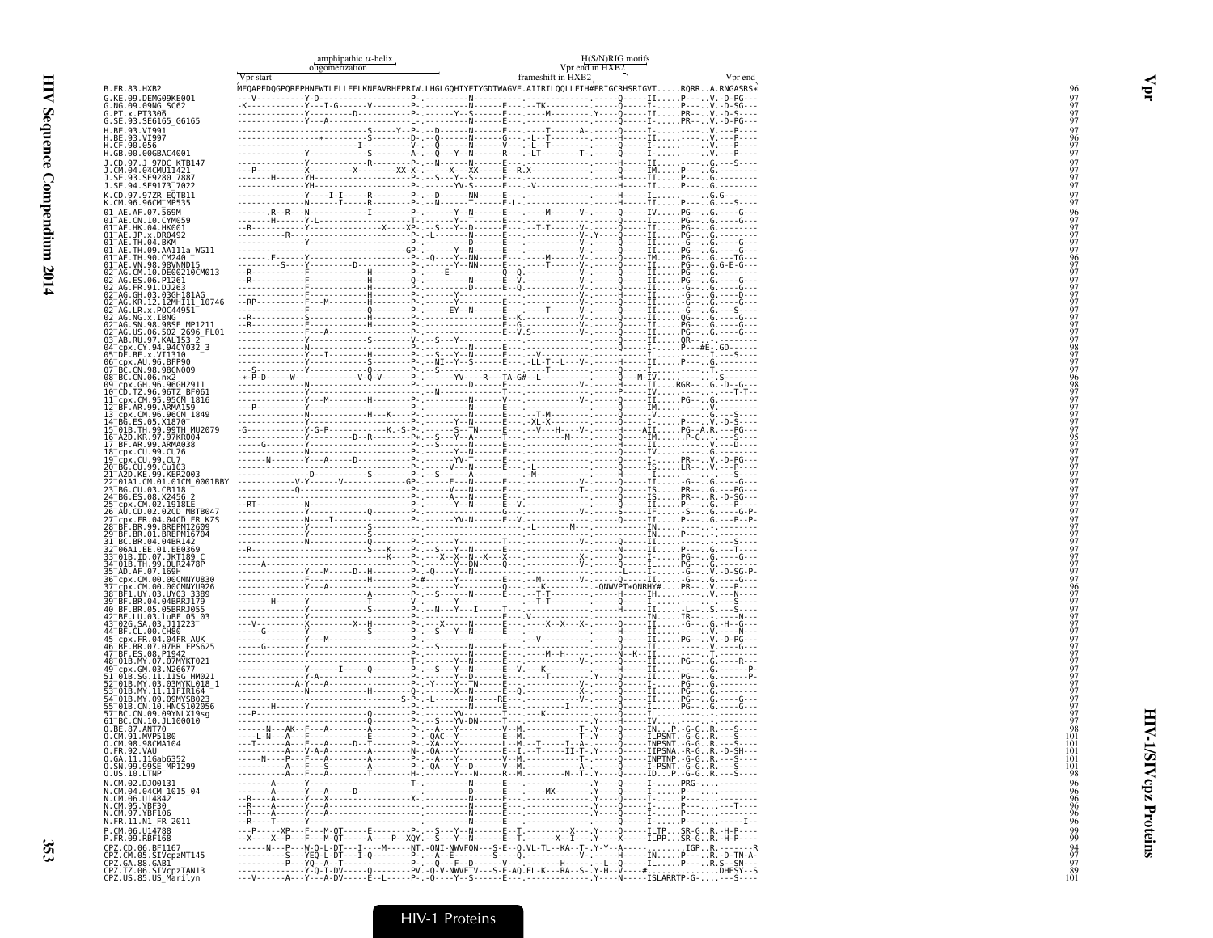```
                              amphipathic α-helix                                        H(S/N)RIG motifs
                              oligomerization                                        Vpr end in HXB2
                          Vpr start                                      frameshift in HXB2                          Vpr end
B.FR.83.HXB2              MEQAPEDQGPQREPHNEWTLELLEELKNEAVRHFPRIW.LHGLGQHIYETYGDTWAGVE.AIIRILQQLLFIH#FRIGCRHSRIGVT.....RQRR..A.RNGASRS*   96
G.KE.09.DEMG09KE001       ---V----------Y-D--------------------P-.---------N-----------.------------------.-----Q-----II.....P----.V.-D-PG---   97
G.NG.09.09NG_SC62         -K------------Y----I-G------V--------P-.---------N-------E---.--TK---------------.-----Q-----I......P----.V.-D-SG---   97
G.PT.x.PT3306             --------------Y---------D------------P-.------Y--S-------E---.-----M---------Y---.-----Q-----II.....PR---.V.-D-S----   97
G.SE.93.SE6165_G6165      --------------Y---A------------------L-.---------N-------E---.-------------------.-----Q-----I......PR---.V.-D-PG---   97
H.BE.93.VI991             ---------------------------S-----Y--P-.--D-------N-------E---.-----T------A-.-----Q-----I.......----.V.---P----   97
H.BE.93.VI997             --------------------*--------S--------D-.--Q-------N-------G---.--L--T--------.-----H-----II.........V.---P----   96
H.CF.90.056               ------------------I-----------------V-.--Q-------N-------E---.--L--T---------.-----Q-----I.......----.V.---P----   97
H.GB.00.00GBAC4001        --------------Y-------------S--------A-.--Q---Y--N-------R---.--LT--------T-.-----Q-----I.......----.V.---P----   97
J.CD.97.J_97DC_KTB147     --------------Y-------------R--------P-.---N------N-------E---.-------------------.-----H-----II.........G.---S----   97
J.CM.04.04CMU11421        ---P----------X-----------X-------XX-X-.-----X---XX-----E--R.X----------------.-----Q-----IM.....P----.G.--------   97
J.SE.93.SE9280_7887       -------H------YH---------------------P-.--S---Y--S-------E---.-------------------.-----H-----II.....P----.G.--------   97
J.SE.94.SE9173_7022       --------------YH---------------------P-.------YV-S-------E---.-V-----------------.-----H-----II.....P----.G.--------   97
K.CD.97.97ZR_EQTB11       --------------Y----I-I------R--------P-.--D------NN------E---.-------------------.-----H-----IL.........G.G------   97
K.CM.96.96CM_MP535        --------------N------I------R--------P-.--N------T-------E-L-.-------------------.-----H-----II.....P----.G.---S----   97
01_AE.AF.07.569M          ------.R--R---N-------------I--------P-.------Y--N-------E---.-----M------V-.-----Q-----IV.....PG---.G.---G----   96
01_AE.CN.10.CYM059        -------H------Y-L--------------------T-.------Y--T-------E---.-------------------.-----Q-----IL.....PG---.G.---G----   97
01_AE.HK.04.HK001         --R-----------Y---------------X----XP-.--S---Y--D-------E---.--T-T------V-.-----Q-----II.....PG---.G.--------   97
01_AE.JP.x.DR0492         -----------R--Y----------------------P-.-L-------N-------E---.-----------V-.Y---Q-----II.....PG---.G.--------   97
01_AE.TH.04.BKM           --------------Y----------------------P-.---------D-------E---.-----------V-.-----Q-----II.....-G---.G.---G----   97
01_AE.TH.09.AA111a_WG11   -----------------------------------GP-.------Y--N-------E---.-----------V-.-----Q-----II.....PG---.G.---G----   97
01_AE.TH.90.CM240         --------E-----Y----------------------P-.--Q---Y--NN------E---.-----M------V-.-----Q-----IM.....PG---.G.---TG---   96
01_AE.VN.98.98VNND15      ---------S----Y---------D------------P-.------Y--NN------E---.-----T------V-.-----Q-----II.....PG---.G.G-E-G---   97
02_AG.CM.10.DE00210CM013  --R-----------F-----------H----------P-.-----E-----------Q-Q.-------------V-.-----Q-----II.....PG---.G.--------   97
02_AG.ES.06.P1261         --R-----------F-----------H----------Q-.---------N-------E-Q.-------------V-.-----Q-----II.....PG---.G.---G----   97
02_AG.FR.91.DJ263         --------------F-----------H----------P-.---------D-------E-Q.-------------V-.-----Q-----II.....-G---.G.---G----   97
02_AG.GH.03.03GH181AG     --------------F-----------H----------P-.------Y----------------------------V-.-----H-----II.....-G---.G.---D----   97
02_AG.KR.12.12MHI11_10746 --RP----------F---M-------H----------P-.-----------------E---.-------------V-.-----Q-----II.....-G---.G.---G----   97
02_AG.LR.x.POC44951       --------------F-----------Q----------P-.-----EY--N-------E---.-----T------V-.-----Q-----II.....-G---.G.---S----   97
02_AG.NG.x.IBNG           --R-----------S-----------H----------P-.-----------------E-K.-------------V-.-----Q-----II.....QG---.G.---G----   97
02_AG.SN.98.98SE_MP1211   --R-----------F-----------H----------P-.-----------------E-G.-------------V-.-----Q-----II.....PG---.G.---G----   97
02_AG.US.06.502_2696_FL01 --------------F---A-------H----------P-.-----------------E-V.S------------V-.-----Q-----II.....PG---.G.---G----   97
03_AB.RU.97.KAL153_2      --------------Y-------------S--------V-.--S---Y----------------------------.-----Q-----II.....QR---.--------   97
04_cpx.CY.94.94CY032_3    --------------N-------------S--------P-.---------N-------E---.-------------------.-----Q-----I......P---#E.GD-----   98
05_DF.BE.x.VI1310         --------------Y----I--------H--------P-.--S---Y--N-------E---.-V-----------------.-----Q-----IL.........I.---S----   97
06_cpx.AU.96.BFP90        --------------Y-------------R--------P-.-NII--Y--S-------E---.-LL-T--L--V-.-----H-----II.....P----.G.--------   97
07_BC.CN.98.98CN009       ---S----------Y-------------Q--------P-.--S------------------.---T-------------.-----Q-----IL.........T.--------   97
08_BC.CN.06.nx2           -+-P-D-----W------------V-Q-V--------P-.------YV----R---TA-G#--L-------------.-----Q---M-IV.........S.--------   96
09_cpx.GH.96.96GH2911     --------------N----------------------P-.-------------D---E---.-------------V-.-----H-----II.....RGR---.G.-D--G---   98
10_CD.TZ.96.96TZ_BF061    --------------Y------------------------.-N---------------E---.-------------------.-----P-----IV.........---T-T-   97
11_cpx.CM.95.95CM_1816    --------------Y---M---------H--------P-.---------N-------V---.-------------V-.-----Q-----II.....PG---.G.--------   97
12_BF.AR.99.ARMA159       ---P----------Y-------------S--------P-.---------N-------E---.-------------------.-----Q-----IM.........--------   97
13_cpx.CM.96.96CM_1849    --------------N-------------H---K----P-.---------N-------E---.--T-M--------------.-----Q-----V.........G.---S----   97
14_BG.ES.05.X1870         --------------Y----------------------P-.------Y--N-------E---.XL-X---------------.-----Q-----I......P----.V.-D-S----   97
15_01B.TH.99.99TH_MU2079  -G------------Y-G-P-------------K.-S-P-.-----S--TN-------E---.-V---H----V-.-----Q-----AII.....PG--A.R.---PG---   97
16_A2D.KR.97.97KR004      --------------Y----------D--R--------P+.--S---Y--A-------T---.-----------M-----.-----Q-----IM.....P-G---.---S----   95
17_BF.AR.99.ARMA038       -----G--------Y----------------------P-.--S------N-------E---.-------------------.-----H-----II.........V.---D----   97
18_cpx.CU.99.CU76         --------------Y----------------------P-.---------N-------E---.-------------------.-----Q-----IV.........--------   97
19_cpx.CU.99.CU7          ------N-------Y---A-----D------------P-.------YV-T-------E---.-------------------.-----Q-----I......PR---.V.-D-PG---   97
20_BG.CU.99.Cu103         -------------------------------------P-.-----V---N-------E---.-L-----------------.-----Q-----IS.....LR---.V.---P----   97
21_A2D.KE.99.KER2003      -------------D--------------S--------P-.--S------N-------E---.-M-----------------.-----H-----I.........--S---   97
22_01A1.CM.01.01CM_0001BBY -----------V-Y------V---------------GP-.-----E---N-------E---.-------------V-.-----Q-----II.....-G---.G.---G----   97
23_BG.CU.03.CB118         ------------Q------------------------P-.-----V---N-------E---.-------------T-.-----Q-----IS.....PR---.G.---PG---   97
24_BG.ES.08.X2456_2       --------------Y----------------------P-.-----A---N-------E---.-------------------.-----Q-----IS.....PR---.R.-D-SG---   97
25_cpx.CM.02.1918LE       --RT----------N----------------------P-.------Y--N-------E-V.-------------------.-----Q-----II.....P----.G.---P----   97
26_AU.CD.02.02CD_MBTB047  --------------Y-------------Q--------P-.----------------G----.-------------V-.-----S-----IF.....-S---.G.-----G-P-   97
27_cpx.FR.04.04CD_FR_KZS  -------------N----I---------------------.------YV-N-------E---.-------------------.-----Q-----II.....P----.G.---P--P-   97
28_BF.BR.99.BREPM12609    --------------Y-------------S------------.------------------------L-------M---.-----------IN.........--------   97
29_BF.BR.01.BREPM16704    --------------Y-------------S------------.-------------------------------------.-----------IN.....P----.--------   97
31_BC.BR.04.04BR142       --------------N-------------Q--------P-.-----------T-----E---.-------------V-.-----Q-----II.........---S----   97
32_06A1.EE.01.EE0369      --R-------------------------S---K----P-.--S---Y--N-------E---.-------------------.-----N-----II.....P----.G.---T----   97
33_01B.ID.07.JKT189_C     --------------------------------K----P-.---X--X--N--X----X---.-------------X-.-----Q-----I......PG---.G.---G----   97
34_01B.TH.99.OUR2478P     -------A-----------------------------P-.------Y--DN------E---.-------------V-.-----Q-----IL.....PG---.G.--------   97
35_AD.AF.07.169H          --------------Y---M-----D--H---------P-.-Q-----Y--N-------E---.-------------------.-L---I------G---.V.-D-SG-P-   97
36_cpx.CM.00.00CMNYU830   --------------F-------------H--------P-#--------Y---------E---.--M---------V-.-----Q-----II.....-G---.G.---G----   97
37_cpx.CM.00.00CMNYU926   --------------Y---A---------S--------P-.---------Y--------Q---.--K---------.QNWVPT+QNRHY#...PR---.V.---P----   96
38_BF1.UY.03.UY03_3389    --------------Y----------------------P-.--S------N-------E---.-T-T---------------.-----H-----IH.........V.---N----   97
39_BF.BR.04.04BRRJ179     ---------H----Y-------------T--------V-.-----------Y----------.-T-T---------------.-----Q-----I.........--------   97
40_BF.BR.05.05BRRJ055     --------------Y-------------S--------P-.--N---Y---I------T---.-------------------.-----H-----II.....-L---.S.---S----   97
42_BF.LU.03.luBF_05_03    --------------Y----------------------P-.-----------------E---.-V-----------------.-----------IN.....IR---.--------N---   97
43_02G.SA.03.J11223       ---V----------X-----------X--H-------P-.--X------N-------E---.-----X--X--X-.-----Q-----II.....-G---.G.-H--G---   97
44_BF.CL.00.CH80          -------G------Y-------------S--------P-.--S---Y--N-------E---.-------------------.-----H-----II.........V.---N----   97
45_cpx.FR.04.04FR_AUK     --------------Y---M------------------P-.-----------------------.-V-----------------.-----Q-----II.....PG---.V.-D-PG---   97
46_BF.BR.07.07BR_FPS625   -----G--------Y----------------------P-.--S------N-------E---.-------------------.-----Q-----II.........V.---G----   97
47_BF.ES.08.P1942         --------------Y----------------------P-.---------N-------E---.--M--H-------------.-----N--K--II.........--------   97
48_01B.MY.07.07MYKT021    --------------Y----------------------T-.------Y--N-------E---.-------------V-.-----Q-----II.....PG---.G.---R----   97
49_cpx.GM.03.N26677       --------------Y-----I-------Q--------P-.--S---Y--N-------E-V.---K-----------------.-----H-----II.........G.-------P-   97
51_01B.SG.11.11SG_HM021   --------------Y-A--------------------P-.------Y--D-------E---.----T-------Y---.-----Q-----II.....PG---.G.-------P-   97
52_01B.MY.03.03MYKL018_1  -----------A-Y----A------------------P-.-Y----Y--TN------E---.-------------V-.-----Q-----I......PG---.G.--------   97
53_01B.MY.11.11FIR164     --------------N-------------H--------Q-.--S------X--N-----E---Q.-------------X-.-----Q-----II.....PG---.G.--------   97
54_01B.MY.09.09MYSB023    ------------------------------S-P-.-L-------N-------RE--.-------------V-.-----Q-----II.....PG---.G.---G----   97
55_01B.CN.10.HNCS102056   ------H-------Y----------------------P-.---------N-------E---.-------I-----------.-----Q-----IL.....PG---.G.---G----   97
57_BC.CN.09.09YNLX19sg    ---P------------------------Q--------P-.------YV-----------T---.---K---------------.-----H-----II.........--------   97
61_BC.CN.10.JL100010      --------------Y-------------Q--------P-.--S---YV-DN------T---.-------------------.Y---H-----IV.........--------   97
O.BE.87.ANT70             ------N----AK--F---A--------A--------P-.--A---Y----------V--M.-------------T-.Y---Q-----IN...P.-G-G..R.---S----   98
O.CM.91.MVP5180           ---L-N---A---F--------------E--------P-.-QAC--Y----------L--M.-------------T-.Y---Q-----ILPSNT.-G-G..R.---S----   101
O.CM.98.98CMA104          ---T-------A---F---A-----D--T--------P-.-XA---Y----------L--M.--T-----I--A-.-----Q-----INPSNT.-G-G..R.---S----   101
O.FR.92.VAU               ----------A---V-A-A---------A--------N-.-QA---Y----------E--I.--T------II-T-.Y---Q-----IIPSNA.-R-G..R.-D-SH---   101
O.GA.11.11Gab6352         ------N----P---F---A--------A--------P-.--A---Y----------V--M.-------------T-.-----Q-----INPTNP.-G-G..R.---S----   101
O.SN.99.99SE_MP1299       ----------A---F---S---------A--------P-.-QA---Y--D-------V--M.-------------A-.-----Q-----I-PSNT.-G-G..R.---S----   101
O.US.10.LTNP              ----------A---F---A---------T--------H-.-----Y--N--------R--M.-----------M--T.Y---Q-----ID...P.-G-G..R.---S----   98
N.CM.02.DJO0131           -------A------Y----------------------T-.---------N-------E---.-------------------.Y---Q-----I......PRG-----.--------   96
N.CM.04.04CM_1015_04      -------A------Y---A-----D------------P-.---------N-------E---.------MX-----------.Y---Q-----I......P-----.--------   96
N.CM.06.U14842            --R----A------Y---X------------------X-.---------N-------E---.-------------------.Y---Q-----I......P-----.--------   96
N.CM.95.YBF30             --R----A------Y---A------------------P-.---------N-------E---.-------------------.Y---Q-----I......P-----.----T---   96
N.CM.97.YBF106            --R----A------Y---A------------------P-.---------N-------E---.-------------------.Y---Q-----I......P-----.--------   96
N.FR.11.N1_FR_2011        --R----T------Y----------------------P-.---------N-------E---.-------------------.-----Q-----I......P-----.-----I--   96
P.CM.06.U14788            ---P----XP---F---M-QT-----E----------P-.--S---Y--N-------E--T.-------X----Y---Q-----ILTP...SR-G..R.-H-P----   99
P.FR.09.RBF168            --X----X--P---F---M-QT-----A---P--XQY.--S---Y--N-------E--T.-----X--I-----Y---X-----ILPP...SR-G..R.-H-P----   99
CPZ.CD.06.BF1167          -------N---P---W-Q-L-DT---I-----NT.-QNI-NWVFQN---S-E-Q.VL-TL--KA--T-.Y-Y-A------........IGP..R.-------R   94
CPZ.CM.05.SIVcpzMT145     -------S---YEQ-L-DT---I-Q--------P-.--A--E--------S----Q.-------------V-.-----H-----IN.....P----.R.-D-TN-A-   97
CPZ.GA.88.GAB1            ---------P---YQ--A--T----------------P-.--Q---F--D-------V--.--------H------L--Q-----IL.....P----.R.S--SN---   97
CPZ.TZ.06.SIVcpzTAN13     -------------Y-Q-I-DV-------Q--------PV.-Q-V-NWVFTV---S-E-AQ.EL-K--RA--S-.Y-H--V----#.............DHESY--S   89
CPZ.US.85.US_Marilyn      ---V-------A---Y---A-DV-----E--L----P-.--Q---Y--S-------E---.-------------------.Y---N-----ISLARRTP-G-....---S----   101
```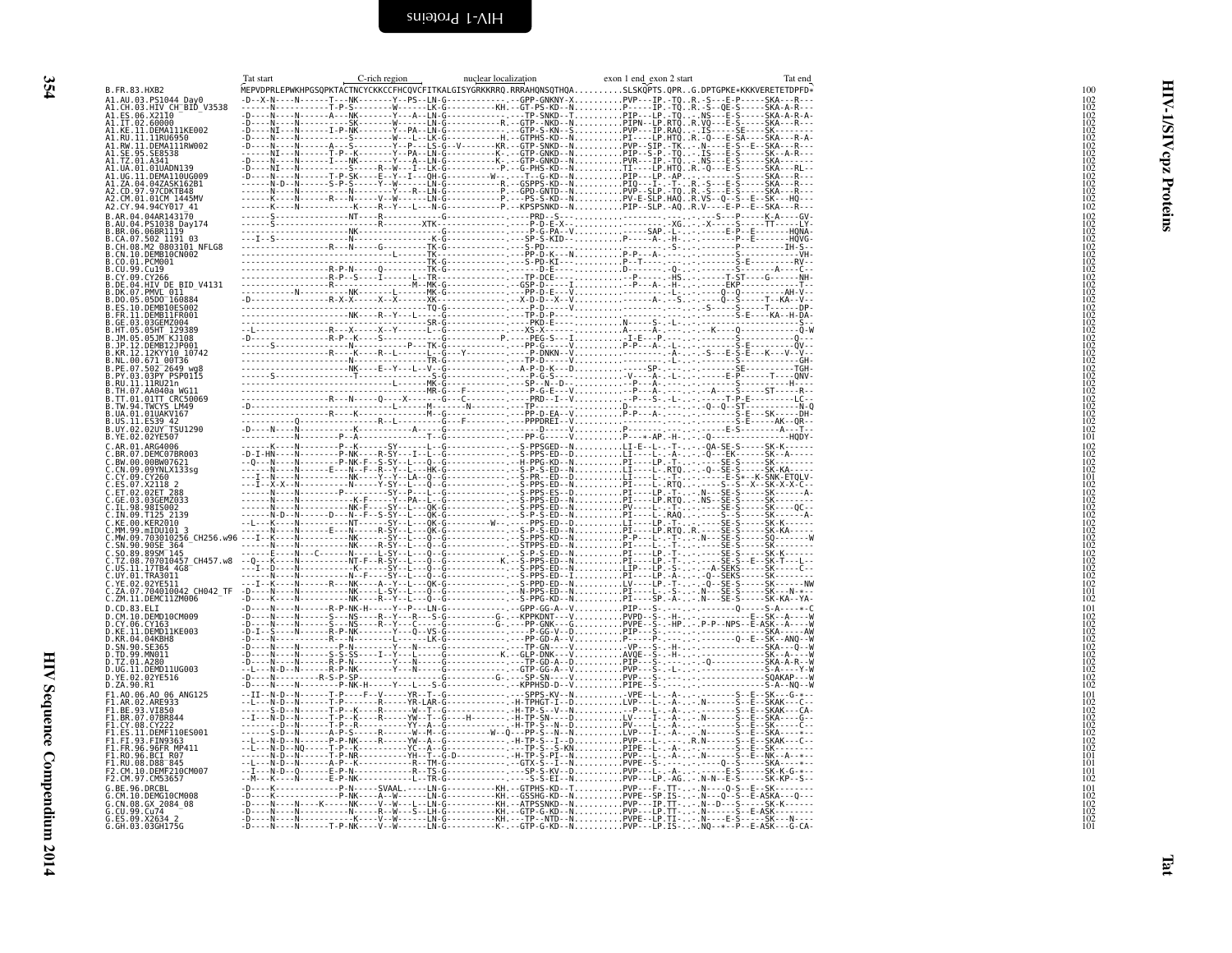```
                     Tat start              C-rich region           nuclear localization              exon 1 end exon 2 start                 Tat end
B.FR.83.HXB2                    MEPVDPRLEPWKHPGSQPKTACTNCYCKKCCFHCQVCFITKALGISYGRKKRRQ.RRRAHQNSQTHQA..........SLSKQPTS.QPR..G.DPTGPKE*KKKVERETETDPFD*   100
A1.AU.03.PS1044_Day0            -D--X-N----N------T---NK-------Y--PS--LN-G------------.-GPP-GNKNY-X..........PVP---IP.-TQ..R.-S---E-P-----SKA---R---   102
A1.CH.03.HIV_CH_BID_V3538       ------N-----------T-P-S--------W------LK-G-----------KH.-GT-PS-KD--N..........P----IP.-TQ..R.-S--QE-S-----SKA-A-R---   102
A1.ES.06.X2110                  -D----N----N------A---NK-------Y----A--LN-G------------.--TP-SNKD--T..........PIP---LP.-TQ....NS---E-S-----SKA-A-R-A-   102
A1.IT.02.60000                  -D----N----N------------SK-------W------LN-G-----------R.--GTP--NKD--N..........PIPN--LP.RTQ..R.VQ---E-S-----SKA---R---   102
A1.KE.11.DEMA111KE002           -D----NI---N------I-P-NK-------Y--PA--LN-G------------.--GTP-S-KN--S..........PVP---IP.RAQ....IS-----SE----SK--------   102
A1.RU.11.11RU6950               -D----N-----------S--------W---L--LK-G-----------H.--GTPHS-KD--N..........PI----LP.HTQ..R.-Q---E-SA----SKA---R-A-   102
A1.RW.11.DEMA111RW002           -D----N----N------A---S--------Y--P---LS-G--V-------KR.--GTP-SNKD--N..........PVP--SIP.-TK....N----E-S--E--SKA---R---   102
A1.SE.95.SE8538                 ------NI---N------T-P--K-------Y--PA--LN-G-----------K-.--GTP-GNKD--N..........PIP--S-P.-TQ....IS---E-S-----SK--A-R---   102
A1.TZ.01.A341                   -D----N----N------I---NK-------Y-----A--LN-G-----------K-.--GTP-GNKD--N..........PVR---IP.-TQ....NS---E-S-----SKA-------   102
A1.UA.01.01UADN139              -D----NI---N------------S----R--W---I--LK-G-----------P.--G-PHS-KD--N..........TI----LP.HTQ..R.-Q---E-S-----SKA---RL--   102
A1.UG.11.DEMA110UG009           -D----N----N------T-P-SK-----E--Y--I---QH-G----------W-.---T--G-KD--N..........PIP---LP.-AP..........S-----SKA---R---   102
A1.ZA.04.04ZASK162B1            ------N-D--N------S-P-S--------Y--W------LN-G-----------R.--GSPPS-KD--N..........PIQ---I-.-T-..R.-S---E-S-----SKA---R---   102
A2.CD.97.97CDKTB48              ------N----N------------N-----------Y--R--LN-G-----------P.--GPD-GNTD--N..........PVP--SLP.-TQ..R.-S---E-S-----SKA---R---   102
A2.CM.01.01CM_1445MV            ------K----N------R---N-----V--W------LN-G-----------P.---PS-S-KD--N..........PV-E-SLP.HAQ..R.VS--Q--S--E--SK---HQ---   102
A2.CY.94.94CY017_41             ------K----N----------N-----R--Y---L---N-G-----------P.--KPSPSNKD--N..........PIP--SLP.-AQ..R.V---E-P--E--SKA---R---   102
B.AR.04.04AR143170              ------S-----------------NT---R-----------G-----------.----PRD--S-..........................-S---P-----K-A---GV-   102
B.AU.04.PS1038_Day174           ------S------------------R---------XTK---------------.-----P-D-E-X-.............-XG...-X-----S-----TT-----LY-   102
B.BR.06.06BR1119                ------------------NK----------------------------------.----P-G-PA--V............SAP..L-...-------E-P--E------HQNA-   102
B.CA.07.502_1191_03             --I--S------------N------------------K-G-------------.----SP-S-KID--..........P-----A-.-H-..........P--E------HQVG-   102
B.CH.08.M2_0803101_NFLG8        ------------------R---N------G--------TK-G-----------.---S-PD-------............................-S-...------P--------IH-S-   102
B.CN.10.DEMB10CN002             -----------------------------L--------TK-------------.---PP-D-K--N..........P-P---A-.-..-...------------------VH-   102
B.CO.01.PCM001                  --------------------------------------TK-------------.---S-PD-KI------..........P--T-----.-..-...-----S-E-------RV--   102
B.CU.99.Cu19                    ------------------R-P-N-----Q---------TK-G-----------.------D-E-----..........D-------.-Q-..-...------S-------A----C--   102
B.CY.09.CY266                   ------------------R-P--S---I------L--TR--------------.--TP-DCE-----..........--P-----.-HS.-...-----T-ST----G-----NH-   102
B.DE.04.HIV_DE_BID_V4131        ------------------R-P-S------------M-MK-G------------.--GSP-D-----I..........--P---A-.-H-..........EKP------------T--   102
B.DK.07.PMVL_011                ------------N-----------NK--------L----MK-G-----------.---PP-D-E---V..........--------.-L-..-...----Q--Q----------AH-V--   102
B.DO.05.05DO_160884             -D---------------R-X-X-----X--X-------XK--------------.--X-D-D--X--V..........--------A-.--S...-...---Q--S------T--KA--V-   102
B.ES.10.DEMB10ES002             ----------------------------------------TQ-G-----------.-----P-D------V..............................-S-...----T-------DP-   102
B.FR.11.DEMB11FR001             ------------------NK----R--Y---L---G-----------.---TP-D-P-----..........................------S-E----KA--H-DA-   102
B.GE.03.03GEMZ004               --------------------------------------SR-G-----------.----PKD-E---..........N----S-.-L-..-...----------------------   102
B.HT.05.05HT_129389             --L---------------R----X----X--Y----L--G-------------.--XS-X-------..........A-----A-.-..-...----K-----Q----------Q-W   102
B.JM.05.05JM_KJ108              -D----------------R-P--K----S------------G------------P.----PEG-S---I..........-I-E---P..........----------S------------Q--   102
B.JP.12.DEMB12JP001             ------S--------------------------P----TK-G-----------.---PP-G-----V..........P-P---A-.-L-..-...---------S-E---------QV--   102
B.KR.12.12KYY10_10742           ------------------R----K----R--L-----L--G----Y--------.---P-DNKN--V..........-------A-.-..-...---S---E-S-E---K---V--V-   102
B.NL.00.671_00T36               ------------------N----------------------TR-G---------.---TP-D-----V..........--------.-L-..-...--------------------GH-   102
B.PE.07.502_2649_wg8            ------------------NK----E--Y---L-V---G-----------.--A-P-D-K---D..........-------SP-.-..-...----------SE---------TGH-   102
B.PY.03.03PY_PSP0115            ------S------------T------------------S-G-----------.---P-G-S-----..........-V-----A-.-L-..-...---------E-P-----T----QNV-   102
B.RU.11.11RU21n                 ---------------------------------L----MK-G-----------.---SP--N--D-----..........--P---A-.-..-...-------S---------H----   102
B.TH.07.AA040a_WG11             ----------------------------------------MR-G--F--------.---P-G-E---V..........--P---A-.-..-...--A----S------ST----R--   102
B.TT.01.01TT_CRC50069           ------------------R---N-----Q---X------G---C-----------.---PRD--I--V..........--P---S-.-L-..-...------T-P-E---------LC--   102
B.TW.94.TWCYS_LM49              -D------------------------------------M------N--------.---TP-.......................D-----------.-..-...-Q--Q--ST---------N-Q   102
B.UA.01.01UAKV167               ------------------R----K----------M--G-----------.---PP-D-EA--V..........P-P---A-.-..-...------S-E---SK-----DH-   102
B.US.11.ES39_42                 ------------Q--------R--L-----------G---F------------.--PPPDREI--V..........---------.-..-...------S-E------AK--QR--   102
B.UY.02.02UY_TSU1290            -D----N----N------------K----------A-------G-----------.------D-----V..........P-----------.-..-...----E-S---------A---T-   102
B.YE.02.02YE507                 ------------------P--A-------------T----G-----------.---PP-G-----V..........P---+-AP.-H-..-...-Q--------------HQDY-   101
C.AR.01.ARG4006                 ------K----N------P--K-----SY------L--G-----------.--S-PPSGED--N..........LI-E--L-.-T-..-...-QA-SE-S-----SK-K------   102
C.BR.07.DEMC07BR003             -D-I-HN----N------P-NK----R-SY---I--L--G-----------.--S-PPS-ED--D..........LI----L-.-A-..-...-Q---EK-----SK--A------   102
C.BW.00.00BW07621               --Q---N----N------P-NK-F--S-SY--L---Q--G-----------.--H-PPG-KD--N..........PI----LP.-T-..-...-----SE-S-----SK--------   102
C.CN.09.09YNLX133sg             ------N----N-----E---N--F--R--Y--L--HK-G-----------.--S-P-S-ED--N..........LI----L-.RTQ..-...-Q--SE-S-----SK-KA----   102
C.CY.09.CY260                   ---I--N----N------------NK----Y--Y--LA--Q--G-----------.--S-PR--ED--D..........LI----L-.-T-..-...-----E-S*--K-SNK-ETQLV-   101
C.ES.07.X2118_2                 ---I--X-X--N-----------N-----Y-SY--L---Q--G-----------.--S-PPS-ED--N..........PI----L-.RTQ..-...-S--S--X--SK-X-X-C-   102
C.ET.02.02ET_288                ------N----N-----P-----SY--P---L--G-----------.--S-PPS-ES--D..........PI----L-.-T-..-...N---SE-S-----SK-------A-   102
C.GE.03.03GEMZ033               ------N----N--------K-F-----Y--PA--L--G-----------.--S-PPS-ED--N..........PI----LP.RTQ..-...NS--SE-S-----SK--------   102
C.IL.98.98IS002                 ------N----N--------------NK-F----SY--L---QK-G-----------.--S-PPS-ED--N..........PV----L-.-T-..-...-----SE-S-----SK---QC--   102
C.IN.09.T125_2139               ------N-D--N------D--N--F--S-SY--L---QK-G-----------.--S-PS-ED--N..........PI----L-.RAQ..-...-S---S-----SK-------A-   102
C.KE.00.KER2010                 --L---K----N------------NT-----SY--L--QK-G---------W-.---PPS-ED--D..........LI----LP.-T-..-...-----SE-S-----SK-K------   102
C.MM.99.mIDU101_3               ------N----N-----E---N--R-SY--L---QK-G-----------.--S-P-S-ED--N..........PI----LP.RTQ..R.-----SE-S-----SK-KA-----   102
C.MW.09.703010256_CH256.w96     --I---K----N------------NK-----SY--L---Q--G-----------.--S-PPS-KD--N..........P-P---L-.-T-..-...N---SE-S-----SQ-------W   102
C.SN.90.90SE_364                ------N----N------------NK----R-SY--L---Q--G-----------.--STPPS-ED--N..........PI----L-.-T-..-...-----SE-S-----SK--------   102
C.SO.89.89SM_145                ------E----N--C----------L-SY--L---Q--G-----------.--S-P-S-ED--N..........PI----LP.-T-..-...-----SE-S-----SK-K------   102
C.TZ.08.707010457_CH457.w8      --Q---K----N------------NT-F--R-SY--L---Q--G----------K.--S-PPS-ED--N..........PI----LP.-T-..-...-----SE-S--E--SK-T---L-   102
C.US.11.17TB4_4G8               ---I--D----N--------K-----SY--L---Q--G-----------.--S-PPS-ED--N..........LIP---LP.-S-..-...-A-SEKS-----SK-----C--   102
C.UY.01.TRA3011                 ------N----N--------N--F-----SY--L---Q--G-----------.--S-PPS-ED--I..........PI----LP.-A-..-...-Q--SEKS-----SK--------   102
C.YE.02.02YE511                 --I---K----N------R---NK----A--Y--L---QK-G-----------.--S-PPD-ED--N..........LV----LP.-T-..-...-Q--SE-S-----SK-------NW   102
C.ZA.07.704010042_CH042_TF      -D----N----N------------NK----L-SY--L---Q--G-----------.--N-PPS-ED--N..........PI----L-.-S-..-...N---SE-S-----SK---N-*--   101
C.ZM.11.DEMC11ZM006             -D----K----N------------NK----R--Y--L---Q--G-----------.--S-PPG-KD--N..........PI----SP.-A-..-...N---SE-S-----SK-KA--YA-   102
D.CD.83.ELI                     -D----N----N------R-P-NK-H-------Y--P---LN-G-----------.--GPP-GG-A--V..........PIP---S-.-..-...-------Q------S-A----*-C   101
D.CM.10.DEMD10CM009             -D----N----N------S---NS----R--Y---R---S-G----------G-.--KPPKDNT---V..........PVPD--S-.-H-..-...----------E--SK--A----W   102
D.CY.06.CY163                   -D----N----N------S---NS----R--Y---C-----G----------G-.---PP-GNK---G..........PVPE--S-.-HP..-P-P--NPS--E-ASK--A----W   102
D.KE.11.DEMD11KE003             -D-I--S----N------R-P-NK-------Y---Q--VS-G-----------.--P-GG-V--V..........PIP---S-.-..-...-------------SKA-----AW   102
D.KR.04.04KBH8                  -D----N----N------R---N-------------L---LK-G-----------.--PP-GD-A--V..........P-----P-.-..-...-------Q--E--SK--ANQ--W   102
D.SN.90.SE365                   -D----N----N------------P-N------Y---N-----G-----------.---TP-GN-----V..........-VP---S-.-H-..-...-----------SKA---Q--W   102
D.TD.99.MN011                   -D----N----N------S-S-SS------I--Y--L---N-----G----------K.--GLP-DNK---V..........AVQE--S-.-H-..-...-----------SK--A----W   102
D.TZ.01.A280                    -D----N----N------R-P-N-------Y---N-----G-----------.---TP-GD-A--D..........PIP---S-.-..-...-Q-----------SKA-A-R--W   102
D.UG.11.DEMD11UG003             --L---N-D--N------R-P-NK-------Y---N-----G-----------.--GTP-GG-A--V..........PVP---S-.-L-..-...-----------S-A----Y-W   102
D.YE.02.02YE516                 -D----N----N------R-S-SP-------------G-----------G-.---P-SN-----V..........PVP---S-.-..-...-----------SQAKAP---W   102
D.ZA.90.R1                      -D----N----N------P-NK-H-----Y---L---S-G-----------.--KPPHSD-D--V..........PIPE--S-.-..-...-----------S-A---NQ--W   102
F1.AO.06.AO_06_ANG125           --II--N-D--N------T-P----F--V------YR--T--G-----------.---SPPS-KV--N..........-VPE--L-.-A-..-...------S--E--SK---G-*--   101
F1.AR.02.ARE933                 --L---N-D--N------T-P--------R-----YR-LAR-G-----------.--H-TPHGT-I--D..........LVP---L-.-A-..-...N-----S--E--SKAK---C--   102
F1.BE.93.VI850                  ------S-D--N------T-P--K-----R------W--T--G-----------.--H-TP-S--V--N..........--P---L-.-A-..-...-------S--E--SKAK---CA-   102
F1.BR.07.07BR844                --I---N-D--N------T-P--K-----R-----YW--T--G----H-------.--H-TP-SN---D..........LV-----I-.-A-..-...N-----S--E--SKA----G--   102
F1.CY.08.CY222                  -------D--N------T-P--R-----------YY--A--G-----------.--H-TP-S--N--D..........PV-----L-.-A-..-...-------S--E--SK-----C--   102
F1.ES.11.DEMF110ES001           ------S-D--N------A-P-S------R-----W--M--G-----------W-.Q--PP-S--N--N..........LVP---I-.-A-..-...N-----S--E--SKA---*--   102
F1.FI.93.FIN9363                --L---N-D--N------P-P-NK-----R-----YW--A--G-----------.--H-TP-S--I--D..........PVP---L-.-...R.N-----S--E--SKAK---C--   102
F1.FR.96.96FR_MP411             --L---N-D--NQ-----T-P--K------------YC--A--G-----------.---TP-S--S-KN..........PIPE--L-.-A-..-...-------S--E--SK--------   102
F1.RO.96.BCI_R07                --L---N-D--N------T-P-NR-----------YH--T--G-D--------.--H-TP-S-PI--N..........PVP---L-.-A-..-...N-----S--E--NK--A--*--   101
F1.RU.08.D88_845                --L---N-D--N------A-P--K-----------R--TM-G-----------.--GTX-S--I--N..........PVPE--S-.-..-...------Q--S-----SKA---*--   101
F2.CM.10.DEMF210CM007           --I---N-D--Q------E-P-N-------------R--TS-G-----------.---SP-S-KV--D..........PVP---L-.-A-..-...------E-S-----SK-K-G-*--   101
F2.CM.97.CM53657                --M---K----N------E-P-NK-----------L--TR-G-----------.---S-S-EI--N..........PVP---LP.-AG..-N-N--E-S-----SK-KP--S--   102
G.BE.96.DRCBL                   -D----K-----------P-N-----SVAAL.-----LN-G-----------KH.--GTPHS-KD--T..........PVP---F-.TT-..-...N----Q-S--E--SK--------   101
G.CM.10.DEMG10CM008             -D----K-----------P-NK----A--W------LN-G-----------KH.--GSSHG-KD--N..........PVPE--SP.IS-..-...N---Q--S--E-ASKA---Q--   102
G.CN.08.GX_2084_08              -D----N----N--K---NK-----V--W------LN-G-----------KH.--ATPSSNKD--N..........PVP---IP.TT-..-...N--D---S-----SK-K------   102
G.CU.99.Cu74                    -D----N----N--------------N------R--W---S--LH-G-----------KH.--GTP-G-KD--N..........PVP---LP.TT-..-...N-----S--E-ASK--------   102
G.ES.09.X2634_2                 -D----N----N------------K-----V--W------LN-G-----------KH.---TP--NTD--N..........PVPE--LP.TI-..-...N----E-S-----SK---N---   102
G.GH.03.03GH175G                -D----N----N------T-P-NK-----V--W------LN-G-----------K-.--GTP-G-KD--N..........PVP---LP.IS-..-...NQ--*--P--E-ASK---G-CA-   101
```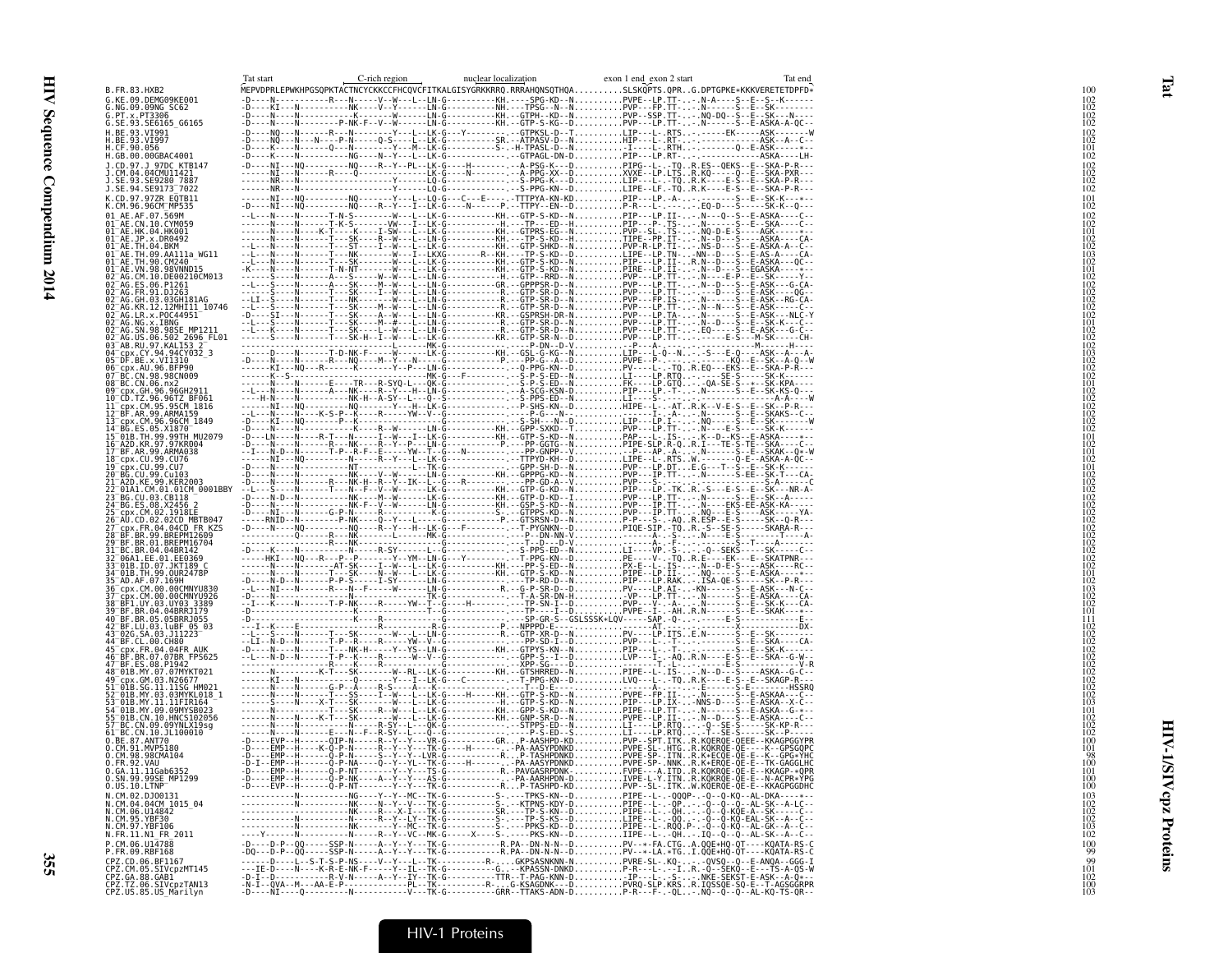```
                        Tat start        C-rich region        nuclear localization        exon 1 end exon 2 start        Tat end
B.FR.83.HXB2            MEPVDPRLEPWKHPGSQPKTACTNCYCKKCCFHCQVCFITKALGISYGRKKRRQ.RRRAHQNSQTHQA..........SLSKQPTS.QPR..G.DPTGPKE*KKKVERETETDPFD*   100
G.KE.09.DEMG09KE001                                                                                                                     102
G.NG.09.09NG_SC62                                                                                                                       102
G.PT.x.PT3306                                                                                                                           102
G.SE.93.SE6165_G6165                                                                                                                    102
H.BE.93.VI991                                                                                                                           102
H.BE.93.VI997                                                                                                                           102
H.CF.90.056                                                                                                                             101
H.GB.00.00GBAC4001                                                                                                                      102
J.CD.97.J_97DC_KTB147                                                                                                                   102
J.CM.04.04CMU11421                                                                                                                      102
J.SE.93.SE9280_7887                                                                                                                     102
J.SE.94.SE9173_7022                                                                                                                     102
K.CD.97.97ZR_EQTB11                                                                                                                     101
K.CM.96.96CM_MP535                                                                                                                      101
01_AE.AF.07.569M                                                                                                                        102
01_AE.CN.10.CYM059                                                                                                                      102
01_AE.HK.04.HK001                                                                                                                       101
01_AE.JP.x.DR0492                                                                                                                       102
01_AE.TH.04.BKM                                                                                                                         102
01_AE.TH.09.AA111a_WG11                                                                                                                 103
01_AE.TH.90.CM240                                                                                                                       102
01_AE.VN.98.98VNND15                                                                                                                    101
02_AG.CM.10.DE00210CM013                                                                                                                102
02_AG.ES.06.P1261                                                                                                                       102
02_AG.FR.91.DJ263                                                                                                                       102
02_AG.GH.03.03GH181AG                                                                                                                   102
02_AG.KR.12.12MHI11_10746                                                                                                               102
02_AG.LR.x.POC44951                                                                                                                     102
02_AG.NG.x.IBNG                                                                                                                         101
02_AG.SN.98.98SE_MP1211                                                                                                                 102
02_AG.US.06.502_2696_FL01                                                                                                               102
03_AB.RU.97.KAL153_2                                                                                                                    102
04_cpx.CY.94.94CY032_3                                                                                                                  103
05_DF.BE.x.VI1310                                                                                                                       102
06_cpx.AU.96.BFP90                                                                                                                      102
07_BC.CN.98.98CN009                                                                                                                     102
08_BC.CN.06.nx2                                                                                                                         101
09_cpx.GH.96.96GH2911                                                                                                                   102
10_CD.TZ.96.96TZ_BF061                                                                                                                  102
11_cpx.CM.95.95CM_1816                                                                                                                  102
12_BF.AR.99.ARMA159                                                                                                                     102
13_cpx.CM.96.96CM_1849                                                                                                                  102
14_BG.ES.05.X1870                                                                                                                       102
15_01B.TH.99.99TH_MU2079                                                                                                                102
16_A2D.KR.97.97KR004                                                                                                                    102
17_BF.AR.99.ARMA038                                                                                                                     101
18_cpx.CU.99.CU76                                                                                                                       102
19_cpx.CU.99.CU7                                                                                                                        101
20_BG.CU.99.Cu103                                                                                                                       102
21_A2D.KE.99.KER2003                                                                                                                    102
22_01A1.CM.01.01CM_0001BBY                                                                                                              102
23_BG.CU.03.CB118                                                                                                                       102
24_BG.ES.08.X2456_2                                                                                                                     102
25_cpx.CM.02.1918LE                                                                                                                     102
26_AU.CD.02.02CD_MBTB047                                                                                                                102
27_cpx.FR.04.04CD_FR_KZS                                                                                                                102
28_BF.BR.99.BREPM12609                                                                                                                  102
29_BF.BR.01.BREPM16704                                                                                                                  102
31_BC.BR.04.04BR142                                                                                                                     102
32_06A1.EE.01.EE0369                                                                                                                    102
33_01B.ID.07.JKT189_C                                                                                                                   102
34_01B.TH.99.OUR2478P                                                                                                                   101
35_AD.AF.07.169H                                                                                                                        102
36_cpx.CM.00.00CMNYU830                                                                                                                 103
37_cpx.CM.00.00CMNYU926                                                                                                                 102
38_BF1.UY.03.UY03_3389                                                                                                                  102
39_BF.BR.04.04BRRJ179                                                                                                                   101
40_BF.BR.05.05BRRJ055                                                                                                                   111
42_BF.LU.03.luBF_05_03                                                                                                                  102
43_02G.SA.03.J11223                                                                                                                     102
44_BF.CL.00.CH80                                                                                                                        102
45_cpx.FR.04.04FR_AUK                                                                                                                   102
46_BF.BR.07.07BR_FPS625                                                                                                                 102
47_BF.ES.08.P1942                                                                                                                       102
48_01B.MY.07.07MYKT021                                                                                                                  102
49_cpx.GM.03.N26677                                                                                                                     102
51_01B.SG.11.11SG_HM021                                                                                                                 102
52_01B.MY.03.03MYKL018_1                                                                                                                102
53_01B.MY.11.11FIR164                                                                                                                   103
54_01B.MY.09.09MYSB023                                                                                                                  102
55_01B.CN.10.HNCS102056                                                                                                                 102
57_BC.CN.09.09YNLX19sg                                                                                                                  102
61_BC.CN.10.JL100010                                                                                                                    102
O.BE.87.ANT70                                                                                                                           100
O.CM.91.MVP5180                                                                                                                         101
O.CM.98.98CMA104                                                                                                                        98
O.FR.92.VAU                                                                                                                             100
O.GA.11.11Gab6352                                                                                                                       101
O.SN.99.99SE_MP1299                                                                                                                     100
O.US.10.LTNP                                                                                                                            100
N.CM.02.DJO0131                                                                                                                         103
N.CM.04.04CM_1015_04                                                                                                                    102
N.CM.06.U14842                                                                                                                          102
N.CM.95.YBF30                                                                                                                           102
N.CM.97.YBF106                                                                                                                          103
N.FR.11.N1_FR_2011                                                                                                                      102
P.CM.06.U14788                                                                                                                          100
P.FR.09.RBF168                                                                                                                          99
CPZ.CD.06.BF1167                                                                                                                        99
CPZ.CM.05.SIVcpzMT145                                                                                                                   101
CPZ.GA.88.GAB1                                                                                                                          102
CPZ.TZ.06.SIVcpzTAN13                                                                                                                   100
CPZ.US.85.US_Marilyn                                                                                                                    103
```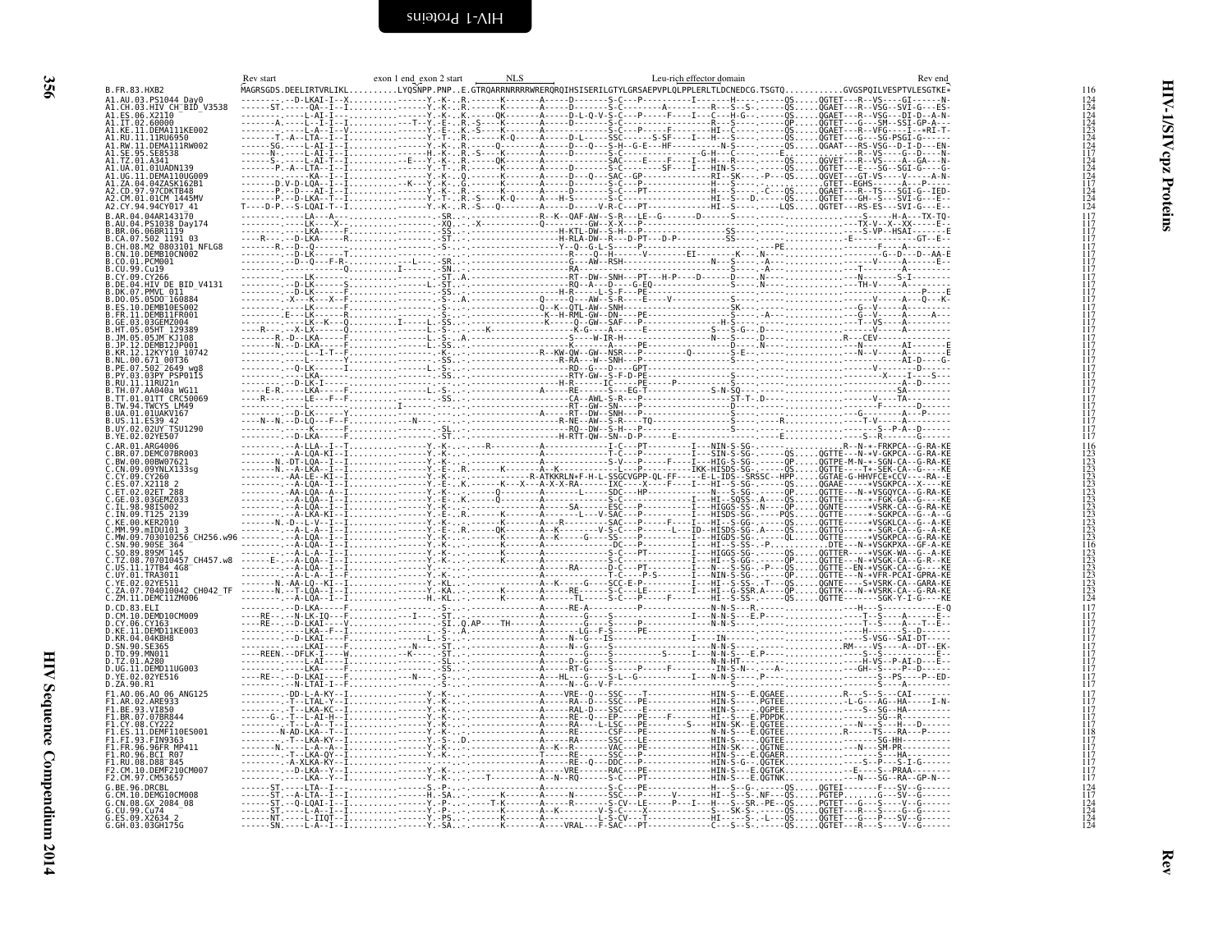```
                     Rev start                   exon 1 end exon 2 start      NLS             Leu-rich effector domain                                        Rev end
B.FR.83.HXB2         MAGRSGDS.DEELIRTVRLIKL..........LYQSNPP.PNP..E.GTRQARRNRRRRWRERQRQIHSISERILGTYLGRSAEPVPLQLPPLERLTLDCNEDCG.TSGTQ............GVGSPQILVESPTVLESGTKE*   116
```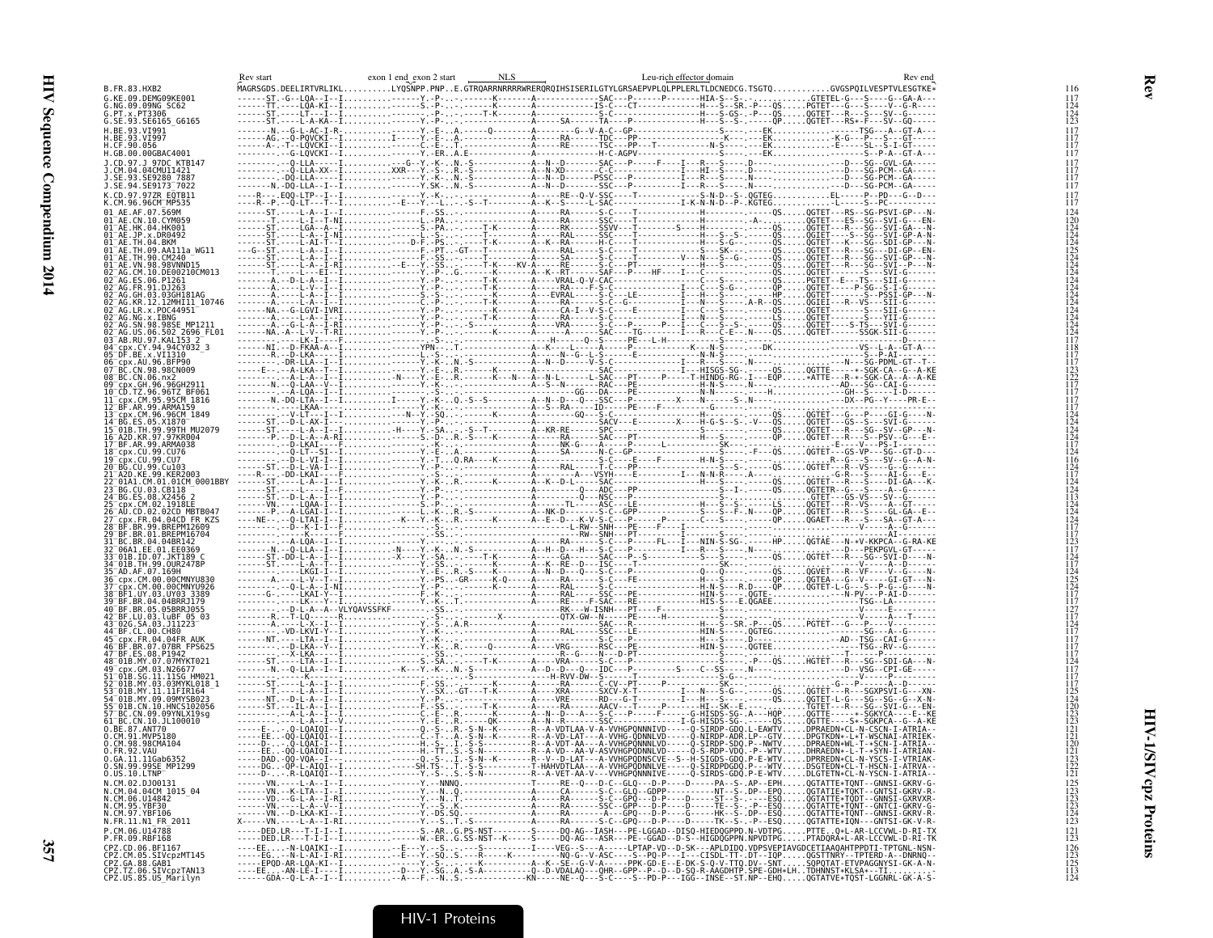```
                         Rev start                    exon 1 end exon 2 start     NLS                          Leu-rich effector domain                                            Rev end
B.FR.83.HXB2             MAGRSGDS.DEELIRTVRLIKL..........LYQSNPP.PNP..E.GTRQARRNRRRRWRERQRQIHSISERILGTYLGRSAEPVPLQLPPLERLTLDCNEDCG.TSGTQ............GVGSPQILVESPTVLESGTKE*   116
G.KE.09.DEMG09KE001      ------ST.-G--LQA--I-.........------Y.-P-..-.-------K-------A-------------SAC---P------P-------HIA-S--S-.-.........GTETEL-G----S----G--GA-A---   117
G.NG.09.09NG_SC62        ------TT.----LQA-KI--I.........------S.-P-..-.------K-------A-----------IS-C----CT------------H----S--SR.-P---QS.....PGTET---G----S----V--G-R----   124
G.PT.x.PT3306            ------ST.----LT--I--I.........------Y.-P-..-.----T-K-------A-------------S-C------------------H---S-GS-.-P---QS.....QGTET---R----S----SV--G-----   124
G.SE.93.SE6165_G6165     ------ST.----L-A-KA--I.........------Y.-P-..-.-------K-------A-----------SA-------TA-----P-----------H---S--S-.----QP.....QGTET---RS*-F---SV--GQ----   123
H.BE.93.VI991            -------N.---G-L-AC-I-R-.........------Y.-E-..A.------Q-------A-----------------G--V-A-C--GP-----------------------S--------EK............-----TSG---A--GT-A---   117
H.BE.93.VI997            ------AG.--Q-PQVCKI--I.........I------Y.-E-..-.------------------A-----------RA-------TDC---PP-------------------K---.----EK.............K-G---P---S---GT-----   117
H.CF.90.056              ------A-.--T--LQVCKI--I.........------Y.-E-..-.----T-------------A-----------RE-------TSC---PP---T-----------N-S----.----EK.............E----SL--S-I-GT-----   117
H.GB.00.00GBAC4001       -------.---G-LQVCKI--I.........------Y.-ER..A.E-----------------A-----------H-C-AGPV-------------------S--------EK.............-------S--P-A--GT-A---   117
J.CD.97.J_97DC_KTB147    --------.--Q-LLA-----I.........---G--Y.-K-..N.-S-------------A--N--D-------SAC---P-----F-----I---R--S-----.D----............--D---SG--GVL-GA-----   117
J.CM.04.04CMU11421       --------.--Q-LLA-XX--I.........XXR---Y.-S-..R.-S-----------A--N-XD-------C-C---------------I---HI--S-----.D----............--D---SG-PCM--GA-----   117
J.SE.93.SE9280_7887      --------.-DQ-LLA--N--I.........------Y.-K-..N.-S-----------A--N--D-------PSSC---P-----------I---R--S-----.N----............--D---SG-PCM--GA-----   117
J.SE.94.SE9173_7022      -------N.-DQ-LLA--I--I.........------Y.SK-..N.-S-----------A--N--D-------SSC---P-----------I---R--S-----.N----............--D---SG-PCM--GA-----   117
K.CD.97.97ZR_EQTB11      -----R---.EQQ-LTP--I--I.........------Y.-K-..-.-----------A-----------RE--Q-V-SSC----T-------------S-N-D--S-.QGTEG............EL-----P--PD---G--D---   117
K.CM.96.96CM_MP535       -----R--P.---Q-LT---I--I.........-E----Y.---L..-.-S--T---------A--K-S--S---L-SAC----T-----------I-K-N-N-D--P-.KGTEG............-L-----S--PC-----------   117
01_AE.AT.07.569M         ------ST.-----L-A--I--I.........------F.-SS..-.-------------A-----------RA--------S-C-----T-------------H-----------QS.....QGTET---RS--SG-PSVI-GP---N-   124
01_AE.CN.10.CYM059       ------ST.-----L-I--T-NI.........------L.-PA..-.-------------A-----------RA--------SSC----T-------------H---------A-.........QGTET---ES--SG-SVI-G---EN-   120
01_AE.HK.04.HK001        ------ST.-----LGA--A--I.........------S.-PA..-.----T-K-------A-----------RK--------SSVV----T-------S---H-----------QS.....QGTET---R---SG-SVI-GA---N-   124
01_AE.JP.x.DR0492        ------ST.-----L-A--I-NI.........------L.-S-..-.-------------A-----------RAL-------SSC----T-------------H---S--S-----QS.....QGTET---R---SG--SVI-GP-A-N-   124
01_AE.TH.04.BKM          ------ST.-----L-AI-T--I.........---D-F.-PS..-.----T-K-------A--K--RA-------H-C----T-------------H---S-G-.-------QS.....QGTET---K---SG-SDI-GP---N-   124
01_AE.TH.09.AA111a_WG11  ---G--ST.-----L-A--I--I.........------F.-PT..GT---T-----------A-----------RAL-------S-C----T-------------S---SK-.-------QS.....QGTET---R---SG--DI-GP--EN-   125
01_AE.TH.90.CM240        ------ST.-----L-A--I--I.........------F.-SS..-.-------------A-----------SA--------S-C----T----------V---H---S--G-----QS.....QGTET---R---SG-SVI-GP---N-   124
01_AE.VN.98.98VNND15     ------ST.-----L-A--I-RI.........--E---Y.-SS..-.----T-K----KV-A-----------RE--------S-C----PT------------H---S--S-----QS.....QGTET---R---SG-SVI--P---N-   124
02_AG.CM.10.DE00210CM013 ------T.-----L-A-EI--I.........------Y.-P-..G.----------------A---K-RT-----SAF----P----HF---I--C--------QS.....QGTET---S-----SG--SVI-G------   124
02_AG.ES.06.P1261        ------A-.-----L-A--I--I.........------Y.-P-..-.----T-K-------A-----------VRAL-Q-V-CAC-----------------T----------QS.....PGTET---E---TS--SII-G------   124
02_AG.FR.91.DJ263        ------A-.-----L-V--I--I.........------Y.-P-..-.----T-K-------A-----------RA------F-S-C-----------------I---C---S-G-.------QP.....QGTET------P-SG--S-I-G------   124
02_AG.GH.03.03GH181AG    ------A-.-----L-A--I--I.........------S.-S-..-.-------------A---EVRAL------S-C---LE-----------I---H---S-----.------HP.....QGTET--------S--PSSI-GP---N-   124
02_AG.KR.12.12MHI11_10746 ------A-.-----L-A--I--I.........------C.-P-..-.----T-K-------A-----------RA--------S-C--G-------------I---N---S---.A-R--QS.....QGIET---R--VS--SII-G------   124
02_AG.LR.x.POC44951      ------NA.---G-LGVI-IVRI.........------Y.-P-..-.-------------A-----------CA-I--V-S-C----E---------I---C---S-----.-------QS.....QGTET---------S----SII-G------   124
02_AG.NG.x.IBNG          ------A-.-----L-A--I--I.........------Y.-P-..-.----T-K-------A-----------RA--------S-C-----------------I---N---S------------LS.....QGTET---R---S----YII-G------   124
02_AG.SN.98.98SE_MP1211  ------A-.-----L-A--I-RI.........------Y.-P-..-.-S-----------A-----------VRA-------S-C---P-----P-----I---R---S----.-------QS.....QGTET---S-TS---SVI-G------   124
02_AG.US.06.502_2696_FL01 ------NA.--A--L-V--T-RI.........------Y.-P-..-.-------------A-----------SAC-------TG-------I---R--C-E-.N----QS.....QGTET-------SSGK-SII-G------   124
03_AB.RU.97.KAL153_2     --------.-----L-K-I---F.........-------.---..-.---------------------H------Q--S-------PE--L-H--------------S------.........................--D------   117
04_cpx.CY.94.94CY032_3   ------NI.--D-FKAA-A--I.........-YPN-.--T.........-..-----A--K----L-----A------T-----K-----------K---N-S----.---DK....................--VS---L-A--GT-A---   118
05_DF.BE.x.VI1310        ------R-.--D-LKA-----I.........------L.-S-..-.-------------A------N--G--L-S---------E-------------N-N-S----............................--S--P-AI--------   117
06_cpx.AU.96.BFP90       ------.--DR-LLA--I--I.........------Y.-K-..N.-S------------A--N--D-----V-S-C----------------------I-----S---.N---............------N---SG-PDML-GT--T---   117
07_BC.CN.98.98CN009      -----E--.-----A-LKA--T--I.........------Y.-E-..R.------K-----A-----------SAC---------------I---HISGS-SG-.------QS.....QGTTE-----*-SGK-CA--G--A-KE   123
08_BC.CN.06.nx2          --------.-----A-LAA--T--I.........-N----Y.-E-..R.------K---N--A--N-L-------L-SAC---PT------P-----T-HINDG-RG-.I---EQP.....*ATTE---R-*-SGK-CA--A--A-KE   122
09_cpx.GH.96.96GH2911    ------N.---Q-LAA--V--I.........------Y.-K-..-.-------------A--S--N------RAC---PE--------------N---S-----.N---...............-ASG--CAI-G------   117
10_CD.TZ.96.96TZ_BF061   --------.---A-LQA--I--I.........------Y.-P-..-.---------------------------GG---DA---PE----------N-N-------.---------H..........--GH--S-----I-D------   117
11_cpx.CM.95.95CM_1816   ------N.-DQ-LTA--I--I.........I------Y.-K-..Q.-S--S--------A--N--D----Q---SSC---P-----X----N------S--N----..............--DX--PG--Y----PR-E---   117
12_BF.AR.99.ARMA159      --------.-----LKAA-----I.........------Y.-K-..-.-------------A--S--RA-----ID------PE-------------------S-------.........................-------   117
13_cpx.CM.96.96CM_1849   --------.---V-LT---I--I.........----N--Y.-SQ..-.-----------A-----------GQ--S-C---------------------------------.........................--D-----   117
14_BG.ES.05.X1870        --------.-----L-LE--I--I.........------Y.-P-..-.-------------------------------------------------------------QS.....QGTET---G-----P----GI-G----N-   124
15_01B.TH.99.99TH_MU2079 ------ST.--D-L-AX-I---I.........------Y.-P-..-.-------------A-----------SACV---E--------X----H-G-S--S-.-V---QS.....QGTET---GS---S----SVI-G------   124
16_A2D.KR.97.97KR004     ------T.--Q-LLAA--I--I.........-H------Y.-SA..-.-S--T--------A--KR-RE--------SPC------------------S---S------QS.....QGTET---R---SG--SV-GP---N-   124
17_BF.AR.99.ARMA038      ------P.---D-L-A--R--I.........------S.-D-..R.-S--K--------A-----------SAC---PT-----------------H---S------.---QP.....QGTET---R---S--PSV--G---E-   124
18_cpx.CU.99.CU76        --------.---D-LKAI-----F.........------K-.........-..-------A-----------NK-G-----A-----P-------L----------SK---.....................-E-----V--PS-I------   117
19_cpx.CU.99.CU7         --------.---Q-LT--SI--I.........------Y.-E-..A.-----------------SA-------N-C--GP-------------I--F---QS.....QGTET---GS-VP-----SG--GT-D---   124
20_BG.CU.99.Cu103        --------.---D-L-VI--I--I.........------Y.-T-..Q.RA---K----A-----------------S-C-----E-----F------H-N-S-------.................R--G---S---SV--G--A-N-   116
21_A2D.KE.97.KER2003     ------ST.--D-L-VA-I--I.........------Y.-P-..-.-------------A-----------RAL----T-C---PP-----------------S--S-----QS.....QGTET---R--VS---G--G------   124
22_01A1.CM.01.01CM_0001BBY -----R--.-DD-LKAI------I.........------S.-K-..-.------------A---VSYH---E-------------I---N-N-R---.A-------..........-A-----V---AI-G---E---   117
23_BG.CU.03.CB118        ------ST.-----L-A--I--I.........------Y.-K-..R.------K------A--K--D-L-------SAC----------------H---S-----------QS.....QGTET---R---S----DI-GA---K-   124
24_BG.ES.08.X2456_2      ------ST.-----L--I--F.........------Y.-P-..-.-------------A------------Q----ADC---PP-----------------S--I-------QS.....QGTETR--G---S-----A--G------   124
25_cpx.CM.02.1918LE      ------D-.---D-LA-A--I--I.........------Y.-P-..-.-------------A-----------Q---NSC---PP------------S-------------GTET---GS-VS---SV--G------   113
26_AU.CD.02.02CD_MBTB047 ------VN.-----LQAA-I--I.........------S.-P-..-.-------------A-----------TL-----ASC----LE-------------H---S-S-----LS.....QGTET---R--VS---A--GT------   124
27_cpx.FR.04.04CD_FR_KZS ------P.---A-LGAI-I--I.........------L.-K-..R.-S-----------A--NK-D-------S-C---GPP-----------S---S-F-.N----QP.....QGTET---R---S----GL-GA--E---   124
28_BF.BR.99.BREPM12609   -----NE--.---Q-LTAI-I--I.........---K--Y.-K-..R.-------K-----A--E--D---K-V-S-C---P-----P-----C----S---.--------QP.....QGAET---R---S----SA--GT-A---   124
29_BF.BR.01.BREPM16704   --------.---D--K-I-I--F.........------K-.-S-..-.----------------------------------L-RW--SNH---PE---F-------I---------------.....................V-----A--G-----   117
31_BC.BR.04.04BR142      --------.---K-------I.........------SS..-.-------------------------RW--SNH---PE---------------------.....................-------AI--------   117
32_06A1.EE.01.EE0369     -------N.---Q-LLA--I--I.........-N----Y.-K-..N.-S-------------A--H--D---H--S-C--P-------------I---R---S---N----.........--D---PEKPGVL-GT-----   117
33_01B.ID.07.JKT189_C    ------ST.-DD-L-A--I--I.........-X----Y.-SA..-.----T-K-------A-----------GA------SAC---P--S--------------S---S------QS.....QGTET---R---SG--SVI-D------N-   124
34_01B.TH.99.OUR2478P    ------ST.-----L-A--I--I.........------Y.-SS..-.-------------A--K--RE--D---ISC-------T--------------SK----------.....------V-----A--D-----   117
35_AD.AF.07.169H         --------.-----LKGI-I--I.........------Y.-E-..R.-S----K-------A--N--D---Q---S-C--P-------------Q----Q---------QS.....QGVET---R--VF----V--G----N-   124
36_cpx.CM.00.00CMNYU830  ------A.------L-V--I--I.........------Y.-PS..GR-----K-Q-------A-----------RA--------S-C-----FE---------------H-----S--------QP.....QGTEA---G--V---GI-GT----N-   125
37_cpx.CM.00.00CMNYU926  ------.---Q-LA--I--I.........------Y.-P-..-.-------------A-----------RA--------S-C-------------------H-N-S--R.D----QP.....QGTET-L-G--S--P-G-G----N-   124
38_BF1.UY.03.UY03_3389   ------G.-----LKAI-Y--I.........------F.-K-..-.-------------A-----------RAL-------SSC---PE-------------HIN-S-----.QGTE-..........--N-PV---P-AI-D------   117
39_BF.BR.04.04BRRJ179    ------.------LK---Y--I.........------Y.-K-..T.-------------A-----------RE------F-SAC---RE-------------HIS-S----E.QGAEE..........-------TSG--LA--------   117
40_BF.BR.05.05BRRJ055    --------.---D-L-A---VLYQAVSSFKF-.--------.SS..-.--------------------------RK---W-ISNH----PT-----F-------------S-------.....................-----------   127
42_BF.LU.03.luBF_05_03   ------R--.-T-LQ------R.........------.---..-.---------X----------------QTX-GW--N------PE------H-----------S-------.....................--A-----T-----   117
43_02G.SA.03.J11223      ------A.-----L-X--I--I.........------Y.-S-..A.R-----------------A-----------SAC---R-----------------H-----S--SR.-P---QS.....PGTET---R-----P----V--G-----   124
44_BF.CL.00.CH80         --------.--VD-LKVI-Y--I.........------Y.-K-..-.-------------A-----------RAL-------SSC---LE-------------HIN-S-----.QGTEG...........--SG---A--G-----   117
45_cpx.FR.04.04FR_AUK    ------NT.-----LTA--I--I.........------Y.-K-..-.------------------------------------------------------H----S------.D----..........-AD--TSG--CAI-G------   117
46_BF.BR.07.07BR_FPS625  --------.---D-LKA--Y--I.........------Y.-K-..R.-------Q-------A-----------VRG------RSC---PE-------------HIN-S-----.QGTEE..........----TSG--RV--G------   117
47_BF.ES.08.P1942        --------.---X-LKA-----I.........------S.-S-..-.-------------A-----------R--G----N----D-PT-----------------S----------.....................--P-----------   117
48_01B.MY.07.07MYKT021   ------ST.-----LTA--I--I.........------S.-SA..-.----T-K-------A-----------VRA-------S-C---P------------------S-----P---QS.....HGTET---R---SG--SDI-GA---N-   124
49_cpx.GM.03.N26677      -------N.---Q-LLA-I--I.........--K---Y.-K-..N.-S-----------A--D--D---Q---IDC---P-----------S----C--SS----.N----..........--D--VSG--CPI-GE-----   117
51_01B.SG.11.11SG_HM021  --------.-----L-A--I--I.........------S.-P-..-.-------------A-----------H-RVV-DW--S------T--------------S-G-----.-------..........---------K---P-----   117
52_01B.MY.03.03MYKL018_1 ------ST.-----L-A--I--I.........------F.-SS..-.----T-K-------A-----------RA--------C-CV--PT-----P-----------SK---.--------.........-G---P------A--D------   117
53_01B.MY.11.11FIR164    ------ST.-----L-A--I--I.........------Y.-SX..GT---T-K-------A-----------XRA-------SXCV-X-T-------I---N---S-G-.------QS.....QGTET---R---SGXPSVI-G---XN-   125
54_01B.MY.09.09MYSB023   ------NT.--D-L-A--I--I.........------Y.-P-..-.-------------A-----------VRE------RD---G-T--------I---H---S-----.------QS.....QGTET-L-G--SG---SG--GP---N-   124
55_01B.CN.10.HNCS102056  ------ST.---IL-A--I--I.........------F.-SS..-.----T-K-------A-----------RAA------AACV---T------P-------HI--SK-E.-----.......TGTET---R---SG--SVI-G---EN-   120
57_BC.CN.09.09YNLX19sg   ------.-----A-L-A--I--I.........------C.-E-..R.-----------A--N--D---A----S-C---P-----F---------G-HISDS-SG-.A---HQP.....QGTTE-------*-SGKYCA---E--KE   123
61_BC.CN.10.JL100010     ------.-----A-L-A--I--V.........------Y.-E-..R.------QK-------A--N--R-------SSC----------------I-G-HISDS-SG-.------QS.....QGTTE-----S*-SGKPCA--G--A-KE   123
O.BE.87.ANT70            -----E--.--Q-LQAIQI--I.........------Q.-S-..R.-S-N--K-------R--A-VDTLAA-V-A-VVHGPQNNIVD-----Q-SIRDP-GDQ.L-EAWTV.....DPRAEDN*CL-N-CSCN-I-ATRIA---   121
O.CM.91.MVP5180          -----EE.--QQ-LQAIQI--I.........------Q.-T-..A.-S-N--K-------R--A-VD-LAT---A-VVHG-QDNNLVD-----Q-NIRDP-ADR.LP--GTV.....DPGTKDN*-L*T-WSCNAI-ATRIEK---   121
O.CM.98.98CMA104         -----D-.--QQ-LQAIQI--I.........------H.-S-..I.-S-S--K-------R--A-HT-AA---A-VVHGPQNNNLVD-----Q-SIRDP-SDQ.P--NWTV.....DPRAEDN*L-T-*SCN-I-ATRIA---   120
O.FR.92.VAU              -----EE.--QQ-LQAIQI--I.........------H.-TT..S.-S-N--K-------R--A-VD-AA---A-ASVVHGPQNNNLVD-----Q-SD-RP-VDQ.-P--WTV.....DHRAEDN*-L-T-+SYN-I-ATRIAN---   121
O.GA.11.11Gab6352        -----DAD.-QQ-VQA--I--I.........------Q.-S-..I.-S-N--K-------R--V--D-LAT---A-VVHGPQDNSCVE--S--H-SIGDS-GDQ.P-E-WTV.....DPRREDN*CL-N-YSCS-I-VTRIAK---   123
O.SN.99.99SE_MP1299      -----DG.-QP-LAIQI--I.........------SH.TS..-.-S-S-----------T-HAHVDTLAA---A-VVHGPQDNNLVE-----Q-SIRDPDGDQ.P---WTV.....DSGTEDN*CL-T-HSCN-I-ATRVA---   122
O.US.10.LTNP             -----D--.--R-LQAIQI--I.........------S.-S-..S.-S-N---------R--A-VET-AA-V---VVHGPQNNNLVE-----Q-SIRDS-GDQ.L-E-WTV.....DLGTETN*CL-N-YSCN-I-ATRIA---   121
N.CM.02.DJO0131          ------VN.-----L-A--I--I.........------Y.--NNNQ..-.-------------T-----RE--Q---D-C--GLQ---D-P-----D-----PA--S-.AP--EPH.....QGTATTE*TQNT--GNNSI-GKRV-G-   125
N.CM.04.04CM_1015_04     ------VN.---K-LTA--I--I.........------Y.--N..Q.-------------A-----------CA--------S-C--GLQ--GDPP------NT---S-.DP--EPQ.....QGTATIE*TQKT--GNTSI-GKRV-R-   123
N.CM.06.U14842           ------VD.---G-L-A--I-RI.........------Y.--N..T.-------------A-----------RA--------S-C--GPQ---D-P-----D-----ST---S-.----ESQ.....QGTATTE*TQDT--GNNSI-GKRVXR-   123
N.CM.95.YBF30            ------VN.-----L-A--V--I.........------Y.--S..K.-------------A-----------RA-------SSC--GPP---D-P-----D-----TE---S-.-P--ESQ.....QGTATTE*TQNT--GNTCI-GKRV-G-   123
N.CM.97.YBF106           ------VN.---D-LKA-KI--I.........------Y.-DS.SQ.-------------A-----------H-AT-AA-----A-C--GPQ---D-P-----G-----HK---S-.DP--ESQ.....QGTATTE*TQNT--GNNSI-GKRV-R-   124
N.FR.11.N1_FR_2011       X-----VN.-----L-A--I-RI.........------Y.---S..T.-S-------------A-----------RA--------S-C--GPQ---D-P-----D-----TK---S-.-P--ESQ.....QGTATTE*IQN---GNTSI-GK-V-R-   123
P.CM.06.U14788           -----DED.LR---T-I-I--I.........------S.-AR..G.PS-NST--------S-----DQ-AG--IASH---PE-LGGAD--DISQ-HIEDQGPPD.N-VDTPG.....PTTE..Q+L-AR-LCCVWL-D-RI-TX   121
P.FR.09.RBF168           -----DED.LR---T-I-I--I.........------W.-ER..G.SS-NST--K------S-----DQ-AG---ASR---PE--GGAD--D-S--HIGDQGPPN.NPVDTPG.....PTADQRA*L-AR-LCCVWL-D-RI-TK   121
CPZ.CD.06.BF1167         ----EE...--N-LQAIKI--I.........--E---Y.-S-..-.---S---------I----VEG--S---A-----LPTAP-VD--D-SK---APLDIDQ.VDPSVEPIAVGDCETIAAQAHTPPDTI-TPTGNL-NSN-   126
CPZ.CM.05.SIVcpzMT145    ----EG...--N-L-AI-I-RI.........--E---Y.-SQ..S.---R------K----------NQ-G--V-ASC----S--PQ-P---I---CISDL-TT-.DT--IQP.....QGSTTNRY--TPTERD-A--DNRNQ--   125
CPZ.GA.88.GAB1           ----EPQD-AR-LQA-KI--I.........------Y.-S-..-.-------------A--K--SE--G-V-A----PPK-GD-E--E-DK-S-Q-V-TTQ.DV--SNT.....SQPQTAT-ETVPAGGNYSI-GK-A-N-   125
CPZ.TZ.06.SIVcpzTAN13    ----EE...--AN-LE-I--I.........-D----Y.-SQ..A.-S-A--------Q--D-VDALAQ----QHR--GPP--P--D--D-SQ-R-AAGDHTP.SPE-GDH*LH..TDHNNST*KLSA*--TI-------   113
CPZ.US.85.US_Marilyn     ----GDA--Q-L-A--I--I.........--A---F.--N..S.-----------KN----NE--Q--S-C----SD-P---IGG--INSE--ST.NP--EHQ.....QGTATVE*TQST-LGGNRL-GK-A-S-   124
```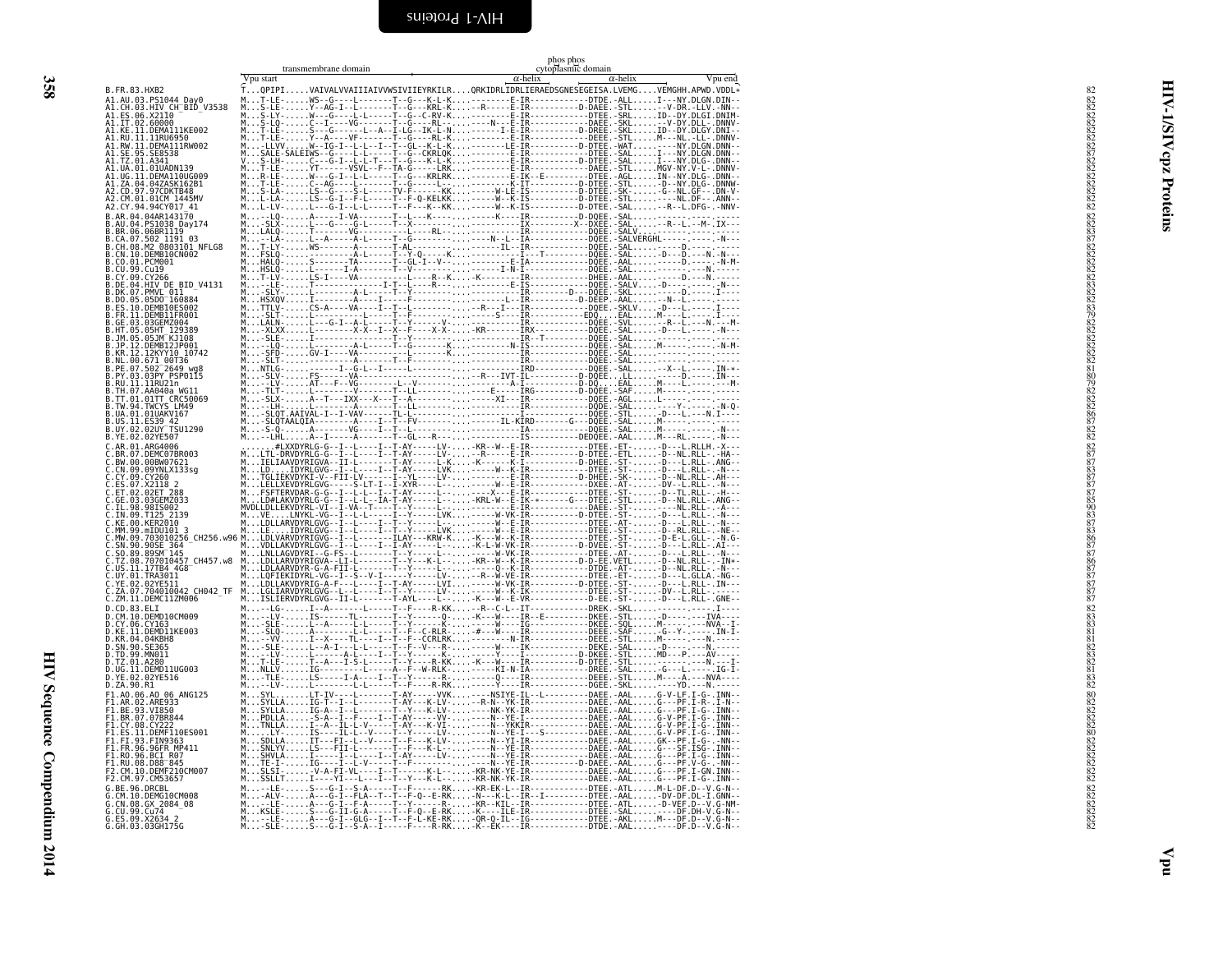```
                                                                   phos phos
                                   transmembrane domain           cytoplasmic domain
                              Vpu start                               α-helix              α-helix       Vpu end
B.FR.83.HXB2                  TQPIPI.....VAIVALVVAIIIAIVVWSIVIIEYRKILR....QRKIDRLIDRLIERAEDSGNESEGEISA.LVEMG....VEMGHH.APWD.VDDL*   82
A1.AU.03.PS1044_Day0          M...T-LE.....WS--G----L-------T--G---K-L-K..............-E-IR-----------DTDE.-ALL.....I---NY.DLGN.DIN--   82
A1.CH.03.HIV_CH_BID_V3538     M...S-LE.....Y--AG-I--L-------T--G---KRL-K......-R-----E-IR----------D-DAEE.-STL.......-V-DR.-LLV.-NN--   82
A1.ES.06.X2110                M...S-LY.....W---G----L-L-----T--G--C-RV-K..............-E-IR-----------DTEE.-SRL.....ID--DY.DLGI.DNIM-   82
A1.IT.02.60000                M...S-LQ.....C--I----VG-------T--G---RL-..........N---E-IR-----------DAEE.-SKL.......-V-DY.DLL-.DNNV-   82
A1.KE.11.DEMA111KE002         M...T-LE.....S---G------L--A--I-LG--IK-L-N.........-I-E-IR----------D-DREE.-SKL.....ID--DY.DLGY.DNI--   82
A1.RU.11.11RU6950             M...T-LE.....Y--A-----VF------T--G----RL-K..............E-IR-----------DAEE.-STL.....M---NL.-LL-.DNNV-   82
A1.RW.11.DEMA111RW002         M...LLVV.....W--IG-I--L-L--I--T--GL--K-L-K.............LE-IR----------D-DTEE.-WAT.......---NY.DLGN.DNN--   82
A1.SE.95.SE8538               M...SALE-SALEIWS--G----L-L----T--G--CKRLQK..............E-IR-----------DTEE.-SAL.....I---NY.DLGN.DNN--   87
A1.TZ.01.A341                 V...S-LH.....C---G-I--L-T-----T--G---K-L-K..............E-IR----------D-DTEE.-SAL.....I---NY.DLG-.DNN--   82
A1.UA.01.01UADN139            M...T-LE.....YT-------VSVL--F--TA-G----LRK..............E-IR-----------DAEE.-STL.....MGV-NY.V-L-.DNNV-   82
A1.UG.11.DEMA110UG009         M...R-LE.....W---G-I--L-L-----T--G---KRLRK.............-E-IK--E---------DTEE.-AGL.....IN--NY.DLG-.DNN--   82
A1.ZA.04.04ZASK162B1          M...T-LE.....C--AG----L-L-----T--G--------L------------K-IT----------D-DTEE.-STL.......-D--NY.DLG-.DNNW-   82
A2.CD.97.97CDKTB48            M...S-LA.....LS--G----S-L-----TV-F------KK.........W-LE-IS----------D-DTEE.-SK-.......-G--NL.GF--.DN-V-   82
A2.CM.01.01CM_1445MV          M...L-LA.....LS--G-I--F-L-----T--F-Q-KELKK..........W--K-IS----------D-DTEE.-STL.......----NL.DF--.ANN--   82
A2.CY.94.94CY017_41           M...L-LV.....L----G-I--L-L-----T--F---K--KK..........W--K-IS----------D-DTEE.-SAL.......---R--L.DFG-.-NNV-   82
B.AR.04.04AR143170            M...-LQ-.....A----I-VA-------T--L---K---..............IR-----------D-DQEE.-SAL.......-.---.-----.-----   82
B.AU.04.PS1038_Day174         M...-SLX-.....L---G----G-L-----T--X---------..........IX-----------X--DXEE.-SAL.......-R--L.--M-.IX---   82
B.BR.06.06BR1119              M...LALQ.....T-------VG-------L----RL--..............IR-----------DQEE.-SALV........-.---.-----.-----   83
B.CA.07.502_1191_03           M...-LA-.....L---A-----A-L-----T--G---------.........N--L--IA-----------DQEE.-SALVERGHL--------.--N---   87
B.CH.08.M2_0803101_NFLG8      M...T-LY.....WS-------A-------T-AL--------------IL--IR-----------DQEE.-SAL........-D-.---.-----.-----   82
B.CN.10.DEMB10CN002           M...FSLQ-.....----------A-----T--Y-Q----K...............I---T---------DQEE.-SAL.....-D---D.---N.-N---   82
B.CO.01.PCM001                M...HALQ.....S--------TA-------T--GL-I--V-.............E-IA-----------DQEE.-AAL.......--D.----.--N-M-   82
B.CU.99.Cu19                  M...HSLQ.....L------I-A-------T--V---------..........I-N-I-----------DQEE.-SAL.......-.---.--N.-----   82
B.CY.09.CY266                 M...T-LV-.....LS-I----VA-------T-----L----R--K.......K-----IR-----------DHEE.-AAL.......-D---N.-----   82
B.DE.04.HIV_DE_BID_V4131      M...-LE-.....T---------------I--T---L----R-...........E-IS-----------DQEE.-SALV......D-.---.--N--   82
B.DK.07.PMVL_011              M...-SLY-.....L--------A-L-----T--Y-----------.........IR---------D---DQEE.-SKL.......-D-.---.-I---   82
B.DO.05.05DO_160884           M...HSXQV.....I-------A----I-----T-----------------L--IR----------D-DEEP.-AAL.......-N--L.---.-----   82
B.ES.10.DEMB10ES002           M...TTLV-.....CS-A----VA---I--T----L-------......-R---I---IR------------DQEE.-SKLV......D---L.----.I---   83
B.FR.11.DEMB11FR001           M...-SLT-.....L---------L-----T--F-------.........S----IR-----------EDQ...EAL.....M---L.----.I---   79
B.GE.03.03GEMZ004             M...LALN-.....L---G-I--A-L----T--Y-----V-.............IR-----------DQEE.-SVL........-R--L.---N.---M-   82
B.HT.05.05HT_129389           M...-XLXX.....L-------X-X--I--X--F---X-X-......-KR-----IRX------------DQEE.-SAL.......D---L.---.--N---   82
B.JM.05.05JM_KJ108            M...-SLE-.....I----------------T--Y---..........IR--T-----------DQEE.-SAL.......-.---.-----.-----   82
B.JP.12.DEMB12JP001           M...-LQ-.....L-------A-L-----T--G-------K.........N-IS-----------DQEE.-SAL.....M-----.---.-N-M-   82
B.KR.12.12KY10_10742          M...-SFD-.....GV-I----VA-------T--F-------K..........IR-----------DQEE.-SAL.......-.---.-----.-----   82
B.NL.00.671_00T36             M...-SLT-.....-----------A-----T--F-----------.........IR-----------DQEE.-SAL.......-.---.-----.-----   82
B.PE.07.502_2649_wg8          M...NTLG-.....-------I--G-L--I-------------...........IRD-----------DQEE.-SAL.......-X--L.----.IN-*-   81
B.PY.03.03PY_PSP0115          M...-SLV-.....FS------VA-------T-------.........R---IVT-IL-----------D-DQEE.-LL........D-.---.IN---   80
B.RU.11.11RU21n               M...--LV-.....AT---F--VG--------L--V------.............A-I-----------D-DQ...EAL.....M---L.----.---M-   79
B.TH.07.AA040a_WG11           M...-TLT-.....L---------V------T--LL---------......E-----ING---------D-DQEE.-SAF.....M-----.---.-----   82
B.TT.01.01TT_CRC50069         M...-SLX-.....A---T---IXX---X---T--A-----------......XI---IR-----------DQEE.-AGL......L----.-----.-----   82
B.TW.94.TWCYS_LM49            M...--LH-.....L--------------T--LL-----------.........IR-----------DQDE.-SAL.......-Y-.----.-N-Q-   82
B.UA.01.01UAKV167             M...-SLQT.AAIVAL-I--I-VAV-------T--LL-----------.........IR-----------DQEE.-STL.....D---L.---N.I----   86
B.US.11.ES39_42               M...-SLQTAALQIA--------A---I--T--FV-----------......IL-KIRD---------G---DQEE.-SAL.....M-----.-----.-----   87
B.UY.02.02UY_TSU1290          M...-S-Q-.....A--------VG----I--T--L----------..........IA-----------DQEE.-SAL.....M-----.-----.-N---   82
B.YE.02.02YE507               M...--LHL.....A---I----A-----T--GL---R-----...........IS-----------DEDQEE.-AAL.....M---RL.-----.-N---   82
C.AR.01.ARG4006               .......#LXXDYRLG-G--I--L----I--T-AY-----LV-....-KR--W--E-IR-----------DTEE.-ET-.......-D---L.RLLH.-X---   82
C.BR.07.DEMC07BR003           M...LTL-DRVDYRLG-I--L----I--T-AY-----LV-.....-R-----E-IR----------D-DTEE.-ETL.....-D--NL.RLL-.-HA--   87
C.BW.00.00BW07621             M...IELIAAVDYRIGVA--II-L-------T-AY------LK-...-K-------K-I-----------D-DHEE.-ST-......-D---L.RLL-.ANG--   87
C.CN.09.09YNLX133sg           M...LD....IDYRLGVG--I--L----T--AY-----LVK........W--K-IR----------D-DTEE.-ST-......-D---L.RLL-.-N---   83
C.CY.09.CY260                 M...TGLIEKVDYKI-V--FII-LV-----I--YL-----LV-.............-E-IR-----------D-DHEE.-SK-......-D--NL.RLL-.AH---   87
C.ES.07.X2118_2               M...LELLXEVDYRLGVG------S-LT-I--I-XYR-----L--..........-E-IR-----------DXEE.-AT-......-DV--L.RLL-.-N---   87
C.ET.02.02ET_288              M...FSFTERVDAR-G-G--I--L-L---I--T-AY-----L--.........X---E-IR-----------DTEE.-ST-......-D--TL.RLL-.-H---   87
C.GE.03.03GEMZ033             M...LD#LAKVDYRLG-G--I--L-L--IA-T-AY-----L--.....-KRL-W--E-IK-*------G---DTEE.-STL.....-D--NL.RLL-.ANG--   85
C.IL.98.98IS002               MVDLLDLLEKVDYRL-VI--I-VA--T-----T--Y-----..............-E-IR-----------DTEE.-ST-.......--NL.RLL-.-A---   90
C.IN.09.T125_2139             M...VE.....LNYKI-VG--I--L-L-----T--Y-----LVK..........W-VK-IR----------D-DTEE.-ST-......-D---L.RLL-.-N---   83
C.KE.00.KER2010               M...LDLLARVDYRLGVG--I--L----I--T-Y-----L--..........W--E-IR-----------DTEE.-AT-......-D---L.RLL-.-N---   87
C.MM.99.mIDU101_3             M...LE.....IDYRLGVG--I--L----I--T-Y-----LVK..........W--K-IR-----------DTEE.-ST-......-D--RL.RLL-.-NE-   83
C.MW.09.703010256_CH256.w96   M...LDLVARVDYRIGVG--I--L------ILAY---KRW-K....-K--------W--K-IR----------DTEE.-ST-.....D-E-L.GLL--.N-G-   86
C.SN.90.90SE_364              M...VDLLAKVDYRLGVG--I--L-----I--I-AY-----L--....-K-L-W-VK-IR----------D-DVEE.-ST-......-D---L.RLL-.AI---   87
C.SO.89.89SM_145              M...LNLLAGVDYRI--G-FS--L-------T--Y-----L--..........W-VK-IR-----------DTEE.-AT-......-D---L.RLL-.-N---   87
C.TZ.08.707010457_CH457.w8    M...LDLLAKVDYRIGVA--LI-L-------T--Y----K-L--.....-KR--W--E-IR----------D-D-EE.VETL.....-D--NL.RLL-.-IN*-   86
C.US.11.17TB4_4G8             M...LDLAARVDYR-G-A-FII-L-------T--Y-----L--.........-Q-K-IR-----------DTDE.-AT-......-D--NL.RLL-.-N---   87
C.UY.01.TRA3011               M...LQFIEKIDYRL-VG--I--S--V-I-----T--Y-----LV-.....-R--W-VE-IR-----------DTEE.-ET-......-D---L.GLLA.-NG--   87
C.YE.02.02YE511               M...LDLLAKVDYRIG-A-F---L---I--T-AY-----LVI.........W-VK-IR----------D-DTEE.-ST-......-D---L.RLL-.-IN---   87
C.ZA.07.704010042_CH042_TF    M...LGLIARVDYRLGVG--L--L----I--T--Y-----LV-.........W--K-IK-----------DTEE.-ST-......-DV--L.RLL-.-----   87
C.ZM.11.DEMC11ZM006           M...ISLIERVDYRLGVG--II-L-------T-AYL-----L--.....-K---W--E-VR-----------D-EE.-ST-......-D---L.RLL-.GNE--   87
D.CD.83.ELI                   M...-LG-.....I--A-----L-----T--F-----R-KK.....-R--C-L--IT-----------DREK.-SKL..........-.---.--I----   82
D.CM.10.DEMD10CM009           M...--LV-.....IS------TL-------T--Y-------Q-.....-K---W---IR--E--------DKEE.-STL.......-D-----.---IVA----   83
D.CY.06.CY163                 M...-SLE-.....L--A-----L-----T--Y-------K-.........W---IG-----------DKEE.-SQL.....M---------.NVA-I-   83
D.KE.11.DEMD11KE003           M...-SLQ-.....A--------L-----T--F--C-RLR.....-#---W---IG-----------DEEE.-SAF......-G-Y-.---.IN-I-   83
D.KR.04.04KBH8                M...--VV.....I--X----TL---I--T--F--CCRLRK...........N-IR-----------DEEE.-STL.....M-------.--N.-----   81
D.SN.90.SE365                 M...-SLE-.....L--A-I---L-L----T--F--V---R-.........W---IK-----------DEKE.-SAL......-D--------N.-----   82
D.TD.99.MN011                 M...--LV-.....L------A-L----I--T--Y-------K-........W---IR----------D-DKEE.-STL.....MD---P.---AV----   83
D.TZ.01.A280                  M...T-LE-.....T--A----I-S-L------T--Y-----R-KK.....-K---W---IR----------D-DTEE.-STL.......-------.--N.---I-   82
D.UG.11.DEMD11UG003           M...NLLV.....IG---------L-----A--F--W-RLK.........KI-N-IA-----------DREE.-SAL.....-G---L.------.IG-I-   81
D.YE.02.02YE516               M...-TLE-.....LS-------I-A---I--T--Y-----R-..........W---IR-----------DEEE.-STL.....M---A.----NVA---   83
D.ZA.90.R1                    M...--LV-.....L--------L-L-----T--F-----R-RK..........Y---IR-----------DGEE.-SKL.......----YD.---N.-----   82
F1.AO.06.AO_06_ANG125         M...SYL.....LT-IV----L-------T-AY-----VVK.......-NSIYE-IL--L---------DAEE.-AAL.....G-V-LF.I-G-.INN--   80
F1.AR.02.ARE933               M...SYLLA.....IG-T--I--L-------T-AY---K-LV-.......-R-N--YK-IR-----------DAEE.-AAL.....G---PF.I-R-.I-N--   82
F1.BE.93.VI850                M...SYLLA.....IG-A--I--L-------T--Y---K-LV-.......-NK-YK-IR-----------DAEE.-AAL.....G---PF.I-G-.INN--   82
F1.BR.07.07BR844              M...PDLLA.....-S-A--I--F----I--T-AY-----VV-........-N--YE-I-----------DAEE.-AAL.....G-V-PF.I-G-.INN--   82
F1.CY.08.CY222                M...TNLLA.....I--A--IL-L-V-----T-AY---K-VI-.......-N--YKKIR-----------DAEE.-AAL.....G-V-PF.I-G-.INN--   82
F1.ES.11.DEMF110ES001         M...-LY-.....IS----IL-L--V-----T-----LV-..........-N--YE-I---S---------DAEE.-AAL.....G-V-PF.I-G-.INN--   80
F1.FI.93.FIN9363              M...SDLLA.....IT---FI--L--V----T--F---K-LV-.......-N--YI-IR-----------DAEE.-AAL.....GK--PF.I-G-.-NN--   82
F1.FR.96.96FR_MP411           M...SNLYV.....LS---FII-L-------T--F---K-L-.........-N--YE-IR-----------DAEE.-AAL.....G---SF.ISG-.INN--   82
F1.RO.96.BCI_R07              M...SHVLA.....I----I--L-------T-AY-----LV-.........-N--YE-IR-----------DAEE.-AAL.....G---PF.I-G-.INN--   82
F1.RU.08.D88_845              M...TE-I.....IG----I--L-V-----T--F---------......-N--YE-IR----------D-DAEE.-AAL.....G---PF.V-G-.-NN--   82
F2.CM.10.DEMF210CM007         M...SLSI-.....-V-A-FI-VL----I--T--------K-L-.....-KR-NK-YE-IR-----------DAEE.-AAL.....G---PF.I-GN.INN--   82
F2.CM.97.CM53657              M...SSLLT.....I----YI---L----I--T--Y---K-L-.....-KR-NK-YK-IR-----------DAEE.-AAL.....G---PF.I-G-.INN--   82
G.BE.96.DRCBL                 M...--LE-.....S---G-I--S-A-----T--F------RK....-KR-EK-L--IR------------DTEE.-ATL.....M-L-DF.D--V.G-N--   82
G.CM.10.DEMG10CM008           M...-ALV-.....A---G-I--FLA--T--I--F-Q--E-RK....-N---K-L--IR--I---------DTEE.-AAL.....-DV-DF.DL-I.GNN--   82
G.CN.08.GX_2084_08            M...--LE-.....A---G-I--F-A-----T--Y-------R-....-KR--KIL--IR------------DTEE.-ATL.....-D-VEF.D--V.G-NM-   82
G.CU.99.Cu74                  M...KSLE-.....S---G-II-G-A-----T--F-Q--E-RK....-K----ILE-IR------------DTEE.-SAL..........DF.DH-V.G-N--   82
G.ES.09.X2634_2               M...--LE-.....A---G-I--GLG--I--T--F-L-KE-RK....-QR-Q-IL--IG------------DTEE.-AKL.....M---DF.D--V.G-N--   82
G.GH.03.03GH175G              M...-SLE-.....S---G-I--S-A--I-----F----R-RK....-K--EK---IR------------DTDE.-AAL.......----DF.D--V.G-N--   82
```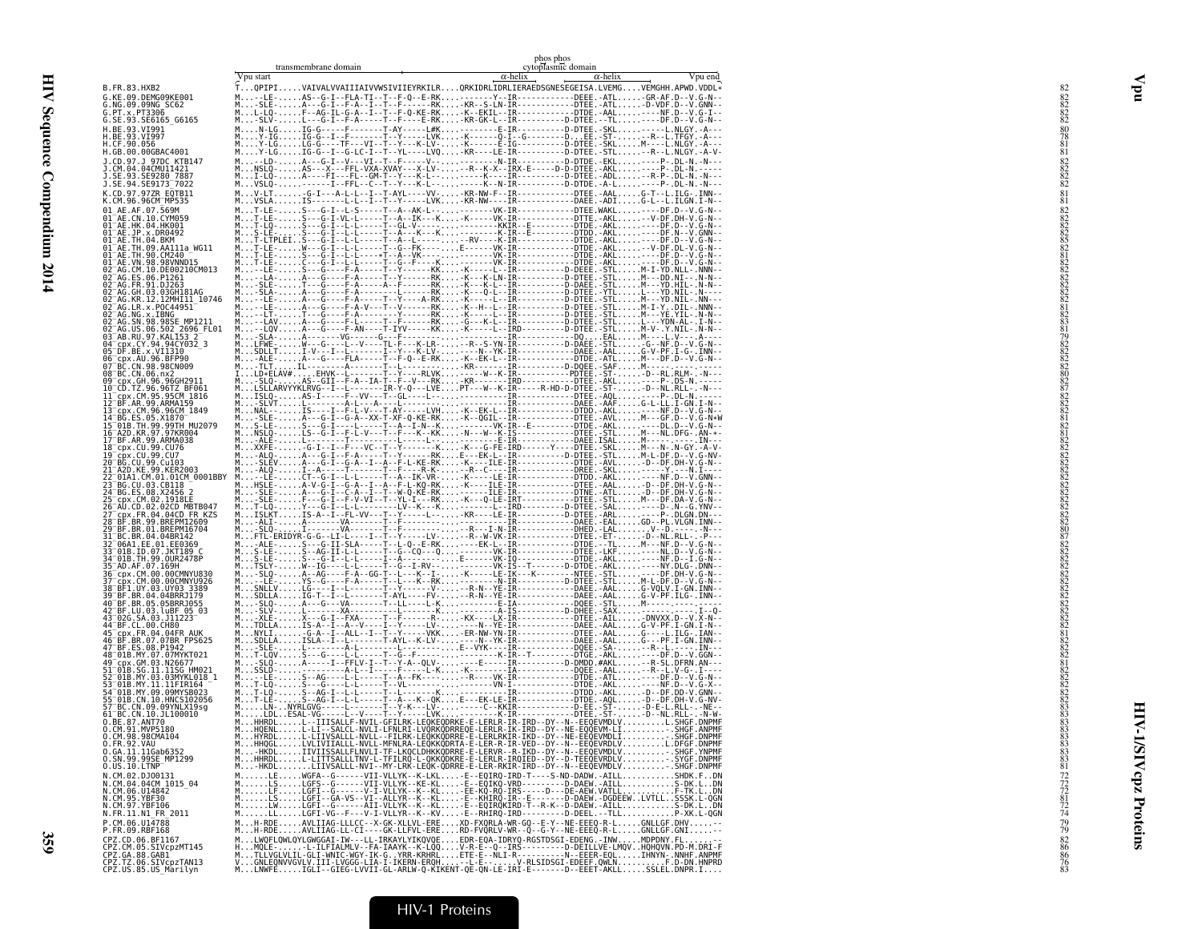```
                                                    phos phos
                     transmembrane domain           cytoplasmic domain
            Vpu start                                     α-helix         α-helix      Vpu end
B.FR.83.HXB2                TQPIPI.....VAIVALVVAIIIAIVVWSIVIIEYRKILR....QRKIDRLIDRLIERAEDSGNESEGEISA.LVEMG....VEMGHH.APWD.VDDL*   82
G.KE.09.DEMG09KE001         M...--LE.....AS--G-I--FLA-TI--T--F-Q--E-RK..........Y--IR-----------DEEE.-ATL.....-GR-AF.D--V.G-N--   82
G.NG.09.09NG_SC62           M...-SLE.....A---G-I--F-A--I--T--F------RK....KR--S-LN-IR-----------DTEE.-ATL.....D-VDF.D--V.GNN--   82
G.PT.x.PT3306               M...L-LQ.....F--AG-IL-G-A--I--T--F-Q-KE-RK....K--EKIL--IR-----------DTDE.-AAL.......-NF.D--V.G-I--   82
G.SE.93.SE6165_G6165        M...-SLV.....L---G-I--F-A-----T--F----E-RK....KR-GK-L--IR-----------D-DTEE.--TL.......-DF.D--V.G-N--   82
H.BE.93.VI991               M....N-LG.....IG-G-----F-------T-AY-----L#K...........E-IR-----------D-DTEE.-SKL.......-----L.NLGY.-A---   80
H.BE.93.VI997               M....Y-IG.....IG-G--I--F-------T--Y-----LVK.....K-------Q-I--G---------D...EE.-ST-.......R--L.TFGY.-A---   78
H.CF.90.056                 M....Y-LG.....LG-G-----TF---VI--T--Y---K-LV....K-------E-IG---------D-DTEE.-SKL.....M----L.NLGY.-A---   81
H.GB.00.00GBAC4001          M....Y-LG.....IG-G--I--G-LC-I--T--YL----LVQ.....KR----LE-IR-----------D-DTEE.-STL.......-R--L.NLGY.-A-V-   81
J.CD.97.J_97DC_KTB147       M...--LD.....A---G-I--V---VI--T--F----V-..........N-IR-----------D-DTEE.-EKL.......-P-.DL-N.-N---   82
J.CM.04.04CMU11421          M...NSLQ.....AS---X---FFL-VXA-XVAY--X-LV-......R--K-X--IRX-E-----D-D-DTEE.-AKL.......-P-.DL-N.-N---   82
J.SE.93.SE9280_7887         M...I-LQ.....A---G-I---FL--GM-T--Y---K-L-.......K----IR-----------D-DTEE.-AKL.......R-P-.DL-N.-N---   82
J.SE.94.SE9173_7022         M...VSLQ.....-------I--FFL--C--T--Y---K-L-.......K--N-IR-----------D-DTEE.-A-L.......-P-.DL-N.-N---   82
K.CD.97.97ZR_EQTB11         M...V-LT.....-G-I---A-L-L--I--T-AYL-----VV-.....KR-NW-F--IR-----------DTEE.-AAL......G-T--L.ILG-.INN--   81
K.CM.96.96CM_MP535          M...VSLA.....IS-------L-L-I--T--Y-----LVK.....KR-NW-----IR-----------DAEE.-ADI......G-L--L.ILGN.I-N--   81
01_AE.AF.07.569M            M...T-LE.....S---G-I--L-S-----T--A--AK-L-.........VK-IR-----------DTEE.WAKL.......-DF.D--V.G-N--   82
01_AE.CN.10.CYM059          M...T-LE.....S---G-I-VL-L-----T--A--IK---K......K------VK-IR-----------DTTE.-AKL.......-V-DF.DH-V.G-N--   82
01_AE.HK.04.HK001           M...T-LQ.....S---G-I--L-L-----T--GL-V-...........KKIR---E---------DTDE.-AKL.......-DF.D--V.G-N--   82
01_AE.JP.x.DR0492           M...S-LE.....S---G-I--L-L-----T--A---K---K.........K-IR---E---------DTDD.-AKL.......-DF.N--V.GNN--   82
01_AE.TH.04.BKM             M...T-LTPLEI..S---G-I--L-L-----T--A--L-------.....RV----K-IR-----------DTDE.-AKL.......-DF.D--V.G-N--   85
01_AE.TH.09.AA111a_WG11     M...T-LE.....W---G-I--L-L-----T--G--FK---.......E------VK-IR-----------DTDE.-AKL.......-V-DF.DL-V.G-N--   82
01_AE.TH.90.CM240           M...T-LE.....S---G-I--L-L-----T--A--VK-..........-------VK-IR-----------DTDE.-AKL.......-DF.D--V.G-N--   81
01_AE.VN.98.98VNND15        M...T-LE.....C---G-I--L-L-----T--G--F---K.........VK-IR-----------DTDE.-AKL.......-DF.D--V.G-N--   82
02_AG.CM.10.DE00210CM013    M...--LE.....S---G----F-A-----T--Y------KK.......K-----L--IR-----------D-DTEE.-STL......M-I-YD.NLL-.NNN--   82
02_AG.ES.06.P1261           M...--LA.....A---G----F-A-----T--Y------RK.......K----K-LN-IR-----------D-DTEE.-STL......M---DD.NI--.-N-N--   82
02_AG.FR.91.DJ263           M...-SLE.....T---G----F-A-----A--F------RK.......K----K-L--IR-----------D-DAEE.-STL......M---YD.HIL-.N-N--   82
02_AG.GH.03.03GH181AG       M...-SLA.....A---G----F-A-----L------RK.......K----Q-L--IR-----------D-DTEE.-YTL......L---YD.NIL-.N---   82
02_AG.KR.12.12MHI11_10746   M...--LE.....A---G----F-A-----T-VE---A-RK.......K----L--IR-----------D-DTEE.-STL......M---YD.NIL-.NN---   82
02_AG.LR.x.POC44951         M...--LE.....A---G----F-A-V---T--V------RK.......K--H--L--IR-----------D-DTEE.-STL......M-I-Y.DIL-.NNN--   81
02_AG.NG.x.IBNG             M...--LT.....T---G----F-A-----Y------RK.......K------L--IR-----------D-DTEE.-STL......M---YE.YIL-.N-N--   82
02_AG.SN.98.98SE_MP1211     M...--LAV.....A---G-I--L-L-----T--F-----RK.......G----K-L--IR-----------D-DTEE.-STL......L---YDN-AL-.I-N--   83
02_AG.US.06.502_2696_FL01   M...--LQV.....A---G----F-AN----T-IYV-----KK.......K----L--IRD-----------D-DTEE.-STL......M-V-.Y.NIL-.N-N--   81
03_AB.RU.97.KAL153_2        M...-SLA.....A-------VG-----G--F-------............IR-----------DQ..-EAL......M-----L.V---.A---   79
04_cpx.CY.94.94CY032_3      M...LFWE.....W--G----L--V---TL-F---K-LR-.....R--S-YN-IR-----------D-DAEE.-STL......-G--NF.D--V.G-N--   82
05_DF.BE.x.VI3310           M...SDLLT.....I-V---I--L------I--Y---K-LV.......N--YK-IR-----------DAEE.-AAL......G-V-PF.I-G-.INN--   82
06_cpx.AU.96.BFP90          M...-ALE.....A---G----FLA-----T--F-Q--E-RK.....K--EK-L--IR-----------DTDE.-ATL......M---DF.D--V.G-N--   82
07_BC.CN.98.98CN009         M...-TLT.....IL--------A-----T---------L-........KR------IR-----------D-DQEE.-SAF......M--------------   82
08_BC.CN.06.nx2             I...LD*ELAV#.....EHVK--L------T--Y----RLVK.........W--K-IR-----------PDTEE.-ST-......-D--RL.RLM-.-N---   80
09_cpx.GH.96.96GH2911       M...--SLQ.....AS--GII--F-A--IA-T--F--V---RK.....KR------IRD-----------DTEE.-AKL.......-P-.DS-N.-----   82
10_CD.TZ.96.96TZ_BF061      M...LSLLARVYYKLRVG--I--L-------IR-Y-Q---LVE....PT----W--K-IR-----R-HD-D-DTEE.-STL......-D--NL.RLL-.-N---   87
11_cpx.CM.95.95CM_1816      M...ISLQ.....AS-I-----F--VV---T--GL----L-.........IR-----------DTEE.-AQL.......-P-.DL-N.-----   82
12_BF.AR.99.ARMA159         M...L-SLVT.....L----A-----L------------............IR-----------DAEE.-AAF......G-L--LL.I-GN.I-N--   82
13_cpx.CM.96.96CM_1849      M...NAL-.....IS---I--F-L-V---T-AY-----LVH.....K--EK-L--IR-----------DTDD.-AKL.......-NF.D--V.G-N--   82
14_BG.ES.05.X1870           M...-SLE.....A---G-I--G-A--XX-T-XF-Q-KE-RK.....K--QGIL--IR-----------DTEE.-AVL......M---GF.D--V.G-N+W   82
15_01B.TH.99.99TH_MU2079    M...S-LE.....S---G-I--L-L-----T--A--N--K.........VK-IR---E---------DTDE.-AKL.......-DL.D--V.G-N--   81
16_A2D.KR.97.97KR004        M...NSLQ.....LS--G-I--F-L-V---T--F---K--KK....N---W--K-IS-----------DTEE.-STL......M---NL.DFG-.AN-+-   82
17_BF.AR.99.ARMA038         M...-ALE.....L-------T--------L-.............E-IR-----------DAEE.ISAL......M-----------.IN---   81
18_cpx.CU.99.CU76           M...XXFE.....-G-I--I--F---VC--T--Y------K.....K---G-FE--IRD-------Y---DTEE.-SKL......M---N.N-GY.-A-V-   82
19_cpx.CU.99.CU7            M...-ALQ.....A---G-I--F-A-----T--Y------RK....E---EK-L--IR-----------D-DTEE.-STL......M-L-DF.D--V.G-NV-   82
20_BG.CU.99.Cu103           M...-SLEV.....A---G-I--G-A--I--A--F-L-KE-RK.....K----ILE-IR-----------DTDE.-AVL......-D--DF.DH-V.G-N--   82
21_A2D.KE.99.KER2003        M...-ALQ.....I---A-----T--F-----R-K.........R--L---IR-----------DREE.-SKL.......-Y.---N.I-N--   82
22_01A1.CM.01.01CM_0001BBY  M...--LE.....CT--G-I--L-L-----T--A--IK-VR-.....K-----LE-IR-----------DTDD.-AKL.......-NF.D--V.GNN--   82
23_BG.CU.03.CB118           M...HSLE.....A-V-G-I--G-A--I--A--F-L-KQ-RK.....K----ILE-IR-----------DTDE.-AAL......-D--DF.DH-V.G-N--   82
24_BG.ES.08.X2456_2         M...-SLE.....A---G-I--C-A--I--T--W-Q-KE-RK.....K----ILE-IR-----------DTNE.-ATL......-D--DF.DH-V.G-N--   82
25_cpx.CM.02.1918LE         M...-SLE.....F---G-I--F-V-VI--T--YL-I---RK.....K---Q-LE-IRT-----------DTEE.-STL......M---DF.DA-V.G-N--   82
26_AU.CD.02.02CD_MBTB047    M...T-LQ.....Y---G-I--L-L-----LV--K---K.........IRD-----------D-DTEE.-SAL.......-D-.N--G.YNV--   82
27_cpx.FR.04.04CD_FR_KZS    M...ISLKT.....IS-A---I--FL-VV---T--Y-----L-........IR-----------D-DTEE.-ARL.......-P-.DLGN.DN---   82
28_BF.BR.99.BREPM12609      M...-ALI.....A--------VA------T--F-------............IR-----------DAEE.-EAL......GD--PL.VLGN.INN--   82
29_BF.BR.01.BREPM16704      M...-SLQ-.....I--------VA-----T--F-------.......R---I-N-IR-----------DHED.-LAL.......-V--D-----.-N---   80
31_BC.BR.04.04BR142         M...FTL-ERIDYR-G-G--LI-L----I--T-----LV-.......R--W-VK-IR-----------DTEE.-ET-......-D--NL.RLL-.-P---   87
32_06A1.EE.01.EE0369        M...-ALE.....S---G-II-SLA-----T--L-Q--E-RK.........EK-L--IR-----------DTDE.--TL......M---NF.D--V.G-N--   82
33_01B.ID.07.JKT189_C       M...S-LE.....S---AG-II-L-L-----T--G--CQ---Q..........VK-IR-----------DTEE.-LKF.......-NL.D--V.G-N--   82
34_01B.TH.99.OUR2478P       M...S-LE.....S---G-I--L-L-----T--A-----.......E------VK-IQ-----------DTDE.-AKL.......-NF.D--I.G-N--   82
35_AD.AF.07.169H            M...TSLY-.....W--IG----L-L-----T--G-I-RV-.........VK-IS--T-------D-DTDE.-AKL.......-NY.DLG-.DNN--   82
36_cpx.CM.00.00CMNYU830     M...-SLQ.....A--AG----F-A--GG-T--L---K--I-.....K------LE-IK----K---------NTEE.-STL.......-DF.DH-V.G-N--   82
37_cpx.CM.00.00CMNYU926     M...--LE.....YS---G-I--F-L-----T--L--K--RK.......K------N-IR-----------D-DTEE.-STL......M-L-DF.D--V.G-N--   82
38_BF1.UY.03.UY03_3389      M...SNLLV.....LG---I--L-------T--Y-----V-......R-N--YE-IR-----------DAEE.-AAL......G-VQLV.I-GN.INN--   82
39_BF.BR.04.04BRRJ179       M...SDLLA.....IG-T--I--L-------T-AYL----FV-......R-N--YE-IR-----------DAEE.-AAL......G-V-PF.ILG-.INN--   82
40_BF.BR.05.05BRRJ055       M...S-LQ.....S---G----VA-------T--L-----L-K.........E-IA-----------DQEE.-STL......M-----------.--------   82
42_BF.LU.03.luBF_05_03      M...-SLV.....L-------XA--------L-----K.........A-IS-----------D-DHEE.-SAX......-------.--------.I--Q-   82
43_02G.SA.03.J11223         M...-XLE.....X---G-I--FXA------T--F------R-.....KX-----LX-IR-----------DTEE.-AIL.......-DNVXX.D--V.X-N--   82
44_BF.CL.00.CH80            M...TDLLA.....IS-A--I--A--V---T--Y-----LV-.......N--YE-IR-----------DAEE.-AAL......G-V-PF.I-GN.I-N--   82
45_cpx.FR.04.04FR_AUK       M...NYLI.....-G-A--I--ALL--I--T--Y-----VKK....ER-NW-YN-IR-----------DTEE.-AAL......G----L.ILG-.IAN--   81
46_BF.BR.07.07BR_FPS625     M...SDLLA.....ISLA--I--L-------T-AYL--K-LV-......N--YK-IR-----------DAEE.-AAL......G---PF.I-GN.INN--   82
47_BF.ES.08.P1942           M...-SLE.....------A-------------.....E--VYK---IR-----------DQEE.-SA-.......R--L.-----.IN---   82
48_01B.MY.07.07MYKT021      M...T-LQV.....S---G-I--L-L-----T--G--F----..........K-IR---T---------DTDE.-AKL.......-DF.D--V.GGN--   82
49_cpx.GM.03.N26677         M...-SLQ.....A------I--FFLV-I--T--Y-A--QLV-.......E------IR-----------D-DMDD.#AKL......-R-SL.DFRN.AN---   82
51_01B.SG.11.11SG_HM021     M...SSLQ.....------A-L-L-----T-------L-K.......K-------IR-----------DQEE.-AAL......-R--L.V-G-.I-N--   81
52_01B.MY.03.03MYKL018_1    M...--LE.....S--AG-----L-L-----T--A--FK----.....R-----VK-IR-----------DTDE.-AKL.......-DF.D--V.G-N--   72
53_01B.MY.11.11FIR164       M...T-LQ.....S---G----L-L-----T--VL------.............VN-I------------DTEE.-AKL.......-NF.D--V.G-X--   82
54_01B.MY.09.09MYSB023      M...T-LQ.....S--AG-I--L-L-----T--L------K...........IR-----------DTDD.-AKL......-D--DF.DD-V.GNN--   82
55_01B.CN.10.HNCS102056     M...T-LE.....S--AG-I--L-L-----T--A---K--QK....E---EK-LE-IR-----------DTDE.-AQL......-D--DF.DH-V.G-NV-   82
57_BC.CN.09.09YNLX19sg      M....LN...NYRLGVG-----L------T-Y-K---LV-.........C--KIR-----------D-EE.-ST-.....-D-E-L.RLL-.-NE--   82
61_BC.CN.10.JL100010        M....LD...ESAL-VG-----L--V----T--Y-----LVK.........K-IR-----------DTEE.-ST-......-D--NL.RLL-.-N-W-   83
O.BE.87.ANT70               M...HHRDL.....L--IIISALLF-NVIL-GFILRK-LEQKEQDRKE-E-LERLR-IR-IRD--DY--N--EEQEVMDLV.........L.SHGF.DNPMF   83
O.CM.91.MVP5180             M...HQENL.....L-LI--SALCL-NVLI-LFNLRI-LVQRKQDRREQE-LERLK-IK-IRD--DY--NE-EQQEVM-LI.........-.SHGF.ANPMF   83
O.CM.98.98CMA104            M...HYRDL.....L-LIIVSALL-NVLI--FNLRI-LEQKEQDRRE-E-LERLRKIR-IKD--DY--NE-EEQEVMDLI.........-.SHGF.DNPMF   83
O.FR.92.VAU                 M...HHQGL.....LVLIVIIALLL-NVLL-MFNLRA-LEQKEQDKRTA-E-LER-R-IR-VED--DY--N--EEQEVRDLV.........L.DFGF.DNPMF   83
O.GA.11.11Gab6352           M...-HKDL.....IIVIISSALLFLNVLI-TF-LKQCLDHKKQDRRE-E-LERVR--R-IKD--DY--N--EEQEVMDLV.........-.SHGF.YNPMF   83
O.SN.99.99SE_MP1299         M...HHRDL.....L-LITTSALLLTNV-L-TFILRQ-L-QKKQDRKE-E-LERLR-IRQIED--DY--D-TEEQEVRDLV.........-.SYGF.DNPMF   83
O.US.10.LTNP                M...-HKDL.....LIIVSALLL-NVI--MY-LRK-LEQK-QDRRE-E-LER-RKIR-IRD--DY--N--EEQEVMDLV.........-.SHGF.DNPMF   81
N.CM.02.DJO0131             M......LE.....WGFA--G------VII-VLLYK--K-LKL....E--EQIRQ-IRD-T----S-ND-DADW.-AILL............SHDK.F..DN   72
N.CM.04.04CM_1015_04        M......LS.....LGFS--G------VII-VLLYK--KE-KL....E--EQIKQ-VRD-----------D-DAEW.-AILL............S-DK.L..DN   72
N.CM.06.U14842              M......LF.....LGFI--G------V-I-VLLYK--K--KL....EE-KQ-RQ-IRS-----D---DE-AEW.VATLL............F-TK.L..DN   72
N.CM.95.YBF30               M......LS.....LGFI--GA-VS--VI--ALLYR--K--KL....E--KHIRQ-IR--E-------D-DAEW.-DGDEEW.LVTLL.SSSK.L.QGN   81
N.CM.97.YBF106              M......LW.....LGFI--G------AII-VLLYK--K--KL....E--EQIRQKIRD-T--R-K--D-DAEW.-AILL............S-DK.L..DN   72
N.FR.11.N1_FR_2011          M......LL.....LGFI-VG--F---V-I-VLLYR--K--KV....E--RHIRQ-IRD---------D-DEEL.--TLL............P-XK.L-QGN   74
P.CM.06.U14788              M...H-RDE.....AVLIIAG-LLLCC--X-GK-XLLVL-ERE....XD-FXQRLA-WR-GQ--E-Y--NE-EEEQ-R-L.....GNLLGF.DHV......--   79
P.FR.09.RBF168              M...H-RDE.....AVLIIAG-LI-CI----GK-LLFVL-ERE....RD-FVQRLV-WR--Q--G-Y--NE-EEEQ-R-L.....GNLLGF.GNI......--   79
CPZ.CD.06.BF1167            M...LWQFLQWLQYLGWGGAI-IW---LL-IRKAYLYIKQVQE....EDR-EQA-IDRYQ-RGSTDSGI-EDENG.-INW.....MDPDNY.FL......--   82
CPZ.CM.05.SIVcpzMT145       H...MQLE-.....-L-ILFIALMLV--FA-IAAYK--K-LQQ....V-R-E--Q--IRS---------D-DEILLVE-LMQV.HQHQVN.PD-M.DRI-F   86
CPZ.GA.88.GAB1              M...TLLVGLVLIL-GLI-WNIC-WGY-IK-G..YRR-KRHRL....ETE-E--NLI-R-----------N--EEER-EQL.....IHNYN-.NNHF.ANPMF   86
CPZ.TZ.06.SIVcpzTAN13       V...GNLEQNVVGVLV-IIL-LVGGG-LIA-I-IKERN-ERQH....-L-E------V-RLSIDSGI-EDEEF.QWLN..........F.D-DN.HNPRD   76
CPZ.US.85.US_Marilyn        M...LNWFE.....IGLI--GIEG-LVVII-GL-ARLW-Q-KIKENT-QE-QN-LE-IRI-E-------D--EEET-AKLL.....SSLEL.DNPR.I....   83
```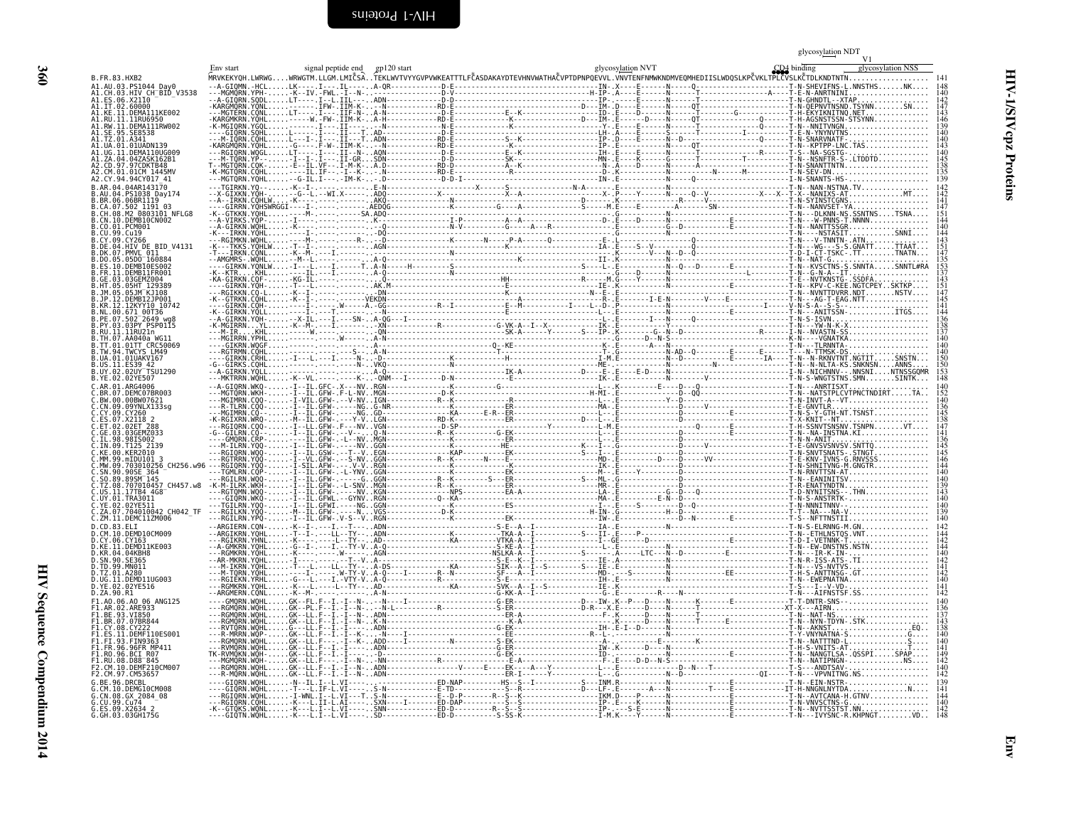# HIV-1/SIVcpz Proteins — Env

```
                                                                                                                                                        glycosylation NDT
                                                                                                                                                                V1
         Env start         signal peptide end   gp120 start                                        glycosylation NVT                          CD4 binding       glycosylation NSS
B.FR.83.HXB2                    MRVKEKYQH.LWRWG....WRWGTM.LLGM.LMI.CSA..TEKLWVTVYYGVPVWKEATTTLFCASDAKAYDTEVHNVWATHACVPTDPNPQEVVL.VNVTENFNMWKNDMVEQMHEDIISLWDQSLKPCVKLTPLCVSLKCTDLKNDTNTN...................  141
A1.AU.03.PS1044_Day0            --A-GIQMN.-HCL.....LK----.I---.IL----.A-QR-------------D-E---------------------------IN-.X----E------N-----Q-------------------------T-N-SHEVIFNS-L.NNSTHS......NK....  148
A1.CH.03.HIV_CH_BID_V3538       ---MGMQRN.YPH------K--IV.-FWL.-I--N-.------------------D-V-----------------------H-IP-.A----E------N------T----------------A----T-E-N-ANRTNINI.................  140
A1.ES.06.X2110                  --A-GIQRN.SQDL.....LT----.I--L.III---.ADN--------------D-D--------------------------IP-.-----E------N------T-------------------T-N-GHNDTL--XTAP................  142
A1.IT.02.60000                  -KARGMQRN.YQNL........----.IFW-.IIM-K-.--N------------RD-E------------------D-IM-.D----E------N------QT----------------------T-N-QEPNVTNSND.TSYNN.......SN....  147
A1.KE.11.DEMA111KE002           ---MGTERN.CQNL.....LT----.I---.IIF-N-.A-N--------------N-D-------------E--K-----------ID-.E----D------N------T-----------G-------T-H-EKYIKNITNQ.NET...............  143
A1.RU.11.11RU6950               -KARGMKRN.YQHL.........W.-FW-.IIM-K-.A-N-------------RD-E--------------K-----------D-----IM-.E----D-----N------QT----------------Q-----T-N-AGSNSTSSN-STSYNN............  146
A1.RW.11.DEMA111RW002           -K-MGIQRN.YGQL.........----.I---.II---.-N--------------N-E-----------------K----------Y-.E----E------N------T-------------------Q-----T-N--NNITVNGN..................  139
A1.SE.95.SE8538                 ----GIQRN.SQHL.....L----.I---.II---T.AD---------------D-E-----------------------------LH-.A----E------S------T----------I-------T-E-N-YNYNVTNS..................  140
A1.TZ.01.A341                   ---M-IQRN.CQHL.....I---.IT---.II---T.ADN--------------RD-E-------------S--K-------------ID-.E----N--D---N------T-------------------Q-----T-N-SNARVNATF...................  142
A1.UA.01.01UADN139              -KARGMQRN.YQHL.....-G----.F-W-.IIM-K-.--N-------------RD-E---------------------------IP-.E----E------N------QT-------------------T-N--KPTPP-LNC.TAS...............  143
A1.UG.11.DEMA110UG009           ---RGIQRN.WQGL.....LT----.I---.II--N-.AQN--------------D-E-------------E--K----------IH-.E----E------N------T----------R------T-S--NA-SGSTG-....................  140
A1.ZA.04.04ZASK162B1            ---M-IQRN.YP-------I--I-.-I---.II-GR-.SDN-------------D-D------------SK----------MN-.E---K------N------T-------T--------T-N--NSNFTR-S-.LTDDTD...............  145
A2.CD.97.97CDKTB48              T--MGTQRN.CQK-.....E--IL.VF--.I-M-K-.A.D-------------N-D------------A--K----------N-.A----D------N------T-------------------T-N-SNANTTNTN..................  138
A2.CM.01.01CM_1445MV            -K-MGTQRN.CQHL.........IL.IF--.-I--K-.-N-------------RD-E---------------------------D-.K----D------N---------------M-----------T-N-SEV-DN....................  135
A2.CY.94.94CY017_41             ---MGTQRN.YQHL.....-G-IL.I----.IM-K-.-D-D-I-----------------------------------IN-.E----D------N------Q-------------------------I-N-SNANTS-HS.................  139
B.AR.04.04AR143170              ---TGIRKN.YQ-------K--I-.-----.------.E-N------------------X----S-----------N-A------E-----------N----------------------------T-N--NAN-NSTNA.TV...............  142
B.AU.04.PS1038_Day174           --X-GIXKN.YQH-.......-G--L.--WI.X-----.ADQ-------------X-------------X--A-----------X-.P----Y------N------Q--V-----------X---X--T-X--NANIXS-AT...............MT....  142
B.BR.06.06BR1119                --A--IRKN.CQHLW....-K------.--------.AKQ------------------N--------------------D-----K-----------R-----V--------------------------T-N-SYINSTCGNS................  141
B.CA.07.502_1191_03             ----GIRRN.YQHSWRGGI----I-.--------.AEDQG----------K------G----A-----------S----M.E----E-------A-------SN-----------------------T-N--NANVSET-YA.................  147
B.CH.08.M2_0803101_NFLG8        -K--GTKKN.YQHL.........M-.--------.SA.ADQ------------------------------------------G---------------N------------------------------T-N---DLKNN-NS.SSNTNS.....TSNA.....  151
B.CN.10.DEMB10CN002             --A-VIRKS.YQP-.....-I-----.--------.K---------------I-P-------A--A-------------D-.E----D------N------------------------------T-N---W-PNNS-T.NNNN...............  144
B.CO.01.PCM001                  --A-GIRKN.WQHL.....-K-----.--------.-Q-------------N-V---------G----A--R----------E-----E------G--D-----------E-----------T-N--NANTTSSGR.....................  140
B.CU.99.Cu19                    -K---IRKN.YQHL.........I---.--------.-DQ--------------------------------------------G---------------N------------------------------T-N----NSTASIT...........SNNI....  144
B.CY.09.CY266                   --RGIMKN.WQHL.........-M-----R----.--D------------K-------N-----P-A-----Q-------E-.L------------------Q------------------------T-N---V-TNNTN-.ATN..................  143
B.DE.04.HIV_DE_BID_V4131        -K---TKKS.YQHLW....-T--I-.--------.AGN-----------------K----------------------IA-.E----S--V---------Q------------------------T-N--WG---S-S.GNATT........TTAAT....  151
B.DK.07.PMVL_011                -T---IRKN.CQNL.....K--M---.I-----.------------------------------------------K--------V---N--D--Q-----------------------------T-D-I-CT-TSKC-.TT.........TNATN....  147
B.DO.05.05DO_160884             --AMGMRS-.WQHL.....-M--L-.--------.A-Q-----------------------K-----------II-.K-------------------------------------------------T-N--NAT-G-....................  135
B.ES.10.DEMB10ES002             ---GIRKN.YQNLW.....I---L-.--------.A-N----H-----------S----------------------S---L.E-------N--Q--D-----E-------------------T-N--KVSCTNS-S.SNNTA.........SNNTL#RA  153
B.FR.11.DEMB11FR001             -K--KTR.-.-KHL.........IL----I----.A-Q------------------------------------------G----D------N-------------L-------------T-N--G-N-A--IT.........................  137
B.GE.03.03GEMZ004               -KA-GIRKN.CQF-.....-KG-IL-.--------.-Q-------------------------HH-------------R----M.G----Y------N------------------------------T-E--NVTKNSTG-.SSDFA..................  143
B.HT.05.05HT_129389             ----GIRKN.YQH-.....-HT--L-.--------.AK.M---------------------IE-------------IS---------------N-----------------E-------------T-N--KPV-C-KEE.NGTCPEY..SKTKP....  151
B.JM.05.05JM_KJ108              ---RGIKKN.CQ-L.....-K--I---.--------.-DN--------------------------K-----------N--E.E---------------------------------------------T-N--NVNTTDVRR.NDT.......NSTV....  147
B.JP.12.DEMB12JP001             -K--GTRKN.CQHL.....-K--I---.--------.VEKDN--------------------------A-----------R--P-------I-E-N-----------V----E-----------T-N---AG-T-EAG.NTT...................  145
B.KR.12.12KYY10_10742           ----GIRKN.CQH-.....-I-----W---A.-GG----------R--I--------E--M-----I-----L--D-P-----------------N------------------------I------V-N-S-A--S-S-.......................  141
B.NL.00.671_00T36               -K--GIRKN.YQLL.........I----T----.-N---------------------E-------------L--E-------N-------------------------E-----------T-N---ANITSSN-.............ITGS....  144
B.PE.07.502_2649_wg8            --A-GIRKN.YQH-.......-X-IL.---I---SN-.A-QG--I--------------------------L--E--------I------Q-----------------------------T-N-S-ISVN.......................  136
B.PY.03.03PY_PSP0115            -K-MGIRRN.--YL.....-K--M-.--------.-XN-----------------G-VK-A--I--X--------IK-.E-----------------------------------------------T-N---YW-N-K-X........................  138
B.RU.11.11RU21n                 ---M-IR.-.-KHL.........I-----.--------.-QN-------------------SK-A------Y-----S---IP.K-------G--N--D-----------------R-------T-N--NVASTN-SS.......................  137
B.TH.07.AA040a_WG11             ---MGIRRN.YPHL.........----W------.A-N---------------------------------------N-------D--N-S-------------------------------------T-N----VGNATKA..................  140
B.TT.01.01TT_CRC50069           ----GIRKN.WQGF.....-------.--------.------------------------Q-KE-----------K--E------A---------------------------------------T-N---TLRNNTA.........................  140
B.TW.94.TWCYS_LM49              ---RGTRMN.CQHL.....---------S-----.A-N------------------T-----------T-G------------N-AD--Q-------E--------E------T---N-TTMSK-DS...........................  140
B.UA.01.01UAKV167               ----GIRKN.CRHL.....-I---L-.-I----N-.-D-----------------K---------------I-M.E--------D-------------E--------IA----T-N--N-RKNVTNT.NGTIT.....SNSTN....  150
B.US.11.ES39_42                 -G--GIRKS.CQHL.....-------.--------.VKQ-------------------------------ME-------------N-------------N----------------------T-N--NLTA-KS.SNKNSN....ANNS.....  150
B.UY.02.02UY_TSU1290            --A-GIRKN.YQLL.....---------.--------.A-Q---------------------IK-A-----------D---E.E----E-D-----N------------------------------I-N--NICHNNV--.NNSNI....NTNSSGQMR  153
B.YE.02.02YE507                 ---MKTRRN.WQHL.....-K--VL.------K---.QNM---I------------D-N-------------------------E-------------N------------------------------T-N-S-WNGTSTNS.SMN........SINTK....  148
C.AR.01.ARG4006                 --A-GIQRN.WKQ-.....-I--IL.GFC-.X---NV.RGN--------------------G--------------L-.K------E------D--Q---------------------------T-N---ANRTISXT...........................  140
C.BR.07.DEMC07BR003             ---MGTQRN.WKH-.....-I--IL.GFW-.F-L-NV.MGN--------------D-K--------------------H-MI-.E-----------D--QQ-------------------------T-N--NATSTPLCVTPNCTNDIRT.......TA..  152
C.BW.00.00BW07621               ---MGIMRN.CQQ-.....-I-VIL.GFW-.--V-NV.IGN--------------R--K-------------R--------L---.E----------Y--D----------------------------T-N-INVT-A--VT...........................  140
C.CN.09.09YNLX133sg             ---R-TLRN.CQQ-.....-I--IL.GFW-.---NG.G-NR------------A--K------------R---------L---.E--------------V------V-----------------T-E-GNVTLR...........................  136
C.CY.09.CY260                   ---MGIMRN.CQ-------I--IL.GFW-.---NG.GD-----------------KA-----E-R--ER-------------------D------------------------------T-N-S-Y-GTH-NT.TSNST...................  145
C.ES.07.X2118_2                 -K-RGIXRN.WRQ-.....-M--IL.GFW-.-Y-V.LGN-------------RD-K-------------------D---L-.E-----------D------------------------------T-X-KNIT--NT...........................  138
C.ET.02.02ET_288                ---RGIQRN.CQQ-.....-I--LL.GFW-.F--NV.VGN--------------D-SP-----------Y-----------I-M.E-------------------------------------------T-H-SSNVTSNSNV.TSNPN.........VT....  147
C.GE.03.03GEMZ033               -G--GILRN.CQ-------I--IL.GFW---V---.Q-N-------------R--K--------G-EK--------------------D------------------------------T-N--NA-INSTNA.KI...........................  141
C.IL.98.98IS002                 ----GMQRN.CRP-.....-I--IL.GFW-.-L--NV.MGN-------------K--------ER----------------------D------------------------------T-N-N-ANIT.......................  136
C.IN.09.T125_2139               ---M-ILRN.YQQ-.....-I--IL.GFW-.----NV.GGN-------------K-------HE----------K--I-.G----------D-----V-------------------------T-E-GNVSVSNSVSV.SNTTQ.................  145
C.KE.00.KER2010                 ---RGIQRN.WQQ-.....-I--IL.GSW---T--V.EGN-------------KAP--------EK-----------S---I---.E-------------D-------------------------T-N-SNVTSNATS-.STNGT...................  145
C.MM.99.mIDU101_3               ---RGTRRN.YQQ-.....-I-VL.GFW-.--S-NV.GGN-------------R--K--------N---E-----------MD-.E------------D-------D-------VV-----------T-E-KNV-IVNS-G.RNVSSS.............  146
C.MW.09.703010256_CH256.w96     ---RGIQRN.YQQ-.....-I-SIL.AFW-.--V-V.RGN-------------R--K-----------------------IK-.E-------------------------------------T-N-SHNITVNG-N.GNGTR...................  144
C.SN.90.90SE_364                ---TGMLRN.CQP-.....-I--IL.GFW-.-L-YNV.GGN--------------------EK-----------------M--.E----Y--------D-------------------------T-N-RNVTTSN-AT...........................  140
C.SO.89.89SM_145                ---RGILRN.WQQ-.....-I--IL.GFW-.----G.GGN-------------R--K-------S---ER-----------S---ML.G-------------D----------------------T-N---EANINITSV...........................  140
C.TZ.08.707010457_CH457.w8      -K-M-ILRK.WKH-.....-I--IL.GFW-.L-SNV.MGN-------------R--K--------ER----------------MR-.E--------------D-------------------------T-R-ENATYNDTN...........................  139
C.US.11.17TB4_4G8               ---RGTQMN.WQQ-.....-I--IL.GFW-.----NV.KGN--------------------NPS-----------------LA-.E-----------G--D----Q------------------------T-D-NYNITSNS--.THN...................  143
C.UY.01.TRA3011                 ----GIQRN.WKQ-.....-I--IL.GFWL.--GYNV.RGN--------------Q-KA-----------------------MA-.E--------E-N--D---------------------------T-N-S-ANSTRTK-...........................  140
C.YE.02.02YE511                 ---TGILRN.YQQ-.....-I--IL.GFWI.----NG.GGN--------------------ES-----------------I---.E---S--------D--Q--------------------------T-N-NNNITNNV-...........................  140
C.ZA.07.704010042_CH042_TF      ---RGILKN.YQQ-.....-M--IL.GFW----N---.VGS-------------D-K-----------------------H-IN-.G-----------H--D-------------------------T-T--NA---NA-V............................  139
C.ZM.11.DEMC11ZM006             ---RGILRN.YPQ-.....-I--IL.GFW-.V-S--V.RGN-------------K-----------EK-----------IW-.E--------------D--N--------E-----------T-S--NFTTNSTII...........................  140
D.CD.83.ELI                     ---ARGIERN.CQN-.....-K--I---.--T----.ADN-------------------S-E--A--I-------------IA-.E-------------N-----------------------------T-N-S-ELRNNG-M.GN.....................  142
D.CM.10.DEMD10CM009             ---ARGIKRN.YQHL.....-T--I-.---LL--TY--.ADN------------K----------TKA-A--I---------S---II-.E-----P------------------------------T-N--ETHLNSTQS.VNT...................  144
D.CY.06.CY163                   ---RGIKRN.YHNL.....-K-----.-----L--TY--.AD-----------------KA----------VTKA-A--I-------------I--GE------D-------------------------T-D-I-VETNNK-T.......................  142
D.KE.11.DEMD11KE003             --A-GMKRN.YQHL.....-G--I---.---I--TY-V.A-Q-----------------------S-KE-A--I----------S---I-.E-------------------------------------T-N--EW-DNSTNS.NSTN.................  144
D.KR.04.04KBH8                  ---RGMKRN.YQHL.....-K-----.---W-----.AGN-------------------------NSLKA-A--I----------S------A------LTC---N--D-----------E-------T-N---IR-K-IN-...........................  140
D.SN.90.SE365                   ---AR-MKRN.YQHL.....-I-----.---------T--V.A-----------------------S-E--K--I-----------IE-.A---------------------------------------T-N-R-ISS-ATS-.TI....................  142
D.TD.99.MN011                   ---M-IKRN.YQHL.....-I--L-.-LL--TY-..A-DS-------------KA-----------SIK--A--I--S----------IS-.E-------------------------------------T-N---VS-NVTVS.......................  141
D.TZ.01.A280                    ---M-TQRN.YQHL.....----I----.--W-TY-V.A-Q----I--------R--N----------SF---A--I-------------MD-.---S-------N----------------EE-------T-H-S-ANTTNSG-.GT...................  142
D.UG.11.DEMD11UG003             ---RGIEKRN.YRHL.....-G--L-.----I.-VTY-V.A-Q---------------R-----------S-E--------------IH-.E-------------------------------------T-N---EWEPNATNA.......................  140
D.YE.02.02YE516                 ---RGMKRN.YQHL.....-K---L---.--L--TY--.AD------------------A--I--S--------SVK--A--I-S---------IE-.E-------------------------------------T-S---I--V-VD-...........................  141
D.ZA.90.R1                      ---ARGMERN.CQNL.....-K-M-------------.A-N-----------------------G-KK-A--I--------------G-.E-----------R-----N--------------------T-N---AIFNSTSF.SS...................  142
F1.AO.06.AO_06_ANG125           ----GMQRN.WQHL.....GK--FL.F--I.-I--N-.--N---I-------------------G-ER------------------D---IW-.K-P---D----N------K------E-----------T-T-DNTR-SNS-...........................  140
F1.AR.02.ARE933                 ---RGMQRN.WQHL.....GK--PL.F--I.-I--N-.--N-L------R-----------S-ER----------------D-R---X.E------D---N------T-------------------XT-X---AIRN.........................  136
F1.BE.93.VI850                  ---RGMQRN.WQHL.....GK--LL.F--I.-I--N-.ADN-----------------------ER-A----------------------F-.K-------D---N------T------------------T-N--NAT-NS...........................  137
F1.BR.07.07BR844                ---RGMQRN.WQHL.....GK--LL.F--I.-I--N-.-K-N-----------------------K-A-------------------------K-------D----N------T-----E-----------T-N--NYN-TDYN-.STK...................  143
F1.CY.08.CY222                  ---RVTQRN.WQHL.....G---LL.F--I.-I----.ADN-------------------------G-EK-----------------------IH-.E-I--D-----N------------------------T-N---AKNST.....................EQ..  138
F1.ES.11.DEMF110ES001           ---R-MRRN.WQP-.....GK--LL.F--I.-I--K-.--N---I-----------------------EE-------------------R---L.-------------N------------------------T-Y-VNYNATNA-S.............G....  140
F1.FI.93.FIN9363                ---RGMQRN.WQHL.....GK--LL.F--I.--K-.ADD----I-----------N-----------S-EK----------------A-.---------E------K-------------------T-N---NATTTND-L..................S....  140
F1.FR.96.96FR_MP411             ---RVMQRN.WQHL.....GK--LL.F--I.-I----.ADN-----------------------G-ER-------------------IW-.K-----D----N------------------------T-H-S-VNITS-AT.......................T....  141
F1.RO.96.BCI_R07                TK-RVMQKN.WQH-.....GK--LL.F--I.-I----.-D------------------------G-EK-----------------------ID-.--------------N-----------E--------T-N---NANGTLSA-.QSSPI......SPAP....  149
F1.RU.08.D88_845                ---MGMQRN.WQH-.....GK--LL.F---.-I--N-.-NN------------R-------------E-A---------------------F-.E----D-D--N-S------------------------T-N---NATIPNGN-.................NS....  142
F2.CM.10.DEMF210CM007           ---RGMQRN.WQHL.....GK--LL.F--I.-I--N-.ADN-------------------V-----E----EK---A---Y---------L---.E------------------D--N---T---------------T-S---ANDTSAV-...........................  140
F2.CM.97.CM53657                ---R-MQRN.WQHL.....GK--LL.F--I.-I--N-.ADN-------------------------ER-I------Y----------L---.G-------------N--D--------------QI------T-N---VPVNITNG.NS.....................  142
G.BE.96.DRCBL                   ----GIQRN.WQHL.....-N--IL.I--.LVI----.---------------ED-NAP----------HS--S--I-----------INM.R------------N----------------E----------T-N---EIN-NSTR-...........................  139
G.CM.10.DEMG10CM008             ----GIQRN.WQHL.....-T---L.IF-L.VI----.-S-N--------------E-TD-------------S--R----------D---LF-.E------A---N--------T-----E---------IT-H-NNGNLNYTDA.................N....  141
G.CN.08.GX_2084_08              ---RGIQRN.WQHL.....-I-WNL.I--L.VI---T.-S-N-------------E--D-P-------R--S--K-----------IKM.D----P-------N----------------E----------T-N--AVTCANA-H.GTNV.................  144
G.CU.99.Cu74                    ---RGIQRN.CQHL.....-K---L.II-L.AI----.SXN-----I-----------ED-DAP-----------S--S------------------IP-.E---K--------N----------------E----------T-N--VNVSCTNS-G...........................  142
G.ES.09.X2634_2                 -K-GTQKS.WQNL.....-K---L.I--L.VI----.SNN-------------ED-D-----------R--S--S----------------------IP-.-----S-E------N-------------------E---------T-N---NVTTSSTST.NN.......................  140
G.GH.03.03GH175G                ----GIQTN.WQHL.....-K---L.I--L.VI----.SD-------------ED-D-----------S-SS-K---------------I-M.K----Y------N-------------------E-----------T-N---IVYSNC-R.KHPNGT.........VD..  148
```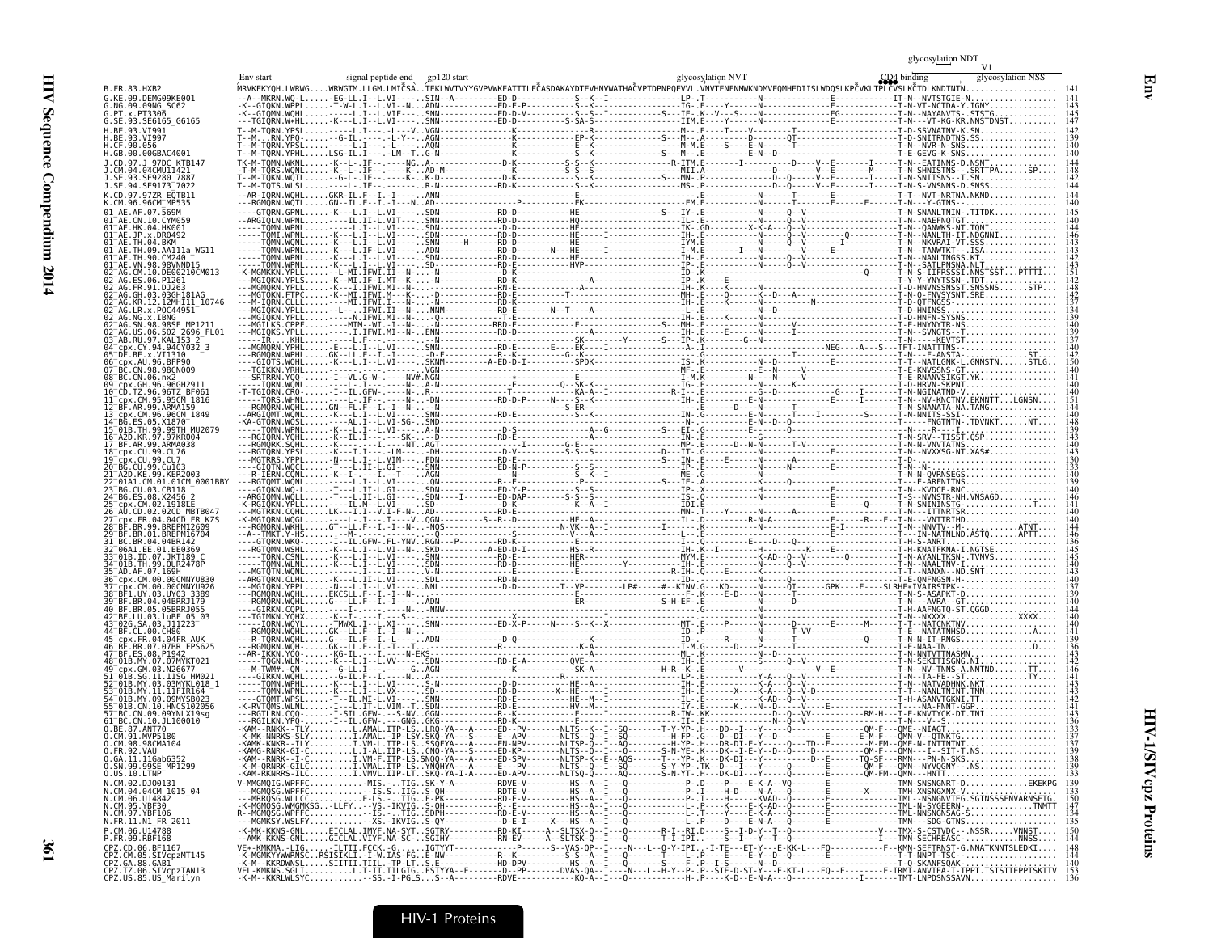# Env

Annotations above the alignment: Env start; signal peptide end; gp120 start; glycosylation NVT; CD4 binding; glycosylation NDT; V1; glycosylation NSS

```
B.FR.83.HXB2   MRVKEKYQH.LWRWG....WRWGTM.LLGM.LMICSA..TEKLWVTVYYGVPVWKEATTTLFCASDAKAYDTEVHNVWATHACVPTDPNPQEVVL.VNVTENFNMWKNDMVEQMHEDIISLWDQSLKPCVKLTPLCVSLKCTDLKNDTNTN...........   141
```

The aligned sequence residues for the remaining rows are not legible at this resolution; only the sequence names and end positions are given.

| Sequence | End position |
|---|---|
| G.KE.09.DEMG09KE001 | 141 |
| G.NG.09.09NG_SC62 | 143 |
| G.PT.x.PT3306 | 145 |
| G.SE.93.SE6165_G6165 | 147 |
| H.BE.93.VI991 | 142 |
| H.BE.93.VI997 | 139 |
| H.CF.90.056 | 140 |
| H.GB.00.00GBAC4001 | 140 |
| J.CD.97.J_97DC_KTB147 | 144 |
| J.CM.04.04CMU11421 | 148 |
| J.SE.93.SE9280_7887 | 142 |
| J.SE.94.SE9173_7022 | 144 |
| K.CD.97.97ZR_EQTB11 | 144 |
| K.CM.96.96CM_MP535 | 144 |
| 01_AE.AF.07.569M | 145 |
| 01_AE.CN.10.CYM059 | 140 |
| 01_AE.HK.04.HK001 | 144 |
| 01_AE.JP.x.DR0492 | 146 |
| 01_AE.TH.04.BKM | 143 |
| 01_AE.TH.09.AA111a_WG11 | 143 |
| 01_AE.TH.90.CM240 | 143 |
| 01_AE.VN.98.98VNND15 | 143 |
| 02_AG.CM.10.DE00210CM013 | 151 |
| 02_AG.ES.06.P1261 | 142 |
| 02_AG.FR.91.DJ263 | 148 |
| 02_AG.GH.03.03GH181AG | 142 |
| 02_AG.KR.12.12MHI11_10746 | 137 |
| 02_AG.LR.x.POC44951 | 134 |
| 02_AG.NG.x.IBNG | 139 |
| 02_AG.SN.98.98SE_MP1211 | 140 |
| 02_AG.US.06.502_2696_FL01 | 139 |
| 03_AB.RU.97.KAL153_2 | 137 |
| 04_cpx.CY.94.94CY032_3 | 140 |
| 05_DF.BE.x.VI1310 | 142 |
| 06_cpx.AU.96.BFP90 | 150 |
| 07_BC.CN.98.98CN009 | 140 |
| 08_BC.CN.06.nx2 | 141 |
| 09_cpx.GH.96.96GH2911 | 140 |
| 10_CD.TZ.96.96TZ_BF061 | 140 |
| 11_cpx.CM.95.95CM_1816 | 151 |
| 12_BF.AR.99.ARMA159 | 144 |
| 13_cpx.CM.96.96CM_1849 | 140 |
| 14_BG.ES.05.X1870 | 148 |
| 15_01B.TH.99.99TH_MU2079 | 139 |
| 16_A2D.KR.97.97KR004 | 143 |
| 17_BF.AR.99.ARMA038 | 140 |
| 18_cpx.CU.99.CU76 | 143 |
| 19_cpx.CU.99.CU7 | 140 |
| 20_BG.CU.99.Cu103 | 133 |
| 21_A2D.KE.99.KER2003 | 139 |
| 22_01A1.CM.01.01CM_0001BBY | 140 |
| 23_BG.CU.03.CB118 | 140 |
| 24_BG.ES.08.X2456_2 | 146 |
| 25_cpx.CM.02.1918LE | 141 |
| 26_AU.CD.02.02CD_MBTB047 | 140 |
| 27_cpx.FR.04.04CD_FR_KZS | 140 |
| 28_BF.BR.99.BREPM12609 | 144 |
| 29_BF.BR.01.BREPM16704 | 146 |
| 31_BC.BR.04.04BR142 | 140 |
| 32_06A1.EE.01.EE0369 | 142 |
| 33_01B.ID.07.JKT189_C | 145 |
| 34_01B.TH.99.OUR2478P | 140 |
| 35_AD.AF.07.169H | 143 |
| 36_cpx.CM.00.00CMNYU830 | 140 |
| 37_cpx.CM.00.00CMNYU926 | 137 |
| 38_BF1.UY.03.UY03_3389 | 139 |
| 39_BF.BR.04.04BRRJ179 | 140 |
| 40_BF.BR.05.05BRRJ055 | 140 |
| 42_BF.LU.03.luBF_05_03 | 140 |
| 43_02G.SA.03.J11223 | 140 |
| 44_BF.CL.00.CH80 | 141 |
| 45_cpx.FR.04.04FR_AUK | 139 |
| 46_BF.BR.07.07BR_FPS625 | 136 |
| 47_BF.ES.08.P1942 | 143 |
| 48_01B.MY.07.07MYKT021 | 142 |
| 49_cpx.GM.03.N26677 | 146 |
| 51_01B.SG.11.11SG_HM021 | 141 |
| 52_01B.MY.03.03MYKL018_1 | 143 |
| 53_01B.MY.11.11FIR164 | 143 |
| 54_01B.MY.09.09MYSB023 | 142 |
| 55_01B.CN.10.10HNCS102056 | 141 |
| 57_BC.CN.09.09YNLX19sg | 140 |
| 61_BC.CN.10.JL100010 | 136 |
| O.BE.87.ANT70 | 133 |
| O.CM.91.MVP5180 | 137 |
| O.CM.98.98CMA104 | 137 |
| O.FR.92.VAU | 139 |
| O.GA.11.11Gab6352 | 138 |
| O.SN.99.99SE_MP1299 | 139 |
| O.US.10.LTNP | 133 |
| N.CM.02.DJO0131 | 139 |
| N.CM.04.04CM_1015_04 | 133 |
| N.CM.06.U14842 | 150 |
| N.CM.95.YBF30 | 147 |
| N.CM.97.YBF106 | 134 |
| N.FR.11.N1_FR_2011 | 135 |
| P.CM.06.U14788 | 150 |
| P.FR.09.RBF168 | 144 |
| CPZ.CD.06.BF1167 | 152 |
| CPZ.CM.05.SIVcpzMT145 | 144 |
| CPZ.GA.88.GAB1 | 140 |
| CPZ.TZ.06.SIVcpzTAN13 | 153 |
| CPZ.US.85.US_Marilyn | 136 |

HIV-1 Proteins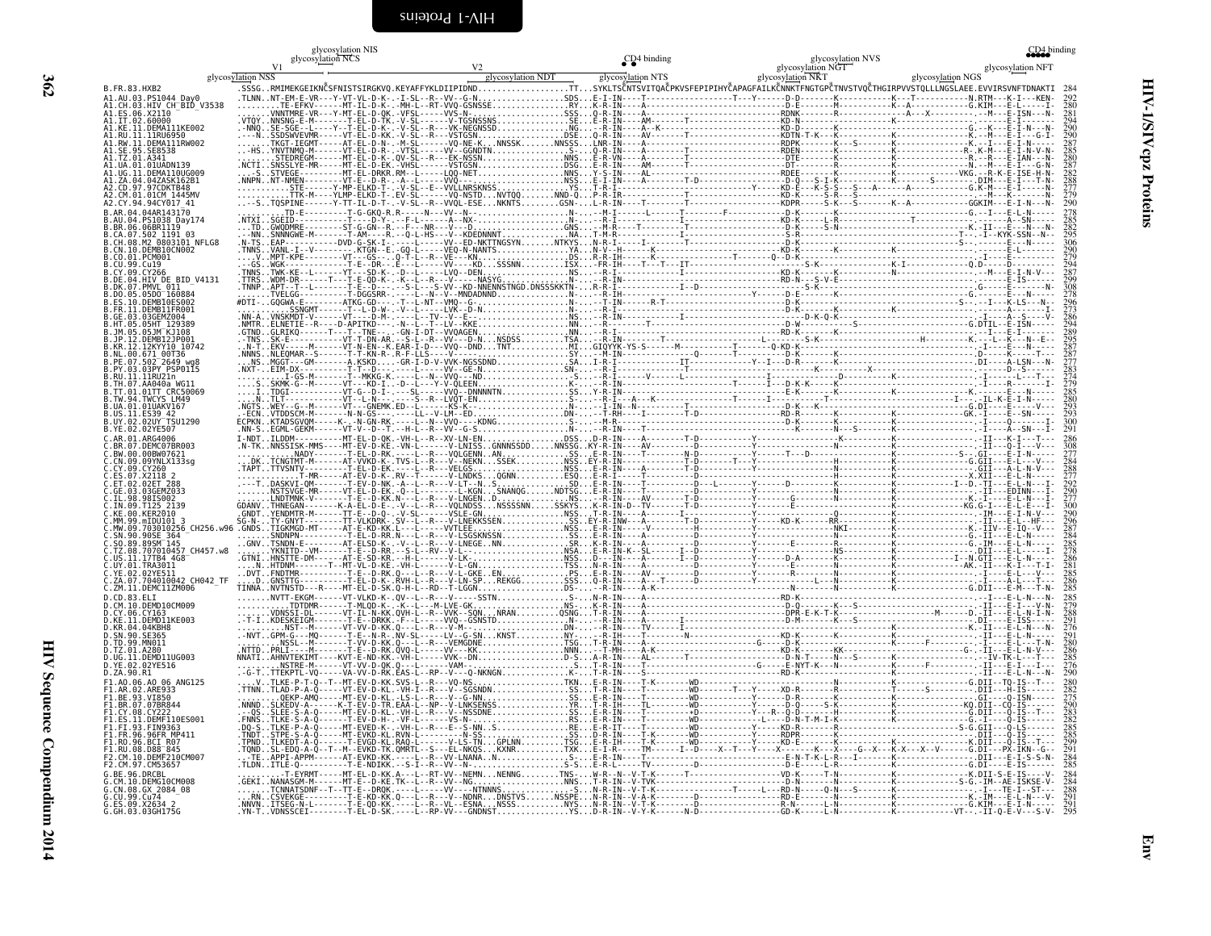# HIV-1/SIVcpz Proteins — Env

```
                 glycosylation NIS
                 glycosylation NCS                                     CD4 binding                   glycosylation NVS                                      CD4 binding
            V1                                   V2                                          glycosylation NGT                                glycosylation NFT
  glycosylation NSS                     glycosylation NDT            glycosylation NTS        glycosylation NKT          glycosylation NGS

B.FR.83.HXB2   .SSSG..RMIMEKGEIKNCSFNISTSIRGKVQ.KEYAFFYKLDIIPIDND...............TT...SYKLTSCNTSVITQACPKVSFEPIPIHYCAPAGFAILKCNNKTFNGTGPCTNVSTVQCTHGIRPVVSTQLLLNGSLAEE.EVVIRSVNFTDNAKTI   284
```

| Sequence | End position |
|---|---|
| B.FR.83.HXB2 | 284 |
| A1.AU.03.PS1044_Day0 | 292 |
| A1.CH.03.HIV_CH_BID_V3538 | 280 |
| A1.ES.06.X2110 | 281 |
| A1.IT.02.60000 | 294 |
| A1.KE.11.DEMA111KE002 | 290 |
| A1.RU.11.11RU6950 | 290 |
| A1.RW.11.DEMA111RW002 | 287 |
| A1.SE.95.SE8538 | 285 |
| A1.TZ.01.A341 | 288 |
| A1.UA.01.01UADN139 | 287 |
| A1.UG.11.DEMA110UG009 | 282 |
| A1.ZA.04.04ZASK162B1 | 288 |
| A2.CD.97.97CDKTB48 | 277 |
| A2.CM.01.01CM_1445MV | 279 |
| A2.CY.94.94CY017_41 | 290 |
| B.AR.04.04AR143170 | 278 |
| B.AU.04.PS1038_Day174 | 285 |
| B.BR.06.06BR1119 | 282 |
| B.CA.07.502_1191_03 | 295 |
| B.CH.08.M2_0803101_NFLG8 | 306 |
| B.CN.10.DEMB10CN002 | 290 |
| B.CO.01.PCM001 | 279 |
| B.CU.99.Cu19 | 294 |
| B.CY.09.CY266 | 287 |
| B.DE.04.HIV_DE_BID_V4131 | 299 |
| B.DK.07.PMVL_011 | 308 |
| B.DO.05.05DO_160884 | 278 |
| B.ES.10.DEMB10ES002 | 296 |
| B.FR.11.DEMB11FR001 | 273 |
| B.GE.03.03GEMZ004 | 286 |
| B.HT.05.05HT_129389 | 294 |
| B.JM.05.05JM_KJ108 | 289 |
| B.JP.12.DEMB12JP001 | 295 |
| B.KR.12.12KYY10_10742 | 287 |
| B.NL.00.671_00T36 | 287 |
| B.PE.07.502_2649_wg8 | 277 |
| B.PY.03.03PY_PSP0115 | 283 |
| B.RU.11.11RU21n | 274 |
| B.TH.07.AA040a_WG11 | 279 |
| B.TT.01.01TT_CRC50069 | 285 |
| B.TW.94.TWCYS_LM49 | 280 |
| B.UA.01.01UAKV167 | 293 |
| B.US.11.ES39_42 | 293 |
| B.UY.02.02UY_TSU1290 | 300 |
| B.YE.02.02YE507 | 291 |
| C.AR.01.ARG4006 | 286 |
| C.BR.07.DEMC07BR003 | 308 |
| C.BW.00.00BW07621 | 277 |
| C.CN.09.09YNLX133sg | 284 |
| C.CY.09.CY260 | 288 |
| C.ES.07.X2118_2 | 277 |
| C.ET.02.02ET_288 | 292 |
| C.GE.03.03GEMZ033 | 290 |
| C.IL.98.98IS002 | 277 |
| C.IN.09.T125_2139 | 300 |
| C.KE.00.KER2010 | 290 |
| C.MM.99.mIDU101_3 | 296 |
| C.MW.09.703010256_CH256.w96 | 287 |
| C.SN.90.90SE_364 | 284 |
| C.SO.89.89SM_145 | 285 |
| C.TZ.08.707010457_CH457.w8 | 278 |
| C.US.11.17TB4_4G8 | 286 |
| C.UY.01.TRA3011 | 281 |
| C.YE.02.02YE511 | 285 |
| C.ZA.07.704010042_CH042_TF | 286 |
| C.ZM.11.DEMC11ZM006 | 285 |
| D.CD.83.ELI | 285 |
| D.CM.10.DEMD10CM009 | 279 |
| D.CY.06.CY163 | 288 |
| D.KE.11.DEMD11KE003 | 291 |
| D.KR.04.04KBH8 | 276 |
| D.SN.90.SE365 | 291 |
| D.TD.99.MN011 | 280 |
| D.TZ.01.A280 | 286 |
| D.UG.11.DEMD11UG003 | 285 |
| D.YE.02.02YE516 | 276 |
| D.ZA.90.R1 | 290 |
| F1.AO.06.AO_06_ANG125 | 280 |
| F1.AR.02.ARE933 | 282 |
| F1.BE.93.VI850 | 275 |
| F1.BR.07.07BR844 | 290 |
| F1.CY.08.CY222 | 283 |
| F1.ES.11.DEMF110ES001 | 282 |
| F1.FI.93.FIN9363 | 285 |
| F1.FR.96.96FR_MP411 | 285 |
| F1.RO.96.BCI_R07 | 299 |
| F1.RU.08.D88_845 | 291 |
| F2.CM.10.DEMF210CM007 | 284 |
| F2.CM.97.CM53657 | 285 |
| G.BE.96.DRCBL | 284 |
| G.CM.10.DEMG10CM008 | 284 |
| G.CN.08.GX_2084_08 | 288 |
| G.CU.99.Cu74 | 291 |
| G.ES.09.X2634_2 | 291 |
| G.GH.03.03GH175G | 295 |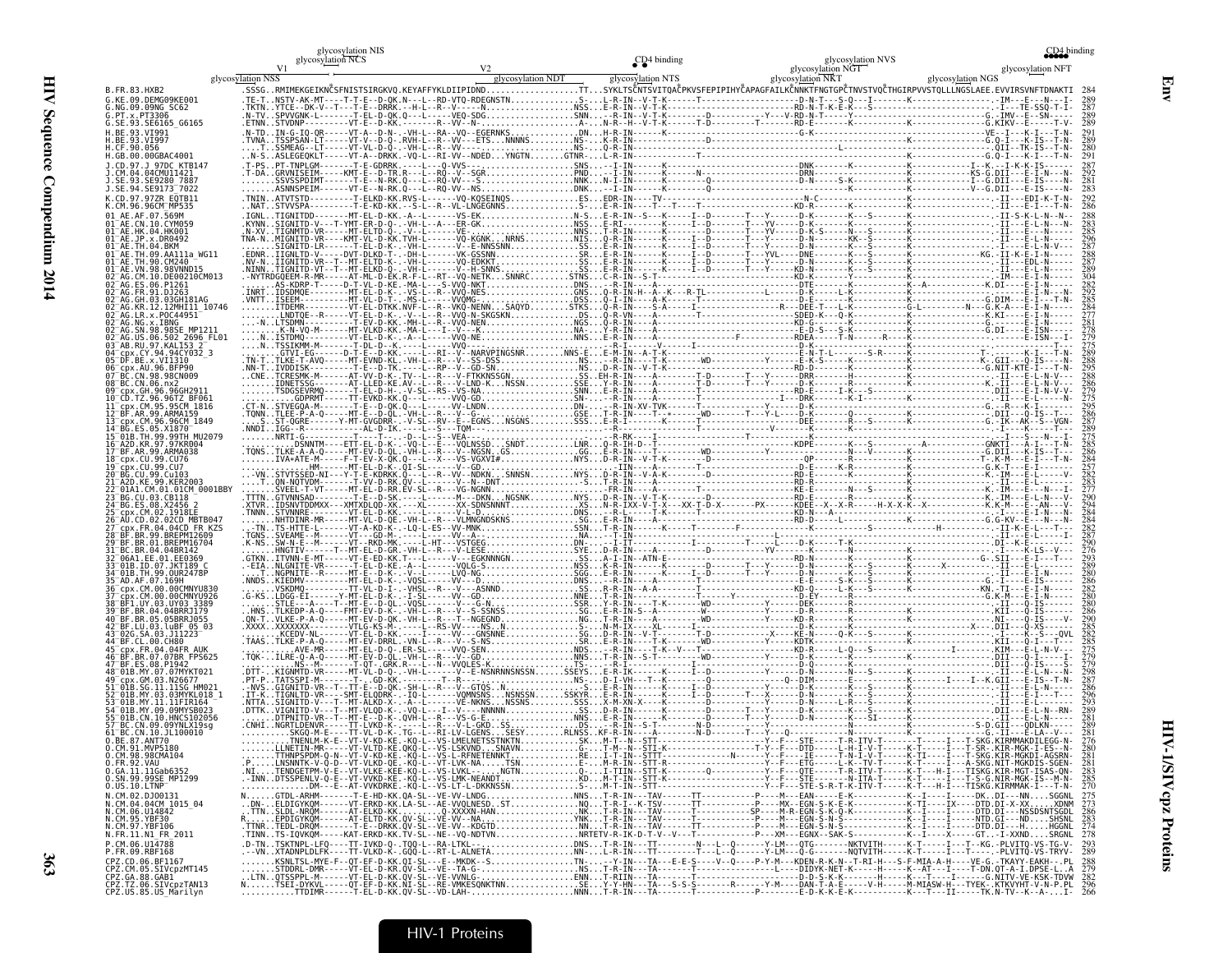## Env

HIV-1/SIVcpz Proteins

```
                      glycosylation NIS
                   glycosylation NCS                                            CD4 binding                    glycosylation NVS                              CD4 binding
                   V1                              V2                                                   glycosylation NGT                          glycosylation NFT
       glycosylation NSS                    glycosylation NDT                 glycosylation NTS     glycosylation NKT         glycosylation NGS

B.FR.83.HXB2                 .SSSG..RMIMEKGEIKNCSFNISTSIRGKVQ.KEYAFFYKLDIIPIDND..................TT...SYKLTSCNTSVITQACPKVSFEPIPIHYCAPAGFAILKCNNKTFNGTGPCTNVSTVQCTHGIRPVVSTQLLLNGSLAEE.EVVIRSVNFTDNAKTI  284
G.KE.09.DEMG09KE001          284
G.NG.09.09NG_SC62            287
G.PT.x.PT3306                289
G.SE.93.SE6165_G6165         289
H.BE.93.VI991                291
H.BE.93.VI997                289
H.CF.90.056                  280
H.GB.00.00GBAC4001           291
J.CD.97.J_97DC_KTB147        287
J.CM.04.04CMU11421           292
J.SE.93.SE9280_7887          281
J.SE.94.SE9173_7022          283
K.CD.97.97ZR_EQTB11          292
K.CM.96.96CM_MP535           286
01_AE.AF.07.569M             288
01_AE.CN.10.CYM059           283
01_AE.HK.04.HK001            285
01_AE.JP.x.DR0492            296
01_AE.TH.04.BKM              287
01_AE.TH.09.AA111a_WG11      288
01_AE.TH.90.CM240            287
01_AE.VN.98.98VNND15         289
02_AG.CM.10.DE00210CM013     304
02_AG.ES.06.P1261            282
02_AG.FR.91.DJ263            292
02_AG.GH.03.03GH181AG        285
02_AG.KR.12.12MHI11_10746    284
02_AG.LR.x.POC44951          277
02_AG.NG.x.IBNG              281
02_AG.SN.98.98SE_MP1211      278
02_AG.US.06.502_2696_FL01    279
03_AB.RU.97.KAL153_2         275
04_cpx.CY.94.94CY032_3       289
05_DF.BE.x.VI1310            288
06_cpx.AU.96.BFP90           285
07_BC.CN.98.98CN009          288
08_BC.CN.06.nx2              286
09_cpx.GH.96.96GH2911        279
10_CD.TZ.96.96TZ_BF061       275
11_cpx.CM.95.95CM_1816       295
12_BF.AR.99.ARMA159          286
13_cpx.CM.96.96CM_1849       287
14_BG.ES.05.X1870            289
15_01B.TH.99.99TH_MU2079     276
16_A2D.KR.97.97KR004         285
17_BF.AR.99.ARMA038          286
18_cpx.CU.99.CU76            284
19_cpx.CU.99.CU7             257
20_BG.CU.99.Cu103            282
21_A2D.KE.99.KER2003         283
22_01A1.CM.01.01CM_0001BBY   277
23_BG.CU.03.CB118            290
24_BG.ES.08.X2456_2          284
25_cpx.CM.02.1918LE          284
26_AU.CD.02.02CD_MBTB047     284
27_cpx.FR.04.04CD_FR_KZS     287
28_BF.BR.99.BREPM12609       282
29_BF.BR.01.BREPM16704       290
31_BC.BR.04.04BR142          276
32_06A1.EE.01.EE0369         293
33_01B.ID.07.JKT189_C        289
34_01B.TH.99.OUR2478P        280
35_AD.AF.07.169H             286
36_cpx.CM.00.00CMNYU830      282
37_cpx.CM.00.00CMNYU926      280
38_BF1.UY.03.UY03_3389       280
39_BF.BR.04.04BRRJ179        286
40_BF.BR.05.05BRRJ055        290
42_BF.LU.03.luBF_05_03       285
43_02G.SA.03.J11223          282
44_BF.CL.00.CH80             285
45_cpx.FR.04.04FR_AUK        275
46_BF.BR.07.07BR_FPS625      279
47_BF.ES.08.P1942            279
48_01B.MY.07.07MYKT021       288
49_cpx.GM.03.N26677          287
51_01B.SG.11.11SG_HM021      286
52_01B.MY.03.03MYKL018_1     296
53_01B.MY.11.11FIR164        293
54_01B.MY.09.09MYSB023       289
55_01B.CN.10.HNCS102056      281
57_BC.CN.09.09YNLX19sg       289
61_BC.CN.10.JL100010         281
O.BE.87.ANT70                276
O.CM.91.MVP5180              280
O.CM.98.98CMA104             281
O.FR.92.VAU                  280
O.GA.11.11Gab6352            283
O.SN.99.99SE_MP1299          285
O.US.10.LTNP                 270
N.CM.02.DJO0131              275
N.CM.04.04CM_1015_04         273
N.CM.06.U14842               280
N.CM.95.YBF30                283
N.CM.97.YBF106               274
N.FR.11.N1_FR_2011           278
P.CM.06.U14788               293
P.FR.09.RBF168               289
CPZ.CD.06.BF1167             278
CPZ.CM.05.SIVcpzMT145        279
CPZ.GA.88.GAB1               282
CPZ.TZ.06.SIVcpzTAN13        296
CPZ.US.85.US_Marilyn         266
```

HIV-1 Proteins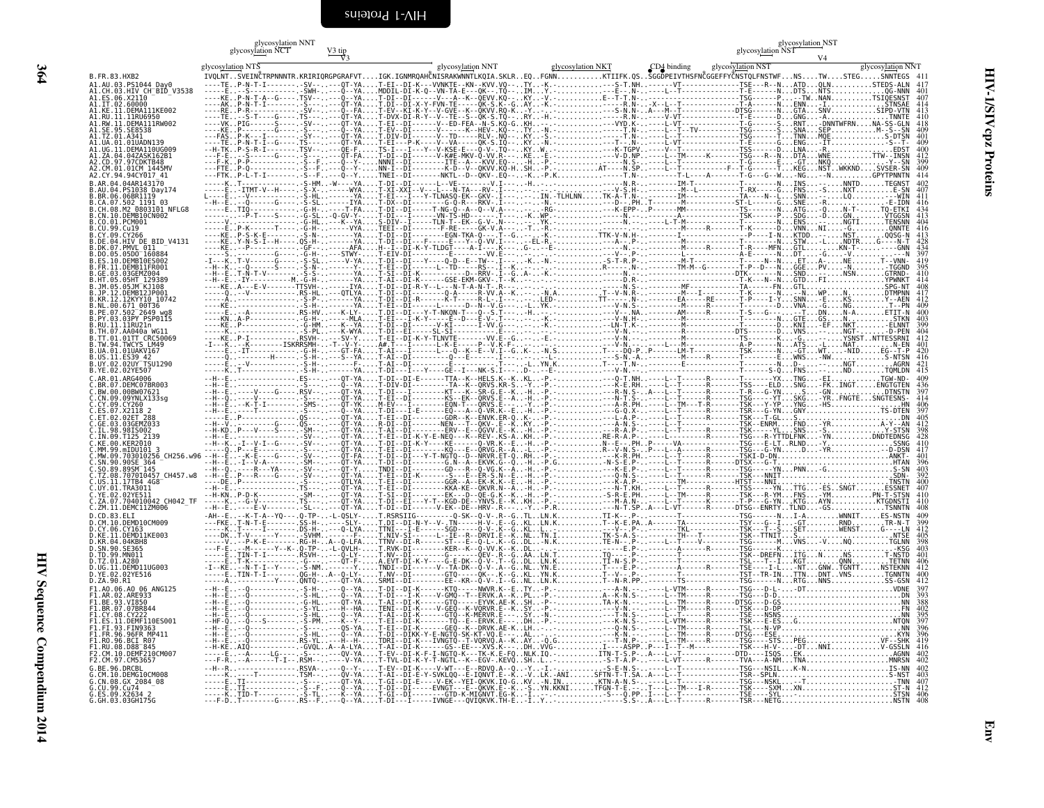```
                 glycosylation NNT
          glycosylation NCT      V3 tip                                                                                                              glycosylation NST
                                   V3                                                                                                          glycosylation NST
   glycosylation NTS                                                glycosylation NNT          glycosylation NKT         CD4 binding     glycosylation NST           V4                    glycosylation NNT
B.FR.83.HXB2                IVQLNT..SVEINCTRPNNNTR.KRIRIQRGPGRAFVT....IGK.IGNMRQAHCNISRAKWNNTLKQIA.SKLR..EQ..FGNN..........KTIIFK.QS..SGGDPEIVTHSFNCGGEFFYCNSTQLFNSTWF...NS....TW....STEG.....SNNTEGS  411
A1.AU.03.PS1044_Day0        ...  417
A1.CH.03.HIV_CH_BID_V3538   ...  401
A1.ES.06.X2110              ...  407
A1.IT.02.60000              ...  414
A1.KE.11.DEMA111KE002       ...  413
A1.RU.11.11RU6950           ...  416
A1.RW.11.DEMA111RW002       ...  418
A1.SE.95.SE8538             ...  409
A1.TZ.01.A341               ...  401
A1.UA.01.01UADN139          ...  409
A1.UG.11.DEMA110UG009       ...  400
A1.ZA.04.04ZASK162B1        ...  412
A2.CD.97.97CDKTB48          ...  399
A2.CM.01.01CM_1445MV        ...  409
A2.CY.94.94CY017_41         ...  414
B.AR.04.04AR143170          ...  402
B.AU.04.PS1038_Day174       ...  407
B.BR.06.06BR1119            ...  411
B.CA.07.502_1191_03         ...  416
B.CH.08.M2_0803101_NFLG8    ...  434
B.CN.10.DEMB10CN002         ...  413
B.CO.01.PCM001              ...  404
B.CU.99.Cu19                ...  416
B.CY.09.CY266               ...  413
B.DE.04.HIV_DE_BID_V4131    ...  428
B.DK.07.PMVL_011            ...  434
B.DO.05.05DO_160884         ...  397
B.ES.10.DEMB10ES002         ...  419
B.FR.11.DEMB11FR001         ...  395
B.GE.03.03GEMZ004           ...  410
B.HT.05.05HT_129389         ...  414
B.JM.05.05JM_KJ108          ...  408
B.JP.12.DEMB12JP001         ...  417
B.KR.12.12KYY10_10742       ...  412
B.NL.00.671_00T36           ...  409
B.PE.07.502_2649_wg8        ...  400
B.PY.03.03PY_PSP0115        ...  403
B.RU.11.11RU21n             ...  399
B.TH.07.AA040a_WG11         ...  404
B.TT.01.01TT_CRC50069       ...  412
B.TW.94.TWCYS_LM49          ...  401
B.UA.01.01UAKV167           ...  420
B.US.11.ES39_42             ...  416
B.UY.02.02UY_TSU1290        ...  421
B.YE.02.02YE507             ...  415
C.AR.01.ARG4006             ...  409
C.BR.07.DEMC07BR003         ...  436
C.BW.00.00BW07621           ...  397
C.CN.09.09YNLX133sq         ...  414
C.CY.09.CY260               ...  406
C.ES.07.X2118_2             ...  397
C.ET.02.02ET_288            ...  405
C.GE.03.03GEMZ033           ...  412
C.IL.98.98IS002             ...  398
C.IN.09.T125_2139           ...  428
C.KE.00.KER2010             ...  410
C.MM.99.mIDU101_3           ...  417
C.MW.09.703010256_CH256.w96 ...  401
C.SN.90.90SE_364            ...  396
C.SO.89.89SM_145            ...  403
C.TZ.08.707010457_CH457.w8  ...  392
C.US.11.17TB4_4G8           ...  400
C.UY.01.TRA3011             ...  407
C.YE.02.02YE511             ...  410
C.ZA.07.704010042_CH042_TF  ...  410
C.ZM.11.DEMC11ZM006         ...  408
D.CD.83.ELI                 ...  409
D.CM.10.DEMD10CM009         ...  399
D.CY.06.CY163               ...  412
D.KE.11.DEMD11KE003         ...  405
D.KR.04.04KBH8              ...  398
D.SN.90.SE365               ...  403
D.TD.99.MN011               ...  400
D.TZ.01.A280                ...  406
D.UG.11.DEMD11UG003         ...  412
D.YE.02.02YE516             ...  400
D.ZA.90.R1                  ...  412
F1.AO.06.AO_06_ANG125       ...  397
F1.AR.02.ARE933             ...  393
F1.BE.93.VI850              ...  388
F1.BR.07.07BR844            ...  402
F1.CY.08.CY222              ...  395
F1.ES.11.DEMF110ES001       ...  397
F1.FI.93.FIN9363            ...  396
F1.FR.96.96FR_MP411         ...  396
F1.RO.96.BCI_R07            ...  419
F1.RU.08.D88_845            ...  416
F2.CM.10.DEMF210CM007       ...  402
F2.CM.97.CM53657            ...  402
G.BE.96.DRCBL               ...  402
G.CM.10.DEMG10CM008         ...  403
G.CN.08.GX_2084_08          ...  407
G.CU.99.Cu74                ...  412
G.ES.09.X2634_2             ...  406
G.GH.03.03GH175G            ...  408
```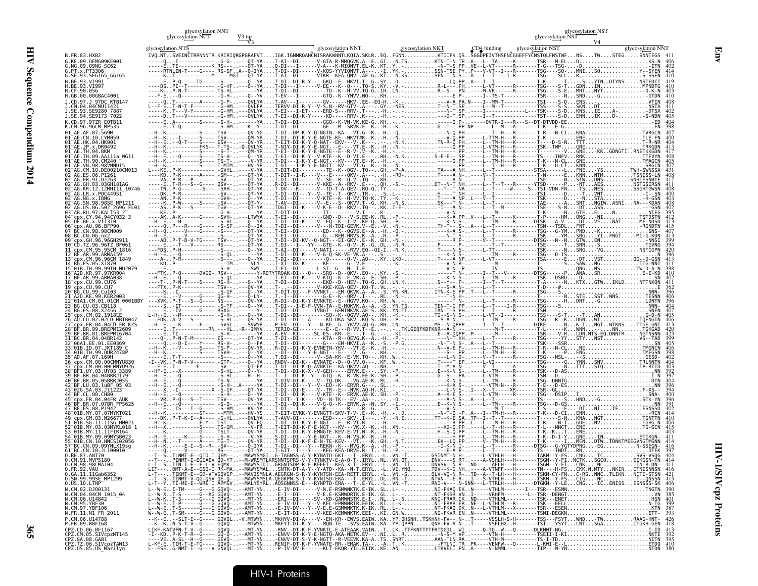Env

HIV-1/SIVcpz Proteins

```
                              glycosylation NNT                                                                                                            glycosylation NST
                     glycosylation NCT      V3 tip                                                                                               glycosylation NST
                                            V3                                                                                                                   V4
glycosylation NTS                                             glycosylation NNT              glycosylation NKT      CD4 binding    glycosylation NST                        glycosylation NNT
B.FR.83.HXB2                 IVQLNT..SVEINCTRPNNNTR.KRIRIQRGPGRAFVT....IGK.IGNMRQAHCNISRAKWNNTLKQIA.SKLR..EQ..FGNN...........KTIIFK.QS..SGGDPEIVTHSFNCGGEFFYCNSTQLFNSTWF...NS....TW.....STEG.....SNNTEGS  411
G.KE.09.DEMG09KE001          406
G.NG.09.09NG_SC62            402
G.PT.x.PT3306                414
G.SE.93.SE6165_G6165         410
H.BE.93.VI991                419
H.BE.93.VI997                410
H.CF.90.056                  403
H.GB.00.00GBAC4001           410
J.CD.97.J_97DC_KTB147        410
J.CM.04.04CMU11421           411
J.SE.93.SE9280_7887          402
J.SE.94.SE9173_7022          405
K.CD.97.97ZR_EQTB11          404
K.CM.96.96CM_MP535           398
01_AE.AF.07.569M             407
01_AE.CN.10.CYM059           400
01_AE.HK.04.HK001            404
01_AE.JP.x.DR0492            413
01_AE.TH.04.BKM              417
01_AE.TH.09.AA111a_WG11      408
01_AE.TH.90.CM240            405
01_AE.VN.98.98VNND15         407
02_AG.CM.10.DE00210CM013     431
02_AG.ES.06.P1261            408
02_AG.FR.91.DJ263            417
02_AG.GH.03.03GH181AG        420
02_AG.KR.12.12MHI11_10746    408
02_AG.LR.x.POC44951          400
02_AG.NG.x.IBNG              403
02_AG.SN.98.98SE_MP1211      408
02_AG.US.06.502_2696_FL01    402
03_AB.RU.97.KAL153_2         395
04_cpx.CY.94.94CY032_3       412
05_DF.BE.x.VI1310            413
06_cpx.AU.96.BFP90           410
07_BC.CN.98.98CN009          407
08_BC.CN.06.nx2              413
09_cpx.GH.96.96GH2911        399
10_CD.TZ.96.96TZ_BF061       394
11_cpx.CM.95.95CM_1816       420
12_BF.AR.99.ARMA159          396
13_cpx.CM.96.96CM_1849       413
14_BG.ES.05.X1870            411
15_01B.TH.99.99TH_MU2079     410
16_A2D.KR.97.97KR004         410
17_BF.AR.99.ARMA038          402
18_cpx.CU.99.CU76            411
19_cpx.CU.99.CU7             362
20_BG.CU.99.Cu103            396
21_A2D.KE.99.KER2003         406
22_01A1.CM.01.01CM_0001BBY   396
23_BG.CU.03.CB118            404
24_BG.ES.08.X2456_2          407
25_cpx.CM.02.1918LE          404
26_AU.CD.02.02CD_MBTB047     406
27_cpx.FR.04.04CD_FR_KZS     413
28_BF.BR.99.BREPM12609       420
29_BF.BR.01.BREPM16704       423
31_BC.BR.04.04BR142          399
32_06A1.EE.01.EE0369         405
33_01B.ID.07.JKT189_C        406
34_01B.TH.99.OUR2478P        398
35_AD.AF.07.169H             402
36_cpx.CM.00.00CMNYU830      404
37_cpx.CM.00.00CMNYU926      403
38_BF1.UY.03.UY03_3389       392
39_BF.BR.04.04BRRJ179        397
40_BF.BR.05.05BRRJ055        404
42_BF.LU.03.luBF_05_03       396
43_02G.SA.03.J11223          394
44_BF.CL.00.CH80             400
45_cpx.FR.04.04FR_AUK        396
46_BF.BR.07.07BR_FPS625      391
47_BF.ES.08.P1942            402
48_01B.MY.07.07MYKT021       414
49_cpx.GM.03.N26677          410
51_01B.SG.11.11SG_HM021      406
52_01B.MY.03.03MYKL018_1     410
53_01B.MY.11.11FIR164        403
54_01B.MY.09.09MYSB023       414
55_01B.CN.10.HNCS102056      414
57_BC.CN.09.09YNLX19sg       416
61_BC.CN.10.JL100010         397
O.BE.87.ANT70                404
O.CM.91.MVP5180              414
O.CM.98.98CMA104             411
O.FR.92.VAU                  406
O.GA.11.11Gab6352            421
O.SN.99.99SE_MP1299          415
O.US.10.LTNP                 406
N.CM.02.DJO0131              390
N.CM.04.04CM_1015_04         385
N.CM.06.U14842               401
N.CM.95.YBF30                399
N.CM.97.YBF106               387
N.FR.11.N1_FR_2011           393
P.CM.06.U14788               426
P.FR.09.RBF168               418
CPZ.CD.06.BF1167             413
CPZ.CM.05.SIVcpzMT145        392
CPZ.GA.88.GAB1               395
CPZ.TZ.06.SIVcpzTAN13        410
CPZ.US.85.US_Marilyn         380
```

HIV-1 Proteins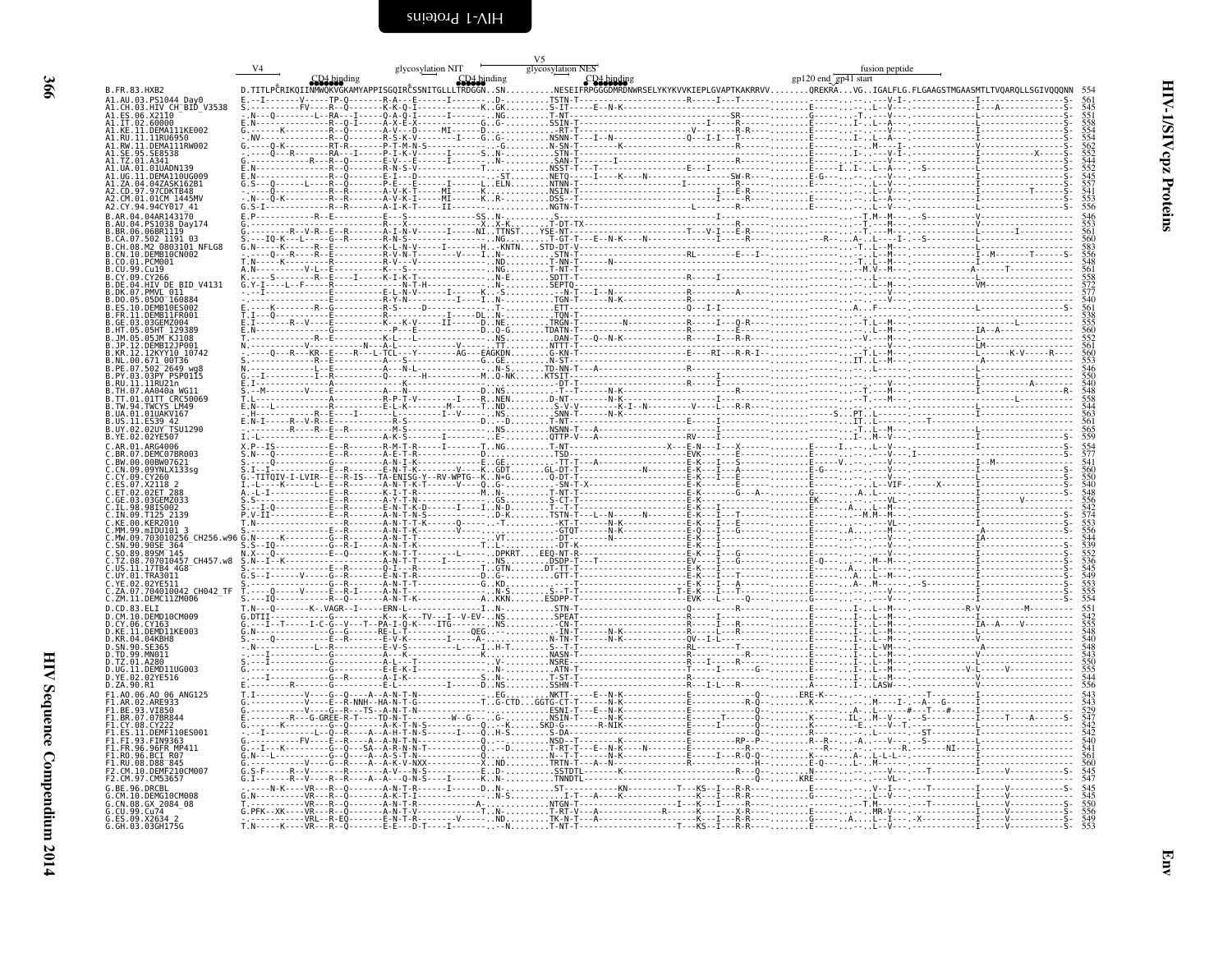# HIV-1/SIVcpz Proteins — Env

```
                                 V4                          glycosylation NIT          V5                                                                              
                                       CD4 binding                          CD4 binding   glycosylation NES     CD4 binding                      gp120 end  gp41 start        fusion peptide

B.FR.83.HXB2                     D.TITLPCRIKQIINMWQKVGKAMYAPPISGQIRCSSNITGLLLTRDGGN..SN..........NESEIFRPGGGDMRDNWRSELYKYKVVKIEPLGVAPTKAKRRVV.........QREKRA...VG..IGALFLG.FLGAAGSTMGAASMTLTVQARQLLSGIVQQQNN  554

A1.AU.03.PS1044_Day0                561
A1.CH.03.HIV_CH_BID_V3538           545
A1.ES.06.X2110                      551
A1.IT.02.60000                      558
A1.KE.11.DEMA111KE002               554
A1.RU.11.11RU6950                   554
A1.RW.11.DEMA111RW002               562
A1.SE.95.SE8538                     552
A1.TZ.01.A341                       544
A1.UA.01.01UADN139                  552
A1.UG.11.DEMA110UG009               545
A1.ZA.04.04ZASK162B1                557
A2.CD.97.97CDKTB48                  541
A2.CM.01.01CM_1445MV                553
A2.CY.94.94CY017_41                 556

B.AR.04.04AR143170                  546
B.AU.04.PS1038_Day174               553
B.BR.06.06BR1119                    561
B.CA.07.502_1191_03                 560
B.CH.08.M2_0803101_NFLG8            583
B.CN.10.DEMB10CN002                 556
B.CO.01.PCM001                      548
B.CU.99.Cu19                        561
B.CY.09.CY266                       558
B.DE.04.HIV_DE_BID_V4131            572
B.DK.07.PMVL_011                    577
B.DO.05.05DO_160884                 540
B.ES.10.DEMB10ES002                 561
B.FR.11.DEMB11FR001                 538
B.GE.03.03GEMZ004                   555
B.HT.05.05HT_129389                 560
B.JM.05.05JM_KJ108                  552
B.JP.12.DEMB12JP001                 561
B.KR.12.12KYY10_10742               560
B.NL.00.671_00T36                   553
B.PE.07.502_2649_wg8                546
B.PY.03.03PY_PSP0115                550
B.RU.11.11RU21n                     540
B.TH.07.AA040a_WG11                 548
B.TT.01.01TT_CRC50069               558
B.TW.94.TWCYS_LM49                  544
B.UA.01.01UAKV167                   563
B.US.11.ES39_42                     561
B.UY.02.02UY_TSU1290                565
B.YE.02.02YE507                     559

C.AR.01.ARG4006                     554
C.BR.07.DEMC07BR003                 577
C.BW.00.00BW07621                   541
C.CN.09.09YNLX133sg                 560
C.CY.09.CY260                       550
C.ES.07.X2118_2                     540
C.ET.02.02ET_288                    548
C.GE.03.03GEMZ033                   556
C.IL.98.98IS002                     542
C.IN.09.T125_2139                   574
C.KE.00.KER2010                     553
C.MM.99.mIDU101_3                   556
C.MW.09.703010256_CH256.w96         544
C.SN.90.90SE_364                    539
C.SO.89.89SM_145                    552
C.TZ.08.707010457_CH457.w8          536
C.US.11.17TB4_4G8                   545
C.UY.01.TRA3011                     549
C.YE.02.02YE511                     553
C.ZA.07.704010042_CH042_TF          555
C.ZM.11.DEMC11ZM006                 554

D.CD.83.ELI                         551
D.CM.10.DEMD10CM009                 542
D.CY.06.CY163                       555
D.KE.11.DEMD11KE003                 548
D.KR.04.04KBH8                      540
D.SN.90.SE365                       548
D.TD.99.MN011                       543
D.TZ.01.A280                        550
D.UG.11.DEMD11UG003                 555
D.YE.02.02YE516                     544
D.ZA.90.R1                          556

F1.AO.06.AO_06_ANG125               543
F1.AR.02.ARE933                     543
F1.BE.93.VI850                      529
F1.BR.07.07BR844                    547
F1.CY.08.CY222                      542
F1.ES.11.DEMF110ES001               552
F1.FI.93.FIN9363                    540
F1.FR.96.96FR_MP411                 541
F1.RO.96.BCI_R07                    561
F1.RU.08.D88_845                    560
F2.CM.10.DEMF210CM007               545
F2.CM.97.CM53657                    547

G.BE.96.DRCBL                       545
G.CM.10.DEMG10CM008                 545
G.CN.08.GX_2084_08                  550
G.CU.99.Cu74                        556
G.ES.09.X2634_2                     549
G.GH.03.03GH175G                    553
```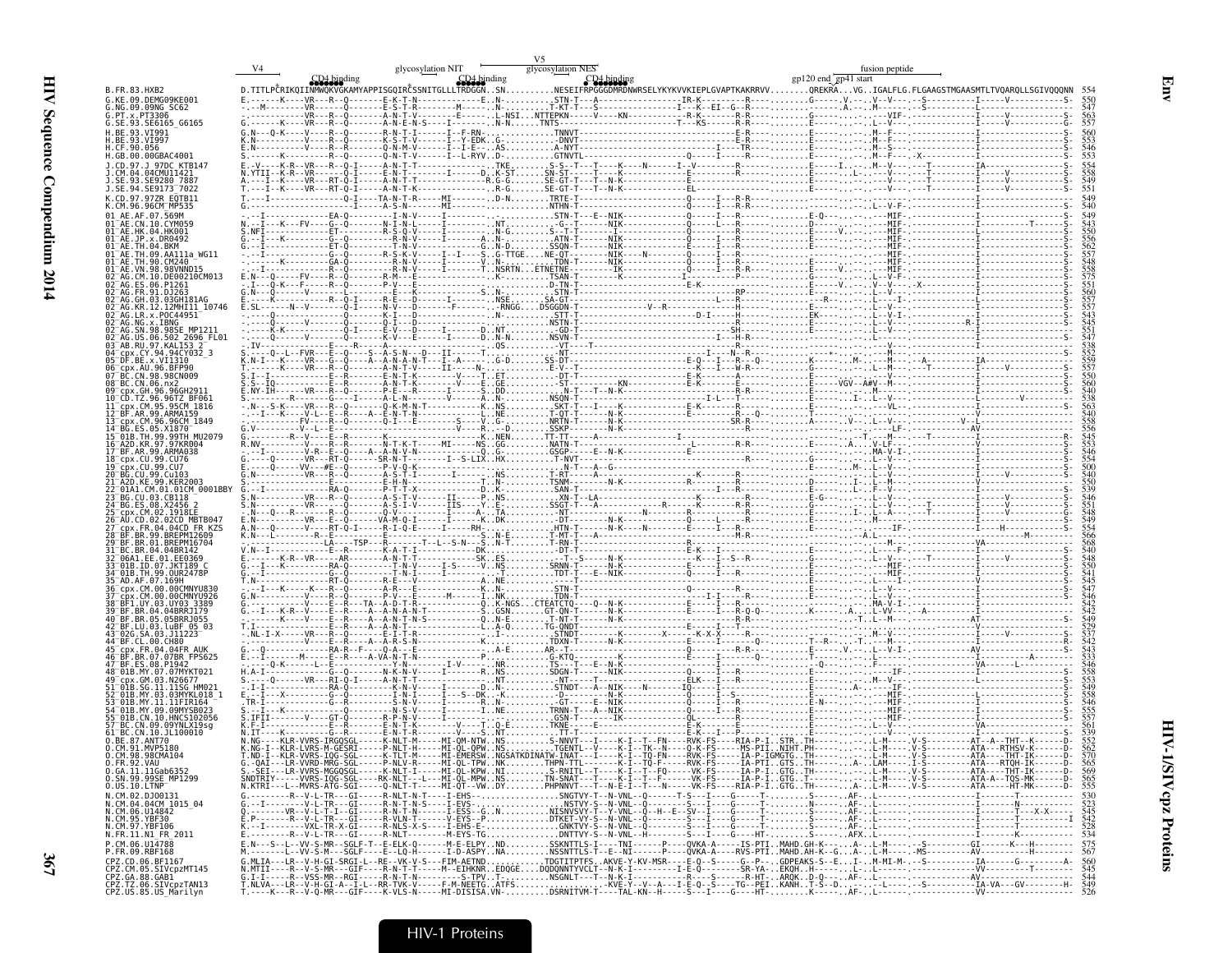V4 — glycosylation NIT — V5 — glycosylation NES — CD4 binding — CD4 binding — CD4 binding — gp120 end / gp41 start — fusion peptide

Only the reference sequence (HXB2) could be read in full. For all other sequences, the per-residue alignment characters are too small to read reliably, so only the sequence names and end positions are given below.

```
B.FR.83.HXB2                 D.TITLPCRIKQIINMWQKVGKAMYAPPISGQIRCSSNITGLLLTRDGGN..SN..........NESEIFRPGGGDMRDNWRSELYKYKVVKIEPLGVAPTKAKRRVV.........QREKRA...VG..IGALFLG.FLGAASTMGAASMTLTVQARQLLSGIVQQQNN  554
G.KE.09.DEMG09KE001          550
G.NG.09.09NG_SC62            547
G.PT.x.PT3306                563
G.SE.93.SE6165_G6165         557
H.BE.93.VI991                560
H.BE.93.VI997                553
H.CF.90.056                  546
H.GB.00.00GBAC4001           553
J.CD.97.J_97DC_KTB147        554
J.CM.04.04CMU11421           558
J.SE.93.SE9280_7887          549
J.SE.94.SE9173_7022          551
K.CD.97.97ZR_EQTB11          549
K.CM.96.96CM_MP535           540
01_AE.AF.07.569M             549
01_AE.CN.10.CYM059           543
01_AE.HK.04.HK001            550
01_AE.JP.x.DR0492            556
01_AE.TH.04.BKM              562
01_AE.TH.09.AA111a_WG11      557
01_AE.TH.90.CM240            548
01_AE.VN.98.98VNND15         558
02_AG.CM.10.DE00210CM013     575
02_AG.ES.06.P1261            551
02_AG.FR.91.DJ263            560
02_AG.GH.03.03GH181AG        557
02_AG.KR.12.12MHI11_10746    557
02_AG.LR.x.POC44951          543
02_AG.NG.x.IBNG              545
02_AG.SN.98.98SE_MP1211      551
02_AG.US.06.502_2696_FL01    547
03_AB.RU.97.KAL153_2         538
04_cpx.CY.94.94CY032_3       552
05_DF.BE.x.VI1310            559
06_cpx.AU.96.BFP90           557
07_BC.CN.98.98CN009          550
08_BC.CN.06.nx2              560
09_cpx.GH.96.96GH2911        540
10_CD.TZ.96.96TZ_BF061       538
11_cpx.CM.95.95CM_1816       563
12_BF.AR.99.ARMA159          540
13_cpx.CM.96.96CM_1849       558
14_BG.ES.05.X1870            556
15_01B.TH.99.99TH_MU2079     545
16_A2D.KR.97.97KR004         553
17_BF.AR.99.ARMA038          546
18_cpx.CU.99.CU76            554
19_cpx.CU.99.CU7             500
20_BG.CU.99.Cu103            540
21_A2D.KE.99.KER2003         550
22_01A1.CM.01.01CM_0001BBY   539
23_BG.CU.03.CB118            546
24_BG.ES.08.X2456_2          551
25_cpx.CM.02.1918EE          548
26_AU.CD.02.02CD_MBTB047     549
27_cpx.FR.04.04CD_FR_KZS     554
28_BF.BR.99.BREPM12609       566
29_BF.BR.01.BREPM16704       568
31_BC.BR.04.04BR142          540
32_06A1.EE.01.EE0369         548
33_01B.ID.07.JKT189_C        550
34_01B.TH.99.OUR2478P        541
35_AD.AF.07.169H             548
36_cpx.CM.00.00CMNYU830      547
37_cpx.CM.00.00CMNYU926      556
38_BF1.UY.03.UY03_3389       542
39_BF.BR.04.04BRRJ179        542
40_BF.BR.05.05BRRJ055        549
42_BF.LU.03.luBF_05_03       529
43_02G.SA.03.J11223          537
44_BF.CL.00.CH80             542
45_cpx.FR.04.04FR_AUK        543
46_BF.BR.07.07BR_FPS625      533
47_BF.ES.08.P1942            546
48_01B.MY.07.07MYKT021       558
49_cpx.GM.03.N26677          553
51_01B.SG.11.11SG_HM021      549
52_01B.MY.03.03MYKL018_1     558
53_01B.MY.11.11FIR164        546
54_01B.MY.09.09MYSB023       555
55_01B.CN.10.HNCS102056      557
57_BC.CN.09.09YNLX19sg       561
61_BC.CN.10.JL100010         539
O.BE.87.ANT70                552
O.CM.91.MVP5180              562
O.CM.98.98CMA104             570
O.FR.92.VAU                  565
O.GA.11.11Gab6352            569
O.SN.99.99SE_MP1299          565
O.US.10.LTNP                 555
N.CM.02.DJO0131              530
N.CM.04.04CM_1015_04         523
N.CM.06.U14842               545
N.CM.95.YBF30                542
N.CM.97.YBF106               526
N.FR.11.N1_FR_2011           534
P.CM.06.U14788               575
P.FR.09.RBF168               567
CPZ.CD.06.BF1167             560
CPZ.CM.05.SIVcpzMT145        545
CPZ.GA.88.GAB1               544
CPZ.TZ.06.SIVcpzTAN13        549
CPZ.US.85.US_Marilyn         526
```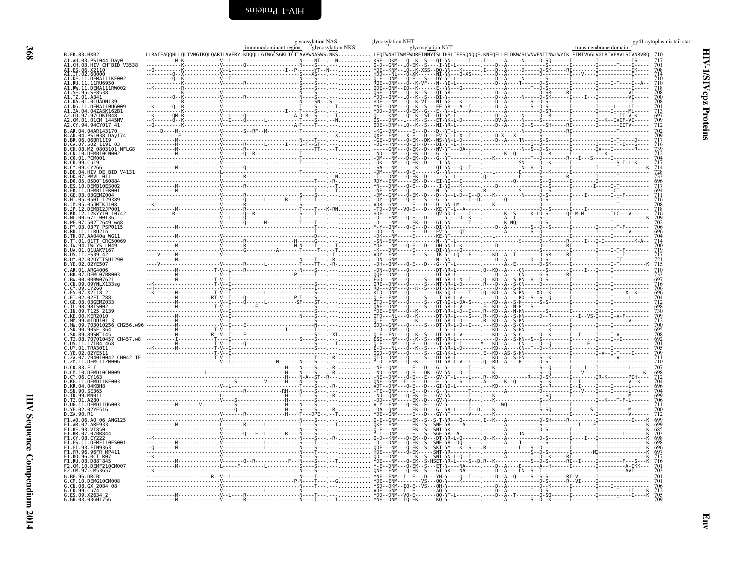```
                                     glycosylation NAS                glycosylation NHT                                                          gp41 cytoplasmic tail start
                  immunodominant region   glycosylation NKS              glycosylation NYT                          transmembrane domain

B.FR.83.HXB2                 LLRAIEAQQHLLQLTVWGIKQLQARILAVERYLKDQQLLGIWGCSGKLICTTAVPWNASWS.NKS............LEQIWNHTTWMEWDREINNYTSLIHSLIEESQNQQE.KNEQELLELDKWASLWNWFNITNWLWYIKLFIMIVGGLVGLRIVFAVLSIVNRVRQ  710
A1.AU.03.PS1044_Day0          715
A1.CH.03.HIV_CH_BID_V3538     701
A1.ES.06.X2110                708
A1.IT.02.60000                714
A1.KE.11.DEMA111KE002         710
A1.RU.11.11RU6950             710
A1.RW.11.DEMA111RW002         718
A1.SE.95.SE8538               708
A1.TZ.01.A341                 709
A1.UA.01.01UADN139            708
A1.UG.11.DEMA110UG009         701
A1.ZA.04.04ZASK162B1          713
A2.CD.97.97CDKTB48            697
A2.CM.01.01CM_1445MV          709
A2.CY.94.94CY017_41           712
B.AR.04.04AR143170            702
B.AU.04.PS1038_Day174         709
B.BR.06.06BR1119              717
B.CA.07.502_1191_03           716
B.CH.08.M2_0803101_NFLG8      739
B.CN.10.DEMB10CN002           712
B.CO.01.PCM001                704
B.CU.99.Cu19                  717
B.CY.09.CY266                 714
B.DE.04.HIV_DE_BID_V4131      725
B.DK.07.PMVL_011              733
B.DO.05.05DO_160884           696
B.ES.10.DEMB10ES002           717
B.FR.11.DEMB11FR001           694
B.GE.03.03GEMZ004             711
B.HT.05.05HT_129389           716
B.JM.05.05JM_KJ108            708
B.JP.12.DEMB12JP001           718
B.KR.12.12KYY10_10742         716
B.NL.00.671_00T36             709
B.PE.07.502_2649_wg8          702
B.PY.03.03PY_PSP0115          706
B.RU.11.11RU21n               696
B.TH.07.AA040a_WG11           704
B.TT.01.01TT_CRC50069         714
B.TW.94.TWCYS_LM49            700
B.UA.01.01UAKV167             719
B.US.11.ES39_42               717
B.UY.02.02UY_TSU1290          721
B.YE.02.02YE507               715
C.AR.01.ARG4006               710
C.BR.07.DEMC07BR003           733
C.BW.00.00BW07621             697
C.CN.09.09YNLX133sg           716
C.CY.09.CY260                 706
C.ES.07.X2118_2               696
C.ET.02.02ET_288              704
C.GE.03.03GEMZ033             712
C.IL.98.98IS002               698
C.IN.09.T125_2139             730
C.KE.00.KER2010               709
C.MM.99.mIDU101_3             712
C.MW.09.703010256_CH256.w96   700
C.SN.90.90SE_364              695
C.SO.89.89SM_145              708
C.TZ.08.707010457_CH457.w8    692
C.US.11.17TB4_4G8             701
C.UY.01.TRA3011               705
C.YE.02.02YE511               709
C.ZA.07.704010042_CH042_TF    711
C.ZM.11.DEMC11ZM006           710
D.CD.83.ELI                   707
D.CM.10.DEMD10CM009           698
D.CY.06.CY163                 712
D.KE.11.DEMD11KE003           704
D.KR.04.04KBH8                696
D.SN.90.SE365                 704
D.TD.99.MN011                 699
D.TZ.01.A280                  706
D.UG.11.DEMD11UG003           711
D.YE.02.02YE516               700
D.ZA.90.R1                    712
F1.AO.06.AO_06_ANG125         699
F1.AR.02.ARE933               699
F1.BE.93.VI850                685
F1.BR.07.07BR844              703
F1.CY.08.CY222                698
F1.ES.11.DEMF110ES001         698
F1.FI.93.FIN9363              696
F1.FR.96.96FR_MP411           697
F1.RO.96.BCI_R07              717
F1.RU.08.D88_845              716
F2.CM.10.DEMF210CM007         701
F2.CM.97.CM53657              703
G.BE.96.DRCBL                 701
G.CM.10.DEMG10CM008           701
G.CN.08.GX_2084_08            706
G.CU.99.Cu74                  712
G.ES.09.X2634_2               705
G.GH.03.03GH175G              709
```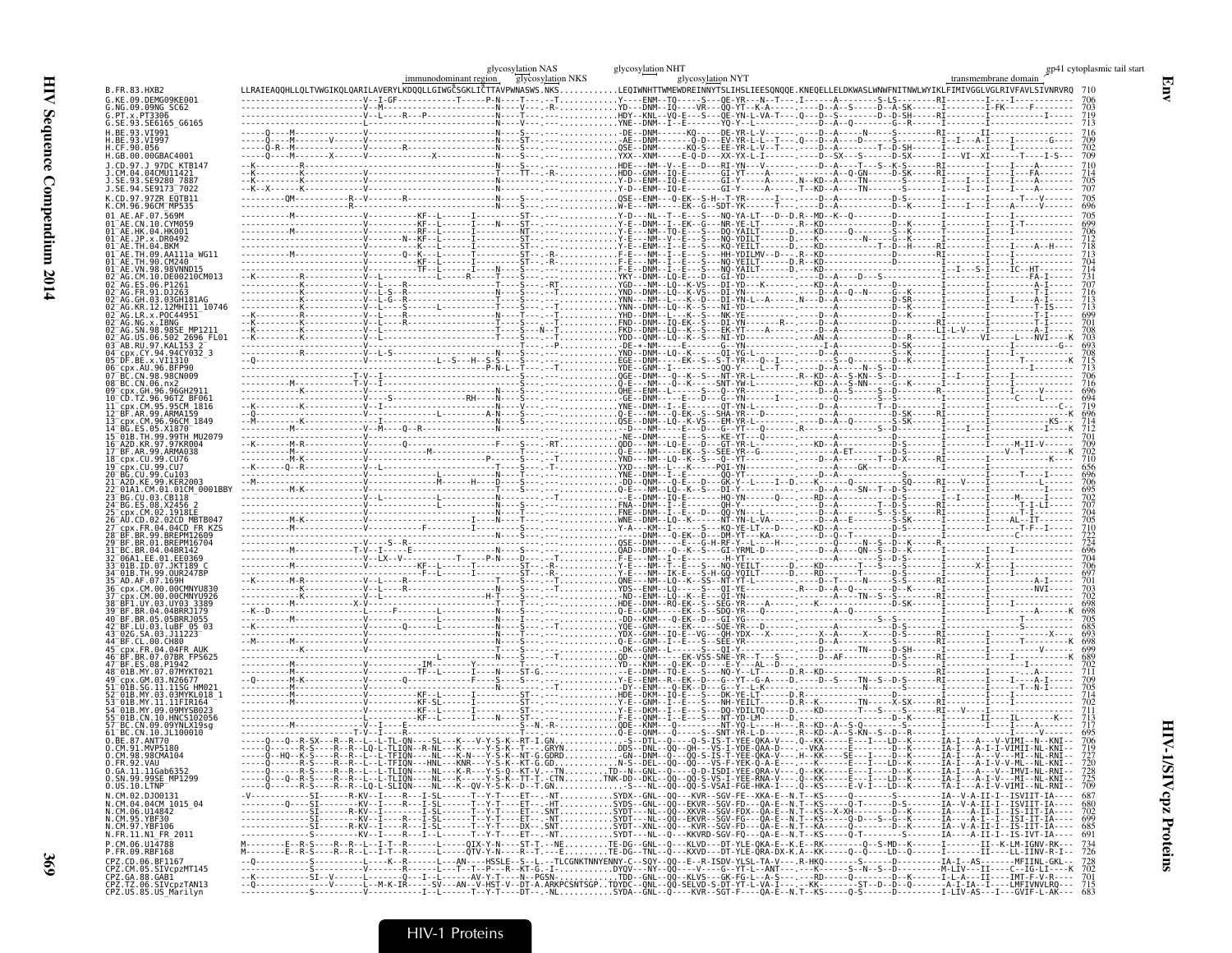Env

HIV-1/SIVcpz Proteins

Annotations above the alignment: immunodominant region; glycosylation NAS; glycosylation NKS; glycosylation NHT; glycosylation NYT; transmembrane domain; gp41 cytoplasmic tail start

```
B.FR.83.HXB2                LLRAIEAQQHLLQLTVWGIKQLQARILAVERYLKDQQLLGIWGCSGKLICTTAVPWNASWS.NKS............LEQIWNHTTWMEWDREINNYTSLIHSLIEESQNQQE.KNEQELLELDKWASLWNWFNITNWLWYIKLFIMIVGGLVGLRIVFAVLSIVNRVRQ  710
G.KE.09.DEMG09KE001         706
G.NG.09.09NG_SC62           703
G.PT.x.PT3306               719
G.SE.93.SE6165_G6165        713
H.BE.93.VI991               716
H.BE.93.VI997               709
H.CF.90.056                 702
H.GB.00.00GBAC4001          709
J.CD.97.J_97DC_KTB147       710
J.CM.04.04CMU11421          714
J.SE.93.SE9280_7887         705
J.SE.94.SE9173_7022         707
K.CD.97.97ZR_EQTB11         705
K.CM.96.96CM_MP535          696
01_AE.AF.07.569M            705
01_AE.CN.10.CYM059          699
01_AE.HK.04.HK001           706
01_AE.JP.x.DR0492           712
01_AE.TH.04.BKM             718
01_AE.TH.09.AA111a_WG11     713
01_AE.TH.90.CM240           704
01_AE.VN.98.98VNND15        714
02_AG.CM.10.DE00210CM013    731
02_AG.ES.06.P1261           707
02_AG.FR.91.DJ263           716
02_AG.GH.03.03GH181AG       713
02_AG.KR.12.12MHI11_10746   713
02_AG.LR.x.POC44951         699
02_AG.NG.x.IBNG             701
02_AG.SN.98.98SE_MP1211     708
02_AG.US.06.502_2696_FL01   703
03_AB.RU.97.KAL153_2        693
04_cpx.CY.94.94CY032_3      708
05_DF.BE.x.VI1310           715
06_cpx.AU.96.BFP90          713
07_BC.CN.98.98CN009         706
08_BC.CN.06.nx2             716
09_cpx.GH.96.96GH2911       696
10_CD.TZ.96.96TZ_BF061      694
11_cpx.CM.95.95CM_1816      719
12_BF.AR.99.ARMA159         696
13_cpx.CM.96.96CM_1849      714
14_BG.ES.05.X1870           712
15_01B.TH.99.99TH_MU2079    701
16_A2D.KR.97.97KR004        709
17_BF.AR.99.ARMA038         702
18_cpx.CU.99.CU76           710
19_cpx.CU.99.CU7            656
20_BG.CU.99.Cu103           696
21_A2D.KE.99.KER2003        706
22_01A1.CM.01.01CM_0001BBY  695
23_BG.CU.03.CB118           702
24_BG.ES.08.X2456_2         707
25_cpx.CM.02.1918LE         704
26_AU.CD.02.02CD_MBTB047    705
27_cpx.FR.04.04CD_FR_KZS    710
28_BF.BR.99.BREPM12609      722
29_BF.BR.01.BREPM16704      724
31_BC.BR.04.04BR142         696
32_06A1.EE.01.EE0369        704
33_01B.ID.07.JKT189_C       706
34_01B.TH.99.OUR2478P       697
35_AD.AF.07.169H            701
36_cpx.CM.00.00CMNYU830     703
37_cpx.CM.00.00CMNYU926     702
38_BF1.UY.03.UY03_3389      698
39_BF.BR.04.04BRRJ179       698
40_BF.BR.05.05BRRJ055       705
42_BF.LU.03.luBF_05_03      685
43_02G.SA.03.J11223         693
44_BF.CL.00.CH80            698
45_cpx.FR.04.04FR_AUK       699
46_BF.BR.07.07BR_FPS625     689
47_BF.ES.08.P1942           702
48_01B.MY.07.07MYKT021      711
49_cpx.GM.03.N26677         709
51_01B.SG.11.11SG_HM021     705
52_01B.MY.03.03MYKL018_1    714
53_01B.MY.11.11FIR164       702
54_01B.MY.09.09MYSB023      711
55_01B.CN.10.HNCS102056     713
57_BC.CN.09.09YNLX19sg      717
61_BC.CN.10.JL100010        695
O.BE.87.ANT70               706
O.CM.91.MVP5180             719
O.CM.98.98CMA104            727
O.FR.92.VAU                 720
O.GA.11.11Gab6352           728
O.SN.99.99SE_MP1299         725
O.US.10.LTNP                709
N.CM.02.DJO0131             687
N.CM.04.04CM_1015_04        680
N.CM.06.U14842              702
N.CM.95.YBF30               699
N.CM.97.YBF106              685
N.FR.11.N1_FR_2011          691
P.CM.06.U14788              734
P.FR.09.RBF168              726
CPZ.CD.06.BF1167            728
CPZ.CM.05.SIVcpzMT145       702
CPZ.GA.88.GAB1              701
CPZ.TZ.06.SIVcpzTAN13       715
CPZ.US.85.US_Marilyn        683
```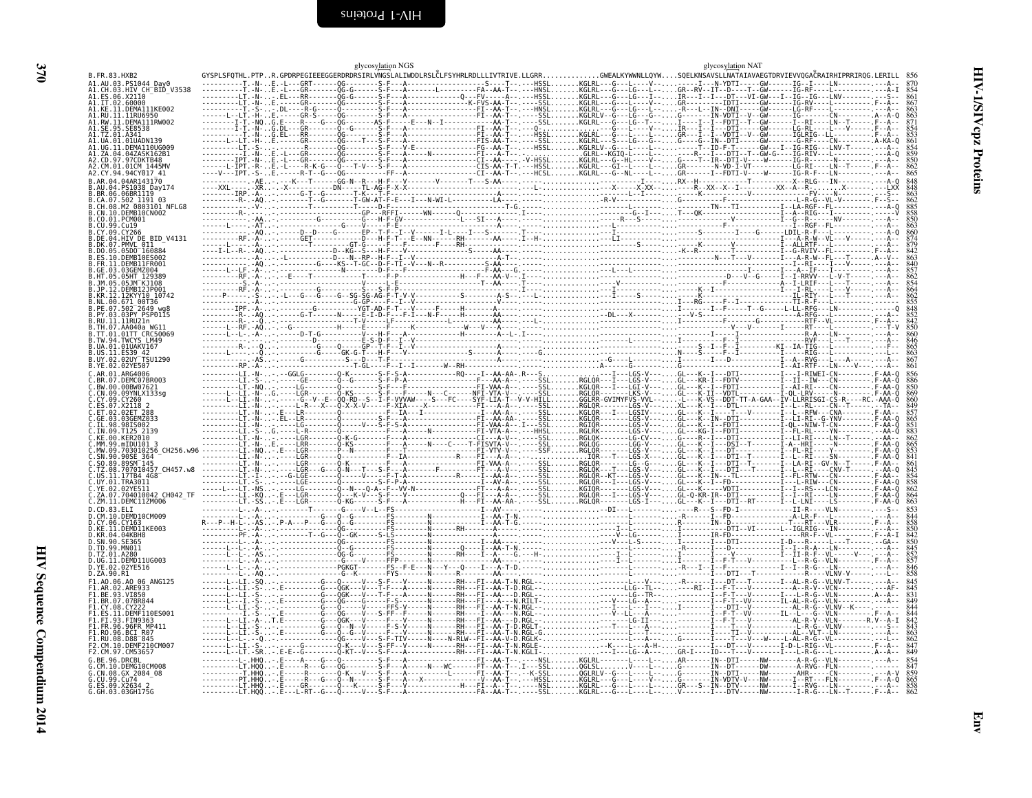```
                                       glycosylation NGS                                                              glycosylation NAT
B.FR.83.HXB2   GYSPLSFQTHL.PTP..R.GPDRPEGIEEEGGERDRDRSIRLVNGSLALIWDDLRSLCLFSYHRLRDLLLIVTRIVE.LLGRR.............GWEALKYWWNLLQYW....SQELKNSAVSLLNATAIAVAEGTDRVIEVVQGACRAIRHIPRRIRQG.LERILL  856

A1.AU.03.PS1044_Day0
A1.CH.03.HIV_CH_BID_V3538
A1.ES.06.X2110
A1.IT.02.60000
A1.KE.11.DEMA111KE002
A1.RU.11.11RU6950
A1.RW.11.DEMA111RW002
A1.SE.95.SE8538
A1.TZ.01.A341
A1.UA.01.01UADN139
A1.UG.11.DEMA110UG009
A1.ZA.04.04ZASK162B1
A2.CD.97.97CDKTB48
A2.CM.01.01CM_1445MV
A2.CY.94.94CY017_41

B.AR.04.04AR143170
B.AU.04.PS1038_Day174
B.BR.06.06BR1119
B.CA.07.502_1191_03
B.CH.08.M2_0803101_NFLG8
B.CN.10.DEMB10CN002
B.CO.01.PCM001
B.CU.99.Cu19
B.CY.09.CY266
B.DE.04.HIV_DE_BID_V4131
B.DK.07.PMVL_011
B.DO.05.05DO_160884
B.ES.10.DEMB10ES002
B.FR.11.DEMB11FR001
B.GE.03.03GEMZ004
B.HT.05.05HT_129389
B.JM.05.05JM_KJ108
B.JP.12.DEMB12JP001
B.KR.12.12KYY10_10742
B.NL.00.671_00T36
B.PE.07.502_2649_wg8
B.PY.03.03PY_PSP0115
B.RU.11.11RU21n
B.TH.07.AA040a_WG11
B.TT.01.01TT_CRC50069
B.TW.94.TWCYS_LM49
B.UA.01.01UAKV167
B.US.11.ES39_42
B.UY.02.02UY_TSU1290
B.YE.02.02YE507

C.AR.01.ARG4006
C.BR.07.DEMC07BR003
C.BW.00.00BW07621
C.CN.09.09YNLX133sg
C.CY.09.CY260
C.ES.07.X2118_2
C.ET.02.02ET_288
C.GE.03.03GEMZ033
C.IL.98.98IS002
C.IN.09.T125_2139
C.KE.00.KER2010
C.MM.99.mIDU101_3
C.MW.09.703010256_CH256.w96
C.SN.90.90SE_364
C.SO.89.89SM_145
C.TZ.08.707010457_CH457.w8
C.US.11.17TB4_4G8
C.UY.01.TRA3011
C.YE.02.02YE511
C.ZA.07.704010042_CH042_TF
C.ZM.11.DEMC11ZM006

D.CD.83.ELI
D.CM.10.DEMD10CM009
D.CY.06.CY163
D.KE.11.DEMD11KE003
D.KR.04.04KBH8
D.SN.90.SE365
D.TD.99.MN011
D.TZ.01.A280
D.UG.11.DEMD11UG003
D.YE.02.02YE516
D.ZA.90.R1

F1.AO.06.AO_06_ANG125
F1.AR.02.ARE933
F1.BE.93.VI850
F1.BR.07.07BR844
F1.CY.08.CY222
F1.ES.11.DEMF110ES001
F1.FI.93.FIN9363
F1.FR.96.96FR_MP411
F1.RO.96.BCI_R07
F1.RU.08.D88_845
F2.CM.10.DEMF210CM007
F2.CM.97.CM53657

G.BE.96.DRCBL
G.CM.10.DEMG10CM008
G.CN.08.GX_2084_08
G.CU.99.Cu74
G.ES.09.X2634_2
G.GH.03.03GH175G
```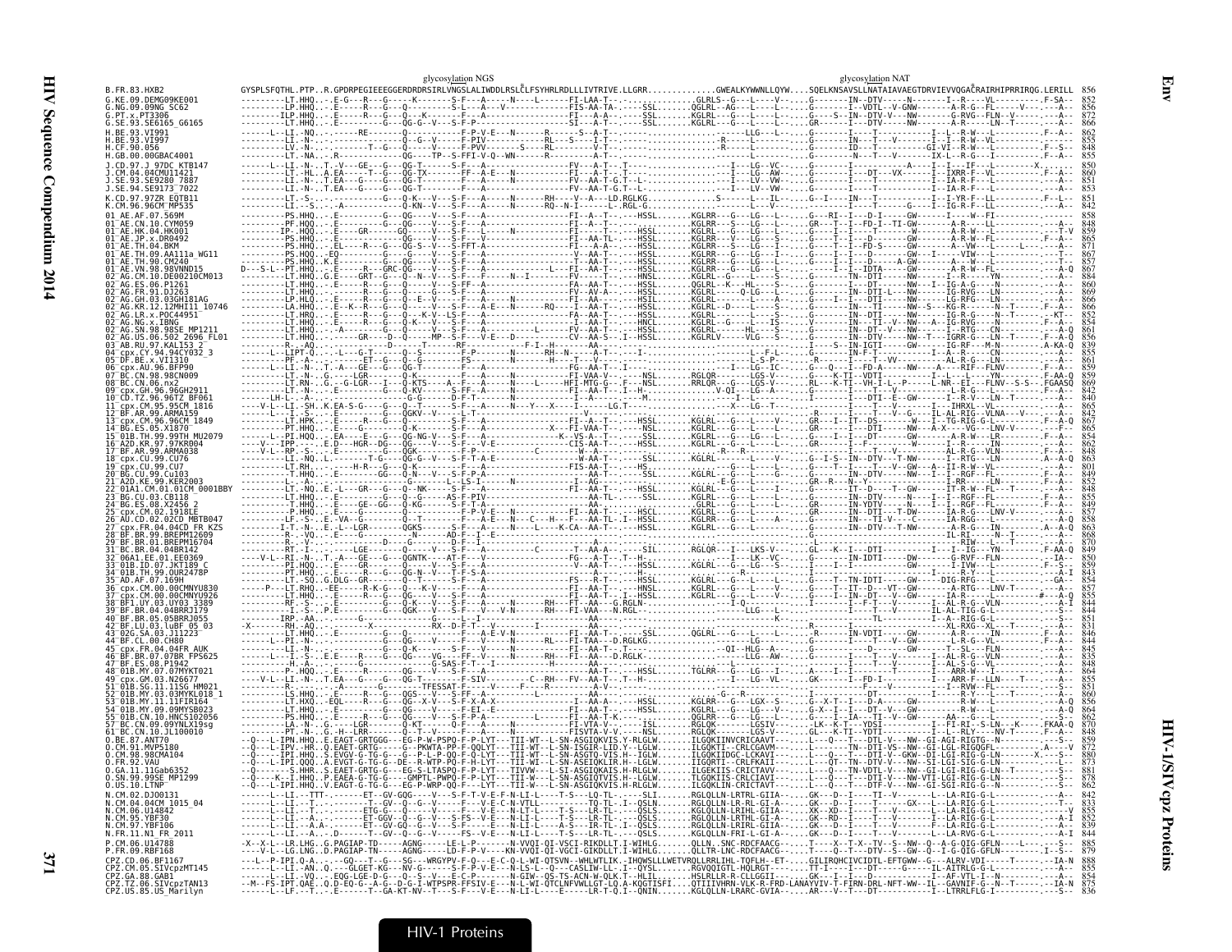| Sequence | glycosylation NGS ... glycosylation NAT | Position |
|---|---|---|
| B.FR.83.HXB2 | GYSPLSFQTHL.PTP..R.GPDRPEGIEEEGGERDRDRSIRLVNGSLALIWDDLRSLCLFSYHRLRDLLLIVTRIVE.LLGRR.............GWEALKYWWNLLQYW....SQELKNSAVSLLNATAIAVAEGTDRVIEVVQGACRAIRHIPRRIRQG.LERILL | 856 |
| G.KE.09.DEMG09KE001 | | 852 |
| G.NG.09.09NG_SC62 | | 856 |
| G.PT.x.PT3306 | | 872 |
| G.SE.93.SE6165_G6165 | | 866 |
| H.BE.93.VI991 | | 862 |
| H.BE.93.VI997 | | 855 |
| H.CF.90.056 | | 848 |
| H.GB.00.00GBAC4001 | | 855 |
| J.CD.97.J_97DC_KTB147 | | 850 |
| J.CM.04.04CMU11421 | | 860 |
| J.SE.93.SE9280_7887 | | 851 |
| J.SE.94.SE9173_7022 | | 853 |
| K.CD.97.97ZR_EQTB11 | | 851 |
| K.CM.96.96CM_MP535 | | 842 |
| 01_AE.AF.07.569M | | 858 |
| 01_AE.CN.10.CYM059 | | 848 |
| 01_AE.HK.04.HK001 | | 859 |
| 01_AE.JP.x.DR0492 | | 865 |
| 01_AE.TH.04.BKM | | 871 |
| 01_AE.TH.09.AA111a_WG11 | | 867 |
| 01_AE.TH.90.CM240 | | 857 |
| 01_AE.VN.98.98VNND15 | | 867 |
| 02_AG.CM.10.DE00210CM013 | | 884 |
| 02_AG.ES.06.P1261 | | 860 |
| 02_AG.FR.91.DJ263 | | 869 |
| 02_AG.GH.03.03GH181AG | | 866 |
| 02_AG.KR.12.12MHI11_10746 | | 866 |
| 02_AG.LR.x.POC44951 | | 852 |
| 02_AG.NG.x.IBNG | | 854 |
| 02_AG.SN.98.98SE_MP1211 | | 861 |
| 02_AG.US.06.502_2696_FL01 | | 856 |
| 03_AB.RU.97.KAL153_2 | | 839 |
| 04_cpx.CY.94.94CY032_3 | | 855 |
| 05_DF.BE.x.VI1310 | | 861 |
| 06_cpx.AU.96.BFP90 | | 859 |
| 07_BC.CN.98.98CN009 | | 859 |
| 08_BC.CN.06.nx2 | | 869 |
| 09_cpx.GH.96.96GH2911 | | 842 |
| 10_CD.TZ.96.96TZ_BF061 | | 840 |
| 11_cpx.CM.95.95CM_1816 | | 865 |
| 12_BF.AR.99.ARMA159 | | 842 |
| 13_cpx.CM.96.96CM_1849 | | 867 |
| 14_BG.ES.05.X1870 | | 865 |
| 15_01B.TH.99.99TH_MU2079 | | 854 |
| 16_A2D.KR.97.97KR004 | | 862 |
| 17_BF.AR.99.ARMA038 | | 848 |
| 18_cpx.CU.99.CU76 | | 863 |
| 19_cpx.CU.99.CU7 | | 801 |
| 20_BG.CU.99.Cu103 | | 849 |
| 21_A2D.KE.99.KER2003 | | 852 |
| 22_01A1.CM.01.01CM_0001BBY | | 848 |
| 23_BG.CU.03.CB118 | | 855 |
| 24_BG.ES.08.X2456_2 | | 849 |
| 25_cpx.CM.02.1918LE | | 857 |
| 26_AU.CD.02.02CD_MBTB047 | | 858 |
| 27_cpx.FR.04.04CD_FR_KZS | | 863 |
| 28_BF.BR.99.BREPM12609 | | 868 |
| 29_BF.BR.01.BREPM16704 | | 870 |
| 31_BC.BR.04.04BR142 | | 849 |
| 32_06A1.EE.01.EE0369 | | 850 |
| 33_01B.ID.07.JKT189_C | | 859 |
| 34_01B.TH.99.OUR2478P | | 843 |
| 35_AD.AF.07.169H | | 854 |
| 36_cpx.CM.00.00CMNYU830 | | 857 |
| 37_cpx.CM.00.00CMNYU926 | | 855 |
| 38_BF1.UY.03.UY03_3389 | | 844 |
| 39_BF.BR.04.04BRRJ179 | | 844 |
| 40_BF.BR.05.05BRRJ055 | | 844 |
| 42_BF.LU.03.luBF_05_03 | | 831 |
| 43_02G.SA.03.J11223 | | 844 |
| 44_BF.CL.00.CH80 | | 846 |
| 45_cpx.FR.04.04FR_AUK | | 844 |
| 46_BF.BR.07.07BR_FPS625 | | 835 |
| 47_BF.ES.08.P1942 | | 848 |
| 48_01B.MY.07.07MYKT021 | | 864 |
| 49_cpx.GM.03.N26677 | | 855 |
| 51_01B.SG.11.11SG_HM021 | | 851 |
| 52_01B.MY.03.03MYKL018_1 | | 860 |
| 53_01B.MY.11.11FIR164 | | 856 |
| 54_01B.MY.09.09MYSB023 | | 846 |
| 55_01B.CN.10.HNCS102056 | | 862 |
| 57_BC.CN.09.09YNLX19sg | | 870 |
| 61_BC.CN.10.JL100010 | | 848 |
| O.BE.87.ANT70 | | 857 |
| O.CM.91.MVP5180 | | 872 |
| O.CM.98.98CMA104 | | 860 |
| O.FR.92.VAU | | 873 |
| O.GA.11.11Gab6352 | | 881 |
| O.SN.99.99SE_MP1299 | | 878 |
| O.US.10.LTNP | | 862 |
| N.CM.02.DJO0131 | | 842 |
| N.CM.04.04CM_1015_04 | | 833 |
| N.CM.06.U14842 | | 855 |
| N.CM.95.YBF30 | | 852 |
| N.CM.97.YBF106 | | 839 |
| N.FR.11.N1_FR_2011 | | 844 |
| P.CM.06.U14788 | | 885 |
| P.FR.09.RBF168 | | 879 |
| CPZ.CD.06.BF1167 | | 888 |
| CPZ.CM.05.SIVcpzMT145 | | 855 |
| CPZ.GA.88.GAB1 | | 854 |
| CPZ.TZ.06.SIVcpzTAN13 | | 875 |
| CPZ.US.85.US_Marilyn | | 858 |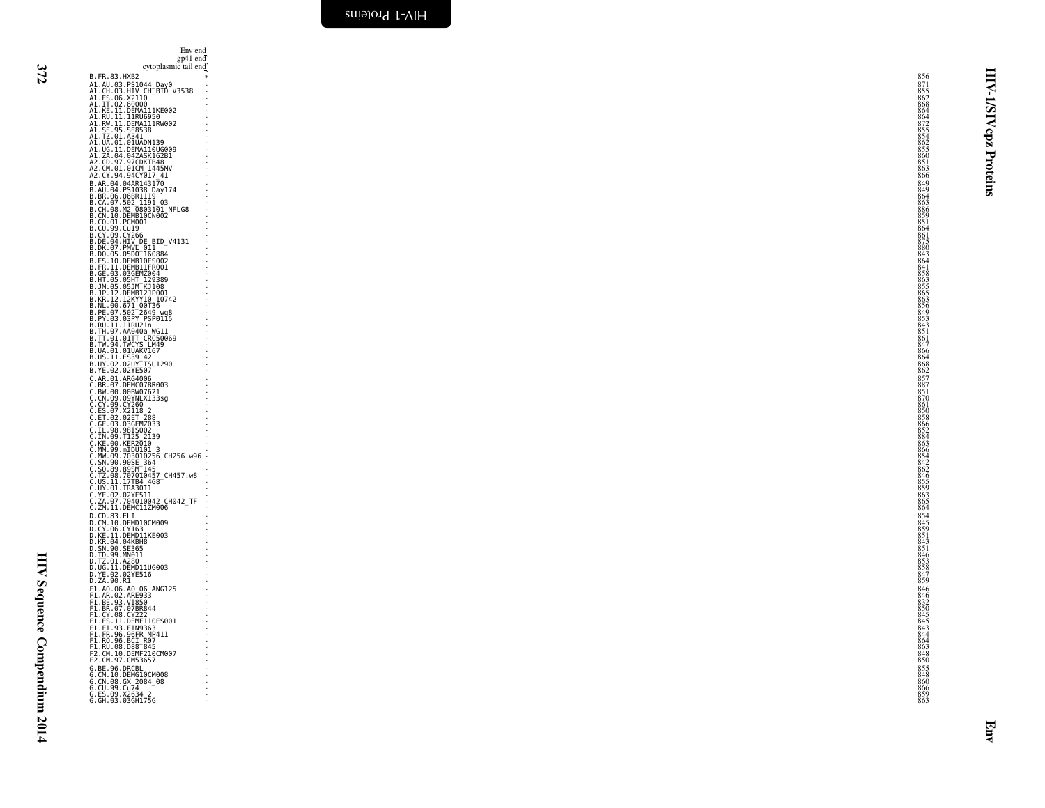| | Env end / gp41 end / cytoplasmic tail end | |
|---|---|---|
| B.FR.83.HXB2 | * | 856 |
| A1.AU.03.PS1044_Day0 | - | 871 |
| A1.CH.03.HIV_CH_BID_V3538 | - | 855 |
| A1.ES.06.X2110 | - | 862 |
| A1.IT.02.60000 | - | 868 |
| A1.KE.11.DEMA111KE002 | - | 864 |
| A1.RU.11.11RU6950 | - | 864 |
| A1.RW.11.DEMA111RW002 | - | 872 |
| A1.SE.95.SE8538 | - | 855 |
| A1.TZ.01.A341 | - | 854 |
| A1.UA.01.01UADN139 | - | 862 |
| A1.UG.11.DEMA110UG009 | - | 855 |
| A1.ZA.04.04ZASK162B1 | - | 860 |
| A2.CD.97.97CDKTB48 | - | 851 |
| A2.CM.01.01CM_1445MV | - | 863 |
| A2.CY.94.94CY017_41 | - | 866 |
| B.AR.04.04AR143170 | - | 849 |
| B.AU.04.PS1038_Day174 | - | 849 |
| B.BR.06.06BR1119 | - | 864 |
| B.CA.07.502_1191_03 | - | 863 |
| B.CH.08.M2_0803101_NFLG8 | - | 886 |
| B.CN.10.DEMB10CN002 | - | 859 |
| B.CO.01.PCM001 | - | 851 |
| B.CU.99.Cu19 | - | 864 |
| B.CY.09.CY266 | - | 861 |
| B.DE.04.HIV_DE_BID_V4131 | - | 875 |
| B.DK.07.PMVL_011 | - | 880 |
| B.DO.05.05DO_160884 | - | 843 |
| B.ES.10.DEMB10ES002 | - | 864 |
| B.FR.11.DEMB11FR001 | - | 841 |
| B.GE.03.03GEMZ004 | - | 858 |
| B.HT.05.05HT_129389 | - | 863 |
| B.JM.05.05JM_KJ108 | - | 855 |
| B.JP.12.DEMB12JP001 | - | 865 |
| B.KR.12.12KYY10_10742 | - | 863 |
| B.NL.00.671_00T36 | - | 856 |
| B.PE.07.502_2649_wg8 | - | 849 |
| B.PY.03.03PY_PSP0115 | - | 853 |
| B.RU.11.11RU21n | - | 843 |
| B.TH.07.AA040a_WG11 | - | 851 |
| B.TT.01.01TT_CRC50069 | - | 861 |
| B.TW.94.TWCYS_LM49 | - | 847 |
| B.UA.01.01UAKV167 | - | 866 |
| B.US.11.ES39_42 | - | 864 |
| B.UY.02.02UY_TSU1290 | - | 868 |
| B.YE.02.02YE507 | - | 862 |
| C.AR.01.ARG4006 | - | 857 |
| C.BR.07.DEMC07BR003 | - | 887 |
| C.BW.00.00BW07621 | - | 851 |
| C.CN.09.09YNLX133sg | - | 870 |
| C.CY.09.CY260 | - | 861 |
| C.ES.07.X2118_2 | - | 850 |
| C.ET.02.02ET_288 | - | 858 |
| C.GE.03.03GEMZ033 | - | 866 |
| C.IL.98.98IS002 | - | 852 |
| C.IN.09.T125_2139 | - | 884 |
| C.KE.00.KER2010 | - | 863 |
| C.MM.99.mIDU101_3 | - | 866 |
| C.MW.09.703010256_CH256.w96 | - | 854 |
| C.SN.90.90SE_364 | - | 842 |
| C.SO.89.89SM_145 | - | 862 |
| C.TZ.08.707010457_CH457.w8 | - | 846 |
| C.US.11.17TB4_4G8 | - | 855 |
| C.UY.01.TRA3011 | - | 859 |
| C.YE.02.02YE511 | - | 863 |
| C.ZA.07.704010042_CH042_TF | - | 865 |
| C.ZM.11.DEMC11ZM006 | - | 864 |
| D.CD.83.ELI | - | 854 |
| D.CM.10.DEMD10CM009 | - | 845 |
| D.CY.06.CY163 | - | 859 |
| D.KE.11.DEMD11KE003 | - | 851 |
| D.KR.04.04KBH8 | - | 843 |
| D.SN.90.SE365 | - | 851 |
| D.TD.99.MN011 | - | 846 |
| D.TZ.01.A280 | - | 853 |
| D.UG.11.DEMD11UG003 | - | 858 |
| D.YE.02.02YE516 | - | 847 |
| D.ZA.90.R1 | - | 859 |
| F1.AO.06.AO_06_ANG125 | - | 846 |
| F1.AR.02.ARE933 | - | 846 |
| F1.BE.93.VI850 | - | 832 |
| F1.BR.07.07BR844 | - | 850 |
| F1.CY.08.CY222 | - | 845 |
| F1.ES.11.DEMF110ES001 | - | 845 |
| F1.FI.93.FIN9363 | - | 843 |
| F1.FR.96.96FR_MP411 | - | 844 |
| F1.RO.96.BCI_R07 | - | 864 |
| F1.RU.08.D88_845 | - | 863 |
| F2.CM.10.DEMF210CM007 | - | 848 |
| F2.CM.97.CM53657 | - | 850 |
| G.BE.96.DRCBL | - | 855 |
| G.CM.10.DEMG10CM008 | - | 848 |
| G.CN.08.GX_2084_08 | - | 860 |
| G.CU.99.Cu74 | - | 866 |
| G.ES.09.X2634_2 | - | 859 |
| G.GH.03.03GH175G | - | 863 |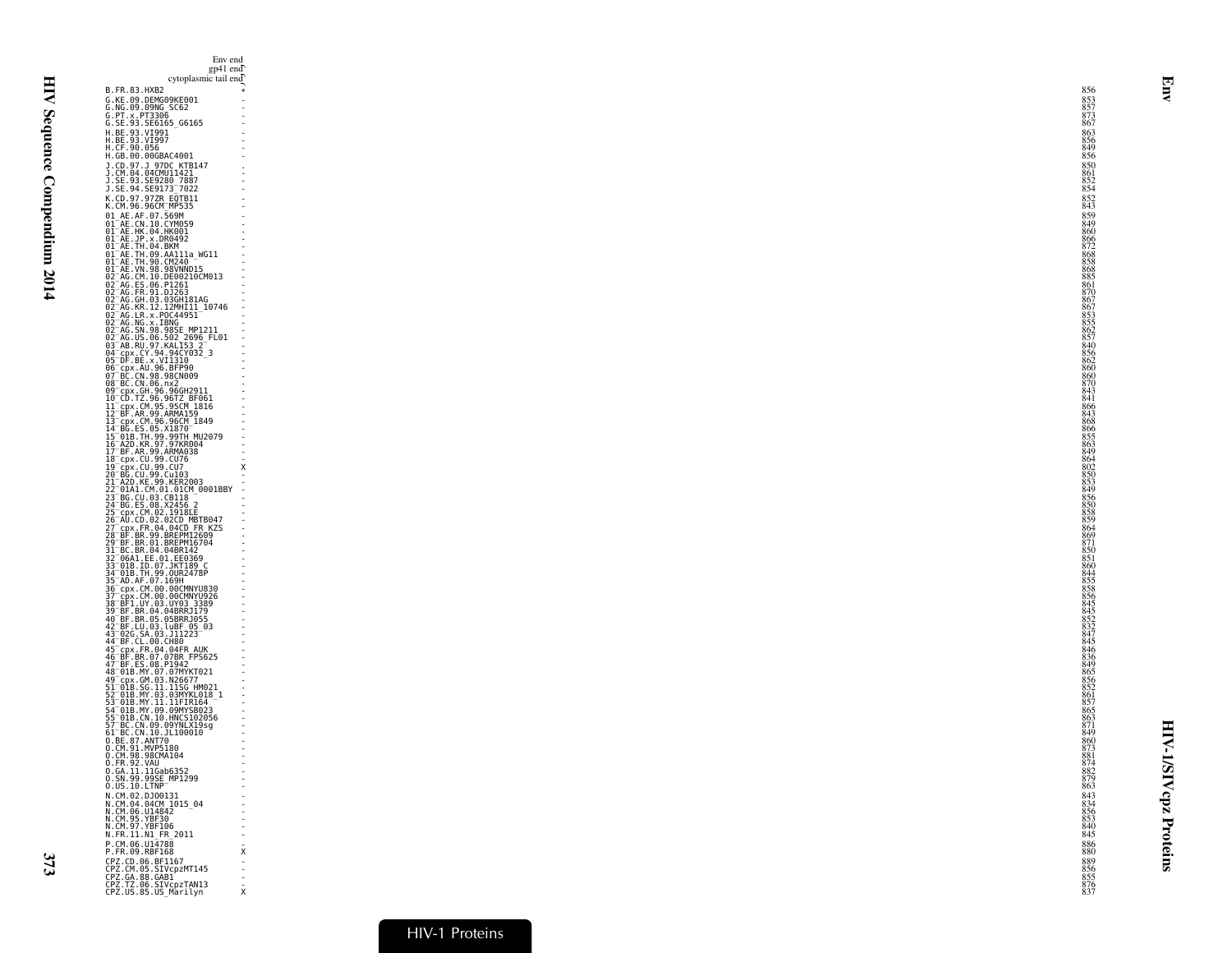| Env end<br>gp41 end<br>cytoplasmic tail end | | |
|---|---|---|
| B.FR.83.HXB2 | * | 856 |
| G.KE.09.DEMG09KE001 | - | 853 |
| G.NG.09.09NG_SC62 | - | 857 |
| G.PT.x.PT3306 | - | 873 |
| G.SE.93.SE6165_G6165 | - | 867 |
| H.BE.93.VI991 | - | 863 |
| H.BE.93.VI997 | - | 856 |
| H.CF.90.056 | - | 849 |
| H.GB.00.00GBAC4001 | - | 856 |
| J.CD.97.J_97DC_KTB147 | . | 850 |
| J.CM.04.04CMU11421 | - | 861 |
| J.SE.93.SE9280_7887 | - | 852 |
| J.SE.94.SE9173_7022 | - | 854 |
| K.CD.97.97ZR_EQTB11 | - | 852 |
| K.CM.96.96CM_MP535 | - | 843 |
| 01_AE.AF.07.569M | - | 859 |
| 01_AE.CN.10.CYM059 | - | 849 |
| 01_AE.HK.04.HK001 | - | 860 |
| 01_AE.JP.x.DR0492 | - | 866 |
| 01_AE.TH.04.BKM | - | 872 |
| 01_AE.TH.09.AA111a_WG11 | - | 868 |
| 01_AE.TH.90.CM240 | - | 858 |
| 01_AE.VN.98.98VNND15 | - | 868 |
| 02_AG.CM.10.DE00210CM013 | - | 885 |
| 02_AG.ES.06.P1261 | - | 861 |
| 02_AG.FR.91.DJ263 | - | 870 |
| 02_AG.GH.03.03GH181AG | - | 867 |
| 02_AG.KR.12.12MHI11_10746 | - | 867 |
| 02_AG.LR.x.POC44951 | - | 853 |
| 02_AG.NG.x.IBNG | - | 855 |
| 02_AG.SN.98.98SE_MP1211 | - | 862 |
| 02_AG.US.06.502_2696_FL01 | - | 857 |
| 03_AB.RU.97.KAL153_2 | - | 840 |
| 04_cpx.CY.94.94CY032_3 | - | 856 |
| 05_DF.BE.x.VI1310 | - | 862 |
| 06_cpx.AU.96.BFP90 | - | 860 |
| 07_BC.CN.98.98CN009 | - | 860 |
| 08_BC.CN.06.nx2 | - | 870 |
| 09_cpx.GH.96.96GH2911 | - | 843 |
| 10_CD.TZ.96.96TZ_BF061 | - | 841 |
| 11_cpx.CM.95.95CM_1816 | - | 866 |
| 12_BF.AR.99.ARMA159 | - | 843 |
| 13_cpx.CM.96.96CM_1849 | - | 868 |
| 14_BG.ES.05.X1870 | - | 866 |
| 15_01B.TH.99.99TH_MU2079 | - | 855 |
| 16_A2D.KR.97.97KR004 | - | 863 |
| 17_BF.AR.99.ARMA038 | - | 849 |
| 18_cpx.CU.99.CU76 | - | 864 |
| 19_cpx.CU.99.CU7 | X | 802 |
| 20_BG.CU.99.Cu103 | - | 850 |
| 21_A2D.KE.99.KER2003 | - | 853 |
| 22_01A1.CM.01.01CM_0001BBY | - | 849 |
| 23_BG.CU.03.CB118 | - | 856 |
| 24_BG.ES.08.X2456_2 | - | 850 |
| 25_cpx.CM.02.1918LE | - | 858 |
| 26_AU.CD.02.02CD_MBTB047 | - | 859 |
| 27_cpx.FR.04.04CD_FR_KZS | - | 864 |
| 28_BF.BR.99.BREPM12609 | - | 869 |
| 29_BF.BR.01.BREPM16704 | - | 871 |
| 31_BC.BR.04.04BR142 | - | 850 |
| 32_06A1.EE.01.EE0369 | - | 851 |
| 33_01B.ID.07.JKT189_C | - | 860 |
| 34_01B.TH.99.OUR2478P | - | 844 |
| 35_AD.AF.07.169H | - | 855 |
| 36_cpx.CM.00.00CMNYU830 | - | 858 |
| 37_cpx.CM.00.00CMNYU926 | - | 856 |
| 38_BF1.UY.03.UY03_3389 | - | 845 |
| 39_BF.BR.04.04BRRJ179 | - | 845 |
| 40_BF.BR.05.05BRRJ055 | - | 852 |
| 42_BF.LU.03.luBF_05_03 | - | 832 |
| 43_02G.SA.03.J11223 | - | 847 |
| 44_BF.CL.00.CH80 | - | 845 |
| 45_cpx.FR.04.04FR_AUK | - | 846 |
| 46_BF.BR.07.07BR_FPS625 | - | 836 |
| 47_BF.ES.08.P1942 | - | 849 |
| 48_01B.MY.07.07MYKT021 | - | 865 |
| 49_cpx.GM.03.N26677 | - | 856 |
| 51_01B.SG.11.11SG_HM021 | - | 852 |
| 52_01B.MY.03.03MYKL018_1 | - | 861 |
| 53_01B.MY.11.11FIR164 | - | 857 |
| 54_01B.MY.09.09MYSB023 | - | 865 |
| 55_01B.CN.10.HNCS102056 | - | 863 |
| 57_BC.CN.09.09YNLX19sg | - | 871 |
| 61_BC.CN.10.JL100010 | - | 849 |
| O.BE.87.ANT70 | - | 860 |
| O.CM.91.MVP5180 | - | 873 |
| O.CM.98.98CMA104 | - | 881 |
| O.FR.92.VAU | - | 874 |
| O.GA.11.11Gab6352 | - | 882 |
| O.SN.99.99SE_MP1299 | - | 879 |
| O.US.10.LTNP | - | 863 |
| N.CM.02.DJO0131 | - | 843 |
| N.CM.04.04CM_1015_04 | - | 834 |
| N.CM.06.U14842 | - | 856 |
| N.CM.95.YBF30 | - | 853 |
| N.CM.97.YBF106 | - | 840 |
| N.FR.11.N1_FR_2011 | - | 845 |
| P.CM.06.U14788 | - | 886 |
| P.FR.09.RBF168 | X | 880 |
| CPZ.CD.06.BF1167 | - | 889 |
| CPZ.CM.05.SIVcpzMT145 | - | 856 |
| CPZ.GA.88.GAB1 | - | 855 |
| CPZ.TZ.06.SIVcpzTAN13 | - | 876 |
| CPZ.US.85.US_Marilyn | X | 837 |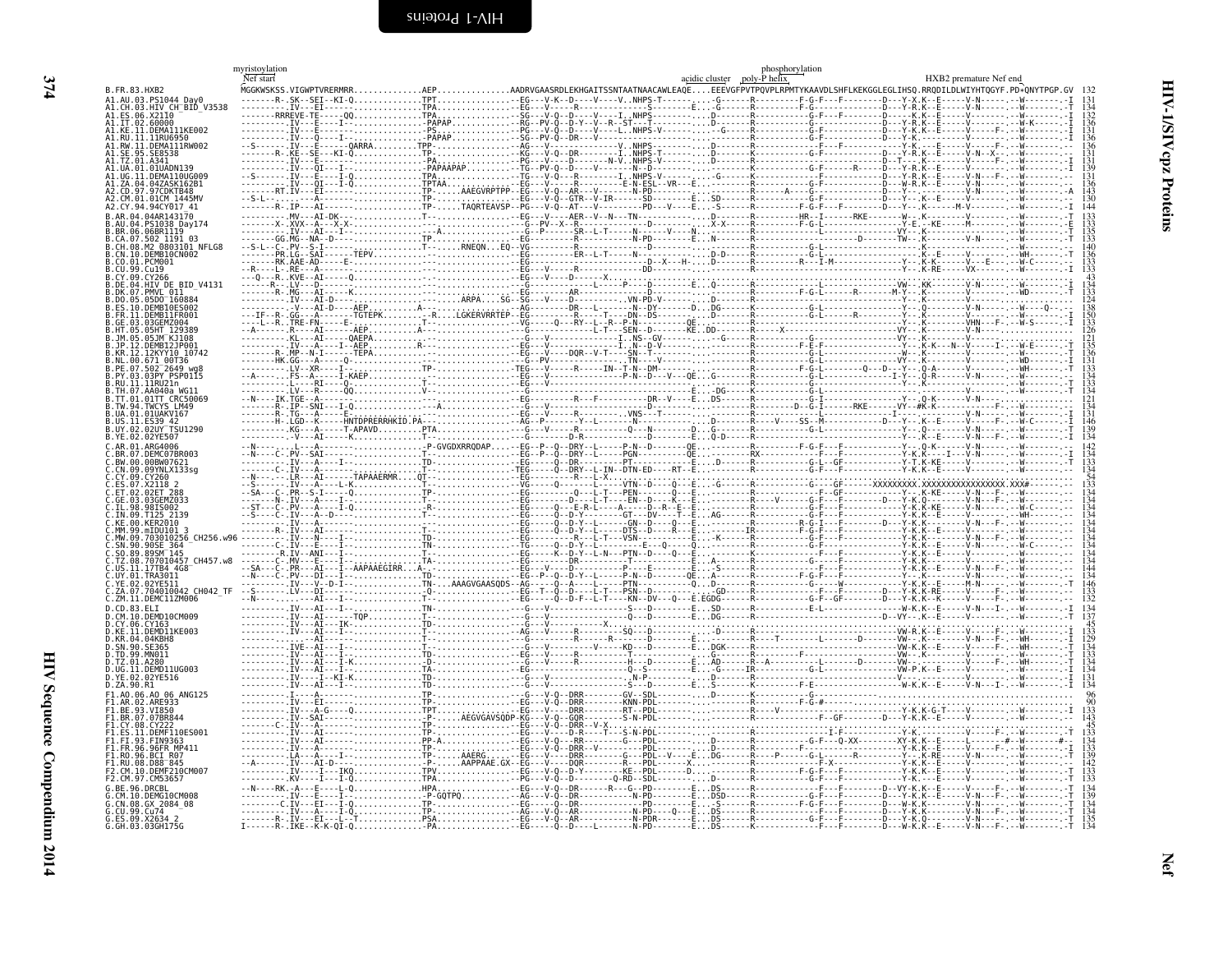# HIV-1/SIVcpz Proteins — Nef

myristoylation · Nef start · acidic cluster · poly-P helix · phosphorylation · HXB2 premature Nef end

```
B.FR.83.HXB2                  MGGKWSKSS.VIGWPTVRERMRR.............AEP..............AADRVGAASRDLEKHGAITSSNTAANNAACAWLEAQE....EEEVGFPVTPQVPLRPMTYKAAVDLSHFLKEKGGLEGLIHSQ.RRQDILDLWIYHTQGYF.PD*QNYTPGP.GV  132
A1.AU.03.PS1044_Day0                                                                                                                                                                             134
A1.CH.03.HIV_CH_BID_V3538                                                                                                                                                                        134
A1.ES.06.X2110                                                                                                                                                                                   132
A1.IT.02.60000                                                                                                                                                                                   136
A1.KE.11.DEMA111KE002                                                                                                                                                                            131
A1.RU.11.11RU6950                                                                                                                                                                                136
A1.RW.11.DEMA111RW002                                                                                                                                                                            136
A1.SE.95.SE8538                                                                                                                                                                                  131
A1.TZ.01.A341                                                                                                                                                                                    131
A1.UA.01.01UADN139                                                                                                                                                                               139
A1.UG.11.DEMA110UG009                                                                                                                                                                            131
A1.ZA.04.04ZASK162B1                                                                                                                                                                             136
A2.CD.97.97CDKTB48                                                                                                                                                                               143
A2.CM.01.01CM_1445MV                                                                                                                                                                             130
A2.CY.94.94CY017_41                                                                                                                                                                              144
B.AR.04.04AR143170                                                                                                                                                                               133
B.AU.04.PS1038_Day174                                                                                                                                                                            133
B.BR.06.06BR1119                                                                                                                                                                                 135
B.CA.07.502_1191_03                                                                                                                                                                              133
B.CH.08.M2_0803101_NFLG8                                                                                                                                                                         140
B.CN.10.DEMB10CN002                                                                                                                                                                              136
B.CO.01.PCM001                                                                                                                                                                                   133
B.CU.99.Cu19                                                                                                                                                                                     133
B.CY.09.CY266                                                                                                                                                                                     43
B.DE.04.HIV_DE_BID_V4131                                                                                                                                                                         134
B.DK.07.PMVL_011                                                                                                                                                                                 133
B.DO.05.05DO_160884                                                                                                                                                                              124
B.ES.10.DEMB10ES002                                                                                                                                                                              138
B.FR.11.DEMB11FR001                                                                                                                                                                              150
B.GE.03.03GEMZ004                                                                                                                                                                                133
B.HT.05.05HT_129389                                                                                                                                                                              126
B.JM.05.05JM_KJ108                                                                                                                                                                               121
B.JP.12.DEMB12JP001                                                                                                                                                                              135
B.KR.12.12KYY10_10742                                                                                                                                                                            136
B.NL.00.671_00T36                                                                                                                                                                                131
B.PE.07.502_2649_wg8                                                                                                                                                                             133
B.PY.03.03PY_PSP0115                                                                                                                                                                             134
B.RU.11.11RU21n                                                                                                                                                                                  133
B.TH.07.AA040a_WG11                                                                                                                                                                              134
B.TT.01.01TT_CRC50069                                                                                                                                                                            121
B.TW.94.TWCYS_LM49                                                                                                                                                                               134
B.UA.01.01UAKV167                                                                                                                                                                                131
B.US.11.ES39_42                                                                                                                                                                                  146
B.UY.02.02UY_TSU1290                                                                                                                                                                             139
B.YE.02.02YE507                                                                                                                                                                                  134
C.AR.01.ARG4006                                                                                                                                                                                  142
C.BR.07.DEMC07BR003                                                                                                                                                                              134
C.BW.00.00BW07621                                                                                                                                                                                133
C.CN.09.09YNLX133sg                                                                                                                                                                              134
C.CY.09.CY260                                                                                                                                                                                     54
C.ES.07.X2118_2                                                                                                                                                                                  133
C.ET.02.02ET_288                                                                                                                                                                                 134
C.GE.03.03GEMZ033                                                                                                                                                                                134
C.IL.98.98IS002                                                                                                                                                                                  134
C.IN.09.T125_2139                                                                                                                                                                                134
C.KE.00.KER2010                                                                                                                                                                                  134
C.MM.99.mIDU101_3                                                                                                                                                                                134
C.MW.09.703010256_CH256.w96                                                                                                                                                                      134
C.SN.90.90SE_364                                                                                                                                                                                 134
C.SO.89.89SM_145                                                                                                                                                                                 134
C.TZ.08.707010457_CH457.w8                                                                                                                                                                       134
C.US.11.17TB4_4G8                                                                                                                                                                                144
C.UY.01.TRA3011                                                                                                                                                                                  134
C.YE.02.02YE511                                                                                                                                                                                  146
C.ZA.07.704010042_CH042_TF                                                                                                                                                                       133
C.ZM.11.DEMC11ZM006                                                                                                                                                                              132
D.CD.83.ELI                                                                                                                                                                                      134
D.CM.10.DEMD10CM009                                                                                                                                                                              137
D.CY.06.CY163                                                                                                                                                                                     45
D.KE.11.DEMD11KE003                                                                                                                                                                              133
D.KR.04.04KBH8                                                                                                                                                                                   129
D.SN.90.SE365                                                                                                                                                                                    134
D.TD.99.MN011                                                                                                                                                                                    134
D.TZ.01.A280                                                                                                                                                                                     134
D.UG.11.DEMD11UG003                                                                                                                                                                              134
D.YE.02.02YE516                                                                                                                                                                                  131
D.ZA.90.R1                                                                                                                                                                                       134
F1.AO.06.AO_06_ANG125                                                                                                                                                                             96
F1.AR.02.ARE933                                                                                                                                                                                   90
F1.BE.93.VI850                                                                                                                                                                                   133
F1.BR.07.07BR844                                                                                                                                                                                 143
F1.CY.08.CY222                                                                                                                                                                                    45
F1.ES.11.DEMF110ES001                                                                                                                                                                            133
F1.FI.93.FIN9363                                                                                                                                                                                 134
F1.FR.96.96FR_MP411                                                                                                                                                                              133
F1.RO.96.BCI_R07                                                                                                                                                                                 139
F1.RU.08.D88_845                                                                                                                                                                                 142
F2.CM.10.DEMF210CM007                                                                                                                                                                            133
F2.CM.97.CM53657                                                                                                                                                                                 133
G.BE.96.DRCBL                                                                                                                                                                                    134
G.CM.10.DEMG10CM008                                                                                                                                                                              139
G.CN.08.GX_2084_08                                                                                                                                                                               134
G.CU.99.Cu74                                                                                                                                                                                     134
G.ES.09.X2634_2                                                                                                                                                                                  135
G.GH.03.03GH175G                                                                                                                                                                                 134
```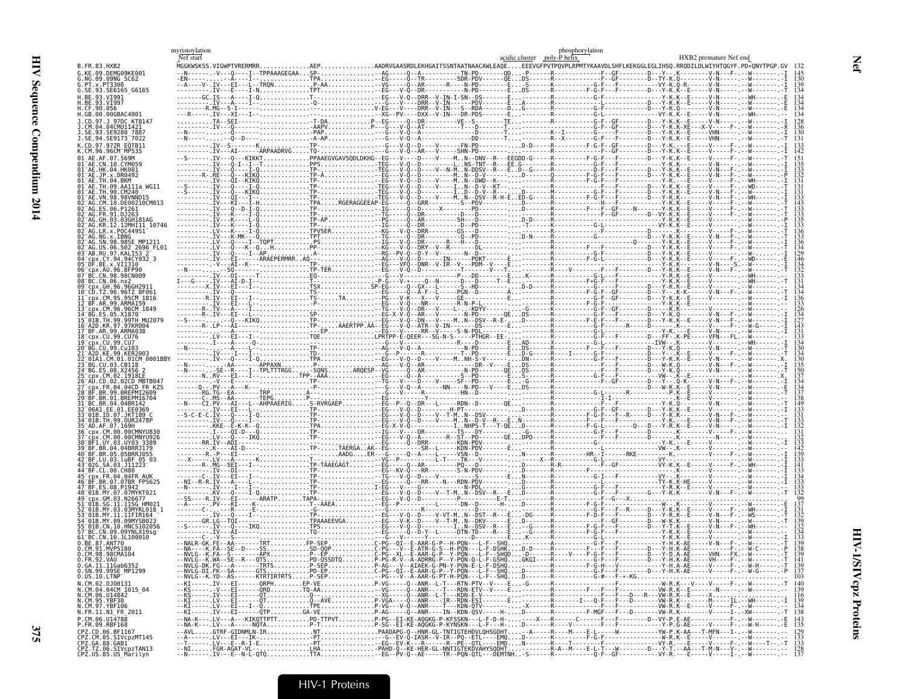myristoylation
Nef start

acidic cluster   poly-P helix   phosphorylation

HXB2 premature Nef end

```
B.FR.83.HXB2              MGGKWSKSS.VIGWPTVRERMRR..............AEP...............AADRVGAASRDLEKHGAITSSNTAATNAACAWLEAQE....EEEVGFPVTPQVPLRPMTYKAAVDLSHFLKEKGGLEGLIHSQ.RRQDILDLWIYHTQGYF.PD*QNYTPGP.GV  132
```

HIV-1/SIVcpz Proteins

HIV-1 Proteins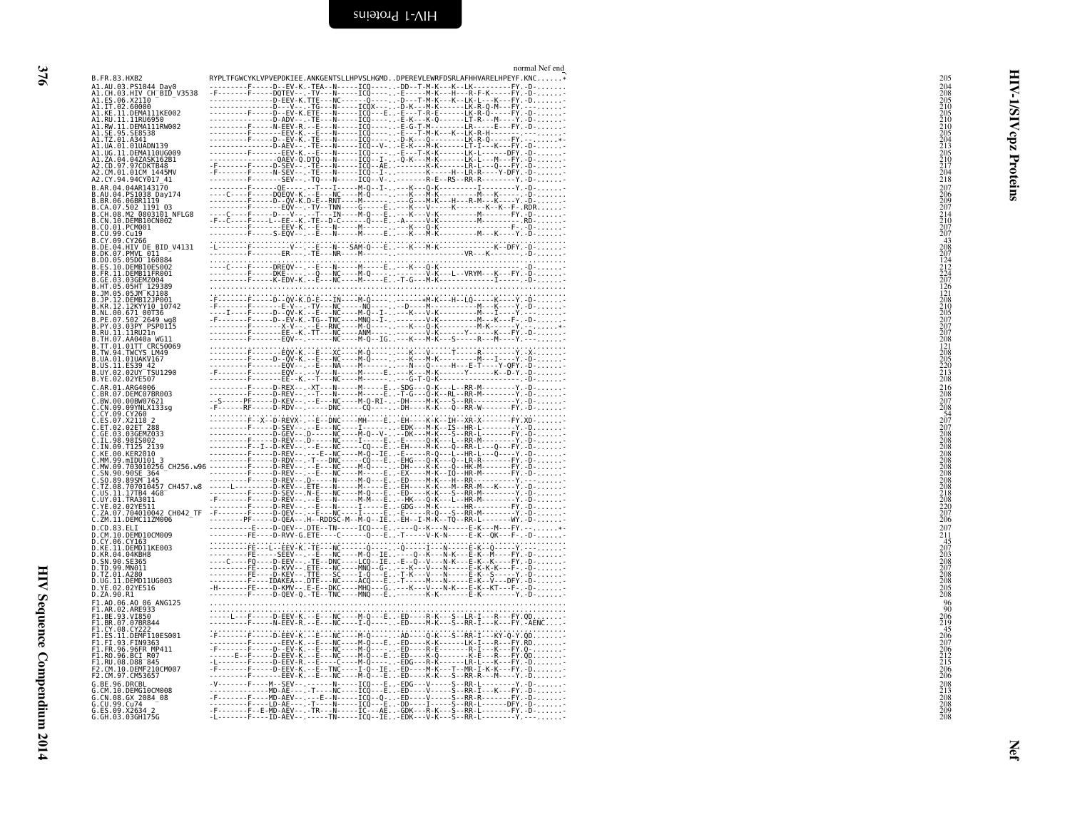# HIV-1/SIVcpz Proteins

## Nef

```
                                                                                      normal Nef end
B.FR.83.HXB2                    RYPLTFGWCYKLVPVEPDKIEE.ANKGENTSLLHPVSLHGMD..DPEREVLEWRFDSRLAFHHVARELHPEYF.KNC......*    205
A1.AU.03.PS1044_Day0                                                                                                   204
A1.CH.03.HIV_CH_BID_V3538                                                                                              208
A1.ES.06.X2110                                                                                                         205
A1.IT.02.60000                                                                                                         210
A1.KE.11.DEMA111KE002                                                                                                  205
A1.RU.11.11RU6950                                                                                                      210
A1.RW.11.DEMA111RW002                                                                                                  210
A1.SE.95.SE8538                                                                                                        205
A1.TZ.01.A341                                                                                                          204
A1.UA.01.01UADN139                                                                                                     213
A1.UG.11.DEMA110UG009                                                                                                  205
A1.ZA.04.04ZASK162B1                                                                                                   210
A2.CD.97.97CDKTB48                                                                                                     217
A2.CM.01.01CM_1445MV                                                                                                   204
A2.CY.94.94CY017_41                                                                                                    218
B.AR.04.04AR143170                                                                                                     207
B.AU.04.PS1038_Day174                                                                                                  206
B.BR.06.06BR1119                                                                                                       209
B.CA.07.502_1191_03                                                                                                    207
B.CH.08.M2_0803101_NFLG8                                                                                               214
B.CN.10.DEMB10CN002                                                                                                    210
B.CO.01.PCM001                                                                                                         207
B.CU.99.Cu19                                                                                                           207
B.CY.09.CY266                                                                                                           43
B.DE.04.HIV_DE_BID_V4131                                                                                               208
B.DK.07.PMVL_011                                                                                                       207
B.DO.05.05DO_160884                                                                                                    124
B.ES.10.DEMB10ES002                                                                                                    212
B.FR.11.DEMB11FR001                                                                                                    224
B.GE.03.03GEMZ004                                                                                                      207
B.HT.05.05HT_129389                                                                                                    126
B.JM.05.05JM_KJ108                                                                                                     121
B.JP.12.DEMB12JP001                                                                                                    208
B.KR.12.12KYY10_10742                                                                                                  210
B.NL.00.671_00T36                                                                                                      205
B.PE.07.502_2649_wg8                                                                                                   207
B.PY.03.03PY_PSP0115                                                                                                   207
B.RU.11.11RU21n                                                                                                        207
B.TH.07.AA040a_WG11                                                                                                    208
B.TT.01.01TT_CRC50069                                                                                                  121
B.TW.94.TWCYS_LM49                                                                                                     208
B.UA.01.01UAKV167                                                                                                      205
B.US.11.ES39_42                                                                                                        220
B.UY.02.02UY_TSU1290                                                                                                   213
B.YE.02.02YE507                                                                                                        208
C.AR.01.ARG4006                                                                                                        216
C.BR.07.DEMC07BR003                                                                                                    208
C.BW.00.00BW07621                                                                                                      207
C.CN.09.09YNLX133sg                                                                                                    208
C.CY.09.CY260                                                                                                           54
C.ES.07.X2118_2                                                                                                        207
C.ET.02.02ET_288                                                                                                       207
C.GE.03.03GEMZ033                                                                                                      208
C.IL.98.98IS002                                                                                                        208
C.IN.09.T125_2139                                                                                                      208
C.KE.00.KER2010                                                                                                        208
C.MM.99.mIDU101_3                                                                                                      208
C.MW.09.703010256_CH256.w96                                                                                            208
C.SN.90.90SE_364                                                                                                       208
C.SO.89.89SM_145                                                                                                       208
C.TZ.08.707010457_CH457.w8                                                                                             208
C.US.11.17TB4_4G8                                                                                                      218
C.UY.01.TRA3011                                                                                                        208
C.YE.02.02YE511                                                                                                        220
C.ZA.07.704010042_CH042_TF                                                                                             207
C.ZM.11.DEMC11ZM006                                                                                                    206
D.CD.83.ELI                                                                                                            207
D.CM.10.DEMD10CM009                                                                                                    211
D.CY.06.CY163                                                                                                           45
D.KE.11.DEMD11KE003                                                                                                    207
D.KR.04.04KBH8                                                                                                         203
D.SN.90.SE365                                                                                                          208
D.TD.99.MN011                                                                                                          207
D.TZ.01.A280                                                                                                           208
D.UG.11.DEMD11UG003                                                                                                    208
D.YE.02.02YE516                                                                                                        205
D.ZA.90.R1                                                                                                             208
F1.AO.06.AO_06_ANG125                                                                                                   96
F1.AR.02.ARE933                                                                                                         90
F1.BE.93.VI850                                                                                                         206
F1.BR.07.07BR844                                                                                                       219
F1.CY.08.CY222                                                                                                          45
F1.ES.11.DEMF110ES001                                                                                                  206
F1.FI.93.FIN9363                                                                                                       207
F1.FR.96.96FR_MP411                                                                                                    206
F1.RO.96.BCI_R07                                                                                                       212
F1.RU.08.D88_845                                                                                                       215
F2.CM.10.DEMF210CM007                                                                                                  206
F2.CM.97.CM53657                                                                                                       206
G.BE.96.DRCBL                                                                                                          208
G.CM.10.DEMG10CM008                                                                                                    213
G.CN.08.GX_2084_08                                                                                                     208
G.CU.99.Cu74                                                                                                           208
G.ES.09.X2634_2                                                                                                        209
G.GH.03.03GH175G                                                                                                       208
```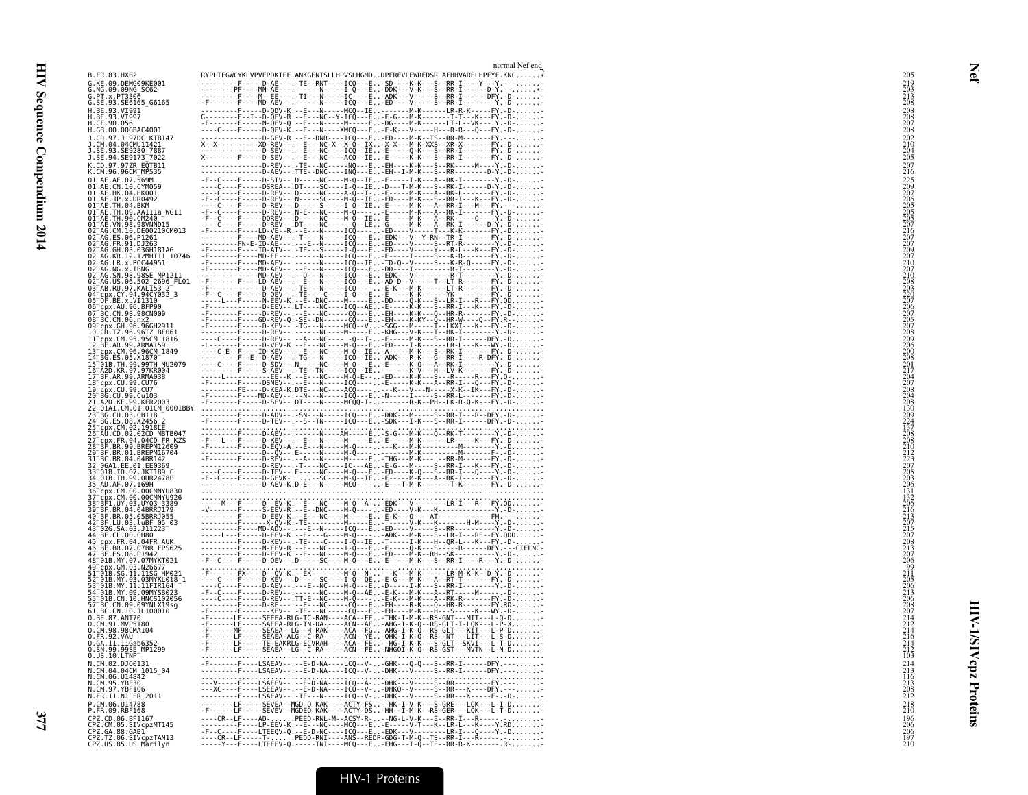```
                                                                      normal Nef end
B.FR.83.HXB2              RYPLTFGWCYKLVPVEPDKIEE.ANKGENTSLLHPVSLHGMD..DPEREVLEWRFDSRLAFHHVARELHPEYF.KNC......*   205
G.KE.09.DEMG09KE001       ---------F-----D-AE----.-TE--RNT----ICQ---E..-SD----K-K---S--RR-I----Y---Y.--.......-   219
G.NG.09.09NG_SC62         --------PF----MN-AE---.------N-----I-Q---E..-DDK---V-K---S--RR-I-------D-Y.--......+-   203
G.PT.x.PT3306             ---------F----M--EE---.-TI---N-----IC----E..-ADK---V-----S--RR-I------DFY.-D-......-   213
G.SE.93.SE6165_G6165      -F-------F----MD-AEV--.------N-----ICQ---E..-ED----V-----S--RR-I--------Y.-D-......-   208
H.BE.93.VI991             ---------F-----D-QDV-K.--E---N-----MCQ--IE..-------M-K------LR-R-K-----FY.-D-......-   208
H.BE.93.VI997             G--------F--I--D-QEV-R.--E---NC--Y-ICQ---E..-E-G---M-K------T-T---K----FY.-D-......-   208
H.CF.90.056               -F-------F-----N-QEV-Q.--E---N-----M-----E..-DG----M-K------LT-L--VK----Y.-D-......-   207
H.GB.00.00GBAC4001        ----C----F-----D-QEV-K.--E---N-----XMCQ---E..-E-K---V------H---R-R---Q---FY.-D-......-   208
J.CD.97.J_97DC_KTB147     ---------------D-GEV-R.--E--DNR----ICQ---E..-ED----M-K--TS--RR-M-------FY.---......-   202
J.CM.04.04CMU11421        X--X-----------XD-REV--.--E---NC-X--X-Q--IX..-X-X---M-K-XXS--XR-X-------FY.-D-......-   210
J.SE.93.SE9280_7887       ---------------D-REV--.--E---NC----ICQ--IE..-E-----Q-K---S--RR-I-------FY.-D-......-   204
J.SE.94.SE9173_7022       X--------F-----D-SEV--.--E---NC----ACQ--IE..-E-----K-K---S--RR-I-------FY.-D-......-   205
K.CD.97.97ZR_EQTB11       ---------------D-REV--.-TE---NC----NQ---E..-EH----K-K---S--RK------M----Y.-D-......-   207
K.CM.96.96CM_MP535        ---------------D-AEV--.TTE--DNC----INQ---E..-EH-I-M-K---S--RR-------D-Y.-D-......-   216
01_AE.AF.07.569M          -F--C----F-----D-STV--.D-----NC----M-Q--IE..-E-----I-K---A--RK-I--------Y.-D-......-   225
01_AE.CN.10.CYM059        ----C----F-----DSREA--.DT----SC----I-Q--IE..-D---T-M-K---S--RK-I-------D-Y.-D-......-   209
01_AE.HK.04.HK001         ----C----F-----D-REV--.D-----NC----A-Q--I-..-E-----M-K---A--RK-L-------FY.-D-......-   207
01_AE.JP.x.DR0492         -F--CR---F-----D-REV--.N-----SC----M-Q--IE..-ED----M-K---S--RR-I---K---FY.-D-......-   206
01_AE.TH.04.BKM           ----C----F-----D-REV--.D-----S-----I-Q--IE..-E-----M-K---A--RR-I---M---FY.---......-   205
01_AE.TH.09.AA111a_WG11   -F--C----F-----D-REV--.N-E---NC----M-Q-----..-E-----M-K---A--RK-I-------FY.-D-......-   205
01_AE.TH.90.CM240         -F--C----F-----DQREV--.D-----NC----M-Q--IE..-E-----M-K---A--RK------Q----Y.-D-......-   205
01_AE.VN.98.98VNND15      ----C----F-----D-REV--.DT----NC------Q--LE..-G-----M-K---A--RK-I------D-Y.-D-......-   207
02_AG.CM.10.DE00210CM013  -F-------F-----LD-VE--R.--E---N-----ICQ-----..-ED----V-----T---K-K-------FY.-D-......-   216
02_AG.ES.06.P1261         ---------F----MD-AEV--.-T----N-----ICQ---E..-EDK---V--Y-RN--TR-I-------FY.-D-......-   207
02_AG.FR.91.DJ263         ---------FN-E-ID-AE---.---E--N-----ICQ---E..-ED----V-----S--RT-R--------Y.-D-......-   207
02_AG.GH.03.03GH181AG     -F-------F-----ID-ATV--.-TE---S-----I-Q---E..-ED----V-----Y---R-I---K---FY.-D-......-   209
02_AG.KR.12.12MHI11_10746 -F-------F----MD-EE---.-T----N-----ICQ---E..-E-----I-----S--K-R-------FY.-D-......-   207
02_AG.LR.x.POC44951       -F-------F----MD-AEV--.------N-----ICQ--IE..-TD-Q--V-----S---K-R-Q-----FY.-D-......-   210
02_AG.NG.x.IBNG           -F-------F----MD-AEV--.--E---N-----ICQ---E..-DD---I-----------R-T-------Y.-D-......-   207
02_AG.SN.98.98SE_MP1211   ---------F----MD-AEV--.--Q---N-----ICQ---E..-EDK---V----------R-T-------Y.-D-......-   210
02_AG.US.06.502_2696_FL01 -F-------F----LD-AEV--.--E---N-----ICQ---E..-AD-D--V-----T--LT-R-------FY.-D-......-   208
03_AB.RU.97.KAL153_2      -F-------------D-AEV--.-TE---N-----ICQ-----..-E-K---M-K------LT-R-------FY.-D-......-   203
04_cpx.CY.94.94CY032_3    -F--C----F-----D-QEV--.-TE---C-----I-Q---E..-E-----K-K---YK---------FY.-D-......-   220
05_DF.BE.x.VI1310         ----L----F-----N-EEV-K.--E--DNC----M-----E..-DD----Q-K---S--LR-I---R---FY.QD.......-   207
06_cpx.AU.96.BFP90        -F-------------D-EEV--.LT----NC----ICQ--AE..-E-----K-K---S--RR-I---K---FY.-D-......-   206
07_BC.CN.98.98CN009       -F-------F-----D-REV--.--E---NC------CQ---E..-EH----K-K---Q--HR-R-------FY.-D-......-   207
08_BC.CN.06.nx2           -F-------F----GD-REV-Q.-SE--DN-------CQ---E..-EH----K-KY--Q--HR-W----Q--FY.R-......-   205
09_cpx.GH.96.96GH2911     -F-------F-----D-KEV--.-TG---N-----MCQ--V-..-SGG---M-----T--LKXI---K---FY.-D-......-   207
10_CD.TZ.96.96TZ_BF061    ---------F-----D-REV--.------NC----M-----E..-KHG---V-K---T--HK-I--------Y.-D-......-   208
11_cpx.CM.95.95CM_1816    ----C----F-----D-REV--.---A--NC----L-Q--T-..-E-----M-K---S--RR-I------DFY.-D-......-   209
12_BF.AR.99.ARMA159       -L-------F-----D-VEV-K.--E---NC----M-Q---E..-ED----I-K------LR-L---K---WY.-D-......-   206
13_cpx.CM.96.96CM_1849    -----C-E-F-----ID-KEV--.--E---NC----M-Q--IE..-A-----M-K---S--RK-I-------FY.-D-......-   200
14_BG.ES.05.X1870         ---------F--E--D-AEV--.-TG---N-----ICQ--IE..-ADK---M-K---G--RR-I----R-DFY.-D-......-   208
15_01B.TH.99.99TH_MU2079  ----C----F-----D-SDV--.N-----NC----M-Q---E..-E-----K-Q---A--RK-I--------Y.-D-......-   201
16_A2D.KR.97.97KR004      -F-------F-----S-AEV--.-TE--TN-----ICQ--IE..-------K-V---H--LV-K-------FY.-D-......-   217
17_BF.AR.99.ARMA038       ----L-------------EE-.K---E---NC----M-Q-E---..-ED----K-K---S---R-----R---FY.Q-......-   204
18_cpx.CU.99.CU76         -F-------F-----DSNEV--.--E---NC----ICQ-----..-E-----K-K---A--RR-I---Q---FY.-D-......-   207
19_cpx.CU.99.CU7          ---------FE----D-KEA-K.DTE---NC----ACQ-----..---K---V---N----X-K--IK---FY.-D-......-   208
20_BG.CU.99.Cu103         -F-------F----MD-AEV--.--N---N-----ICQ---E..-N-----I-----S--RR-L--------FY.-D-......-   204
21_A2D.KE.99.KER2003      -F-------F-----D-SEV--.DT----N-----MCQQ-I-..--------R-K--PH--LK-R-Q-K---FY.-D-......-   206
22_01A1.CM.01.01CM_0001BBY .................................................................................   130
23_BG.CU.03.CB118         ---------F-----D-ADV--.-SN---N-----ICQ---E..-DDK---M-----S--RR-I---R-DFY.-D-......-   209
24_BG.ES.08.X2456_2       -F-------F-----D-TEV--.--S--TN-----ICQ---E..-SDK---I-K---S--RR-I------DFY.-D-......-   224
25_cpx.CM.02.1918LE       .................................................................................   137
26_AU.CD.02.02CD_MBTB047  ---------F-----D-AEV--.------N-----AM-----E..-S-G---M-K---Q--RK-T-------Y.-D-......-   208
27_cpx.FR.04.04CD_FR_KZS  -F--L----F-----D-KEV--.--E---N-----M-----E..-E-----M-K------LR----K---FY.-D-......-   208
28_BF.BR.99.BREPM12609    -F-------F-----D-EQV-A.--E---N-----M-Q-----..-----K---M-------------M-------Y.-D-......-   210
29_BF.BR.01.BREPM16704    ---------F-----D--QV--.E-----N-----M-Q-----..-----M-K-------------M------F.-D-......-   212
31_BC.BR.04.04BR142       -F-------F-----D-REV--.---A--N-----M-----E..-THG---M-K---L--RR-M-------FY.-D-......-   223
32_06A1.EE.01.EE0369      ---------------D-REV--.-T----NC----IC---AE..-E-G---M-----S--RR-I---K---FY.-D-......-   207
33_01B.ID.07.JKT189_C     ----C----F-----D-TEV--.E-----NC----M-Q---E..-ED----K-Q---S--RR-I---Q---Y.-D-......-   205
34_01B.TH.99.OUR2478P     -F--C----F-----D-GEVK-.--E---SC----M-Q--IE..-E-----M-K---A--RK-I-------FY.-D-......-   203
35_AD.AF.07.169H          ---------------D-AEV-K.D-E---N-----MCQ-----..-E---T-M-K----------T-K-------FY.-D-......-   206
36_cpx.CM.00.00CMNYU830   .................................................................................   131
37_cpx.CM.00.00CMNYU926   .................................................................................   132
38_BF1.UY.03.UY03_3389    -----M---F-----D--EV-K.--E---NC----M-Q--A-..-EDK---V-------LR-I---R---FY.QD.......-   206
39_BF.BR.04.04BRRJ179     -V-------F-----S-EEV-R.--E--DNC----M-Q-----..-ED----V-K---K-------------Y.-D-......-   216
40_BF.BR.05.05BRRJ055     ---------F-----D-EEV-K.--E---NC----M-----E..-E-K---Q----AT------------FH-......-   213
42_BF.LU.03.luBF_05_03    ---------F------X-QV-K.-TE---------M-----E..-T-----V-K---K--------H-M----Y.-D-......-   207
43_02G.SA.03.J11223       ---------F----MD-ADV--.----E--N----ICQ---E..-ED----V-----S--RR-------------Y.-D-......-   215
44_BF.CL.00.CH80          ----L----F-----D-EEV-K.--E---G-----M-Q-----..-ADK---M-K---S--LR-I---RF--FY.QDD......-   207
45_cpx.FR.04.04FR_AUK     ---------F-----D-KEV--.-TE---C-----I-Q--IE..-T-----I-K---H--QR-L---K---FY.-D-......-   208
46_BF.BR.07.07BR_FPS625   ---------F-----N-EEV-R.--E---NC----I-Q---E..-E-----Q-K---S-----R------DFY.---CIELNC-   213
47_BF.ES.08.P1942         ---------F-----D-EEV-K.--E---NC----M-Q---E..-ED----M-K--RH--SK-----------Y.-D-......-   207
48_01B.MY.07.07MYKT021    -F--C----F-----D-QEV--.D-----SC----M-Q---E..-E-----M-K---S--RR-I---R---Y.-D-......-   206
49_cpx.GM.03.N26677       .................................................................................    99
51_01B.SG.11.11SG_HM021   ---------FX----D--QV-K.--EK--------M-Q--N-..-----K---M-K------LR-M-K-K--D-Y.-D-......-   211
52_01B.MY.03.03MYKL018_1  ----C----F-----D-KEV--.D-----SC----I-Q--QE..-E-G---M-K---A--RT-T-------FY.-D-......-   205
53_01B.MY.11.11FIR164     ----C----F-----D-AEV--.----E--NC----M-Q---E..-D-----I-K---S--RR-I--------Y.-D-......-   206
54_01B.MY.09.09MYSB023    -F--C----F-----D-REV--.--E---NC----M-Q--AE..-E-K---M-K---A--RT-----M--------D-......-   213
55_01B.CN.10.HNCS102056   ----C----F-----D-REV--.TT-E--NC----M-Q-----..-E-K---M-K---A--RK-R-------FY.-D-......-   206
57_BC.CN.09.09YNLX19sg    ---------F-----D-RE---.--E---NC------CQ---E..-EH----R-K---Q--HR-R-------FY.RD.......-   208
61_BC.CN.10.JL100010      -F-------F-----D-REV--.-TE---NC------CQ---E..-EH----M-K---H--S-------K---WY.-D-......-   207
O.BE.87.ANT70             -F-------LF-----SEEEA-RLG-TC-RAN----ACN--FE..-THK-I-M-K--RS-GNT---MIT---L-Q-D......-   214
O.CM.91.MVP5180           -F-------LF-----SAEEA-RLG-TN-DA-----ACN--AE..-AHG-I-K-Q--RS-GLT-I-LQK---L-P-X......-   212
O.CM.98.98CMA104          -F-------MF-----SEAEA--LG--H-RAK----ACA--FG..-AHG-I-K-Q--RS-GLT---KIT---L-P-D......-   214
O.FR.92.VAU               -F-------LF-----SEAEA-ALG--C-RA-----ACN--YE..-QHK-I-K-Q--RS--NT---LIT---L-S-D......-   216
O.GA.11.11Gab6352         -F-------LF-----TE-EAKRLG-ECVRAH----ACA--FE..--HG-I-K-K----S-GLT--SKVI---L-T-D......-   214
O.SN.99.99SE_MP1299       -F-------LF-----SEAEA--LG--C-RA-----ACN--FE..-NHGQI-K-Q--RS-GST---MVTN---L-N-D......-   212
O.US.10.LTNP              .................................................................................   103
N.CM.02.DJO0131           -F-------F-----LSAEAV--.--E-D-NA----LCQ--V-..-GHK---Q-Q---S--RR-I------DFY.---......-   214
N.CM.04.04CM_1015_04      ---------F-----LSAEAV--.--E-D-NA----ICQ--V-..-DHK---V-----S--RR-I------DFY.---......-   213
N.CM.06.U14842            .................................................................................   116
N.CM.95.YBF30             ---V-----F-----LSAEEV--.--E-D-NA----ICQ--A-..-DHK---V-----S--RR-----------FY.---......-   213
N.CM.97.YBF106            ---XC----F-----LSEEAV--.--E-D-NA----ICQ--V-..-DHKQ--V-----S--RR---K----DFY.---......-   208
N.FR.11.N1_FR_2011        ---------F-----LSAEAV--.-TE---N-----ICQ--V-..-DHK---V-----S--RR---K-----F-.-D-......-   212
P.CM.06.U14788            --------LF-----SEVEA--MGD-Q-KAK----ACTY-FS..--HK-I-V-K---S-GRE---LQK---L-I-D......-   218
P.FR.09.RBF168            -F-------LF-----SEVEV--MGDEQ-KAK----ACTY-DS..-HH--I-M-K--RS-GER---LQK---L-T-D......-   210
CPZ.CD.06.BF1167          ----CR--LF----AD-----.--PEED-RNL-M--ACSY-R-..--NG-L-V-K---E--RR-I---R--------......-   196
CPZ.CM.05.SIVcpzMT145     ---------F-----LP-EEV-K.--E---NC----ICQ-----..-E-----V-T---K--LR-I---K---Y.RD.......-   206
CPZ.GA.88.GAB1            -F--C----F-----LTEEQV-Q.--E-D-NC----ICQ---E..-EDK---V---------LR-I---Q----Y.-D-......-   206
CPZ.TZ.06.SIVcpzTAN13     ----CR--LF-----T-----.--PEDD-RNI----ANS--REDP-GDG-T-M-Q--TS--RR-I---R-----------......-   197
CPZ.US.85.US_Marilyn      -----Y---F-----LTEEEV-Q.-----TNI----MCQ---E..-EHG---I-Q--TE--RR-R-K---------.R-......-   210
```